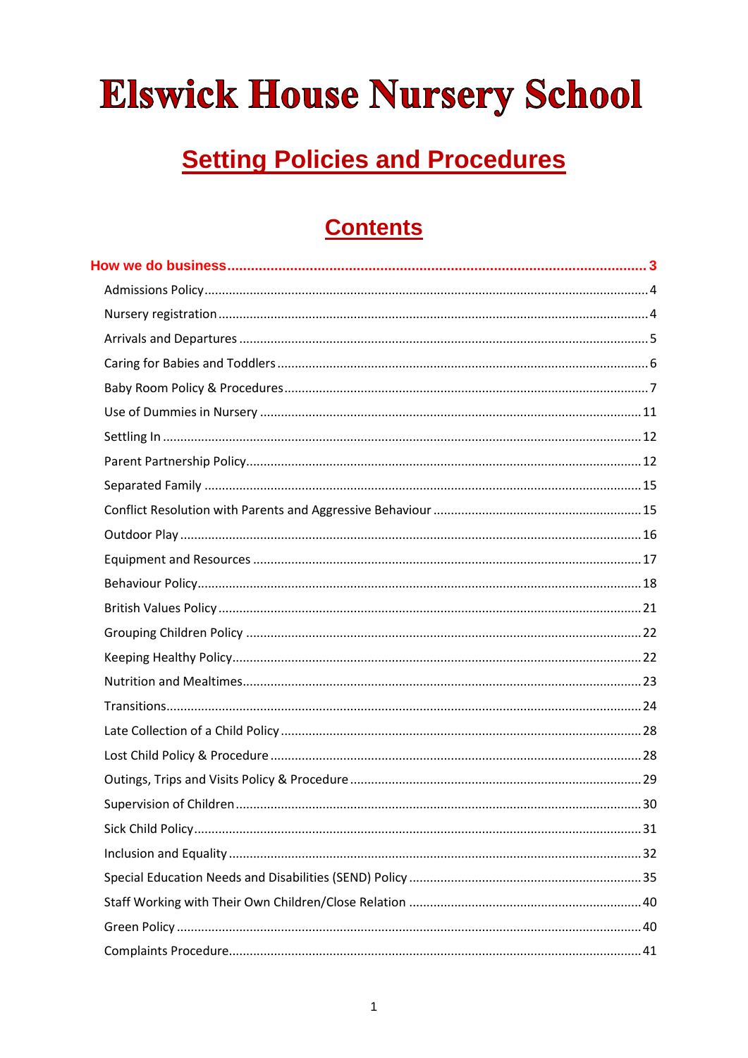# Elswick House Nursery School

## Setting Policies and Procedures

## Contents

**How we do business ........................................................ 3**

Admissions Policy ........................................................ 4

Nursery registration ........................................................ 4

Arrivals and Departures ........................................................ 5

Caring for Babies and Toddlers ........................................................ 6

Baby Room Policy & Procedures ........................................................ 7

Use of Dummies in Nursery ........................................................ 11

Settling In ........................................................ 12

Parent Partnership Policy ........................................................ 12

Separated Family ........................................................ 15

Conflict Resolution with Parents and Aggressive Behaviour ........................................................ 15

Outdoor Play ........................................................ 16

Equipment and Resources ........................................................ 17

Behaviour Policy ........................................................ 18

British Values Policy ........................................................ 21

Grouping Children Policy ........................................................ 22

Keeping Healthy Policy ........................................................ 22

Nutrition and Mealtimes ........................................................ 23

Transitions ........................................................ 24

Late Collection of a Child Policy ........................................................ 28

Lost Child Policy & Procedure ........................................................ 28

Outings, Trips and Visits Policy & Procedure ........................................................ 29

Supervision of Children ........................................................ 30

Sick Child Policy ........................................................ 31

Inclusion and Equality ........................................................ 32

Special Education Needs and Disabilities (SEND) Policy ........................................................ 35

Staff Working with Their Own Children/Close Relation ........................................................ 40

Green Policy ........................................................ 40

Complaints Procedure ........................................................ 41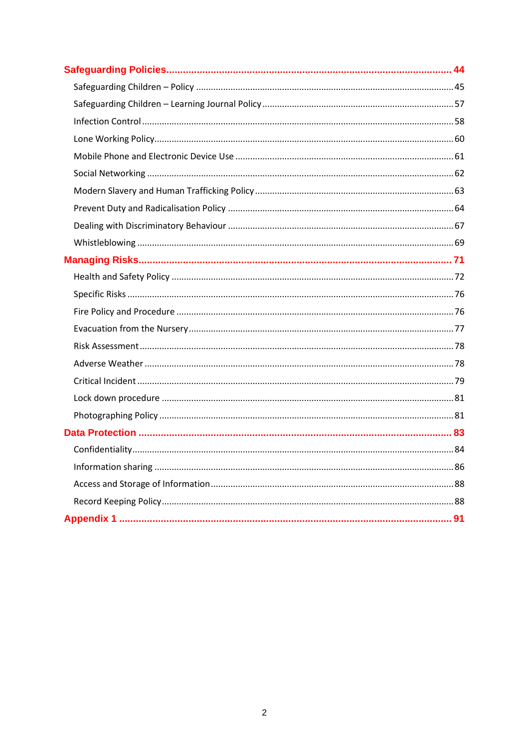**Safeguarding Policies** ..................................................................................................... **44**

Safeguarding Children – Policy ........................................................................................ 45

Safeguarding Children – Learning Journal Policy ............................................................ 57

Infection Control ............................................................................................................. 58

Lone Working Policy ........................................................................................................ 60

Mobile Phone and Electronic Device Use ........................................................................ 61

Social Networking ........................................................................................................... 62

Modern Slavery and Human Trafficking Policy ................................................................ 63

Prevent Duty and Radicalisation Policy ........................................................................... 64

Dealing with Discriminatory Behaviour ........................................................................... 67

Whistleblowing ............................................................................................................... 69

**Managing Risks** ................................................................................................................ **71**

Health and Safety Policy .................................................................................................. 72

Specific Risks ................................................................................................................... 76

Fire Policy and Procedure ................................................................................................ 76

Evacuation from the Nursery ........................................................................................... 77

Risk Assessment .............................................................................................................. 78

Adverse Weather ............................................................................................................. 78

Critical Incident ............................................................................................................... 79

Lock down procedure ...................................................................................................... 81

Photographing Policy ...................................................................................................... 81

**Data Protection** ................................................................................................................ **83**

Confidentiality ................................................................................................................. 84

Information sharing ........................................................................................................ 86

Access and Storage of Information .................................................................................. 88

Record Keeping Policy ..................................................................................................... 88

**Appendix 1** ....................................................................................................................... **91**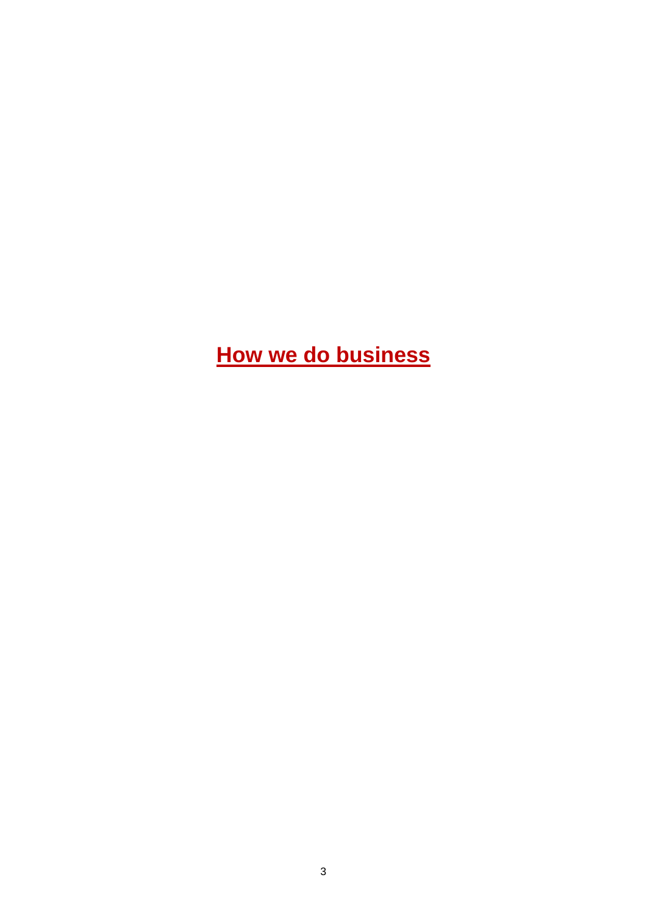# How we do business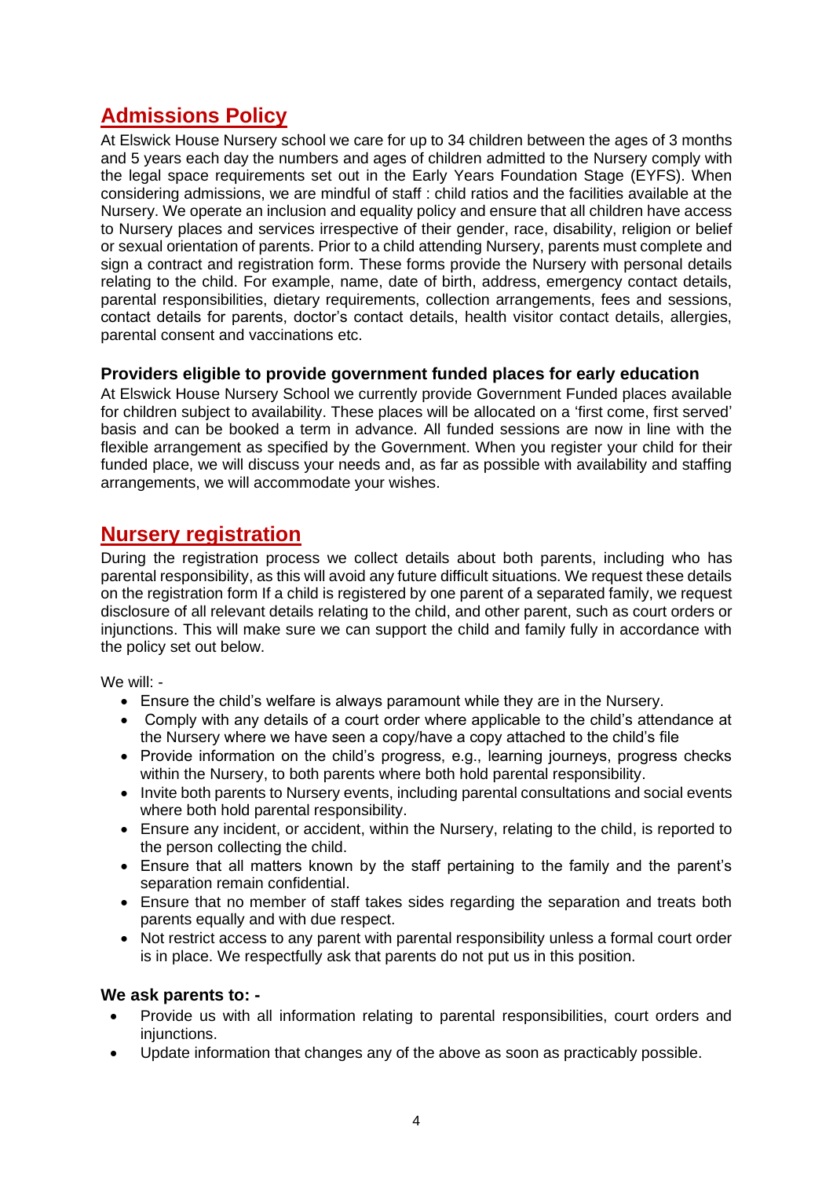## Admissions Policy

At Elswick House Nursery school we care for up to 34 children between the ages of 3 months and 5 years each day the numbers and ages of children admitted to the Nursery comply with the legal space requirements set out in the Early Years Foundation Stage (EYFS). When considering admissions, we are mindful of staff : child ratios and the facilities available at the Nursery. We operate an inclusion and equality policy and ensure that all children have access to Nursery places and services irrespective of their gender, race, disability, religion or belief or sexual orientation of parents. Prior to a child attending Nursery, parents must complete and sign a contract and registration form. These forms provide the Nursery with personal details relating to the child. For example, name, date of birth, address, emergency contact details, parental responsibilities, dietary requirements, collection arrangements, fees and sessions, contact details for parents, doctor's contact details, health visitor contact details, allergies, parental consent and vaccinations etc.

### Providers eligible to provide government funded places for early education

At Elswick House Nursery School we currently provide Government Funded places available for children subject to availability. These places will be allocated on a 'first come, first served' basis and can be booked a term in advance. All funded sessions are now in line with the flexible arrangement as specified by the Government. When you register your child for their funded place, we will discuss your needs and, as far as possible with availability and staffing arrangements, we will accommodate your wishes.

## Nursery registration

During the registration process we collect details about both parents, including who has parental responsibility, as this will avoid any future difficult situations. We request these details on the registration form If a child is registered by one parent of a separated family, we request disclosure of all relevant details relating to the child, and other parent, such as court orders or injunctions. This will make sure we can support the child and family fully in accordance with the policy set out below.

We will: -

- Ensure the child's welfare is always paramount while they are in the Nursery.
- Comply with any details of a court order where applicable to the child's attendance at the Nursery where we have seen a copy/have a copy attached to the child's file
- Provide information on the child's progress, e.g., learning journeys, progress checks within the Nursery, to both parents where both hold parental responsibility.
- Invite both parents to Nursery events, including parental consultations and social events where both hold parental responsibility.
- Ensure any incident, or accident, within the Nursery, relating to the child, is reported to the person collecting the child.
- Ensure that all matters known by the staff pertaining to the family and the parent's separation remain confidential.
- Ensure that no member of staff takes sides regarding the separation and treats both parents equally and with due respect.
- Not restrict access to any parent with parental responsibility unless a formal court order is in place. We respectfully ask that parents do not put us in this position.

**We ask parents to: -**

- Provide us with all information relating to parental responsibilities, court orders and injunctions.
- Update information that changes any of the above as soon as practicably possible.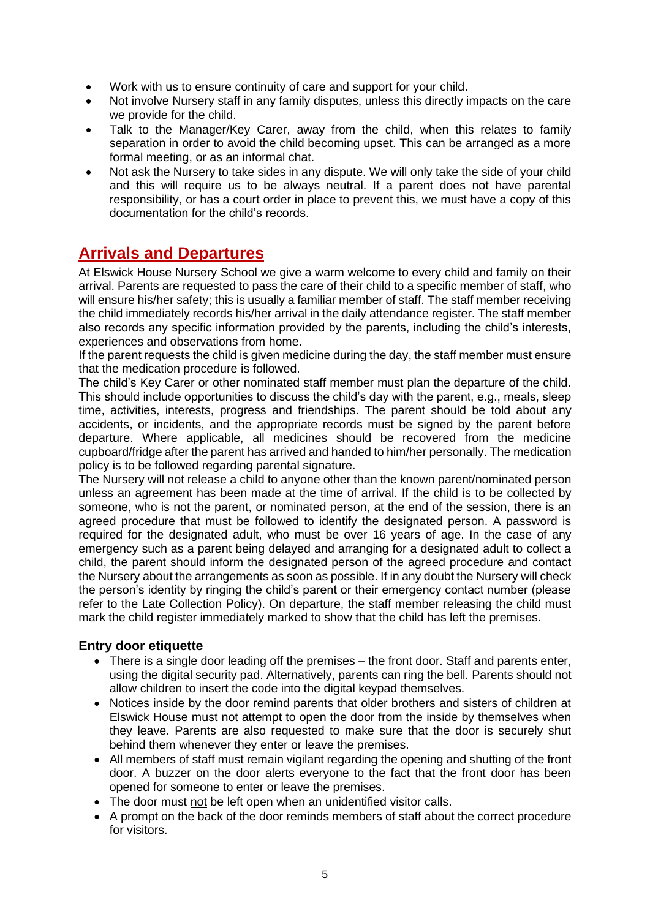- Work with us to ensure continuity of care and support for your child.
- Not involve Nursery staff in any family disputes, unless this directly impacts on the care we provide for the child.
- Talk to the Manager/Key Carer, away from the child, when this relates to family separation in order to avoid the child becoming upset. This can be arranged as a more formal meeting, or as an informal chat.
- Not ask the Nursery to take sides in any dispute. We will only take the side of your child and this will require us to be always neutral. If a parent does not have parental responsibility, or has a court order in place to prevent this, we must have a copy of this documentation for the child's records.

## Arrivals and Departures

At Elswick House Nursery School we give a warm welcome to every child and family on their arrival. Parents are requested to pass the care of their child to a specific member of staff, who will ensure his/her safety; this is usually a familiar member of staff. The staff member receiving the child immediately records his/her arrival in the daily attendance register. The staff member also records any specific information provided by the parents, including the child's interests, experiences and observations from home.

If the parent requests the child is given medicine during the day, the staff member must ensure that the medication procedure is followed.

The child's Key Carer or other nominated staff member must plan the departure of the child. This should include opportunities to discuss the child's day with the parent, e.g., meals, sleep time, activities, interests, progress and friendships. The parent should be told about any accidents, or incidents, and the appropriate records must be signed by the parent before departure. Where applicable, all medicines should be recovered from the medicine cupboard/fridge after the parent has arrived and handed to him/her personally. The medication policy is to be followed regarding parental signature.

The Nursery will not release a child to anyone other than the known parent/nominated person unless an agreement has been made at the time of arrival. If the child is to be collected by someone, who is not the parent, or nominated person, at the end of the session, there is an agreed procedure that must be followed to identify the designated person. A password is required for the designated adult, who must be over 16 years of age. In the case of any emergency such as a parent being delayed and arranging for a designated adult to collect a child, the parent should inform the designated person of the agreed procedure and contact the Nursery about the arrangements as soon as possible. If in any doubt the Nursery will check the person's identity by ringing the child's parent or their emergency contact number (please refer to the Late Collection Policy). On departure, the staff member releasing the child must mark the child register immediately marked to show that the child has left the premises.

### Entry door etiquette

- There is a single door leading off the premises – the front door. Staff and parents enter, using the digital security pad. Alternatively, parents can ring the bell. Parents should not allow children to insert the code into the digital keypad themselves.
- Notices inside by the door remind parents that older brothers and sisters of children at Elswick House must not attempt to open the door from the inside by themselves when they leave. Parents are also requested to make sure that the door is securely shut behind them whenever they enter or leave the premises.
- All members of staff must remain vigilant regarding the opening and shutting of the front door. A buzzer on the door alerts everyone to the fact that the front door has been opened for someone to enter or leave the premises.
- The door must <u>not</u> be left open when an unidentified visitor calls.
- A prompt on the back of the door reminds members of staff about the correct procedure for visitors.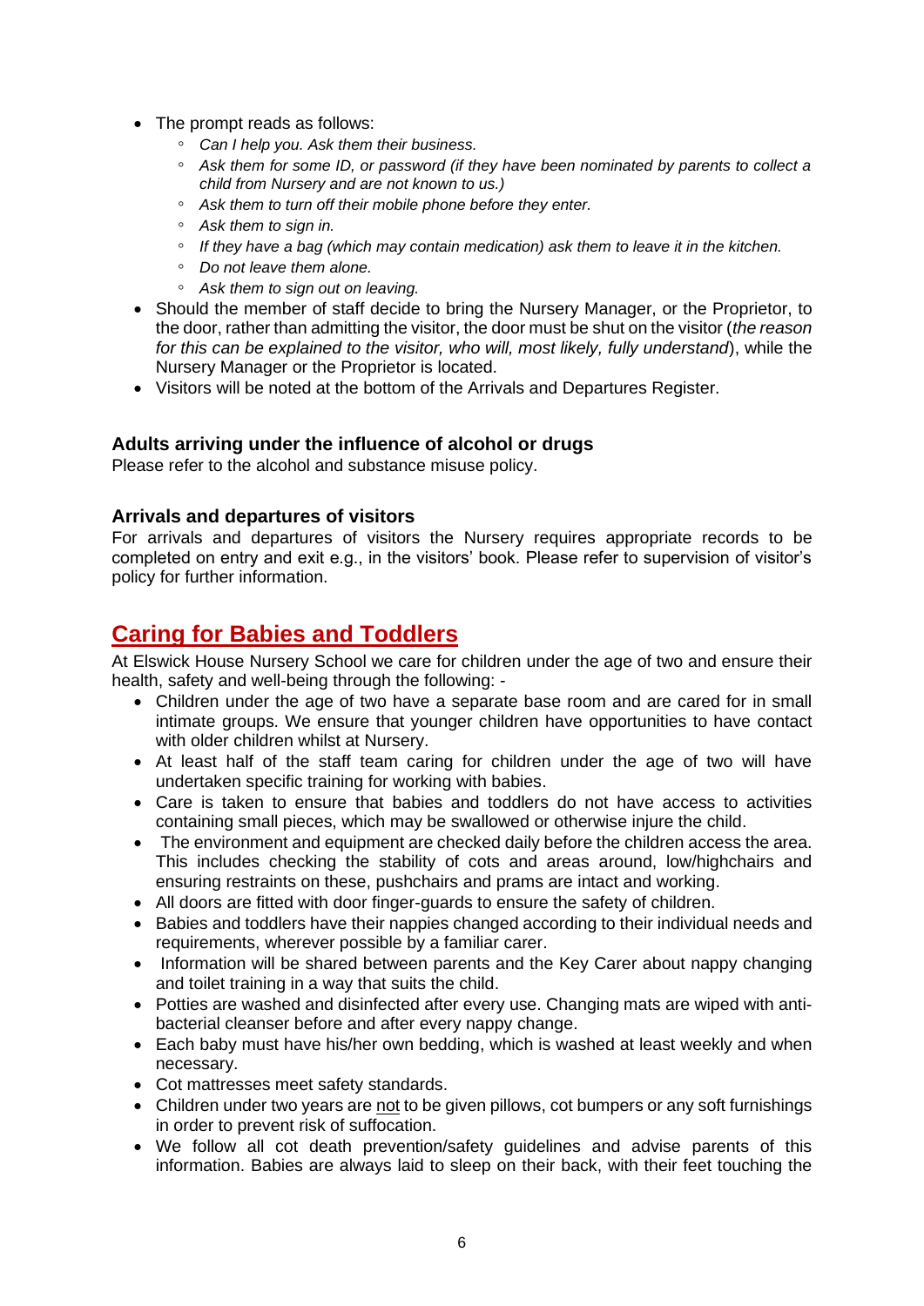- The prompt reads as follows:
    - *Can I help you. Ask them their business.*
    - *Ask them for some ID, or password (if they have been nominated by parents to collect a child from Nursery and are not known to us.)*
    - *Ask them to turn off their mobile phone before they enter.*
    - *Ask them to sign in.*
    - *If they have a bag (which may contain medication) ask them to leave it in the kitchen.*
    - *Do not leave them alone.*
    - *Ask them to sign out on leaving.*
- Should the member of staff decide to bring the Nursery Manager, or the Proprietor, to the door, rather than admitting the visitor, the door must be shut on the visitor (*the reason for this can be explained to the visitor, who will, most likely, fully understand*), while the Nursery Manager or the Proprietor is located.
- Visitors will be noted at the bottom of the Arrivals and Departures Register.

### Adults arriving under the influence of alcohol or drugs

Please refer to the alcohol and substance misuse policy.

### Arrivals and departures of visitors

For arrivals and departures of visitors the Nursery requires appropriate records to be completed on entry and exit e.g., in the visitors' book. Please refer to supervision of visitor's policy for further information.

## Caring for Babies and Toddlers

At Elswick House Nursery School we care for children under the age of two and ensure their health, safety and well-being through the following: -

- Children under the age of two have a separate base room and are cared for in small intimate groups. We ensure that younger children have opportunities to have contact with older children whilst at Nursery.
- At least half of the staff team caring for children under the age of two will have undertaken specific training for working with babies.
- Care is taken to ensure that babies and toddlers do not have access to activities containing small pieces, which may be swallowed or otherwise injure the child.
- The environment and equipment are checked daily before the children access the area. This includes checking the stability of cots and areas around, low/highchairs and ensuring restraints on these, pushchairs and prams are intact and working.
- All doors are fitted with door finger-guards to ensure the safety of children.
- Babies and toddlers have their nappies changed according to their individual needs and requirements, wherever possible by a familiar carer.
- Information will be shared between parents and the Key Carer about nappy changing and toilet training in a way that suits the child.
- Potties are washed and disinfected after every use. Changing mats are wiped with anti-bacterial cleanser before and after every nappy change.
- Each baby must have his/her own bedding, which is washed at least weekly and when necessary.
- Cot mattresses meet safety standards.
- Children under two years are <u>not</u> to be given pillows, cot bumpers or any soft furnishings in order to prevent risk of suffocation.
- We follow all cot death prevention/safety guidelines and advise parents of this information. Babies are always laid to sleep on their back, with their feet touching the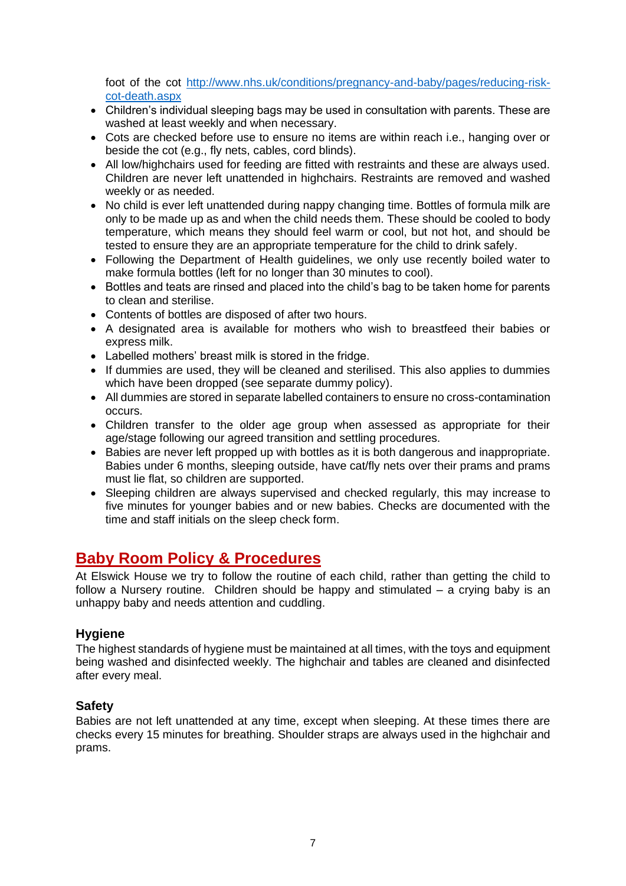foot of the cot [http://www.nhs.uk/conditions/pregnancy-and-baby/pages/reducing-risk-cot-death.aspx](http://www.nhs.uk/conditions/pregnancy-and-baby/pages/reducing-risk-cot-death.aspx)

- Children's individual sleeping bags may be used in consultation with parents. These are washed at least weekly and when necessary.
- Cots are checked before use to ensure no items are within reach i.e., hanging over or beside the cot (e.g., fly nets, cables, cord blinds).
- All low/highchairs used for feeding are fitted with restraints and these are always used. Children are never left unattended in highchairs. Restraints are removed and washed weekly or as needed.
- No child is ever left unattended during nappy changing time. Bottles of formula milk are only to be made up as and when the child needs them. These should be cooled to body temperature, which means they should feel warm or cool, but not hot, and should be tested to ensure they are an appropriate temperature for the child to drink safely.
- Following the Department of Health guidelines, we only use recently boiled water to make formula bottles (left for no longer than 30 minutes to cool).
- Bottles and teats are rinsed and placed into the child's bag to be taken home for parents to clean and sterilise.
- Contents of bottles are disposed of after two hours.
- A designated area is available for mothers who wish to breastfeed their babies or express milk.
- Labelled mothers' breast milk is stored in the fridge.
- If dummies are used, they will be cleaned and sterilised. This also applies to dummies which have been dropped (see separate dummy policy).
- All dummies are stored in separate labelled containers to ensure no cross-contamination occurs.
- Children transfer to the older age group when assessed as appropriate for their age/stage following our agreed transition and settling procedures.
- Babies are never left propped up with bottles as it is both dangerous and inappropriate. Babies under 6 months, sleeping outside, have cat/fly nets over their prams and prams must lie flat, so children are supported.
- Sleeping children are always supervised and checked regularly, this may increase to five minutes for younger babies and or new babies. Checks are documented with the time and staff initials on the sleep check form.

## Baby Room Policy & Procedures

At Elswick House we try to follow the routine of each child, rather than getting the child to follow a Nursery routine. Children should be happy and stimulated – a crying baby is an unhappy baby and needs attention and cuddling.

### Hygiene

The highest standards of hygiene must be maintained at all times, with the toys and equipment being washed and disinfected weekly. The highchair and tables are cleaned and disinfected after every meal.

### Safety

Babies are not left unattended at any time, except when sleeping. At these times there are checks every 15 minutes for breathing. Shoulder straps are always used in the highchair and prams.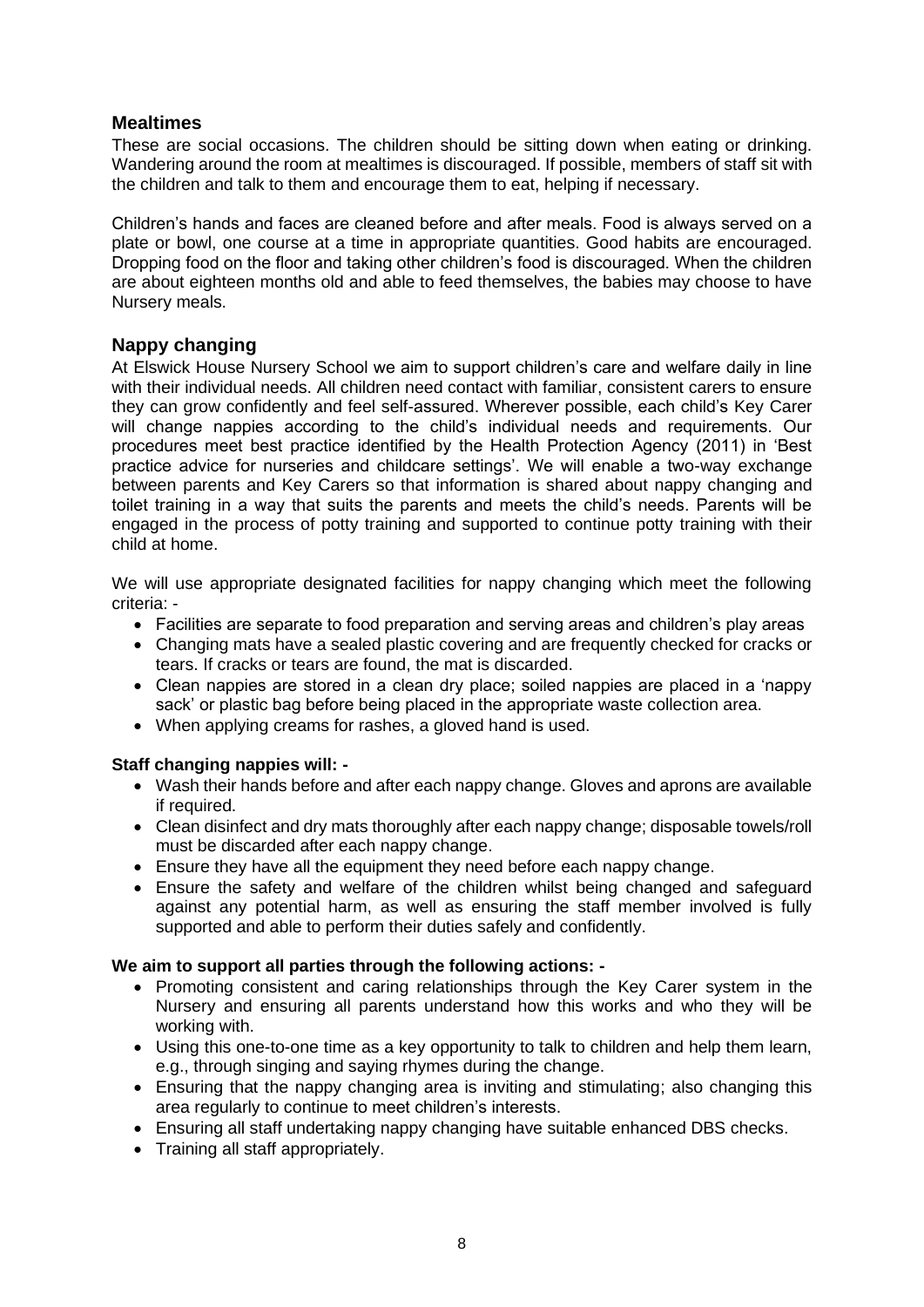## Mealtimes

These are social occasions. The children should be sitting down when eating or drinking. Wandering around the room at mealtimes is discouraged. If possible, members of staff sit with the children and talk to them and encourage them to eat, helping if necessary.

Children's hands and faces are cleaned before and after meals. Food is always served on a plate or bowl, one course at a time in appropriate quantities. Good habits are encouraged. Dropping food on the floor and taking other children's food is discouraged. When the children are about eighteen months old and able to feed themselves, the babies may choose to have Nursery meals.

## Nappy changing

At Elswick House Nursery School we aim to support children's care and welfare daily in line with their individual needs. All children need contact with familiar, consistent carers to ensure they can grow confidently and feel self-assured. Wherever possible, each child's Key Carer will change nappies according to the child's individual needs and requirements. Our procedures meet best practice identified by the Health Protection Agency (2011) in 'Best practice advice for nurseries and childcare settings'. We will enable a two-way exchange between parents and Key Carers so that information is shared about nappy changing and toilet training in a way that suits the parents and meets the child's needs. Parents will be engaged in the process of potty training and supported to continue potty training with their child at home.

We will use appropriate designated facilities for nappy changing which meet the following criteria: -

- Facilities are separate to food preparation and serving areas and children's play areas
- Changing mats have a sealed plastic covering and are frequently checked for cracks or tears. If cracks or tears are found, the mat is discarded.
- Clean nappies are stored in a clean dry place; soiled nappies are placed in a 'nappy sack' or plastic bag before being placed in the appropriate waste collection area.
- When applying creams for rashes, a gloved hand is used.

**Staff changing nappies will: -**

- Wash their hands before and after each nappy change. Gloves and aprons are available if required.
- Clean disinfect and dry mats thoroughly after each nappy change; disposable towels/roll must be discarded after each nappy change.
- Ensure they have all the equipment they need before each nappy change.
- Ensure the safety and welfare of the children whilst being changed and safeguard against any potential harm, as well as ensuring the staff member involved is fully supported and able to perform their duties safely and confidently.

**We aim to support all parties through the following actions: -**

- Promoting consistent and caring relationships through the Key Carer system in the Nursery and ensuring all parents understand how this works and who they will be working with.
- Using this one-to-one time as a key opportunity to talk to children and help them learn, e.g., through singing and saying rhymes during the change.
- Ensuring that the nappy changing area is inviting and stimulating; also changing this area regularly to continue to meet children's interests.
- Ensuring all staff undertaking nappy changing have suitable enhanced DBS checks.
- Training all staff appropriately.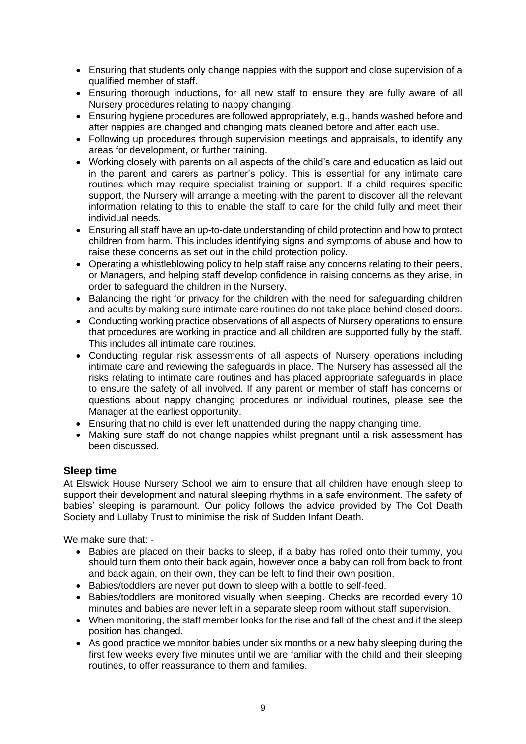- Ensuring that students only change nappies with the support and close supervision of a qualified member of staff.
- Ensuring thorough inductions, for all new staff to ensure they are fully aware of all Nursery procedures relating to nappy changing.
- Ensuring hygiene procedures are followed appropriately, e.g., hands washed before and after nappies are changed and changing mats cleaned before and after each use.
- Following up procedures through supervision meetings and appraisals, to identify any areas for development, or further training.
- Working closely with parents on all aspects of the child's care and education as laid out in the parent and carers as partner's policy. This is essential for any intimate care routines which may require specialist training or support. If a child requires specific support, the Nursery will arrange a meeting with the parent to discover all the relevant information relating to this to enable the staff to care for the child fully and meet their individual needs.
- Ensuring all staff have an up-to-date understanding of child protection and how to protect children from harm. This includes identifying signs and symptoms of abuse and how to raise these concerns as set out in the child protection policy.
- Operating a whistleblowing policy to help staff raise any concerns relating to their peers, or Managers, and helping staff develop confidence in raising concerns as they arise, in order to safeguard the children in the Nursery.
- Balancing the right for privacy for the children with the need for safeguarding children and adults by making sure intimate care routines do not take place behind closed doors.
- Conducting working practice observations of all aspects of Nursery operations to ensure that procedures are working in practice and all children are supported fully by the staff. This includes all intimate care routines.
- Conducting regular risk assessments of all aspects of Nursery operations including intimate care and reviewing the safeguards in place. The Nursery has assessed all the risks relating to intimate care routines and has placed appropriate safeguards in place to ensure the safety of all involved. If any parent or member of staff has concerns or questions about nappy changing procedures or individual routines, please see the Manager at the earliest opportunity.
- Ensuring that no child is ever left unattended during the nappy changing time.
- Making sure staff do not change nappies whilst pregnant until a risk assessment has been discussed.

## Sleep time

At Elswick House Nursery School we aim to ensure that all children have enough sleep to support their development and natural sleeping rhythms in a safe environment. The safety of babies' sleeping is paramount. Our policy follows the advice provided by The Cot Death Society and Lullaby Trust to minimise the risk of Sudden Infant Death.

We make sure that: -

- Babies are placed on their backs to sleep, if a baby has rolled onto their tummy, you should turn them onto their back again, however once a baby can roll from back to front and back again, on their own, they can be left to find their own position.
- Babies/toddlers are never put down to sleep with a bottle to self-feed.
- Babies/toddlers are monitored visually when sleeping. Checks are recorded every 10 minutes and babies are never left in a separate sleep room without staff supervision.
- When monitoring, the staff member looks for the rise and fall of the chest and if the sleep position has changed.
- As good practice we monitor babies under six months or a new baby sleeping during the first few weeks every five minutes until we are familiar with the child and their sleeping routines, to offer reassurance to them and families.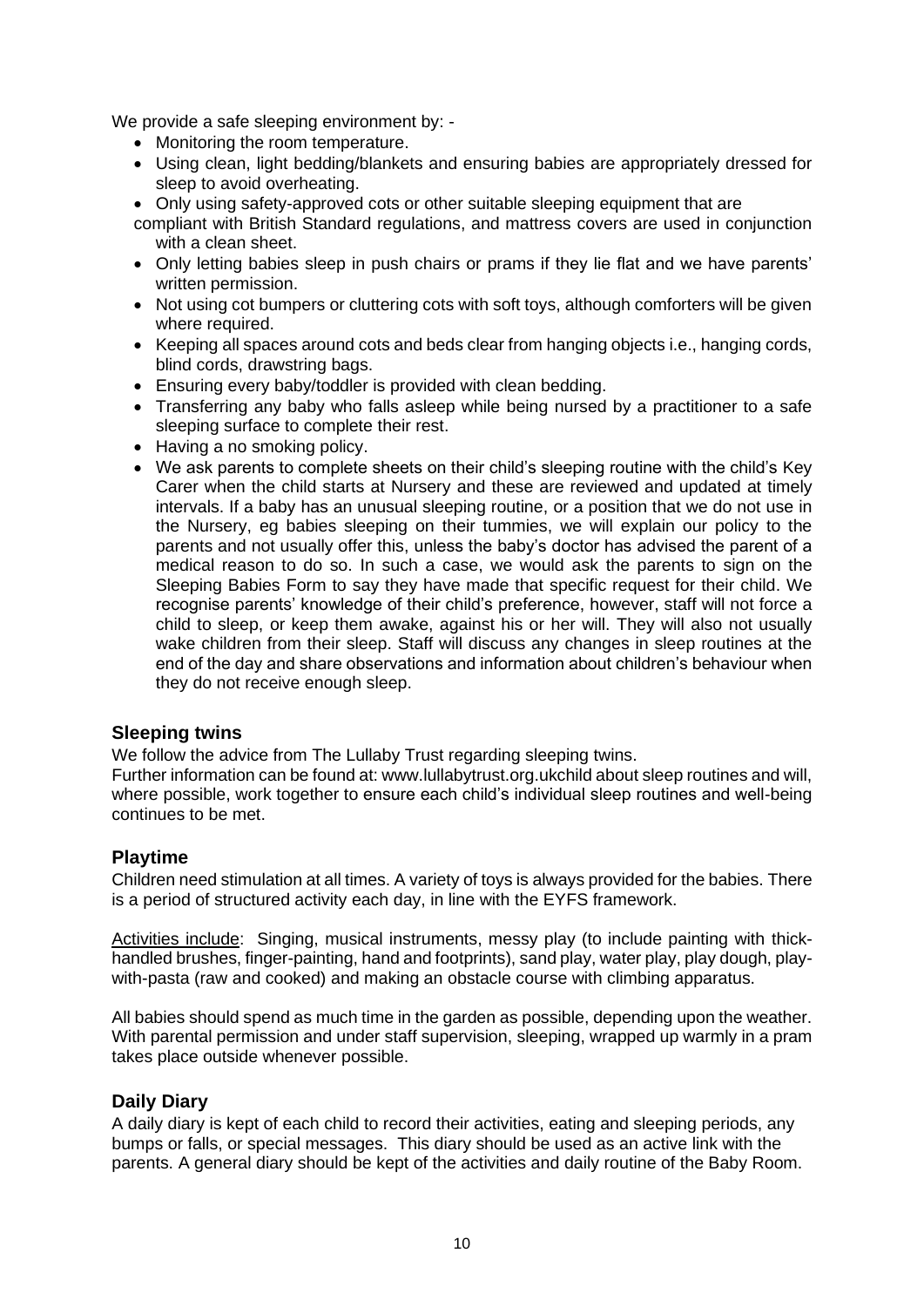We provide a safe sleeping environment by: -

- Monitoring the room temperature.
- Using clean, light bedding/blankets and ensuring babies are appropriately dressed for sleep to avoid overheating.
- Only using safety-approved cots or other suitable sleeping equipment that are compliant with British Standard regulations, and mattress covers are used in conjunction with a clean sheet.
- Only letting babies sleep in push chairs or prams if they lie flat and we have parents' written permission.
- Not using cot bumpers or cluttering cots with soft toys, although comforters will be given where required.
- Keeping all spaces around cots and beds clear from hanging objects i.e., hanging cords, blind cords, drawstring bags.
- Ensuring every baby/toddler is provided with clean bedding.
- Transferring any baby who falls asleep while being nursed by a practitioner to a safe sleeping surface to complete their rest.
- Having a no smoking policy.
- We ask parents to complete sheets on their child's sleeping routine with the child's Key Carer when the child starts at Nursery and these are reviewed and updated at timely intervals. If a baby has an unusual sleeping routine, or a position that we do not use in the Nursery, eg babies sleeping on their tummies, we will explain our policy to the parents and not usually offer this, unless the baby's doctor has advised the parent of a medical reason to do so. In such a case, we would ask the parents to sign on the Sleeping Babies Form to say they have made that specific request for their child. We recognise parents' knowledge of their child's preference, however, staff will not force a child to sleep, or keep them awake, against his or her will. They will also not usually wake children from their sleep. Staff will discuss any changes in sleep routines at the end of the day and share observations and information about children's behaviour when they do not receive enough sleep.

## Sleeping twins

We follow the advice from The Lullaby Trust regarding sleeping twins.
Further information can be found at: www.lullabytrust.org.ukchild about sleep routines and will, where possible, work together to ensure each child's individual sleep routines and well-being continues to be met.

## Playtime

Children need stimulation at all times. A variety of toys is always provided for the babies. There is a period of structured activity each day, in line with the EYFS framework.

Activities include: Singing, musical instruments, messy play (to include painting with thick-handled brushes, finger-painting, hand and footprints), sand play, water play, play dough, play-with-pasta (raw and cooked) and making an obstacle course with climbing apparatus.

All babies should spend as much time in the garden as possible, depending upon the weather. With parental permission and under staff supervision, sleeping, wrapped up warmly in a pram takes place outside whenever possible.

## Daily Diary

A daily diary is kept of each child to record their activities, eating and sleeping periods, any bumps or falls, or special messages. This diary should be used as an active link with the parents. A general diary should be kept of the activities and daily routine of the Baby Room.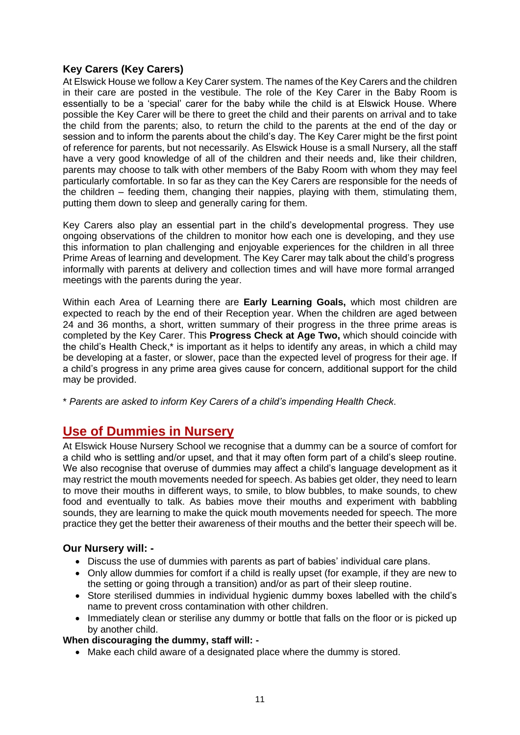### Key Carers (Key Carers)

At Elswick House we follow a Key Carer system. The names of the Key Carers and the children in their care are posted in the vestibule. The role of the Key Carer in the Baby Room is essentially to be a 'special' carer for the baby while the child is at Elswick House. Where possible the Key Carer will be there to greet the child and their parents on arrival and to take the child from the parents; also, to return the child to the parents at the end of the day or session and to inform the parents about the child's day. The Key Carer might be the first point of reference for parents, but not necessarily. As Elswick House is a small Nursery, all the staff have a very good knowledge of all of the children and their needs and, like their children, parents may choose to talk with other members of the Baby Room with whom they may feel particularly comfortable. In so far as they can the Key Carers are responsible for the needs of the children – feeding them, changing their nappies, playing with them, stimulating them, putting them down to sleep and generally caring for them.

Key Carers also play an essential part in the child's developmental progress. They use ongoing observations of the children to monitor how each one is developing, and they use this information to plan challenging and enjoyable experiences for the children in all three Prime Areas of learning and development. The Key Carer may talk about the child's progress informally with parents at delivery and collection times and will have more formal arranged meetings with the parents during the year.

Within each Area of Learning there are **Early Learning Goals,** which most children are expected to reach by the end of their Reception year. When the children are aged between 24 and 36 months, a short, written summary of their progress in the three prime areas is completed by the Key Carer. This **Progress Check at Age Two,** which should coincide with the child's Health Check,* is important as it helps to identify any areas, in which a child may be developing at a faster, or slower, pace than the expected level of progress for their age. If a child's progress in any prime area gives cause for concern, additional support for the child may be provided.

\* *Parents are asked to inform Key Carers of a child's impending Health Check*.

## Use of Dummies in Nursery

At Elswick House Nursery School we recognise that a dummy can be a source of comfort for a child who is settling and/or upset, and that it may often form part of a child's sleep routine. We also recognise that overuse of dummies may affect a child's language development as it may restrict the mouth movements needed for speech. As babies get older, they need to learn to move their mouths in different ways, to smile, to blow bubbles, to make sounds, to chew food and eventually to talk. As babies move their mouths and experiment with babbling sounds, they are learning to make the quick mouth movements needed for speech. The more practice they get the better their awareness of their mouths and the better their speech will be.

### Our Nursery will: -

- Discuss the use of dummies with parents as part of babies' individual care plans.
- Only allow dummies for comfort if a child is really upset (for example, if they are new to the setting or going through a transition) and/or as part of their sleep routine.
- Store sterilised dummies in individual hygienic dummy boxes labelled with the child's name to prevent cross contamination with other children.
- Immediately clean or sterilise any dummy or bottle that falls on the floor or is picked up by another child.

**When discouraging the dummy, staff will: -**

- Make each child aware of a designated place where the dummy is stored.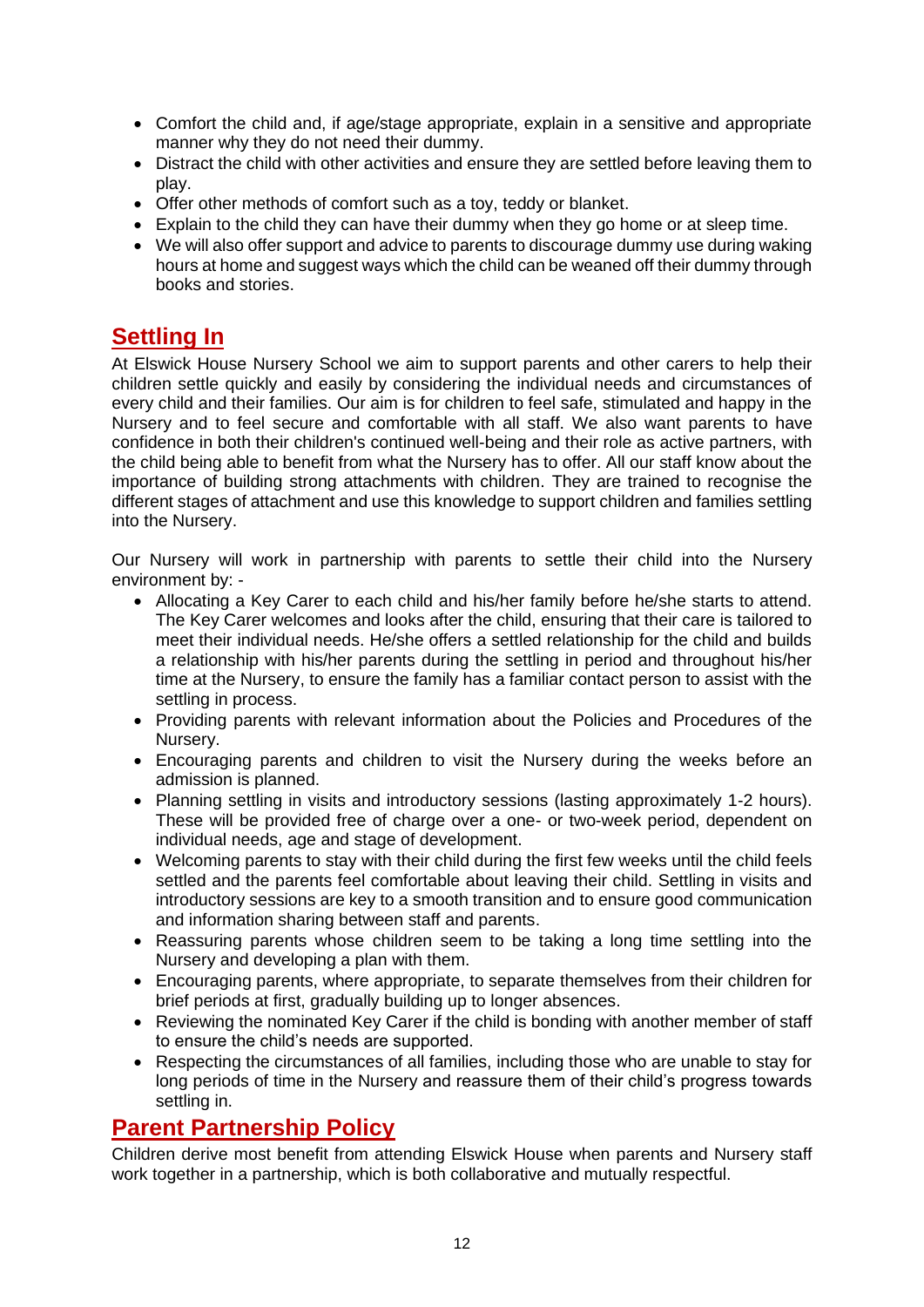- Comfort the child and, if age/stage appropriate, explain in a sensitive and appropriate manner why they do not need their dummy.
- Distract the child with other activities and ensure they are settled before leaving them to play.
- Offer other methods of comfort such as a toy, teddy or blanket.
- Explain to the child they can have their dummy when they go home or at sleep time.
- We will also offer support and advice to parents to discourage dummy use during waking hours at home and suggest ways which the child can be weaned off their dummy through books and stories.

## Settling In

At Elswick House Nursery School we aim to support parents and other carers to help their children settle quickly and easily by considering the individual needs and circumstances of every child and their families. Our aim is for children to feel safe, stimulated and happy in the Nursery and to feel secure and comfortable with all staff. We also want parents to have confidence in both their children's continued well-being and their role as active partners, with the child being able to benefit from what the Nursery has to offer. All our staff know about the importance of building strong attachments with children. They are trained to recognise the different stages of attachment and use this knowledge to support children and families settling into the Nursery.

Our Nursery will work in partnership with parents to settle their child into the Nursery environment by: -

- Allocating a Key Carer to each child and his/her family before he/she starts to attend. The Key Carer welcomes and looks after the child, ensuring that their care is tailored to meet their individual needs. He/she offers a settled relationship for the child and builds a relationship with his/her parents during the settling in period and throughout his/her time at the Nursery, to ensure the family has a familiar contact person to assist with the settling in process.
- Providing parents with relevant information about the Policies and Procedures of the Nursery.
- Encouraging parents and children to visit the Nursery during the weeks before an admission is planned.
- Planning settling in visits and introductory sessions (lasting approximately 1-2 hours). These will be provided free of charge over a one- or two-week period, dependent on individual needs, age and stage of development.
- Welcoming parents to stay with their child during the first few weeks until the child feels settled and the parents feel comfortable about leaving their child. Settling in visits and introductory sessions are key to a smooth transition and to ensure good communication and information sharing between staff and parents.
- Reassuring parents whose children seem to be taking a long time settling into the Nursery and developing a plan with them.
- Encouraging parents, where appropriate, to separate themselves from their children for brief periods at first, gradually building up to longer absences.
- Reviewing the nominated Key Carer if the child is bonding with another member of staff to ensure the child's needs are supported.
- Respecting the circumstances of all families, including those who are unable to stay for long periods of time in the Nursery and reassure them of their child's progress towards settling in.

## Parent Partnership Policy

Children derive most benefit from attending Elswick House when parents and Nursery staff work together in a partnership, which is both collaborative and mutually respectful.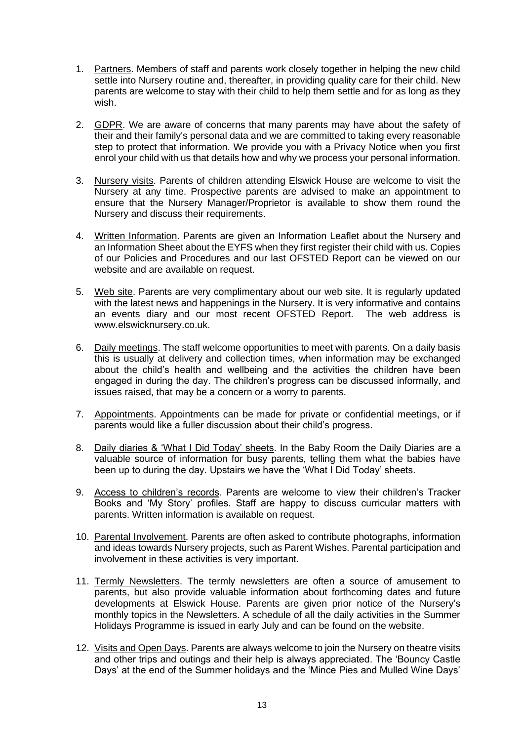1. Partners. Members of staff and parents work closely together in helping the new child settle into Nursery routine and, thereafter, in providing quality care for their child. New parents are welcome to stay with their child to help them settle and for as long as they wish.

2. GDPR. We are aware of concerns that many parents may have about the safety of their and their family's personal data and we are committed to taking every reasonable step to protect that information. We provide you with a Privacy Notice when you first enrol your child with us that details how and why we process your personal information.

3. Nursery visits. Parents of children attending Elswick House are welcome to visit the Nursery at any time. Prospective parents are advised to make an appointment to ensure that the Nursery Manager/Proprietor is available to show them round the Nursery and discuss their requirements.

4. Written Information. Parents are given an Information Leaflet about the Nursery and an Information Sheet about the EYFS when they first register their child with us. Copies of our Policies and Procedures and our last OFSTED Report can be viewed on our website and are available on request.

5. Web site. Parents are very complimentary about our web site. It is regularly updated with the latest news and happenings in the Nursery. It is very informative and contains an events diary and our most recent OFSTED Report. The web address is www.elswicknursery.co.uk.

6. Daily meetings. The staff welcome opportunities to meet with parents. On a daily basis this is usually at delivery and collection times, when information may be exchanged about the child's health and wellbeing and the activities the children have been engaged in during the day. The children's progress can be discussed informally, and issues raised, that may be a concern or a worry to parents.

7. Appointments. Appointments can be made for private or confidential meetings, or if parents would like a fuller discussion about their child's progress.

8. Daily diaries & 'What I Did Today' sheets. In the Baby Room the Daily Diaries are a valuable source of information for busy parents, telling them what the babies have been up to during the day. Upstairs we have the 'What I Did Today' sheets.

9. Access to children's records. Parents are welcome to view their children's Tracker Books and 'My Story' profiles. Staff are happy to discuss curricular matters with parents. Written information is available on request.

10. Parental Involvement. Parents are often asked to contribute photographs, information and ideas towards Nursery projects, such as Parent Wishes. Parental participation and involvement in these activities is very important.

11. Termly Newsletters. The termly newsletters are often a source of amusement to parents, but also provide valuable information about forthcoming dates and future developments at Elswick House. Parents are given prior notice of the Nursery's monthly topics in the Newsletters. A schedule of all the daily activities in the Summer Holidays Programme is issued in early July and can be found on the website.

12. Visits and Open Days. Parents are always welcome to join the Nursery on theatre visits and other trips and outings and their help is always appreciated. The 'Bouncy Castle Days' at the end of the Summer holidays and the 'Mince Pies and Mulled Wine Days'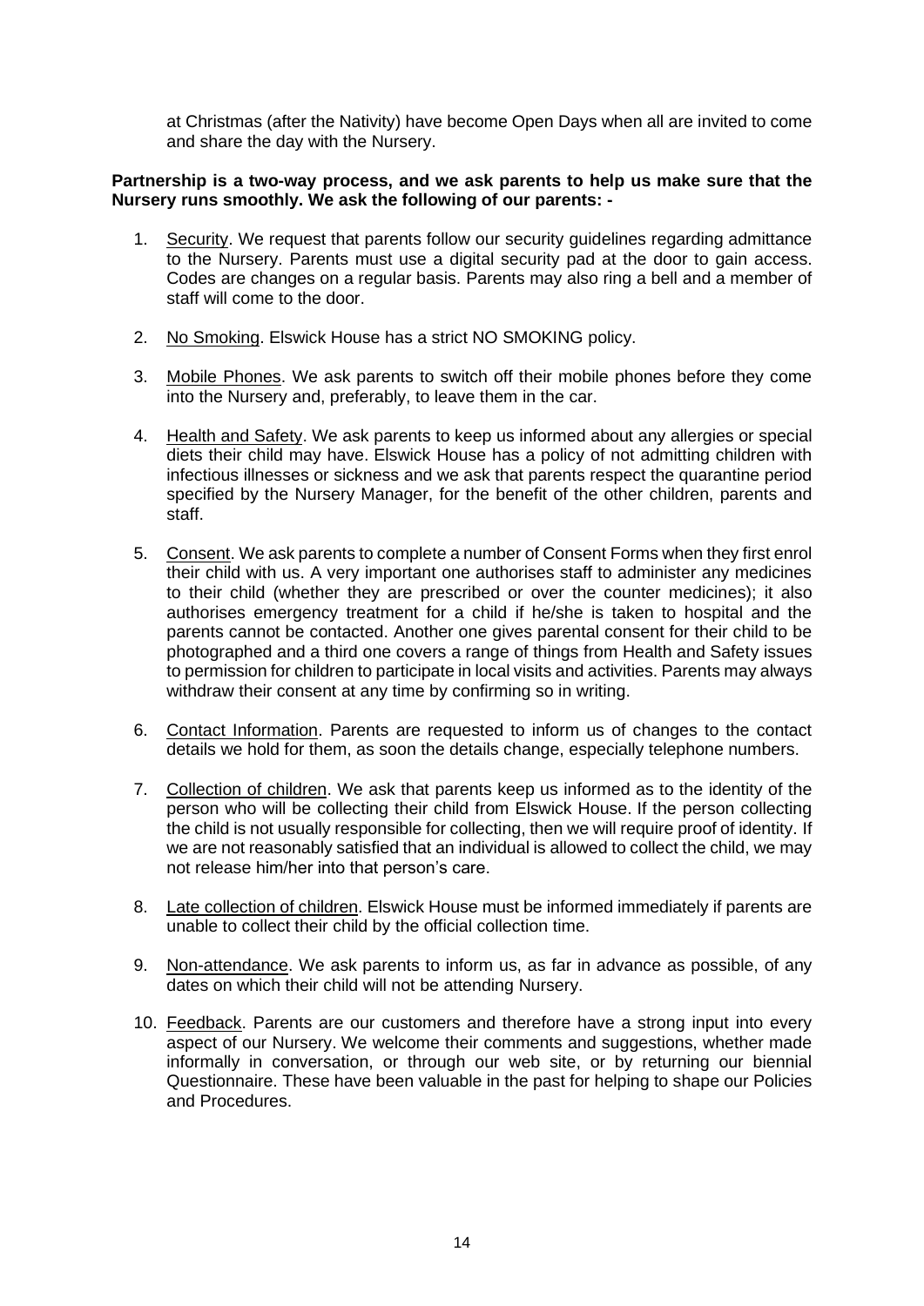at Christmas (after the Nativity) have become Open Days when all are invited to come and share the day with the Nursery.

**Partnership is a two-way process, and we ask parents to help us make sure that the Nursery runs smoothly. We ask the following of our parents: -**

1. Security. We request that parents follow our security guidelines regarding admittance to the Nursery. Parents must use a digital security pad at the door to gain access. Codes are changes on a regular basis. Parents may also ring a bell and a member of staff will come to the door.

2. No Smoking. Elswick House has a strict NO SMOKING policy.

3. Mobile Phones. We ask parents to switch off their mobile phones before they come into the Nursery and, preferably, to leave them in the car.

4. Health and Safety. We ask parents to keep us informed about any allergies or special diets their child may have. Elswick House has a policy of not admitting children with infectious illnesses or sickness and we ask that parents respect the quarantine period specified by the Nursery Manager, for the benefit of the other children, parents and staff.

5. Consent. We ask parents to complete a number of Consent Forms when they first enrol their child with us. A very important one authorises staff to administer any medicines to their child (whether they are prescribed or over the counter medicines); it also authorises emergency treatment for a child if he/she is taken to hospital and the parents cannot be contacted. Another one gives parental consent for their child to be photographed and a third one covers a range of things from Health and Safety issues to permission for children to participate in local visits and activities. Parents may always withdraw their consent at any time by confirming so in writing.

6. Contact Information. Parents are requested to inform us of changes to the contact details we hold for them, as soon the details change, especially telephone numbers.

7. Collection of children. We ask that parents keep us informed as to the identity of the person who will be collecting their child from Elswick House. If the person collecting the child is not usually responsible for collecting, then we will require proof of identity. If we are not reasonably satisfied that an individual is allowed to collect the child, we may not release him/her into that person's care.

8. Late collection of children. Elswick House must be informed immediately if parents are unable to collect their child by the official collection time.

9. Non-attendance. We ask parents to inform us, as far in advance as possible, of any dates on which their child will not be attending Nursery.

10. Feedback. Parents are our customers and therefore have a strong input into every aspect of our Nursery. We welcome their comments and suggestions, whether made informally in conversation, or through our web site, or by returning our biennial Questionnaire. These have been valuable in the past for helping to shape our Policies and Procedures.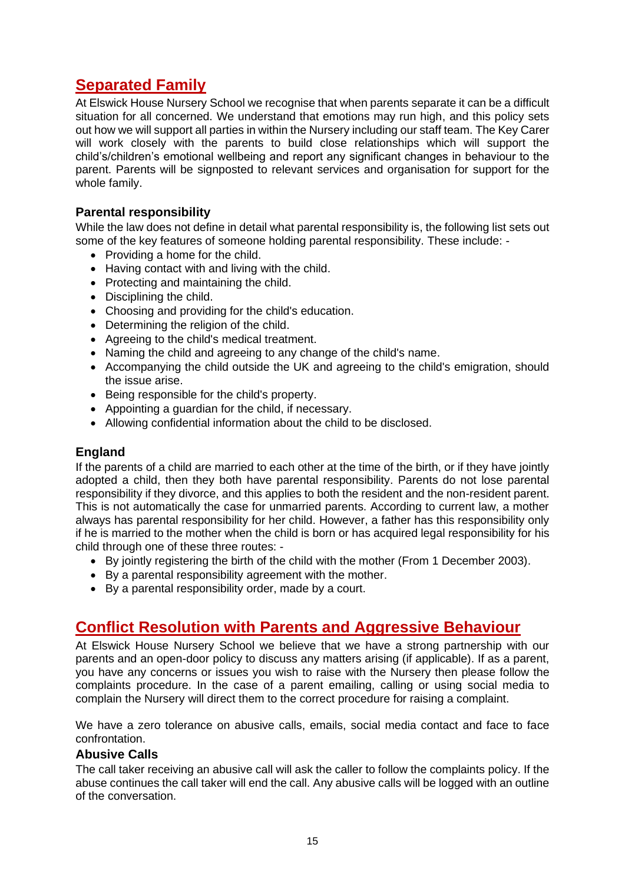## Separated Family

At Elswick House Nursery School we recognise that when parents separate it can be a difficult situation for all concerned. We understand that emotions may run high, and this policy sets out how we will support all parties in within the Nursery including our staff team. The Key Carer will work closely with the parents to build close relationships which will support the child's/children's emotional wellbeing and report any significant changes in behaviour to the parent. Parents will be signposted to relevant services and organisation for support for the whole family.

### Parental responsibility

While the law does not define in detail what parental responsibility is, the following list sets out some of the key features of someone holding parental responsibility. These include: -

- Providing a home for the child.
- Having contact with and living with the child.
- Protecting and maintaining the child.
- Disciplining the child.
- Choosing and providing for the child's education.
- Determining the religion of the child.
- Agreeing to the child's medical treatment.
- Naming the child and agreeing to any change of the child's name.
- Accompanying the child outside the UK and agreeing to the child's emigration, should the issue arise.
- Being responsible for the child's property.
- Appointing a guardian for the child, if necessary.
- Allowing confidential information about the child to be disclosed.

### England

If the parents of a child are married to each other at the time of the birth, or if they have jointly adopted a child, then they both have parental responsibility. Parents do not lose parental responsibility if they divorce, and this applies to both the resident and the non-resident parent. This is not automatically the case for unmarried parents. According to current law, a mother always has parental responsibility for her child. However, a father has this responsibility only if he is married to the mother when the child is born or has acquired legal responsibility for his child through one of these three routes: -

- By jointly registering the birth of the child with the mother (From 1 December 2003).
- By a parental responsibility agreement with the mother.
- By a parental responsibility order, made by a court.

## Conflict Resolution with Parents and Aggressive Behaviour

At Elswick House Nursery School we believe that we have a strong partnership with our parents and an open-door policy to discuss any matters arising (if applicable). If as a parent, you have any concerns or issues you wish to raise with the Nursery then please follow the complaints procedure. In the case of a parent emailing, calling or using social media to complain the Nursery will direct them to the correct procedure for raising a complaint.

We have a zero tolerance on abusive calls, emails, social media contact and face to face confrontation.

### Abusive Calls

The call taker receiving an abusive call will ask the caller to follow the complaints policy. If the abuse continues the call taker will end the call. Any abusive calls will be logged with an outline of the conversation.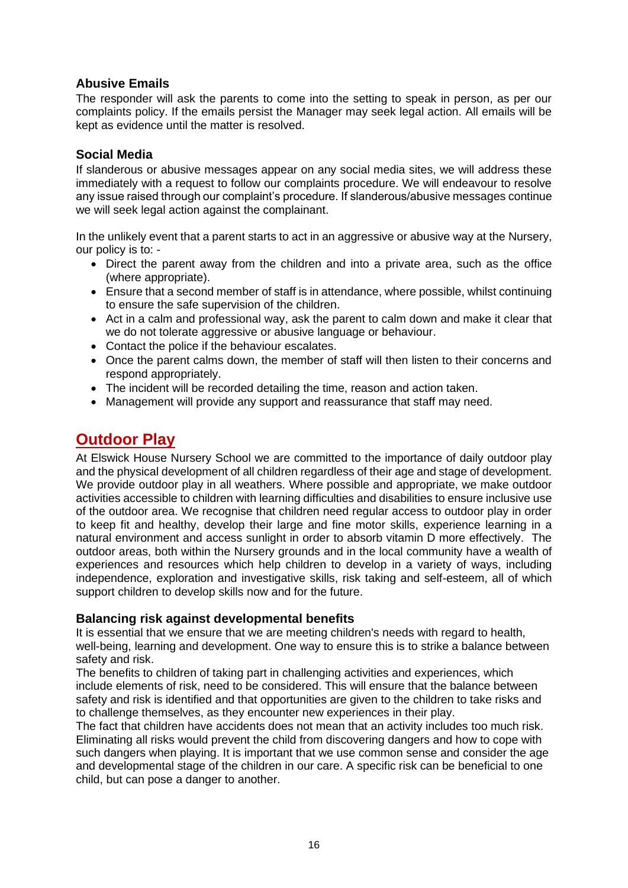### Abusive Emails

The responder will ask the parents to come into the setting to speak in person, as per our complaints policy. If the emails persist the Manager may seek legal action. All emails will be kept as evidence until the matter is resolved.

### Social Media

If slanderous or abusive messages appear on any social media sites, we will address these immediately with a request to follow our complaints procedure. We will endeavour to resolve any issue raised through our complaint's procedure. If slanderous/abusive messages continue we will seek legal action against the complainant.

In the unlikely event that a parent starts to act in an aggressive or abusive way at the Nursery, our policy is to: -

- Direct the parent away from the children and into a private area, such as the office (where appropriate).
- Ensure that a second member of staff is in attendance, where possible, whilst continuing to ensure the safe supervision of the children.
- Act in a calm and professional way, ask the parent to calm down and make it clear that we do not tolerate aggressive or abusive language or behaviour.
- Contact the police if the behaviour escalates.
- Once the parent calms down, the member of staff will then listen to their concerns and respond appropriately.
- The incident will be recorded detailing the time, reason and action taken.
- Management will provide any support and reassurance that staff may need.

## Outdoor Play

At Elswick House Nursery School we are committed to the importance of daily outdoor play and the physical development of all children regardless of their age and stage of development. We provide outdoor play in all weathers. Where possible and appropriate, we make outdoor activities accessible to children with learning difficulties and disabilities to ensure inclusive use of the outdoor area. We recognise that children need regular access to outdoor play in order to keep fit and healthy, develop their large and fine motor skills, experience learning in a natural environment and access sunlight in order to absorb vitamin D more effectively. The outdoor areas, both within the Nursery grounds and in the local community have a wealth of experiences and resources which help children to develop in a variety of ways, including independence, exploration and investigative skills, risk taking and self-esteem, all of which support children to develop skills now and for the future.

### Balancing risk against developmental benefits

It is essential that we ensure that we are meeting children's needs with regard to health, well-being, learning and development. One way to ensure this is to strike a balance between safety and risk.

The benefits to children of taking part in challenging activities and experiences, which include elements of risk, need to be considered. This will ensure that the balance between safety and risk is identified and that opportunities are given to the children to take risks and to challenge themselves, as they encounter new experiences in their play.

The fact that children have accidents does not mean that an activity includes too much risk. Eliminating all risks would prevent the child from discovering dangers and how to cope with such dangers when playing. It is important that we use common sense and consider the age and developmental stage of the children in our care. A specific risk can be beneficial to one child, but can pose a danger to another.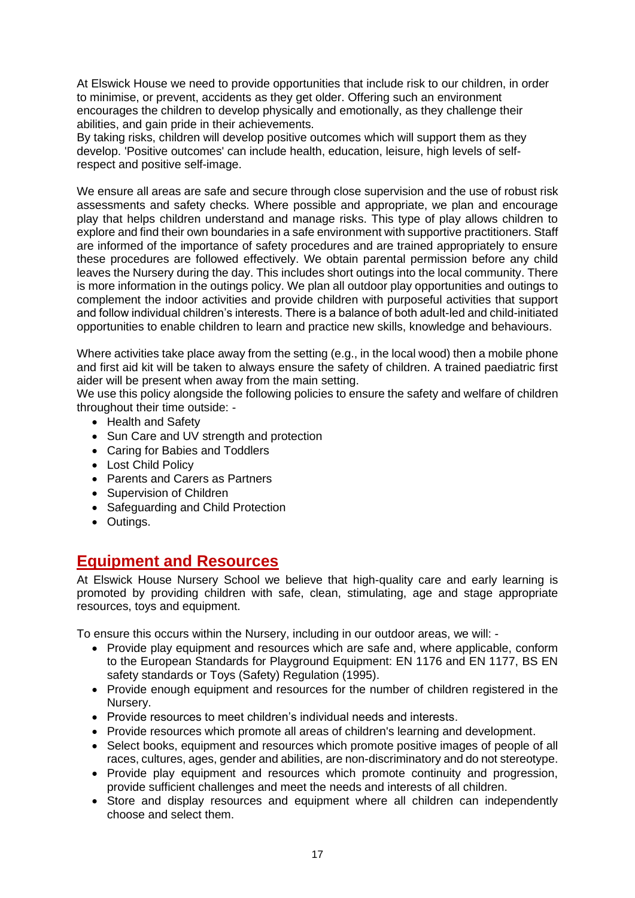At Elswick House we need to provide opportunities that include risk to our children, in order to minimise, or prevent, accidents as they get older. Offering such an environment encourages the children to develop physically and emotionally, as they challenge their abilities, and gain pride in their achievements.

By taking risks, children will develop positive outcomes which will support them as they develop. 'Positive outcomes' can include health, education, leisure, high levels of self-respect and positive self-image.

We ensure all areas are safe and secure through close supervision and the use of robust risk assessments and safety checks. Where possible and appropriate, we plan and encourage play that helps children understand and manage risks. This type of play allows children to explore and find their own boundaries in a safe environment with supportive practitioners. Staff are informed of the importance of safety procedures and are trained appropriately to ensure these procedures are followed effectively. We obtain parental permission before any child leaves the Nursery during the day. This includes short outings into the local community. There is more information in the outings policy. We plan all outdoor play opportunities and outings to complement the indoor activities and provide children with purposeful activities that support and follow individual children's interests. There is a balance of both adult-led and child-initiated opportunities to enable children to learn and practice new skills, knowledge and behaviours.

Where activities take place away from the setting (e.g., in the local wood) then a mobile phone and first aid kit will be taken to always ensure the safety of children. A trained paediatric first aider will be present when away from the main setting.

We use this policy alongside the following policies to ensure the safety and welfare of children throughout their time outside: -

- Health and Safety
- Sun Care and UV strength and protection
- Caring for Babies and Toddlers
- Lost Child Policy
- Parents and Carers as Partners
- Supervision of Children
- Safeguarding and Child Protection
- Outings.

## Equipment and Resources

At Elswick House Nursery School we believe that high-quality care and early learning is promoted by providing children with safe, clean, stimulating, age and stage appropriate resources, toys and equipment.

To ensure this occurs within the Nursery, including in our outdoor areas, we will: -

- Provide play equipment and resources which are safe and, where applicable, conform to the European Standards for Playground Equipment: EN 1176 and EN 1177, BS EN safety standards or Toys (Safety) Regulation (1995).
- Provide enough equipment and resources for the number of children registered in the Nursery.
- Provide resources to meet children's individual needs and interests.
- Provide resources which promote all areas of children's learning and development.
- Select books, equipment and resources which promote positive images of people of all races, cultures, ages, gender and abilities, are non-discriminatory and do not stereotype.
- Provide play equipment and resources which promote continuity and progression, provide sufficient challenges and meet the needs and interests of all children.
- Store and display resources and equipment where all children can independently choose and select them.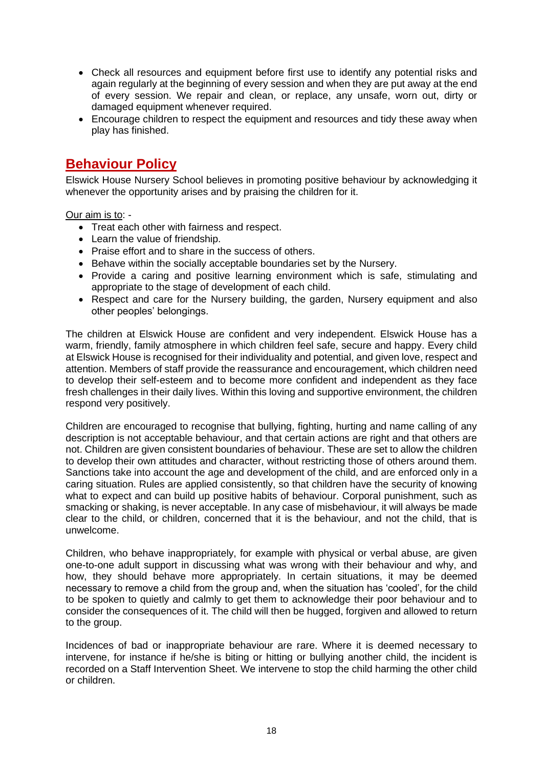- Check all resources and equipment before first use to identify any potential risks and again regularly at the beginning of every session and when they are put away at the end of every session. We repair and clean, or replace, any unsafe, worn out, dirty or damaged equipment whenever required.
- Encourage children to respect the equipment and resources and tidy these away when play has finished.

## Behaviour Policy

Elswick House Nursery School believes in promoting positive behaviour by acknowledging it whenever the opportunity arises and by praising the children for it.

Our aim is to: -

- Treat each other with fairness and respect.
- Learn the value of friendship.
- Praise effort and to share in the success of others.
- Behave within the socially acceptable boundaries set by the Nursery.
- Provide a caring and positive learning environment which is safe, stimulating and appropriate to the stage of development of each child.
- Respect and care for the Nursery building, the garden, Nursery equipment and also other peoples' belongings.

The children at Elswick House are confident and very independent. Elswick House has a warm, friendly, family atmosphere in which children feel safe, secure and happy. Every child at Elswick House is recognised for their individuality and potential, and given love, respect and attention. Members of staff provide the reassurance and encouragement, which children need to develop their self-esteem and to become more confident and independent as they face fresh challenges in their daily lives. Within this loving and supportive environment, the children respond very positively.

Children are encouraged to recognise that bullying, fighting, hurting and name calling of any description is not acceptable behaviour, and that certain actions are right and that others are not. Children are given consistent boundaries of behaviour. These are set to allow the children to develop their own attitudes and character, without restricting those of others around them. Sanctions take into account the age and development of the child, and are enforced only in a caring situation. Rules are applied consistently, so that children have the security of knowing what to expect and can build up positive habits of behaviour. Corporal punishment, such as smacking or shaking, is never acceptable. In any case of misbehaviour, it will always be made clear to the child, or children, concerned that it is the behaviour, and not the child, that is unwelcome.

Children, who behave inappropriately, for example with physical or verbal abuse, are given one-to-one adult support in discussing what was wrong with their behaviour and why, and how, they should behave more appropriately. In certain situations, it may be deemed necessary to remove a child from the group and, when the situation has 'cooled', for the child to be spoken to quietly and calmly to get them to acknowledge their poor behaviour and to consider the consequences of it. The child will then be hugged, forgiven and allowed to return to the group.

Incidences of bad or inappropriate behaviour are rare. Where it is deemed necessary to intervene, for instance if he/she is biting or hitting or bullying another child, the incident is recorded on a Staff Intervention Sheet. We intervene to stop the child harming the other child or children.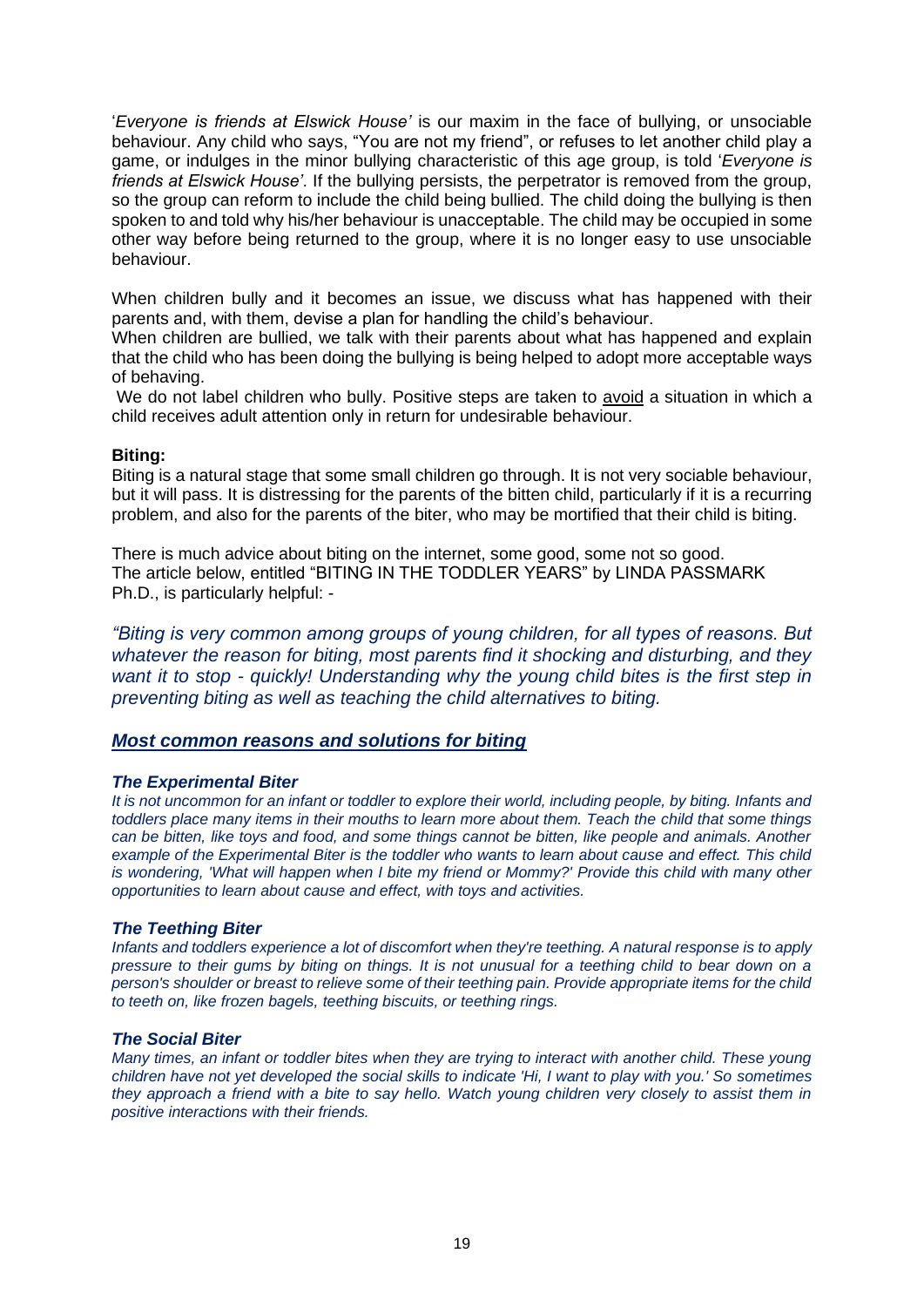'*Everyone is friends at Elswick House'* is our maxim in the face of bullying, or unsociable behaviour. Any child who says, "You are not my friend", or refuses to let another child play a game, or indulges in the minor bullying characteristic of this age group, is told '*Everyone is friends at Elswick House'*. If the bullying persists, the perpetrator is removed from the group, so the group can reform to include the child being bullied. The child doing the bullying is then spoken to and told why his/her behaviour is unacceptable. The child may be occupied in some other way before being returned to the group, where it is no longer easy to use unsociable behaviour.

When children bully and it becomes an issue, we discuss what has happened with their parents and, with them, devise a plan for handling the child's behaviour.
When children are bullied, we talk with their parents about what has happened and explain that the child who has been doing the bullying is being helped to adopt more acceptable ways of behaving.
We do not label children who bully. Positive steps are taken to <u>avoid</u> a situation in which a child receives adult attention only in return for undesirable behaviour.

**Biting:**
Biting is a natural stage that some small children go through. It is not very sociable behaviour, but it will pass. It is distressing for the parents of the bitten child, particularly if it is a recurring problem, and also for the parents of the biter, who may be mortified that their child is biting.

There is much advice about biting on the internet, some good, some not so good.
The article below, entitled "BITING IN THE TODDLER YEARS" by LINDA PASSMARK Ph.D., is particularly helpful: -

*"Biting is very common among groups of young children, for all types of reasons. But whatever the reason for biting, most parents find it shocking and disturbing, and they want it to stop - quickly! Understanding why the young child bites is the first step in preventing biting as well as teaching the child alternatives to biting.*

***<u>Most common reasons and solutions for biting</u>***

***The Experimental Biter***
*It is not uncommon for an infant or toddler to explore their world, including people, by biting. Infants and toddlers place many items in their mouths to learn more about them. Teach the child that some things can be bitten, like toys and food, and some things cannot be bitten, like people and animals. Another example of the Experimental Biter is the toddler who wants to learn about cause and effect. This child is wondering, 'What will happen when I bite my friend or Mommy?' Provide this child with many other opportunities to learn about cause and effect, with toys and activities.*

***The Teething Biter***
*Infants and toddlers experience a lot of discomfort when they're teething. A natural response is to apply pressure to their gums by biting on things. It is not unusual for a teething child to bear down on a person's shoulder or breast to relieve some of their teething pain. Provide appropriate items for the child to teeth on, like frozen bagels, teething biscuits, or teething rings.*

***The Social Biter***
*Many times, an infant or toddler bites when they are trying to interact with another child. These young children have not yet developed the social skills to indicate 'Hi, I want to play with you.' So sometimes they approach a friend with a bite to say hello. Watch young children very closely to assist them in positive interactions with their friends.*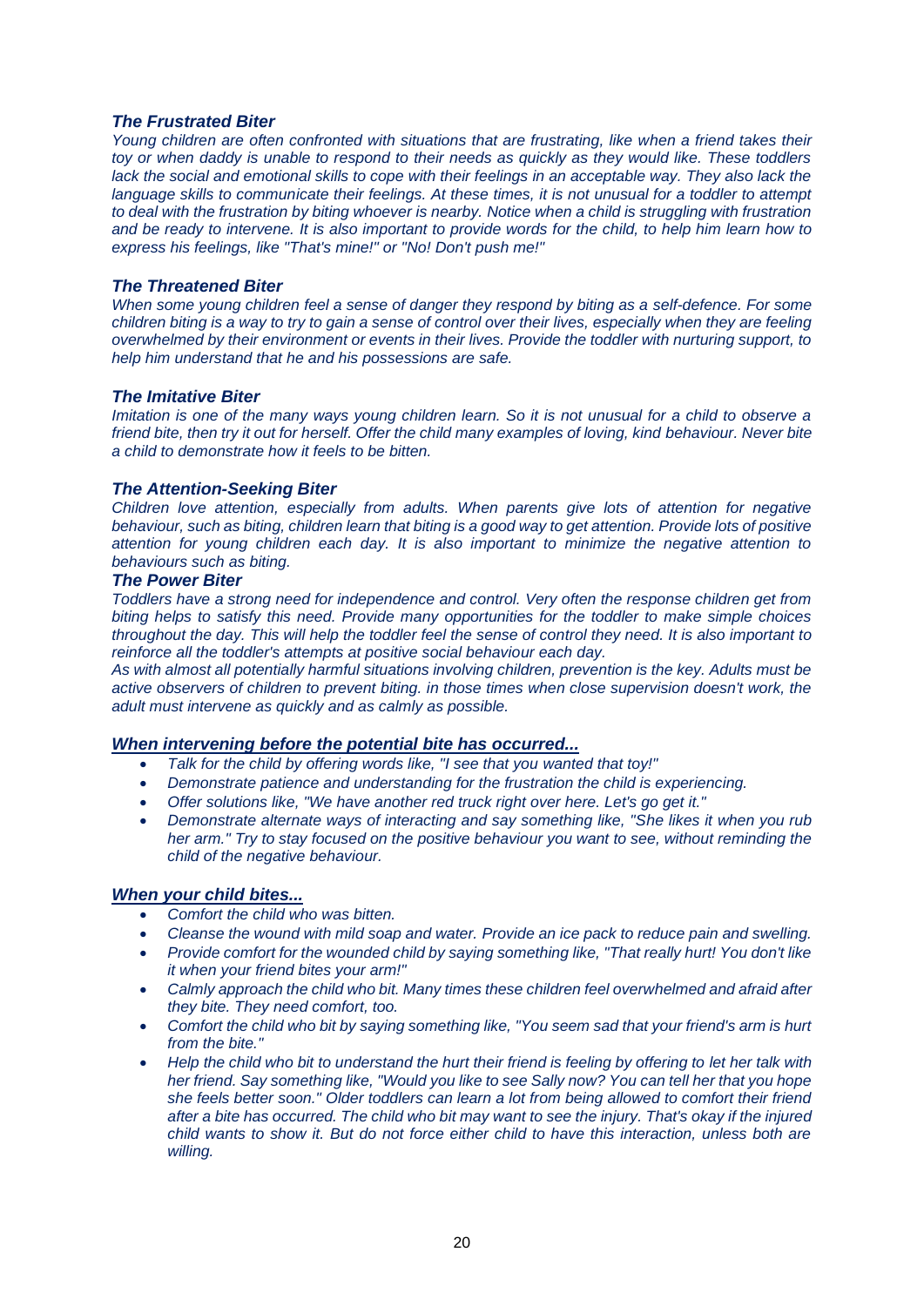### *The Frustrated Biter*

*Young children are often confronted with situations that are frustrating, like when a friend takes their toy or when daddy is unable to respond to their needs as quickly as they would like. These toddlers lack the social and emotional skills to cope with their feelings in an acceptable way. They also lack the language skills to communicate their feelings. At these times, it is not unusual for a toddler to attempt to deal with the frustration by biting whoever is nearby. Notice when a child is struggling with frustration and be ready to intervene. It is also important to provide words for the child, to help him learn how to express his feelings, like "That's mine!" or "No! Don't push me!"*

### *The Threatened Biter*

*When some young children feel a sense of danger they respond by biting as a self-defence. For some children biting is a way to try to gain a sense of control over their lives, especially when they are feeling overwhelmed by their environment or events in their lives. Provide the toddler with nurturing support, to help him understand that he and his possessions are safe.*

### *The Imitative Biter*

*Imitation is one of the many ways young children learn. So it is not unusual for a child to observe a friend bite, then try it out for herself. Offer the child many examples of loving, kind behaviour. Never bite a child to demonstrate how it feels to be bitten.*

### *The Attention-Seeking Biter*

*Children love attention, especially from adults. When parents give lots of attention for negative behaviour, such as biting, children learn that biting is a good way to get attention. Provide lots of positive attention for young children each day. It is also important to minimize the negative attention to behaviours such as biting.*

### *The Power Biter*

*Toddlers have a strong need for independence and control. Very often the response children get from biting helps to satisfy this need. Provide many opportunities for the toddler to make simple choices throughout the day. This will help the toddler feel the sense of control they need. It is also important to reinforce all the toddler's attempts at positive social behaviour each day.*

*As with almost all potentially harmful situations involving children, prevention is the key. Adults must be active observers of children to prevent biting. in those times when close supervision doesn't work, the adult must intervene as quickly and as calmly as possible.*

### ***When intervening before the potential bite has occurred...***

- *Talk for the child by offering words like, "I see that you wanted that toy!"*
- *Demonstrate patience and understanding for the frustration the child is experiencing.*
- *Offer solutions like, "We have another red truck right over here. Let's go get it."*
- *Demonstrate alternate ways of interacting and say something like, "She likes it when you rub her arm." Try to stay focused on the positive behaviour you want to see, without reminding the child of the negative behaviour.*

### ***When your child bites...***

- *Comfort the child who was bitten.*
- *Cleanse the wound with mild soap and water. Provide an ice pack to reduce pain and swelling.*
- *Provide comfort for the wounded child by saying something like, "That really hurt! You don't like it when your friend bites your arm!"*
- *Calmly approach the child who bit. Many times these children feel overwhelmed and afraid after they bite. They need comfort, too.*
- *Comfort the child who bit by saying something like, "You seem sad that your friend's arm is hurt from the bite."*
- *Help the child who bit to understand the hurt their friend is feeling by offering to let her talk with her friend. Say something like, "Would you like to see Sally now? You can tell her that you hope she feels better soon." Older toddlers can learn a lot from being allowed to comfort their friend after a bite has occurred. The child who bit may want to see the injury. That's okay if the injured child wants to show it. But do not force either child to have this interaction, unless both are willing.*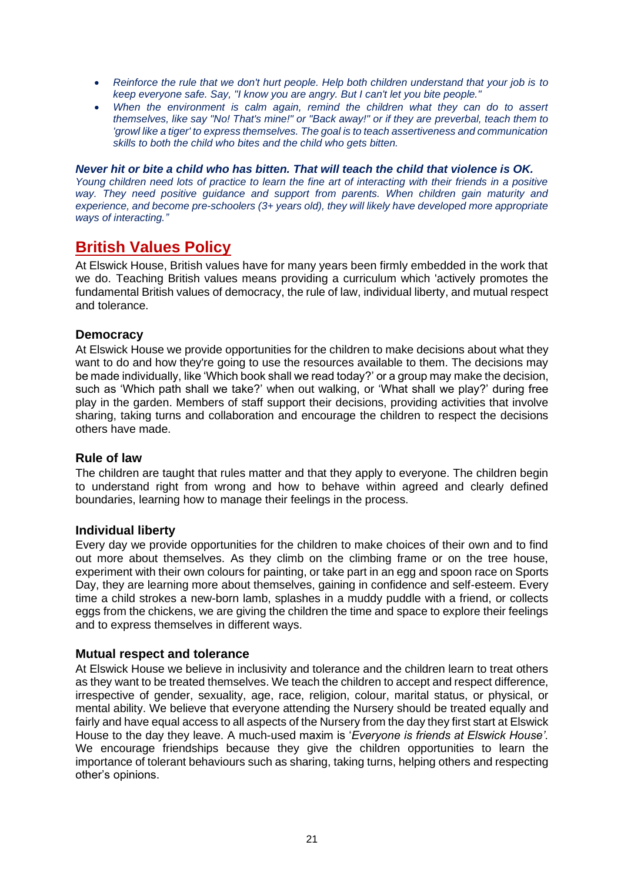- *Reinforce the rule that we don't hurt people. Help both children understand that your job is to keep everyone safe. Say, "I know you are angry. But I can't let you bite people."*
- *When the environment is calm again, remind the children what they can do to assert themselves, like say "No! That's mine!" or "Back away!" or if they are preverbal, teach them to 'growl like a tiger' to express themselves. The goal is to teach assertiveness and communication skills to both the child who bites and the child who gets bitten.*

***Never hit or bite a child who has bitten. That will teach the child that violence is OK.***
*Young children need lots of practice to learn the fine art of interacting with their friends in a positive way. They need positive guidance and support from parents. When children gain maturity and experience, and become pre-schoolers (3+ years old), they will likely have developed more appropriate ways of interacting."*

## British Values Policy

At Elswick House, British values have for many years been firmly embedded in the work that we do. Teaching British values means providing a curriculum which 'actively promotes the fundamental British values of democracy, the rule of law, individual liberty, and mutual respect and tolerance.

### Democracy

At Elswick House we provide opportunities for the children to make decisions about what they want to do and how they're going to use the resources available to them. The decisions may be made individually, like 'Which book shall we read today?' or a group may make the decision, such as 'Which path shall we take?' when out walking, or 'What shall we play?' during free play in the garden. Members of staff support their decisions, providing activities that involve sharing, taking turns and collaboration and encourage the children to respect the decisions others have made.

### Rule of law

The children are taught that rules matter and that they apply to everyone. The children begin to understand right from wrong and how to behave within agreed and clearly defined boundaries, learning how to manage their feelings in the process.

### Individual liberty

Every day we provide opportunities for the children to make choices of their own and to find out more about themselves. As they climb on the climbing frame or on the tree house, experiment with their own colours for painting, or take part in an egg and spoon race on Sports Day, they are learning more about themselves, gaining in confidence and self-esteem. Every time a child strokes a new-born lamb, splashes in a muddy puddle with a friend, or collects eggs from the chickens, we are giving the children the time and space to explore their feelings and to express themselves in different ways.

### Mutual respect and tolerance

At Elswick House we believe in inclusivity and tolerance and the children learn to treat others as they want to be treated themselves. We teach the children to accept and respect difference, irrespective of gender, sexuality, age, race, religion, colour, marital status, or physical, or mental ability. We believe that everyone attending the Nursery should be treated equally and fairly and have equal access to all aspects of the Nursery from the day they first start at Elswick House to the day they leave. A much-used maxim is '*Everyone is friends at Elswick House'.* We encourage friendships because they give the children opportunities to learn the importance of tolerant behaviours such as sharing, taking turns, helping others and respecting other's opinions.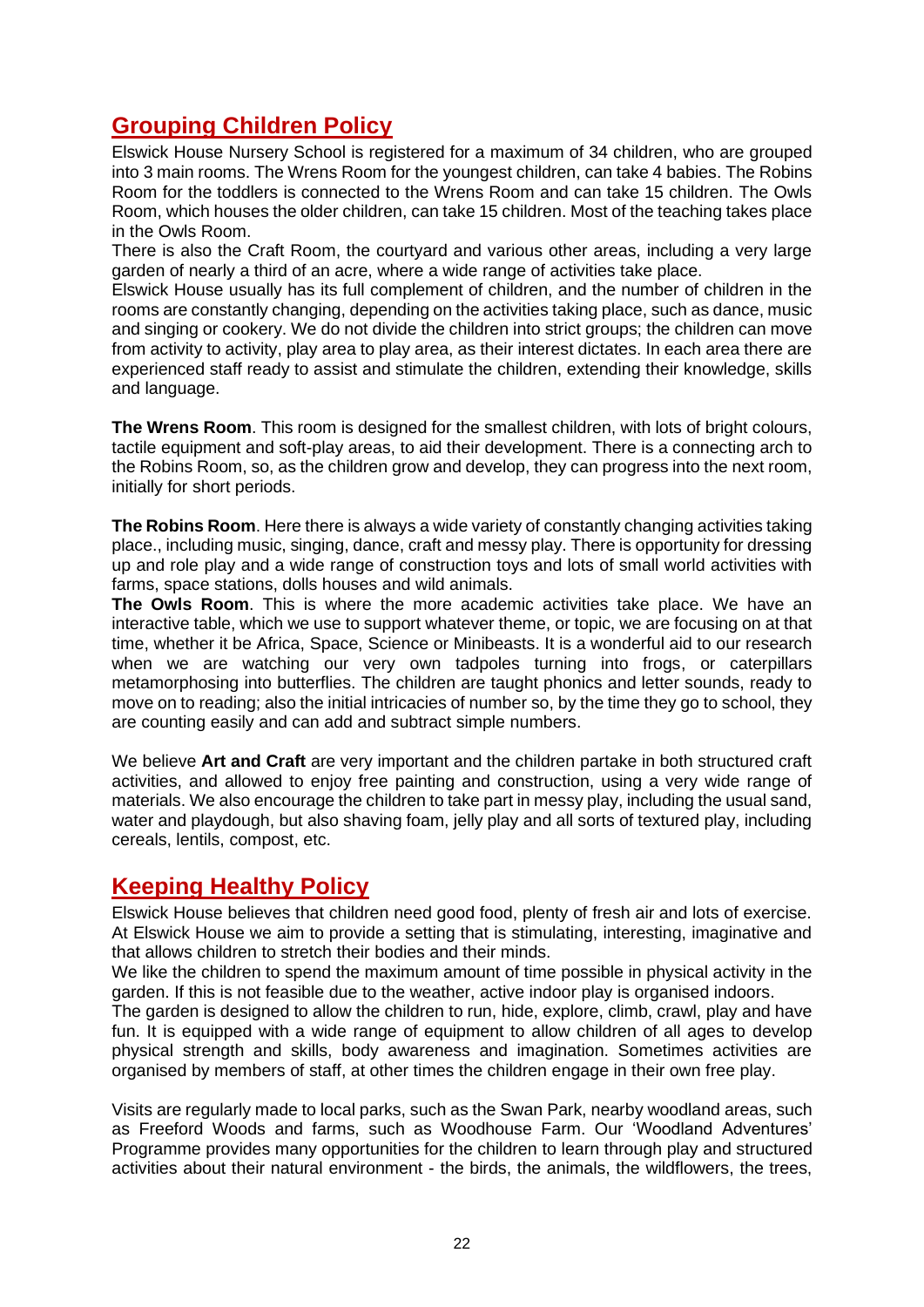## Grouping Children Policy

Elswick House Nursery School is registered for a maximum of 34 children, who are grouped into 3 main rooms. The Wrens Room for the youngest children, can take 4 babies. The Robins Room for the toddlers is connected to the Wrens Room and can take 15 children. The Owls Room, which houses the older children, can take 15 children. Most of the teaching takes place in the Owls Room.

There is also the Craft Room, the courtyard and various other areas, including a very large garden of nearly a third of an acre, where a wide range of activities take place.

Elswick House usually has its full complement of children, and the number of children in the rooms are constantly changing, depending on the activities taking place, such as dance, music and singing or cookery. We do not divide the children into strict groups; the children can move from activity to activity, play area to play area, as their interest dictates. In each area there are experienced staff ready to assist and stimulate the children, extending their knowledge, skills and language.

**The Wrens Room**. This room is designed for the smallest children, with lots of bright colours, tactile equipment and soft-play areas, to aid their development. There is a connecting arch to the Robins Room, so, as the children grow and develop, they can progress into the next room, initially for short periods.

**The Robins Room**. Here there is always a wide variety of constantly changing activities taking place., including music, singing, dance, craft and messy play. There is opportunity for dressing up and role play and a wide range of construction toys and lots of small world activities with farms, space stations, dolls houses and wild animals.

**The Owls Room**. This is where the more academic activities take place. We have an interactive table, which we use to support whatever theme, or topic, we are focusing on at that time, whether it be Africa, Space, Science or Minibeasts. It is a wonderful aid to our research when we are watching our very own tadpoles turning into frogs, or caterpillars metamorphosing into butterflies. The children are taught phonics and letter sounds, ready to move on to reading; also the initial intricacies of number so, by the time they go to school, they are counting easily and can add and subtract simple numbers.

We believe **Art and Craft** are very important and the children partake in both structured craft activities, and allowed to enjoy free painting and construction, using a very wide range of materials. We also encourage the children to take part in messy play, including the usual sand, water and playdough, but also shaving foam, jelly play and all sorts of textured play, including cereals, lentils, compost, etc.

## Keeping Healthy Policy

Elswick House believes that children need good food, plenty of fresh air and lots of exercise. At Elswick House we aim to provide a setting that is stimulating, interesting, imaginative and that allows children to stretch their bodies and their minds.

We like the children to spend the maximum amount of time possible in physical activity in the garden. If this is not feasible due to the weather, active indoor play is organised indoors.

The garden is designed to allow the children to run, hide, explore, climb, crawl, play and have fun. It is equipped with a wide range of equipment to allow children of all ages to develop physical strength and skills, body awareness and imagination. Sometimes activities are organised by members of staff, at other times the children engage in their own free play.

Visits are regularly made to local parks, such as the Swan Park, nearby woodland areas, such as Freeford Woods and farms, such as Woodhouse Farm. Our 'Woodland Adventures' Programme provides many opportunities for the children to learn through play and structured activities about their natural environment - the birds, the animals, the wildflowers, the trees,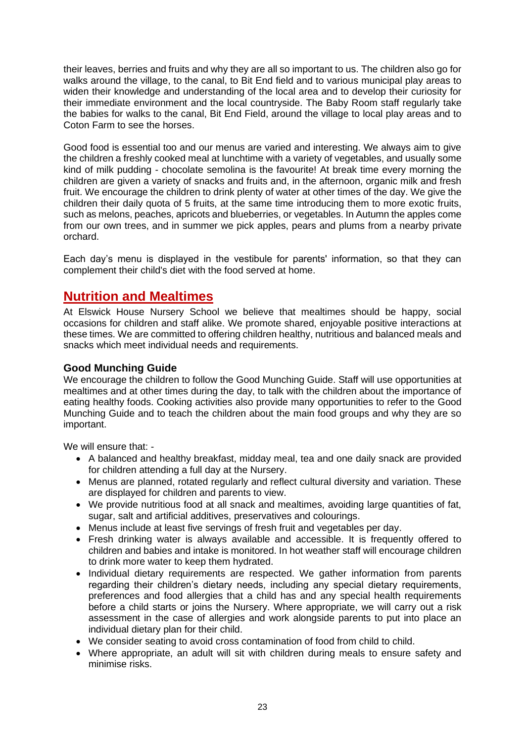their leaves, berries and fruits and why they are all so important to us. The children also go for walks around the village, to the canal, to Bit End field and to various municipal play areas to widen their knowledge and understanding of the local area and to develop their curiosity for their immediate environment and the local countryside. The Baby Room staff regularly take the babies for walks to the canal, Bit End Field, around the village to local play areas and to Coton Farm to see the horses.

Good food is essential too and our menus are varied and interesting. We always aim to give the children a freshly cooked meal at lunchtime with a variety of vegetables, and usually some kind of milk pudding - chocolate semolina is the favourite! At break time every morning the children are given a variety of snacks and fruits and, in the afternoon, organic milk and fresh fruit. We encourage the children to drink plenty of water at other times of the day. We give the children their daily quota of 5 fruits, at the same time introducing them to more exotic fruits, such as melons, peaches, apricots and blueberries, or vegetables. In Autumn the apples come from our own trees, and in summer we pick apples, pears and plums from a nearby private orchard.

Each day's menu is displayed in the vestibule for parents' information, so that they can complement their child's diet with the food served at home.

## Nutrition and Mealtimes

At Elswick House Nursery School we believe that mealtimes should be happy, social occasions for children and staff alike. We promote shared, enjoyable positive interactions at these times. We are committed to offering children healthy, nutritious and balanced meals and snacks which meet individual needs and requirements.

### Good Munching Guide

We encourage the children to follow the Good Munching Guide. Staff will use opportunities at mealtimes and at other times during the day, to talk with the children about the importance of eating healthy foods. Cooking activities also provide many opportunities to refer to the Good Munching Guide and to teach the children about the main food groups and why they are so important.

We will ensure that: -

- A balanced and healthy breakfast, midday meal, tea and one daily snack are provided for children attending a full day at the Nursery.
- Menus are planned, rotated regularly and reflect cultural diversity and variation. These are displayed for children and parents to view.
- We provide nutritious food at all snack and mealtimes, avoiding large quantities of fat, sugar, salt and artificial additives, preservatives and colourings.
- Menus include at least five servings of fresh fruit and vegetables per day.
- Fresh drinking water is always available and accessible. It is frequently offered to children and babies and intake is monitored. In hot weather staff will encourage children to drink more water to keep them hydrated.
- Individual dietary requirements are respected. We gather information from parents regarding their children's dietary needs, including any special dietary requirements, preferences and food allergies that a child has and any special health requirements before a child starts or joins the Nursery. Where appropriate, we will carry out a risk assessment in the case of allergies and work alongside parents to put into place an individual dietary plan for their child.
- We consider seating to avoid cross contamination of food from child to child.
- Where appropriate, an adult will sit with children during meals to ensure safety and minimise risks.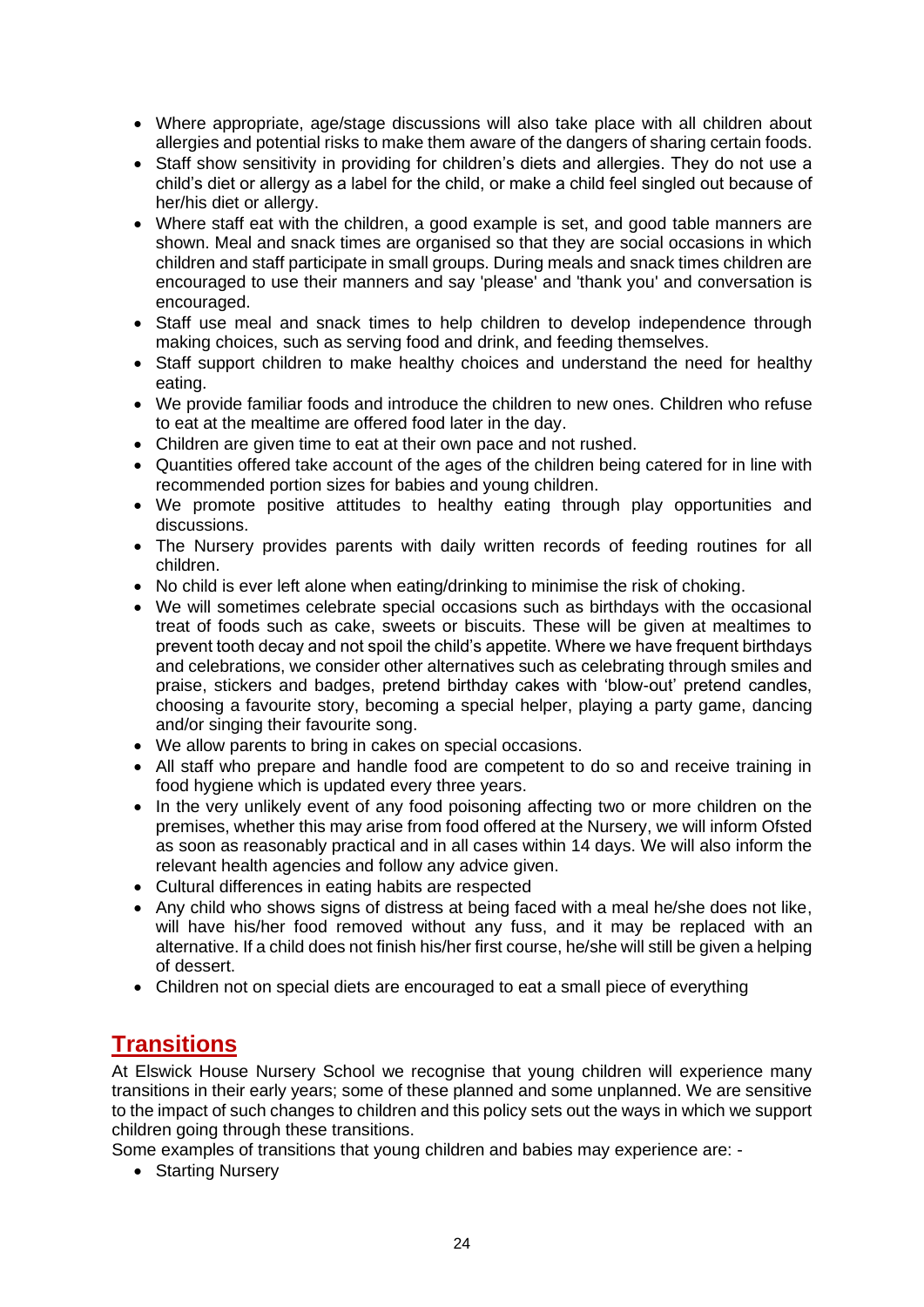- Where appropriate, age/stage discussions will also take place with all children about allergies and potential risks to make them aware of the dangers of sharing certain foods.
- Staff show sensitivity in providing for children's diets and allergies. They do not use a child's diet or allergy as a label for the child, or make a child feel singled out because of her/his diet or allergy.
- Where staff eat with the children, a good example is set, and good table manners are shown. Meal and snack times are organised so that they are social occasions in which children and staff participate in small groups. During meals and snack times children are encouraged to use their manners and say 'please' and 'thank you' and conversation is encouraged.
- Staff use meal and snack times to help children to develop independence through making choices, such as serving food and drink, and feeding themselves.
- Staff support children to make healthy choices and understand the need for healthy eating.
- We provide familiar foods and introduce the children to new ones. Children who refuse to eat at the mealtime are offered food later in the day.
- Children are given time to eat at their own pace and not rushed.
- Quantities offered take account of the ages of the children being catered for in line with recommended portion sizes for babies and young children.
- We promote positive attitudes to healthy eating through play opportunities and discussions.
- The Nursery provides parents with daily written records of feeding routines for all children.
- No child is ever left alone when eating/drinking to minimise the risk of choking.
- We will sometimes celebrate special occasions such as birthdays with the occasional treat of foods such as cake, sweets or biscuits. These will be given at mealtimes to prevent tooth decay and not spoil the child's appetite. Where we have frequent birthdays and celebrations, we consider other alternatives such as celebrating through smiles and praise, stickers and badges, pretend birthday cakes with 'blow-out' pretend candles, choosing a favourite story, becoming a special helper, playing a party game, dancing and/or singing their favourite song.
- We allow parents to bring in cakes on special occasions.
- All staff who prepare and handle food are competent to do so and receive training in food hygiene which is updated every three years.
- In the very unlikely event of any food poisoning affecting two or more children on the premises, whether this may arise from food offered at the Nursery, we will inform Ofsted as soon as reasonably practical and in all cases within 14 days. We will also inform the relevant health agencies and follow any advice given.
- Cultural differences in eating habits are respected
- Any child who shows signs of distress at being faced with a meal he/she does not like, will have his/her food removed without any fuss, and it may be replaced with an alternative. If a child does not finish his/her first course, he/she will still be given a helping of dessert.
- Children not on special diets are encouraged to eat a small piece of everything

## Transitions

At Elswick House Nursery School we recognise that young children will experience many transitions in their early years; some of these planned and some unplanned. We are sensitive to the impact of such changes to children and this policy sets out the ways in which we support children going through these transitions.

Some examples of transitions that young children and babies may experience are: -

- Starting Nursery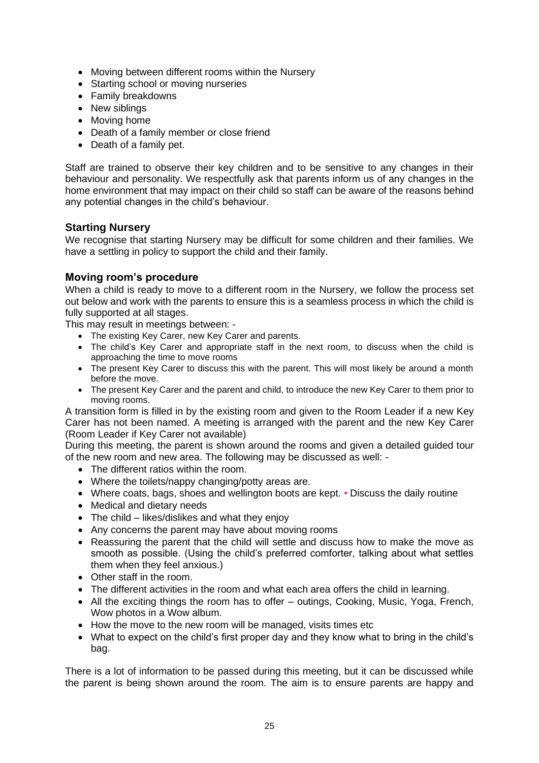- Moving between different rooms within the Nursery
- Starting school or moving nurseries
- Family breakdowns
- New siblings
- Moving home
- Death of a family member or close friend
- Death of a family pet.

Staff are trained to observe their key children and to be sensitive to any changes in their behaviour and personality. We respectfully ask that parents inform us of any changes in the home environment that may impact on their child so staff can be aware of the reasons behind any potential changes in the child's behaviour.

### Starting Nursery

We recognise that starting Nursery may be difficult for some children and their families. We have a settling in policy to support the child and their family.

### Moving room's procedure

When a child is ready to move to a different room in the Nursery, we follow the process set out below and work with the parents to ensure this is a seamless process in which the child is fully supported at all stages.

This may result in meetings between: -

- The existing Key Carer, new Key Carer and parents.
- The child's Key Carer and appropriate staff in the next room, to discuss when the child is approaching the time to move rooms
- The present Key Carer to discuss this with the parent. This will most likely be around a month before the move.
- The present Key Carer and the parent and child, to introduce the new Key Carer to them prior to moving rooms.

A transition form is filled in by the existing room and given to the Room Leader if a new Key Carer has not been named. A meeting is arranged with the parent and the new Key Carer (Room Leader if Key Carer not available)

During this meeting, the parent is shown around the rooms and given a detailed guided tour of the new room and new area. The following may be discussed as well: -

- The different ratios within the room.
- Where the toilets/nappy changing/potty areas are.
- Where coats, bags, shoes and wellington boots are kept. • Discuss the daily routine
- Medical and dietary needs
- The child – likes/dislikes and what they enjoy
- Any concerns the parent may have about moving rooms
- Reassuring the parent that the child will settle and discuss how to make the move as smooth as possible. (Using the child's preferred comforter, talking about what settles them when they feel anxious.)
- Other staff in the room.
- The different activities in the room and what each area offers the child in learning.
- All the exciting things the room has to offer – outings, Cooking, Music, Yoga, French, Wow photos in a Wow album.
- How the move to the new room will be managed, visits times etc
- What to expect on the child's first proper day and they know what to bring in the child's bag.

There is a lot of information to be passed during this meeting, but it can be discussed while the parent is being shown around the room. The aim is to ensure parents are happy and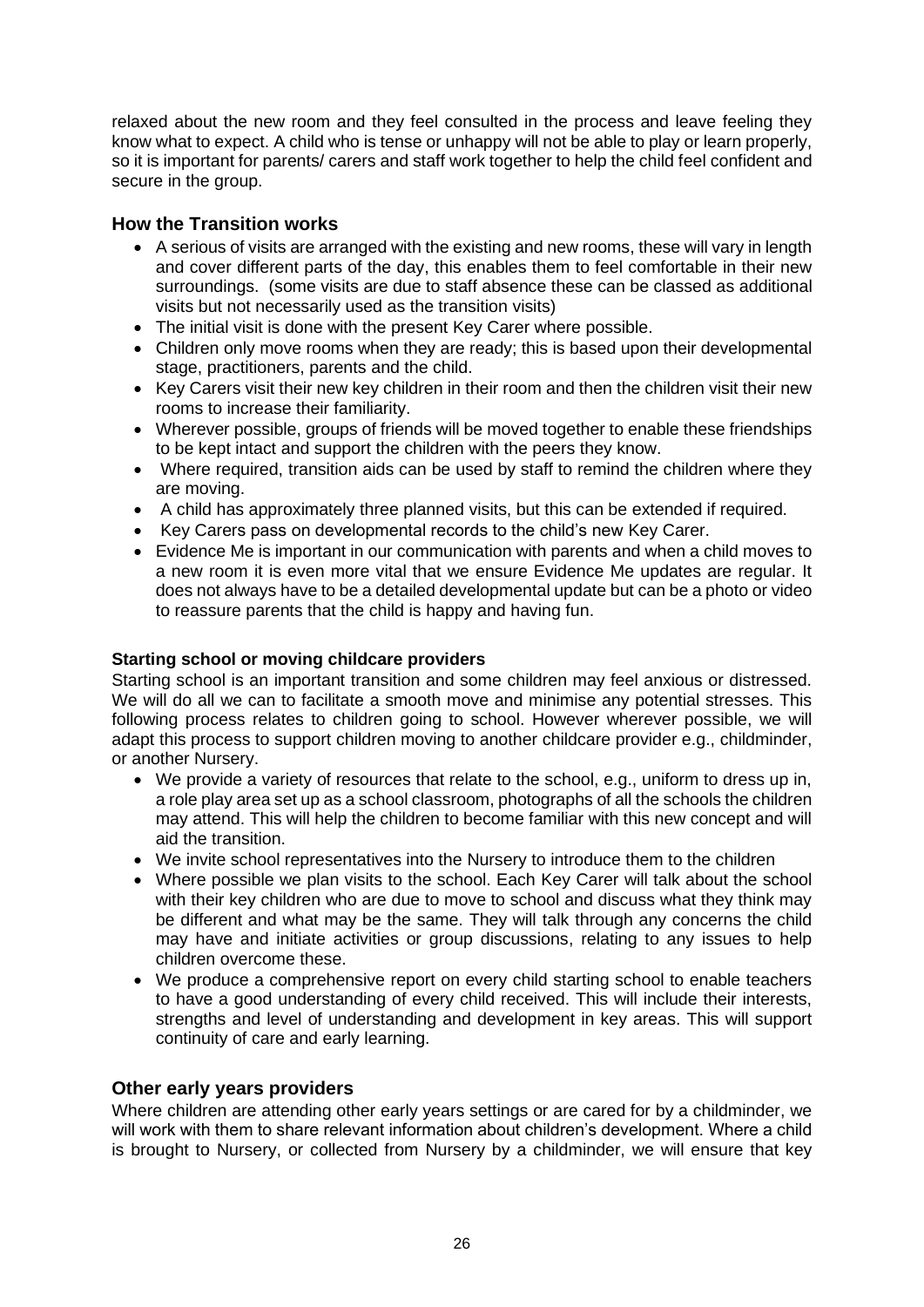relaxed about the new room and they feel consulted in the process and leave feeling they know what to expect. A child who is tense or unhappy will not be able to play or learn properly, so it is important for parents/ carers and staff work together to help the child feel confident and secure in the group.

## How the Transition works

- A serious of visits are arranged with the existing and new rooms, these will vary in length and cover different parts of the day, this enables them to feel comfortable in their new surroundings. (some visits are due to staff absence these can be classed as additional visits but not necessarily used as the transition visits)
- The initial visit is done with the present Key Carer where possible.
- Children only move rooms when they are ready; this is based upon their developmental stage, practitioners, parents and the child.
- Key Carers visit their new key children in their room and then the children visit their new rooms to increase their familiarity.
- Wherever possible, groups of friends will be moved together to enable these friendships to be kept intact and support the children with the peers they know.
- Where required, transition aids can be used by staff to remind the children where they are moving.
- A child has approximately three planned visits, but this can be extended if required.
- Key Carers pass on developmental records to the child's new Key Carer.
- Evidence Me is important in our communication with parents and when a child moves to a new room it is even more vital that we ensure Evidence Me updates are regular. It does not always have to be a detailed developmental update but can be a photo or video to reassure parents that the child is happy and having fun.

### Starting school or moving childcare providers

Starting school is an important transition and some children may feel anxious or distressed. We will do all we can to facilitate a smooth move and minimise any potential stresses. This following process relates to children going to school. However wherever possible, we will adapt this process to support children moving to another childcare provider e.g., childminder, or another Nursery.

- We provide a variety of resources that relate to the school, e.g., uniform to dress up in, a role play area set up as a school classroom, photographs of all the schools the children may attend. This will help the children to become familiar with this new concept and will aid the transition.
- We invite school representatives into the Nursery to introduce them to the children
- Where possible we plan visits to the school. Each Key Carer will talk about the school with their key children who are due to move to school and discuss what they think may be different and what may be the same. They will talk through any concerns the child may have and initiate activities or group discussions, relating to any issues to help children overcome these.
- We produce a comprehensive report on every child starting school to enable teachers to have a good understanding of every child received. This will include their interests, strengths and level of understanding and development in key areas. This will support continuity of care and early learning.

## Other early years providers

Where children are attending other early years settings or are cared for by a childminder, we will work with them to share relevant information about children's development. Where a child is brought to Nursery, or collected from Nursery by a childminder, we will ensure that key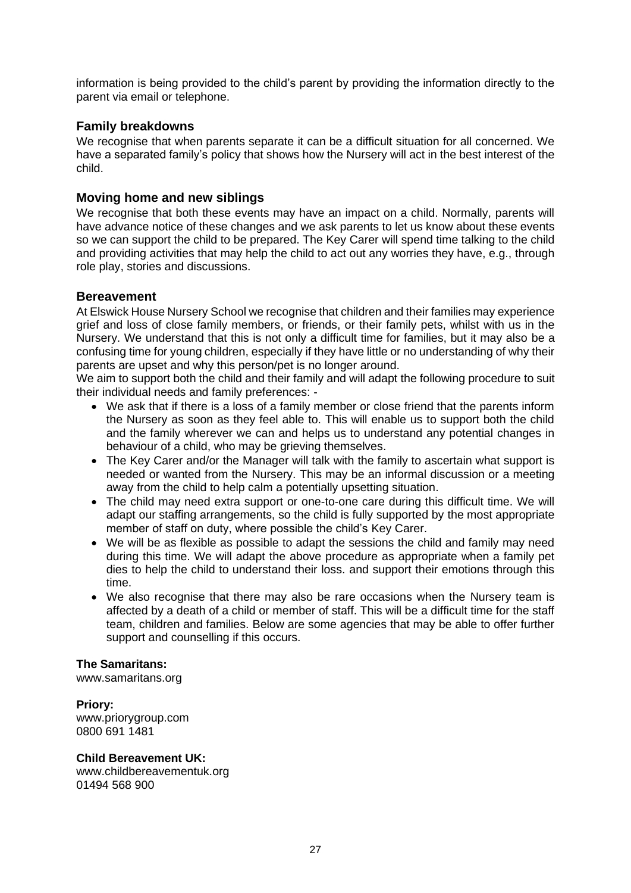information is being provided to the child's parent by providing the information directly to the parent via email or telephone.

### Family breakdowns

We recognise that when parents separate it can be a difficult situation for all concerned. We have a separated family's policy that shows how the Nursery will act in the best interest of the child.

### Moving home and new siblings

We recognise that both these events may have an impact on a child. Normally, parents will have advance notice of these changes and we ask parents to let us know about these events so we can support the child to be prepared. The Key Carer will spend time talking to the child and providing activities that may help the child to act out any worries they have, e.g., through role play, stories and discussions.

### Bereavement

At Elswick House Nursery School we recognise that children and their families may experience grief and loss of close family members, or friends, or their family pets, whilst with us in the Nursery. We understand that this is not only a difficult time for families, but it may also be a confusing time for young children, especially if they have little or no understanding of why their parents are upset and why this person/pet is no longer around.

We aim to support both the child and their family and will adapt the following procedure to suit their individual needs and family preferences: -

- We ask that if there is a loss of a family member or close friend that the parents inform the Nursery as soon as they feel able to. This will enable us to support both the child and the family wherever we can and helps us to understand any potential changes in behaviour of a child, who may be grieving themselves.
- The Key Carer and/or the Manager will talk with the family to ascertain what support is needed or wanted from the Nursery. This may be an informal discussion or a meeting away from the child to help calm a potentially upsetting situation.
- The child may need extra support or one-to-one care during this difficult time. We will adapt our staffing arrangements, so the child is fully supported by the most appropriate member of staff on duty, where possible the child's Key Carer.
- We will be as flexible as possible to adapt the sessions the child and family may need during this time. We will adapt the above procedure as appropriate when a family pet dies to help the child to understand their loss. and support their emotions through this time.
- We also recognise that there may also be rare occasions when the Nursery team is affected by a death of a child or member of staff. This will be a difficult time for the staff team, children and families. Below are some agencies that may be able to offer further support and counselling if this occurs.

**The Samaritans:**
www.samaritans.org

**Priory:**
www.priorygroup.com
0800 691 1481

**Child Bereavement UK:**
www.childbereavementuk.org
01494 568 900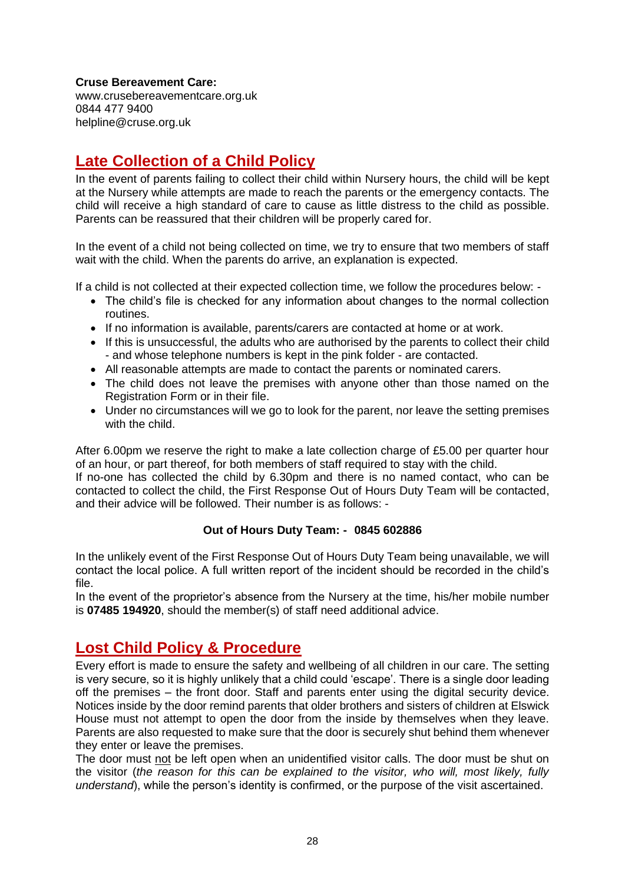**Cruse Bereavement Care:**
www.crusebereavementcare.org.uk
0844 477 9400
helpline@cruse.org.uk

## Late Collection of a Child Policy

In the event of parents failing to collect their child within Nursery hours, the child will be kept at the Nursery while attempts are made to reach the parents or the emergency contacts. The child will receive a high standard of care to cause as little distress to the child as possible. Parents can be reassured that their children will be properly cared for.

In the event of a child not being collected on time, we try to ensure that two members of staff wait with the child. When the parents do arrive, an explanation is expected.

If a child is not collected at their expected collection time, we follow the procedures below: -

- The child's file is checked for any information about changes to the normal collection routines.
- If no information is available, parents/carers are contacted at home or at work.
- If this is unsuccessful, the adults who are authorised by the parents to collect their child - and whose telephone numbers is kept in the pink folder - are contacted.
- All reasonable attempts are made to contact the parents or nominated carers.
- The child does not leave the premises with anyone other than those named on the Registration Form or in their file.
- Under no circumstances will we go to look for the parent, nor leave the setting premises with the child.

After 6.00pm we reserve the right to make a late collection charge of £5.00 per quarter hour of an hour, or part thereof, for both members of staff required to stay with the child.
If no-one has collected the child by 6.30pm and there is no named contact, who can be contacted to collect the child, the First Response Out of Hours Duty Team will be contacted, and their advice will be followed. Their number is as follows: -

**Out of Hours Duty Team: - 0845 602886**

In the unlikely event of the First Response Out of Hours Duty Team being unavailable, we will contact the local police. A full written report of the incident should be recorded in the child's file.
In the event of the proprietor's absence from the Nursery at the time, his/her mobile number is **07485 194920**, should the member(s) of staff need additional advice.

## Lost Child Policy & Procedure

Every effort is made to ensure the safety and wellbeing of all children in our care. The setting is very secure, so it is highly unlikely that a child could 'escape'. There is a single door leading off the premises – the front door. Staff and parents enter using the digital security device. Notices inside by the door remind parents that older brothers and sisters of children at Elswick House must not attempt to open the door from the inside by themselves when they leave. Parents are also requested to make sure that the door is securely shut behind them whenever they enter or leave the premises.
The door must not be left open when an unidentified visitor calls. The door must be shut on the visitor (*the reason for this can be explained to the visitor, who will, most likely, fully understand*), while the person's identity is confirmed, or the purpose of the visit ascertained.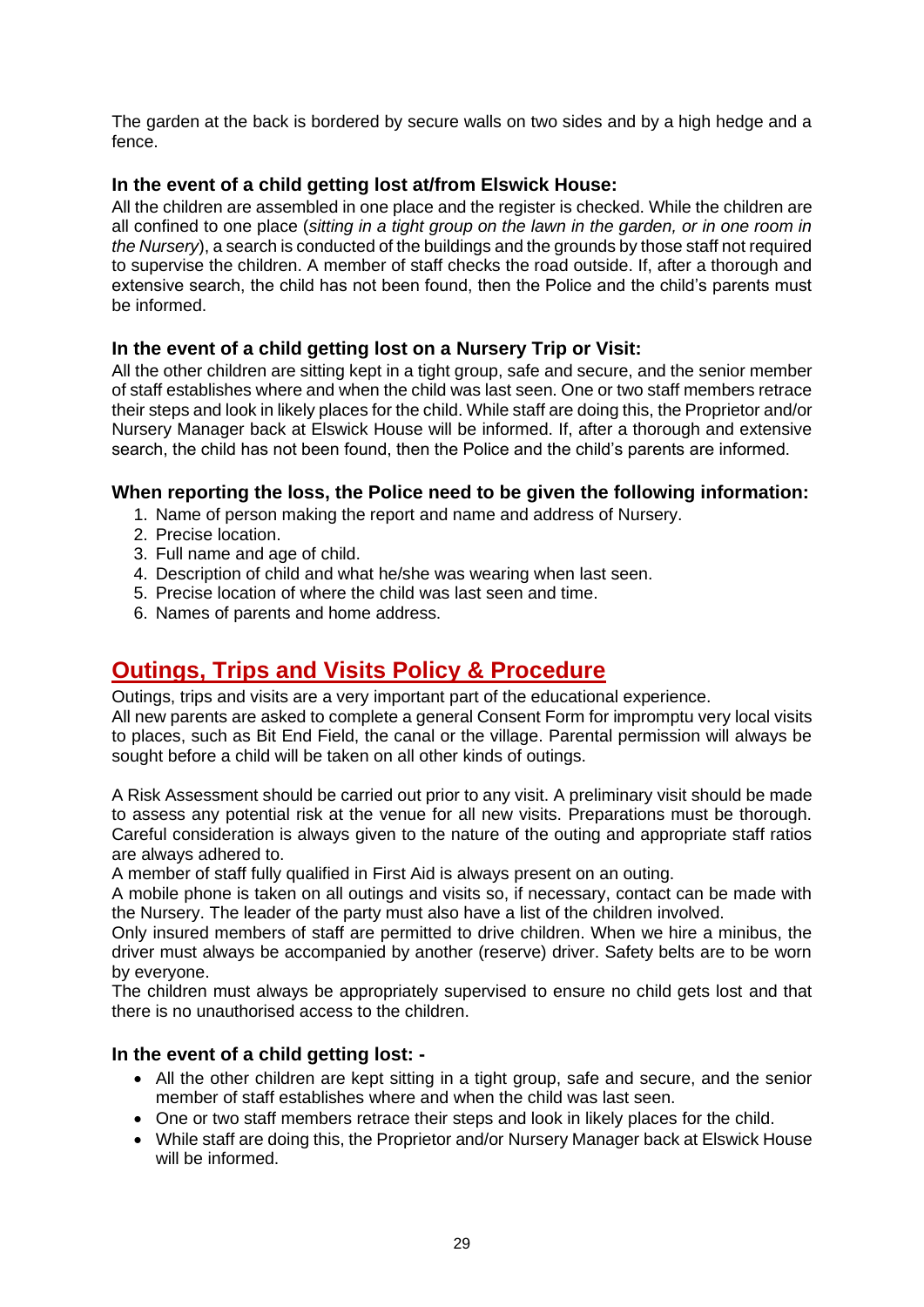The garden at the back is bordered by secure walls on two sides and by a high hedge and a fence.

### In the event of a child getting lost at/from Elswick House:

All the children are assembled in one place and the register is checked. While the children are all confined to one place (*sitting in a tight group on the lawn in the garden, or in one room in the Nursery*), a search is conducted of the buildings and the grounds by those staff not required to supervise the children. A member of staff checks the road outside. If, after a thorough and extensive search, the child has not been found, then the Police and the child's parents must be informed.

### In the event of a child getting lost on a Nursery Trip or Visit:

All the other children are sitting kept in a tight group, safe and secure, and the senior member of staff establishes where and when the child was last seen. One or two staff members retrace their steps and look in likely places for the child. While staff are doing this, the Proprietor and/or Nursery Manager back at Elswick House will be informed. If, after a thorough and extensive search, the child has not been found, then the Police and the child's parents are informed.

### When reporting the loss, the Police need to be given the following information:

1. Name of person making the report and name and address of Nursery.
2. Precise location.
3. Full name and age of child.
4. Description of child and what he/she was wearing when last seen.
5. Precise location of where the child was last seen and time.
6. Names of parents and home address.

## Outings, Trips and Visits Policy & Procedure

Outings, trips and visits are a very important part of the educational experience.
All new parents are asked to complete a general Consent Form for impromptu very local visits to places, such as Bit End Field, the canal or the village. Parental permission will always be sought before a child will be taken on all other kinds of outings.

A Risk Assessment should be carried out prior to any visit. A preliminary visit should be made to assess any potential risk at the venue for all new visits. Preparations must be thorough. Careful consideration is always given to the nature of the outing and appropriate staff ratios are always adhered to.
A member of staff fully qualified in First Aid is always present on an outing.
A mobile phone is taken on all outings and visits so, if necessary, contact can be made with the Nursery. The leader of the party must also have a list of the children involved.
Only insured members of staff are permitted to drive children. When we hire a minibus, the driver must always be accompanied by another (reserve) driver. Safety belts are to be worn by everyone.
The children must always be appropriately supervised to ensure no child gets lost and that there is no unauthorised access to the children.

### In the event of a child getting lost: -

- All the other children are kept sitting in a tight group, safe and secure, and the senior member of staff establishes where and when the child was last seen.
- One or two staff members retrace their steps and look in likely places for the child.
- While staff are doing this, the Proprietor and/or Nursery Manager back at Elswick House will be informed.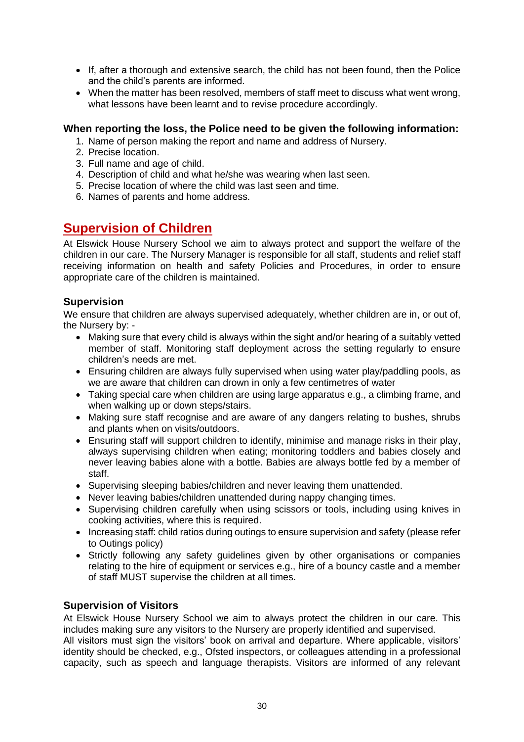- If, after a thorough and extensive search, the child has not been found, then the Police and the child's parents are informed.
- When the matter has been resolved, members of staff meet to discuss what went wrong, what lessons have been learnt and to revise procedure accordingly.

**When reporting the loss, the Police need to be given the following information:**

1. Name of person making the report and name and address of Nursery.
2. Precise location.
3. Full name and age of child.
4. Description of child and what he/she was wearing when last seen.
5. Precise location of where the child was last seen and time.
6. Names of parents and home address.

## Supervision of Children

At Elswick House Nursery School we aim to always protect and support the welfare of the children in our care. The Nursery Manager is responsible for all staff, students and relief staff receiving information on health and safety Policies and Procedures, in order to ensure appropriate care of the children is maintained.

### Supervision

We ensure that children are always supervised adequately, whether children are in, or out of, the Nursery by: -

- Making sure that every child is always within the sight and/or hearing of a suitably vetted member of staff. Monitoring staff deployment across the setting regularly to ensure children's needs are met.
- Ensuring children are always fully supervised when using water play/paddling pools, as we are aware that children can drown in only a few centimetres of water
- Taking special care when children are using large apparatus e.g., a climbing frame, and when walking up or down steps/stairs.
- Making sure staff recognise and are aware of any dangers relating to bushes, shrubs and plants when on visits/outdoors.
- Ensuring staff will support children to identify, minimise and manage risks in their play, always supervising children when eating; monitoring toddlers and babies closely and never leaving babies alone with a bottle. Babies are always bottle fed by a member of staff.
- Supervising sleeping babies/children and never leaving them unattended.
- Never leaving babies/children unattended during nappy changing times.
- Supervising children carefully when using scissors or tools, including using knives in cooking activities, where this is required.
- Increasing staff: child ratios during outings to ensure supervision and safety (please refer to Outings policy)
- Strictly following any safety guidelines given by other organisations or companies relating to the hire of equipment or services e.g., hire of a bouncy castle and a member of staff MUST supervise the children at all times.

### Supervision of Visitors

At Elswick House Nursery School we aim to always protect the children in our care. This includes making sure any visitors to the Nursery are properly identified and supervised.
All visitors must sign the visitors' book on arrival and departure. Where applicable, visitors' identity should be checked, e.g., Ofsted inspectors, or colleagues attending in a professional capacity, such as speech and language therapists. Visitors are informed of any relevant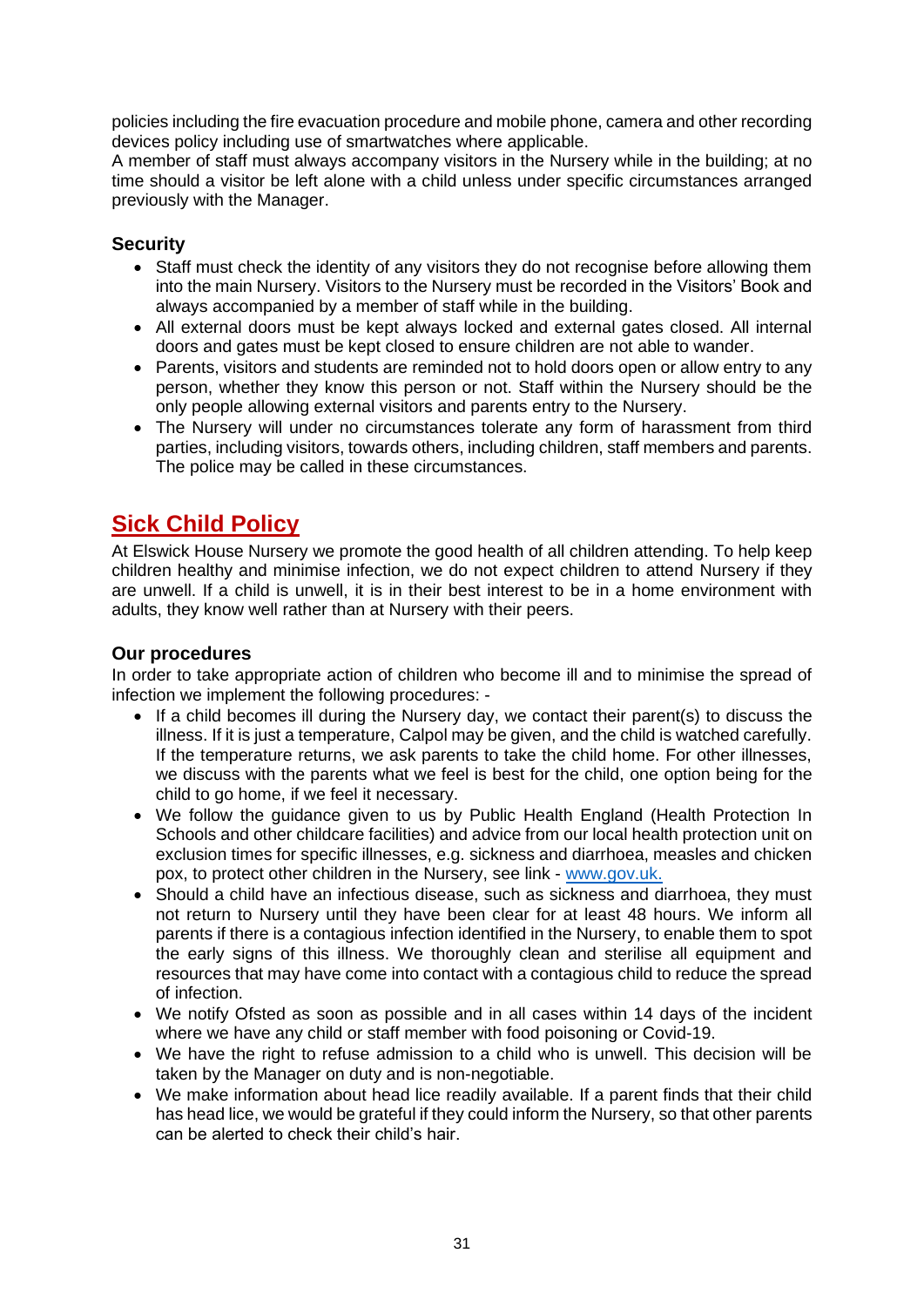policies including the fire evacuation procedure and mobile phone, camera and other recording devices policy including use of smartwatches where applicable.
A member of staff must always accompany visitors in the Nursery while in the building; at no time should a visitor be left alone with a child unless under specific circumstances arranged previously with the Manager.

### Security

- Staff must check the identity of any visitors they do not recognise before allowing them into the main Nursery. Visitors to the Nursery must be recorded in the Visitors' Book and always accompanied by a member of staff while in the building.
- All external doors must be kept always locked and external gates closed. All internal doors and gates must be kept closed to ensure children are not able to wander.
- Parents, visitors and students are reminded not to hold doors open or allow entry to any person, whether they know this person or not. Staff within the Nursery should be the only people allowing external visitors and parents entry to the Nursery.
- The Nursery will under no circumstances tolerate any form of harassment from third parties, including visitors, towards others, including children, staff members and parents. The police may be called in these circumstances.

## Sick Child Policy

At Elswick House Nursery we promote the good health of all children attending. To help keep children healthy and minimise infection, we do not expect children to attend Nursery if they are unwell. If a child is unwell, it is in their best interest to be in a home environment with adults, they know well rather than at Nursery with their peers.

### Our procedures

In order to take appropriate action of children who become ill and to minimise the spread of infection we implement the following procedures: -

- If a child becomes ill during the Nursery day, we contact their parent(s) to discuss the illness. If it is just a temperature, Calpol may be given, and the child is watched carefully. If the temperature returns, we ask parents to take the child home. For other illnesses, we discuss with the parents what we feel is best for the child, one option being for the child to go home, if we feel it necessary.
- We follow the guidance given to us by Public Health England (Health Protection In Schools and other childcare facilities) and advice from our local health protection unit on exclusion times for specific illnesses, e.g. sickness and diarrhoea, measles and chicken pox, to protect other children in the Nursery, see link - [www.gov.uk.](http://www.gov.uk)
- Should a child have an infectious disease, such as sickness and diarrhoea, they must not return to Nursery until they have been clear for at least 48 hours. We inform all parents if there is a contagious infection identified in the Nursery, to enable them to spot the early signs of this illness. We thoroughly clean and sterilise all equipment and resources that may have come into contact with a contagious child to reduce the spread of infection.
- We notify Ofsted as soon as possible and in all cases within 14 days of the incident where we have any child or staff member with food poisoning or Covid-19.
- We have the right to refuse admission to a child who is unwell. This decision will be taken by the Manager on duty and is non-negotiable.
- We make information about head lice readily available. If a parent finds that their child has head lice, we would be grateful if they could inform the Nursery, so that other parents can be alerted to check their child's hair.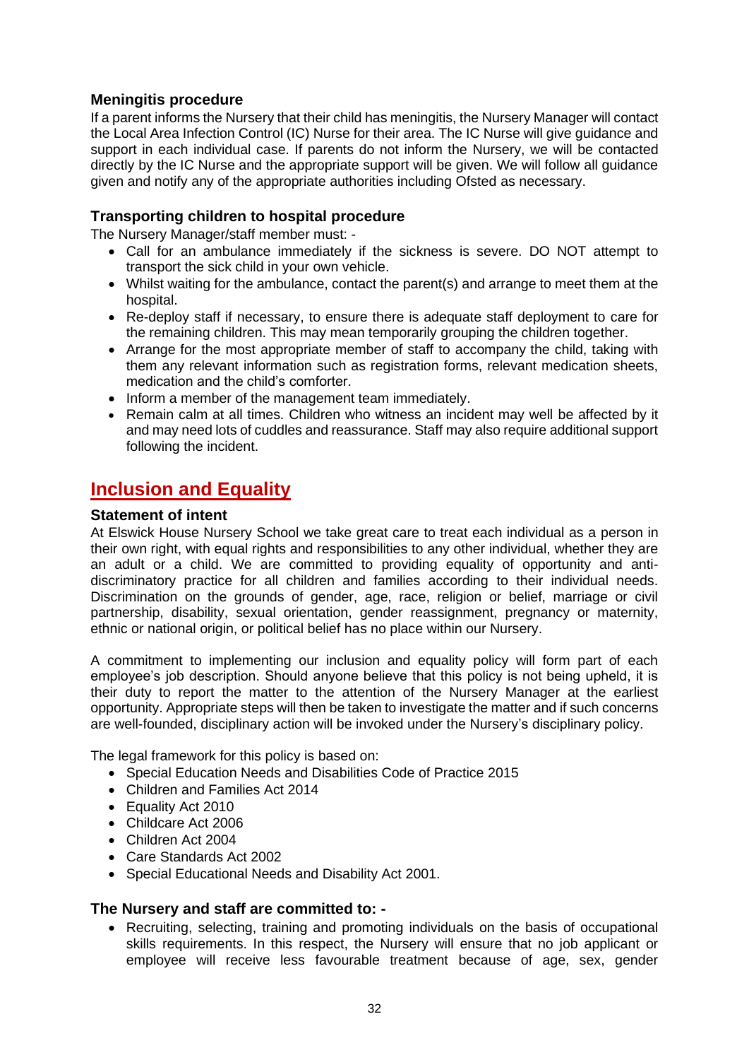### Meningitis procedure

If a parent informs the Nursery that their child has meningitis, the Nursery Manager will contact the Local Area Infection Control (IC) Nurse for their area. The IC Nurse will give guidance and support in each individual case. If parents do not inform the Nursery, we will be contacted directly by the IC Nurse and the appropriate support will be given. We will follow all guidance given and notify any of the appropriate authorities including Ofsted as necessary.

### Transporting children to hospital procedure

The Nursery Manager/staff member must: -

- Call for an ambulance immediately if the sickness is severe. DO NOT attempt to transport the sick child in your own vehicle.
- Whilst waiting for the ambulance, contact the parent(s) and arrange to meet them at the hospital.
- Re-deploy staff if necessary, to ensure there is adequate staff deployment to care for the remaining children. This may mean temporarily grouping the children together.
- Arrange for the most appropriate member of staff to accompany the child, taking with them any relevant information such as registration forms, relevant medication sheets, medication and the child's comforter.
- Inform a member of the management team immediately.
- Remain calm at all times. Children who witness an incident may well be affected by it and may need lots of cuddles and reassurance. Staff may also require additional support following the incident.

## Inclusion and Equality

### Statement of intent

At Elswick House Nursery School we take great care to treat each individual as a person in their own right, with equal rights and responsibilities to any other individual, whether they are an adult or a child. We are committed to providing equality of opportunity and anti-discriminatory practice for all children and families according to their individual needs. Discrimination on the grounds of gender, age, race, religion or belief, marriage or civil partnership, disability, sexual orientation, gender reassignment, pregnancy or maternity, ethnic or national origin, or political belief has no place within our Nursery.

A commitment to implementing our inclusion and equality policy will form part of each employee's job description. Should anyone believe that this policy is not being upheld, it is their duty to report the matter to the attention of the Nursery Manager at the earliest opportunity. Appropriate steps will then be taken to investigate the matter and if such concerns are well-founded, disciplinary action will be invoked under the Nursery's disciplinary policy.

The legal framework for this policy is based on:

- Special Education Needs and Disabilities Code of Practice 2015
- Children and Families Act 2014
- Equality Act 2010
- Childcare Act 2006
- Children Act 2004
- Care Standards Act 2002
- Special Educational Needs and Disability Act 2001.

### The Nursery and staff are committed to: -

- Recruiting, selecting, training and promoting individuals on the basis of occupational skills requirements. In this respect, the Nursery will ensure that no job applicant or employee will receive less favourable treatment because of age, sex, gender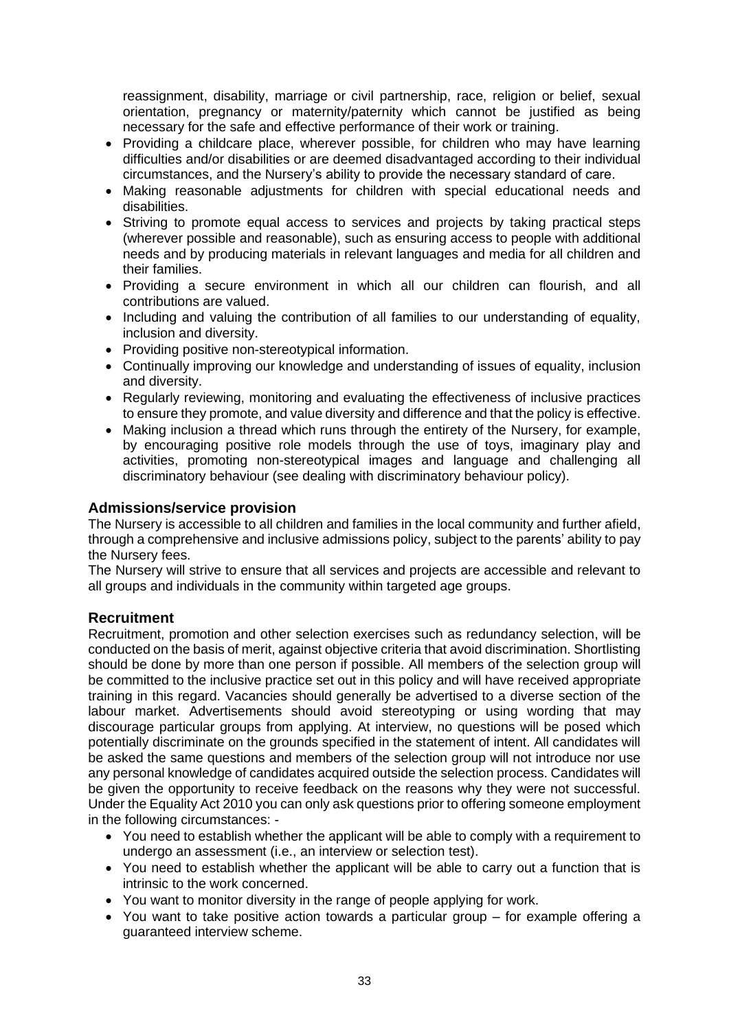reassignment, disability, marriage or civil partnership, race, religion or belief, sexual orientation, pregnancy or maternity/paternity which cannot be justified as being necessary for the safe and effective performance of their work or training.

- Providing a childcare place, wherever possible, for children who may have learning difficulties and/or disabilities or are deemed disadvantaged according to their individual circumstances, and the Nursery's ability to provide the necessary standard of care.
- Making reasonable adjustments for children with special educational needs and disabilities.
- Striving to promote equal access to services and projects by taking practical steps (wherever possible and reasonable), such as ensuring access to people with additional needs and by producing materials in relevant languages and media for all children and their families.
- Providing a secure environment in which all our children can flourish, and all contributions are valued.
- Including and valuing the contribution of all families to our understanding of equality, inclusion and diversity.
- Providing positive non-stereotypical information.
- Continually improving our knowledge and understanding of issues of equality, inclusion and diversity.
- Regularly reviewing, monitoring and evaluating the effectiveness of inclusive practices to ensure they promote, and value diversity and difference and that the policy is effective.
- Making inclusion a thread which runs through the entirety of the Nursery, for example, by encouraging positive role models through the use of toys, imaginary play and activities, promoting non-stereotypical images and language and challenging all discriminatory behaviour (see dealing with discriminatory behaviour policy).

### Admissions/service provision

The Nursery is accessible to all children and families in the local community and further afield, through a comprehensive and inclusive admissions policy, subject to the parents' ability to pay the Nursery fees.

The Nursery will strive to ensure that all services and projects are accessible and relevant to all groups and individuals in the community within targeted age groups.

### Recruitment

Recruitment, promotion and other selection exercises such as redundancy selection, will be conducted on the basis of merit, against objective criteria that avoid discrimination. Shortlisting should be done by more than one person if possible. All members of the selection group will be committed to the inclusive practice set out in this policy and will have received appropriate training in this regard. Vacancies should generally be advertised to a diverse section of the labour market. Advertisements should avoid stereotyping or using wording that may discourage particular groups from applying. At interview, no questions will be posed which potentially discriminate on the grounds specified in the statement of intent. All candidates will be asked the same questions and members of the selection group will not introduce nor use any personal knowledge of candidates acquired outside the selection process. Candidates will be given the opportunity to receive feedback on the reasons why they were not successful. Under the Equality Act 2010 you can only ask questions prior to offering someone employment in the following circumstances: -

- You need to establish whether the applicant will be able to comply with a requirement to undergo an assessment (i.e., an interview or selection test).
- You need to establish whether the applicant will be able to carry out a function that is intrinsic to the work concerned.
- You want to monitor diversity in the range of people applying for work.
- You want to take positive action towards a particular group – for example offering a guaranteed interview scheme.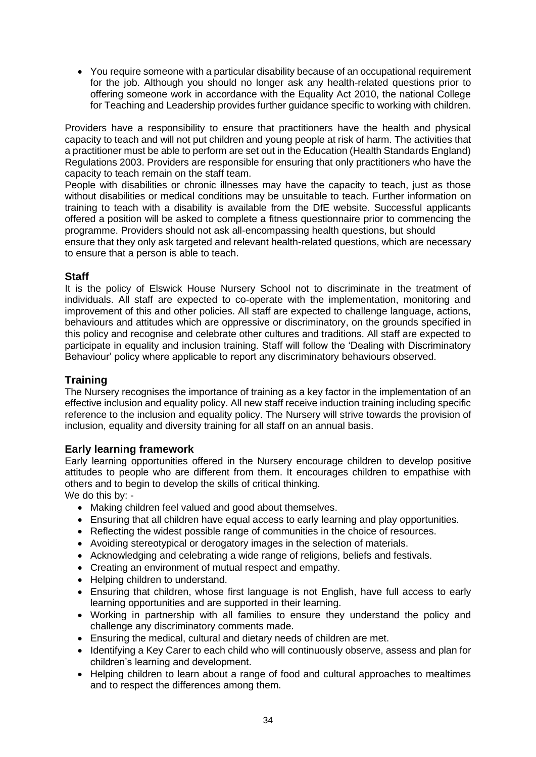- You require someone with a particular disability because of an occupational requirement for the job. Although you should no longer ask any health-related questions prior to offering someone work in accordance with the Equality Act 2010, the national College for Teaching and Leadership provides further guidance specific to working with children.

Providers have a responsibility to ensure that practitioners have the health and physical capacity to teach and will not put children and young people at risk of harm. The activities that a practitioner must be able to perform are set out in the Education (Health Standards England) Regulations 2003. Providers are responsible for ensuring that only practitioners who have the capacity to teach remain on the staff team.

People with disabilities or chronic illnesses may have the capacity to teach, just as those without disabilities or medical conditions may be unsuitable to teach. Further information on training to teach with a disability is available from the DfE website. Successful applicants offered a position will be asked to complete a fitness questionnaire prior to commencing the programme. Providers should not ask all-encompassing health questions, but should ensure that they only ask targeted and relevant health-related questions, which are necessary to ensure that a person is able to teach.

## Staff

It is the policy of Elswick House Nursery School not to discriminate in the treatment of individuals. All staff are expected to co-operate with the implementation, monitoring and improvement of this and other policies. All staff are expected to challenge language, actions, behaviours and attitudes which are oppressive or discriminatory, on the grounds specified in this policy and recognise and celebrate other cultures and traditions. All staff are expected to participate in equality and inclusion training. Staff will follow the 'Dealing with Discriminatory Behaviour' policy where applicable to report any discriminatory behaviours observed.

## Training

The Nursery recognises the importance of training as a key factor in the implementation of an effective inclusion and equality policy. All new staff receive induction training including specific reference to the inclusion and equality policy. The Nursery will strive towards the provision of inclusion, equality and diversity training for all staff on an annual basis.

## Early learning framework

Early learning opportunities offered in the Nursery encourage children to develop positive attitudes to people who are different from them. It encourages children to empathise with others and to begin to develop the skills of critical thinking.

We do this by: -

- Making children feel valued and good about themselves.
- Ensuring that all children have equal access to early learning and play opportunities.
- Reflecting the widest possible range of communities in the choice of resources.
- Avoiding stereotypical or derogatory images in the selection of materials.
- Acknowledging and celebrating a wide range of religions, beliefs and festivals.
- Creating an environment of mutual respect and empathy.
- Helping children to understand.
- Ensuring that children, whose first language is not English, have full access to early learning opportunities and are supported in their learning.
- Working in partnership with all families to ensure they understand the policy and challenge any discriminatory comments made.
- Ensuring the medical, cultural and dietary needs of children are met.
- Identifying a Key Carer to each child who will continuously observe, assess and plan for children's learning and development.
- Helping children to learn about a range of food and cultural approaches to mealtimes and to respect the differences among them.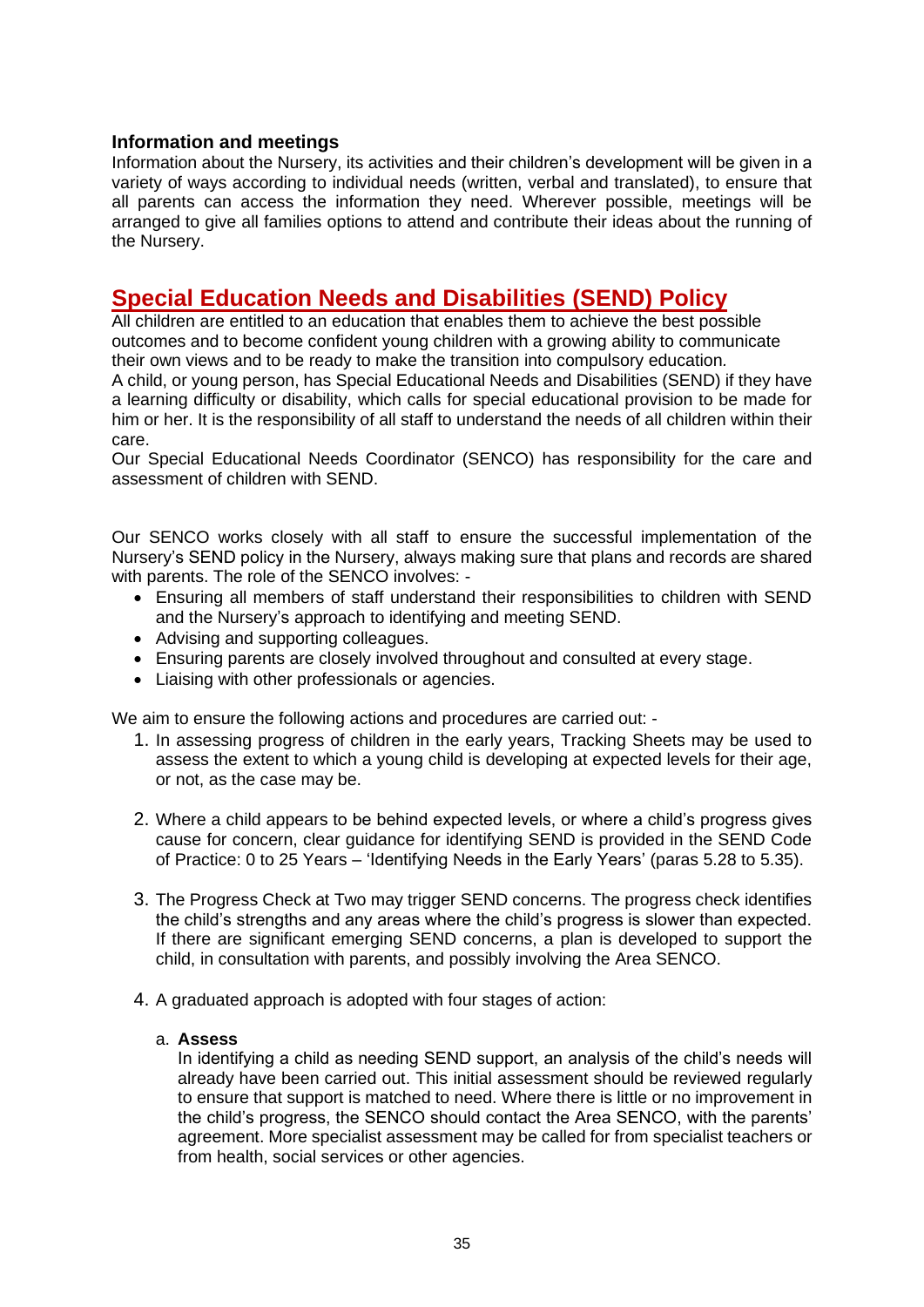### Information and meetings

Information about the Nursery, its activities and their children's development will be given in a variety of ways according to individual needs (written, verbal and translated), to ensure that all parents can access the information they need. Wherever possible, meetings will be arranged to give all families options to attend and contribute their ideas about the running of the Nursery.

## Special Education Needs and Disabilities (SEND) Policy

All children are entitled to an education that enables them to achieve the best possible outcomes and to become confident young children with a growing ability to communicate their own views and to be ready to make the transition into compulsory education.

A child, or young person, has Special Educational Needs and Disabilities (SEND) if they have a learning difficulty or disability, which calls for special educational provision to be made for him or her. It is the responsibility of all staff to understand the needs of all children within their care.

Our Special Educational Needs Coordinator (SENCO) has responsibility for the care and assessment of children with SEND.

Our SENCO works closely with all staff to ensure the successful implementation of the Nursery's SEND policy in the Nursery, always making sure that plans and records are shared with parents. The role of the SENCO involves: -

- Ensuring all members of staff understand their responsibilities to children with SEND and the Nursery's approach to identifying and meeting SEND.
- Advising and supporting colleagues.
- Ensuring parents are closely involved throughout and consulted at every stage.
- Liaising with other professionals or agencies.

We aim to ensure the following actions and procedures are carried out: -

1. In assessing progress of children in the early years, Tracking Sheets may be used to assess the extent to which a young child is developing at expected levels for their age, or not, as the case may be.

2. Where a child appears to be behind expected levels, or where a child's progress gives cause for concern, clear guidance for identifying SEND is provided in the SEND Code of Practice: 0 to 25 Years – 'Identifying Needs in the Early Years' (paras 5.28 to 5.35).

3. The Progress Check at Two may trigger SEND concerns. The progress check identifies the child's strengths and any areas where the child's progress is slower than expected. If there are significant emerging SEND concerns, a plan is developed to support the child, in consultation with parents, and possibly involving the Area SENCO.

4. A graduated approach is adopted with four stages of action:

   a. **Assess**
   In identifying a child as needing SEND support, an analysis of the child's needs will already have been carried out. This initial assessment should be reviewed regularly to ensure that support is matched to need. Where there is little or no improvement in the child's progress, the SENCO should contact the Area SENCO, with the parents' agreement. More specialist assessment may be called for from specialist teachers or from health, social services or other agencies.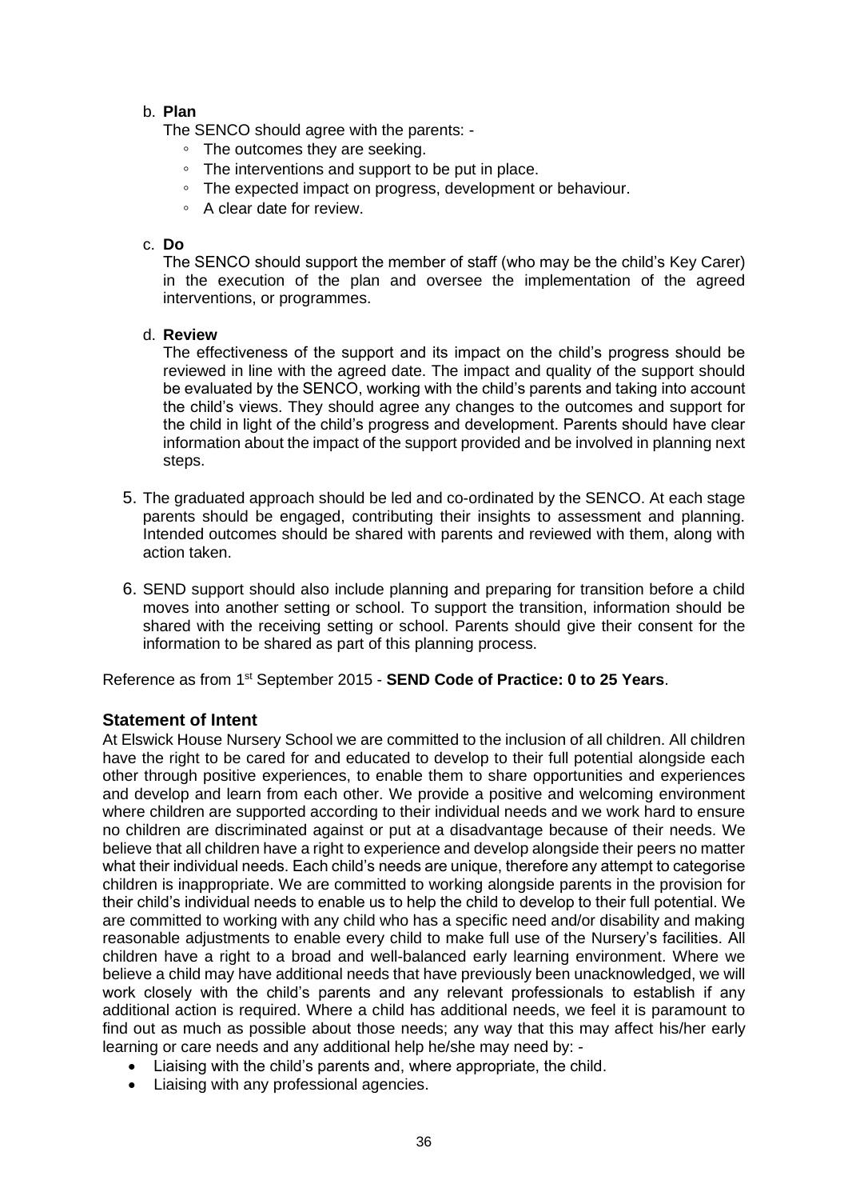b. **Plan**

   The SENCO should agree with the parents: -

   - The outcomes they are seeking.
   - The interventions and support to be put in place.
   - The expected impact on progress, development or behaviour.
   - A clear date for review.

c. **Do**

   The SENCO should support the member of staff (who may be the child's Key Carer) in the execution of the plan and oversee the implementation of the agreed interventions, or programmes.

d. **Review**

   The effectiveness of the support and its impact on the child's progress should be reviewed in line with the agreed date. The impact and quality of the support should be evaluated by the SENCO, working with the child's parents and taking into account the child's views. They should agree any changes to the outcomes and support for the child in light of the child's progress and development. Parents should have clear information about the impact of the support provided and be involved in planning next steps.

5. The graduated approach should be led and co-ordinated by the SENCO. At each stage parents should be engaged, contributing their insights to assessment and planning. Intended outcomes should be shared with parents and reviewed with them, along with action taken.

6. SEND support should also include planning and preparing for transition before a child moves into another setting or school. To support the transition, information should be shared with the receiving setting or school. Parents should give their consent for the information to be shared as part of this planning process.

Reference as from 1st September 2015 - **SEND Code of Practice: 0 to 25 Years**.

## Statement of Intent

At Elswick House Nursery School we are committed to the inclusion of all children. All children have the right to be cared for and educated to develop to their full potential alongside each other through positive experiences, to enable them to share opportunities and experiences and develop and learn from each other. We provide a positive and welcoming environment where children are supported according to their individual needs and we work hard to ensure no children are discriminated against or put at a disadvantage because of their needs. We believe that all children have a right to experience and develop alongside their peers no matter what their individual needs. Each child's needs are unique, therefore any attempt to categorise children is inappropriate. We are committed to working alongside parents in the provision for their child's individual needs to enable us to help the child to develop to their full potential. We are committed to working with any child who has a specific need and/or disability and making reasonable adjustments to enable every child to make full use of the Nursery's facilities. All children have a right to a broad and well-balanced early learning environment. Where we believe a child may have additional needs that have previously been unacknowledged, we will work closely with the child's parents and any relevant professionals to establish if any additional action is required. Where a child has additional needs, we feel it is paramount to find out as much as possible about those needs; any way that this may affect his/her early learning or care needs and any additional help he/she may need by: -

- Liaising with the child's parents and, where appropriate, the child.
- Liaising with any professional agencies.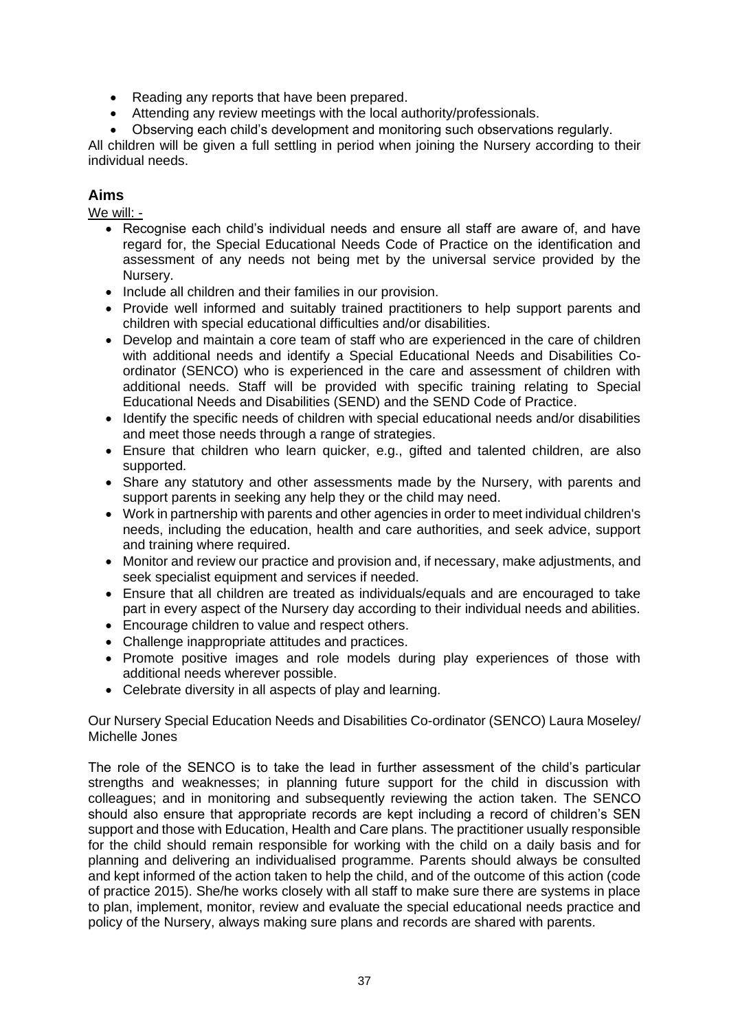- Reading any reports that have been prepared.
- Attending any review meetings with the local authority/professionals.
- Observing each child's development and monitoring such observations regularly.

All children will be given a full settling in period when joining the Nursery according to their individual needs.

## Aims

We will: -

- Recognise each child's individual needs and ensure all staff are aware of, and have regard for, the Special Educational Needs Code of Practice on the identification and assessment of any needs not being met by the universal service provided by the Nursery.
- Include all children and their families in our provision.
- Provide well informed and suitably trained practitioners to help support parents and children with special educational difficulties and/or disabilities.
- Develop and maintain a core team of staff who are experienced in the care of children with additional needs and identify a Special Educational Needs and Disabilities Co-ordinator (SENCO) who is experienced in the care and assessment of children with additional needs. Staff will be provided with specific training relating to Special Educational Needs and Disabilities (SEND) and the SEND Code of Practice.
- Identify the specific needs of children with special educational needs and/or disabilities and meet those needs through a range of strategies.
- Ensure that children who learn quicker, e.g., gifted and talented children, are also supported.
- Share any statutory and other assessments made by the Nursery, with parents and support parents in seeking any help they or the child may need.
- Work in partnership with parents and other agencies in order to meet individual children's needs, including the education, health and care authorities, and seek advice, support and training where required.
- Monitor and review our practice and provision and, if necessary, make adjustments, and seek specialist equipment and services if needed.
- Ensure that all children are treated as individuals/equals and are encouraged to take part in every aspect of the Nursery day according to their individual needs and abilities.
- Encourage children to value and respect others.
- Challenge inappropriate attitudes and practices.
- Promote positive images and role models during play experiences of those with additional needs wherever possible.
- Celebrate diversity in all aspects of play and learning.

Our Nursery Special Education Needs and Disabilities Co-ordinator (SENCO) Laura Moseley/ Michelle Jones

The role of the SENCO is to take the lead in further assessment of the child's particular strengths and weaknesses; in planning future support for the child in discussion with colleagues; and in monitoring and subsequently reviewing the action taken. The SENCO should also ensure that appropriate records are kept including a record of children's SEN support and those with Education, Health and Care plans. The practitioner usually responsible for the child should remain responsible for working with the child on a daily basis and for planning and delivering an individualised programme. Parents should always be consulted and kept informed of the action taken to help the child, and of the outcome of this action (code of practice 2015). She/he works closely with all staff to make sure there are systems in place to plan, implement, monitor, review and evaluate the special educational needs practice and policy of the Nursery, always making sure plans and records are shared with parents.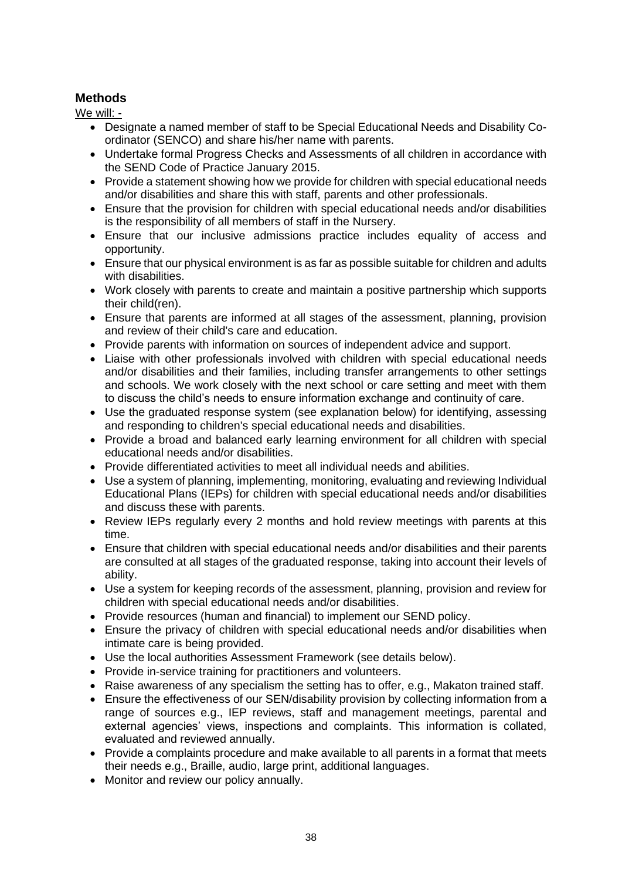## Methods

We will: -

- Designate a named member of staff to be Special Educational Needs and Disability Co-ordinator (SENCO) and share his/her name with parents.
- Undertake formal Progress Checks and Assessments of all children in accordance with the SEND Code of Practice January 2015.
- Provide a statement showing how we provide for children with special educational needs and/or disabilities and share this with staff, parents and other professionals.
- Ensure that the provision for children with special educational needs and/or disabilities is the responsibility of all members of staff in the Nursery.
- Ensure that our inclusive admissions practice includes equality of access and opportunity.
- Ensure that our physical environment is as far as possible suitable for children and adults with disabilities.
- Work closely with parents to create and maintain a positive partnership which supports their child(ren).
- Ensure that parents are informed at all stages of the assessment, planning, provision and review of their child's care and education.
- Provide parents with information on sources of independent advice and support.
- Liaise with other professionals involved with children with special educational needs and/or disabilities and their families, including transfer arrangements to other settings and schools. We work closely with the next school or care setting and meet with them to discuss the child's needs to ensure information exchange and continuity of care.
- Use the graduated response system (see explanation below) for identifying, assessing and responding to children's special educational needs and disabilities.
- Provide a broad and balanced early learning environment for all children with special educational needs and/or disabilities.
- Provide differentiated activities to meet all individual needs and abilities.
- Use a system of planning, implementing, monitoring, evaluating and reviewing Individual Educational Plans (IEPs) for children with special educational needs and/or disabilities and discuss these with parents.
- Review IEPs regularly every 2 months and hold review meetings with parents at this time.
- Ensure that children with special educational needs and/or disabilities and their parents are consulted at all stages of the graduated response, taking into account their levels of ability.
- Use a system for keeping records of the assessment, planning, provision and review for children with special educational needs and/or disabilities.
- Provide resources (human and financial) to implement our SEND policy.
- Ensure the privacy of children with special educational needs and/or disabilities when intimate care is being provided.
- Use the local authorities Assessment Framework (see details below).
- Provide in-service training for practitioners and volunteers.
- Raise awareness of any specialism the setting has to offer, e.g., Makaton trained staff.
- Ensure the effectiveness of our SEN/disability provision by collecting information from a range of sources e.g., IEP reviews, staff and management meetings, parental and external agencies' views, inspections and complaints. This information is collated, evaluated and reviewed annually.
- Provide a complaints procedure and make available to all parents in a format that meets their needs e.g., Braille, audio, large print, additional languages.
- Monitor and review our policy annually.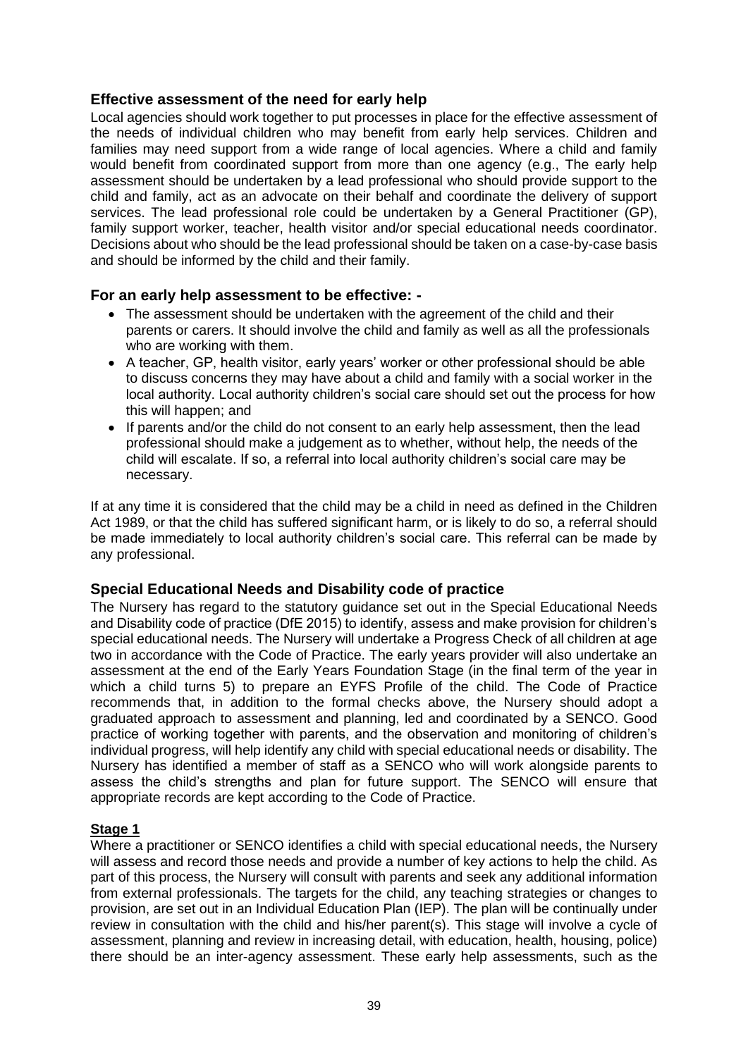## Effective assessment of the need for early help

Local agencies should work together to put processes in place for the effective assessment of the needs of individual children who may benefit from early help services. Children and families may need support from a wide range of local agencies. Where a child and family would benefit from coordinated support from more than one agency (e.g., The early help assessment should be undertaken by a lead professional who should provide support to the child and family, act as an advocate on their behalf and coordinate the delivery of support services. The lead professional role could be undertaken by a General Practitioner (GP), family support worker, teacher, health visitor and/or special educational needs coordinator. Decisions about who should be the lead professional should be taken on a case-by-case basis and should be informed by the child and their family.

## For an early help assessment to be effective: -

- The assessment should be undertaken with the agreement of the child and their parents or carers. It should involve the child and family as well as all the professionals who are working with them.
- A teacher, GP, health visitor, early years' worker or other professional should be able to discuss concerns they may have about a child and family with a social worker in the local authority. Local authority children's social care should set out the process for how this will happen; and
- If parents and/or the child do not consent to an early help assessment, then the lead professional should make a judgement as to whether, without help, the needs of the child will escalate. If so, a referral into local authority children's social care may be necessary.

If at any time it is considered that the child may be a child in need as defined in the Children Act 1989, or that the child has suffered significant harm, or is likely to do so, a referral should be made immediately to local authority children's social care. This referral can be made by any professional.

## Special Educational Needs and Disability code of practice

The Nursery has regard to the statutory guidance set out in the Special Educational Needs and Disability code of practice (DfE 2015) to identify, assess and make provision for children's special educational needs. The Nursery will undertake a Progress Check of all children at age two in accordance with the Code of Practice. The early years provider will also undertake an assessment at the end of the Early Years Foundation Stage (in the final term of the year in which a child turns 5) to prepare an EYFS Profile of the child. The Code of Practice recommends that, in addition to the formal checks above, the Nursery should adopt a graduated approach to assessment and planning, led and coordinated by a SENCO. Good practice of working together with parents, and the observation and monitoring of children's individual progress, will help identify any child with special educational needs or disability. The Nursery has identified a member of staff as a SENCO who will work alongside parents to assess the child's strengths and plan for future support. The SENCO will ensure that appropriate records are kept according to the Code of Practice.

**Stage 1**

Where a practitioner or SENCO identifies a child with special educational needs, the Nursery will assess and record those needs and provide a number of key actions to help the child. As part of this process, the Nursery will consult with parents and seek any additional information from external professionals. The targets for the child, any teaching strategies or changes to provision, are set out in an Individual Education Plan (IEP). The plan will be continually under review in consultation with the child and his/her parent(s). This stage will involve a cycle of assessment, planning and review in increasing detail, with education, health, housing, police) there should be an inter-agency assessment. These early help assessments, such as the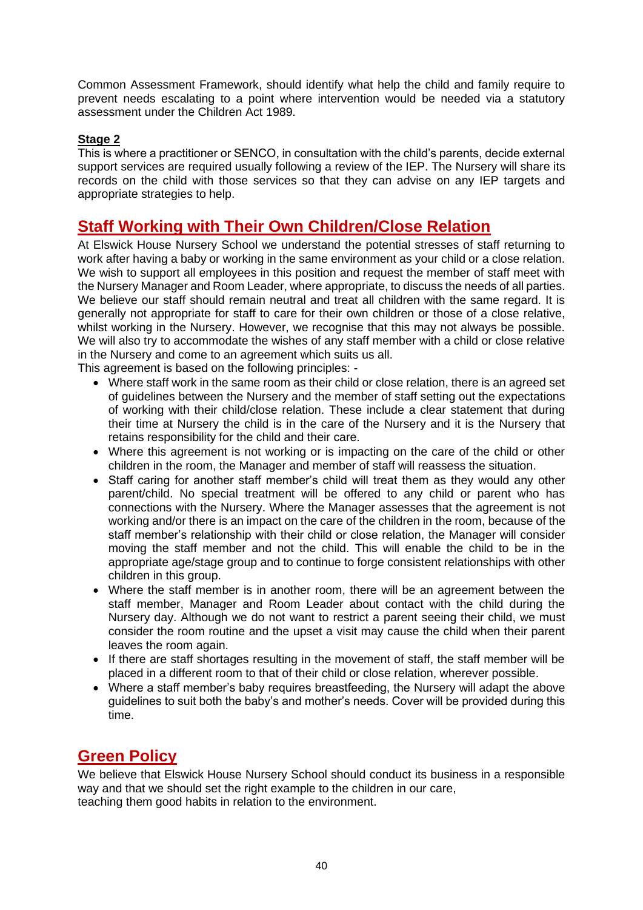Common Assessment Framework, should identify what help the child and family require to prevent needs escalating to a point where intervention would be needed via a statutory assessment under the Children Act 1989.

**Stage 2**

This is where a practitioner or SENCO, in consultation with the child's parents, decide external support services are required usually following a review of the IEP. The Nursery will share its records on the child with those services so that they can advise on any IEP targets and appropriate strategies to help.

## Staff Working with Their Own Children/Close Relation

At Elswick House Nursery School we understand the potential stresses of staff returning to work after having a baby or working in the same environment as your child or a close relation. We wish to support all employees in this position and request the member of staff meet with the Nursery Manager and Room Leader, where appropriate, to discuss the needs of all parties. We believe our staff should remain neutral and treat all children with the same regard. It is generally not appropriate for staff to care for their own children or those of a close relative, whilst working in the Nursery. However, we recognise that this may not always be possible. We will also try to accommodate the wishes of any staff member with a child or close relative in the Nursery and come to an agreement which suits us all.

This agreement is based on the following principles: -

- Where staff work in the same room as their child or close relation, there is an agreed set of guidelines between the Nursery and the member of staff setting out the expectations of working with their child/close relation. These include a clear statement that during their time at Nursery the child is in the care of the Nursery and it is the Nursery that retains responsibility for the child and their care.
- Where this agreement is not working or is impacting on the care of the child or other children in the room, the Manager and member of staff will reassess the situation.
- Staff caring for another staff member's child will treat them as they would any other parent/child. No special treatment will be offered to any child or parent who has connections with the Nursery. Where the Manager assesses that the agreement is not working and/or there is an impact on the care of the children in the room, because of the staff member's relationship with their child or close relation, the Manager will consider moving the staff member and not the child. This will enable the child to be in the appropriate age/stage group and to continue to forge consistent relationships with other children in this group.
- Where the staff member is in another room, there will be an agreement between the staff member, Manager and Room Leader about contact with the child during the Nursery day. Although we do not want to restrict a parent seeing their child, we must consider the room routine and the upset a visit may cause the child when their parent leaves the room again.
- If there are staff shortages resulting in the movement of staff, the staff member will be placed in a different room to that of their child or close relation, wherever possible.
- Where a staff member's baby requires breastfeeding, the Nursery will adapt the above guidelines to suit both the baby's and mother's needs. Cover will be provided during this time.

## Green Policy

We believe that Elswick House Nursery School should conduct its business in a responsible way and that we should set the right example to the children in our care, teaching them good habits in relation to the environment.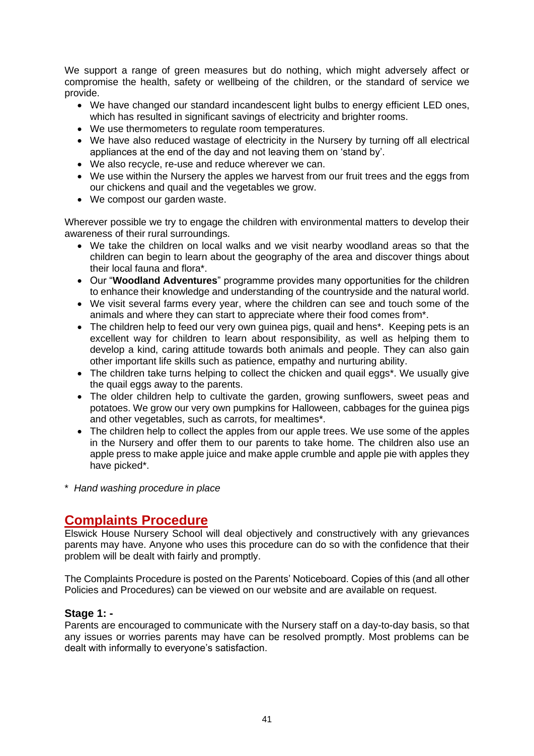We support a range of green measures but do nothing, which might adversely affect or compromise the health, safety or wellbeing of the children, or the standard of service we provide.

- We have changed our standard incandescent light bulbs to energy efficient LED ones, which has resulted in significant savings of electricity and brighter rooms.
- We use thermometers to regulate room temperatures.
- We have also reduced wastage of electricity in the Nursery by turning off all electrical appliances at the end of the day and not leaving them on 'stand by'.
- We also recycle, re-use and reduce wherever we can.
- We use within the Nursery the apples we harvest from our fruit trees and the eggs from our chickens and quail and the vegetables we grow.
- We compost our garden waste.

Wherever possible we try to engage the children with environmental matters to develop their awareness of their rural surroundings.

- We take the children on local walks and we visit nearby woodland areas so that the children can begin to learn about the geography of the area and discover things about their local fauna and flora*.
- Our "**Woodland Adventures**" programme provides many opportunities for the children to enhance their knowledge and understanding of the countryside and the natural world.
- We visit several farms every year, where the children can see and touch some of the animals and where they can start to appreciate where their food comes from*.
- The children help to feed our very own guinea pigs, quail and hens*. Keeping pets is an excellent way for children to learn about responsibility, as well as helping them to develop a kind, caring attitude towards both animals and people. They can also gain other important life skills such as patience, empathy and nurturing ability.
- The children take turns helping to collect the chicken and quail eggs*. We usually give the quail eggs away to the parents.
- The older children help to cultivate the garden, growing sunflowers, sweet peas and potatoes. We grow our very own pumpkins for Halloween, cabbages for the guinea pigs and other vegetables, such as carrots, for mealtimes*.
- The children help to collect the apples from our apple trees. We use some of the apples in the Nursery and offer them to our parents to take home. The children also use an apple press to make apple juice and make apple crumble and apple pie with apples they have picked*.

\* *Hand washing procedure in place*

## Complaints Procedure

Elswick House Nursery School will deal objectively and constructively with any grievances parents may have. Anyone who uses this procedure can do so with the confidence that their problem will be dealt with fairly and promptly.

The Complaints Procedure is posted on the Parents' Noticeboard. Copies of this (and all other Policies and Procedures) can be viewed on our website and are available on request.

### Stage 1: -

Parents are encouraged to communicate with the Nursery staff on a day-to-day basis, so that any issues or worries parents may have can be resolved promptly. Most problems can be dealt with informally to everyone's satisfaction.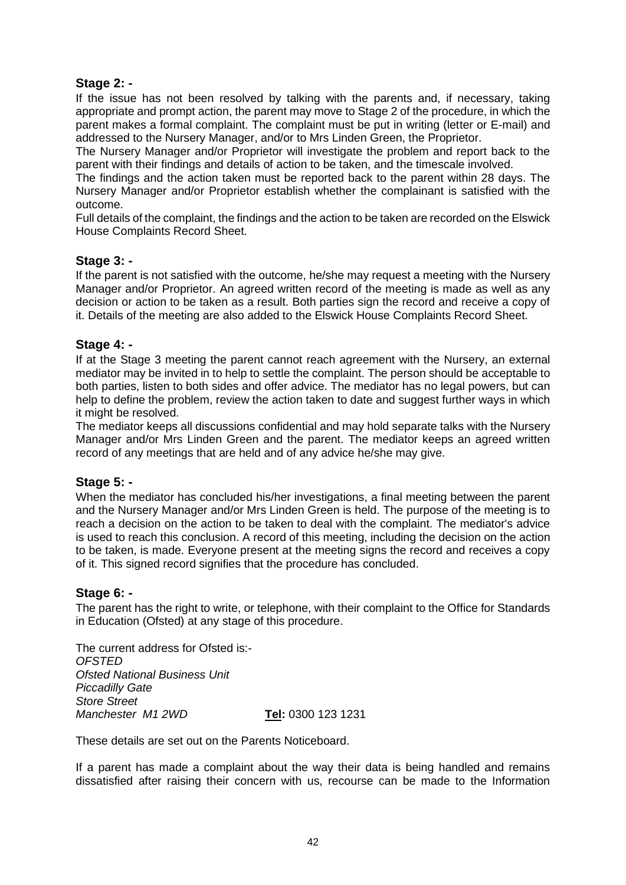### Stage 2: -

If the issue has not been resolved by talking with the parents and, if necessary, taking appropriate and prompt action, the parent may move to Stage 2 of the procedure, in which the parent makes a formal complaint. The complaint must be put in writing (letter or E-mail) and addressed to the Nursery Manager, and/or to Mrs Linden Green, the Proprietor.

The Nursery Manager and/or Proprietor will investigate the problem and report back to the parent with their findings and details of action to be taken, and the timescale involved.

The findings and the action taken must be reported back to the parent within 28 days. The Nursery Manager and/or Proprietor establish whether the complainant is satisfied with the outcome.

Full details of the complaint, the findings and the action to be taken are recorded on the Elswick House Complaints Record Sheet.

### Stage 3: -

If the parent is not satisfied with the outcome, he/she may request a meeting with the Nursery Manager and/or Proprietor. An agreed written record of the meeting is made as well as any decision or action to be taken as a result. Both parties sign the record and receive a copy of it. Details of the meeting are also added to the Elswick House Complaints Record Sheet.

### Stage 4: -

If at the Stage 3 meeting the parent cannot reach agreement with the Nursery, an external mediator may be invited in to help to settle the complaint. The person should be acceptable to both parties, listen to both sides and offer advice. The mediator has no legal powers, but can help to define the problem, review the action taken to date and suggest further ways in which it might be resolved.

The mediator keeps all discussions confidential and may hold separate talks with the Nursery Manager and/or Mrs Linden Green and the parent. The mediator keeps an agreed written record of any meetings that are held and of any advice he/she may give.

### Stage 5: -

When the mediator has concluded his/her investigations, a final meeting between the parent and the Nursery Manager and/or Mrs Linden Green is held. The purpose of the meeting is to reach a decision on the action to be taken to deal with the complaint. The mediator's advice is used to reach this conclusion. A record of this meeting, including the decision on the action to be taken, is made. Everyone present at the meeting signs the record and receives a copy of it. This signed record signifies that the procedure has concluded.

### Stage 6: -

The parent has the right to write, or telephone, with their complaint to the Office for Standards in Education (Ofsted) at any stage of this procedure.

The current address for Ofsted is:-
*OFSTED*
*Ofsted National Business Unit*
*Piccadilly Gate*
*Store Street*
*Manchester M1 2WD* **Tel:** 0300 123 1231

These details are set out on the Parents Noticeboard.

If a parent has made a complaint about the way their data is being handled and remains dissatisfied after raising their concern with us, recourse can be made to the Information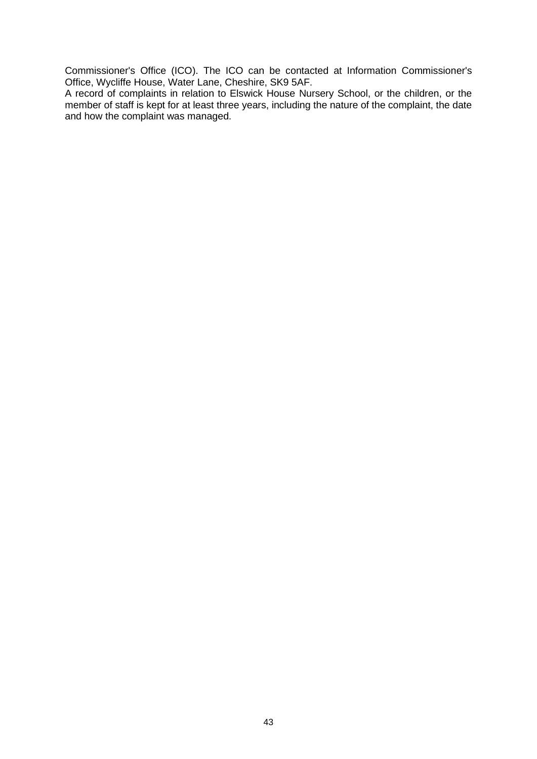Commissioner's Office (ICO). The ICO can be contacted at Information Commissioner's Office, Wycliffe House, Water Lane, Cheshire, SK9 5AF.

A record of complaints in relation to Elswick House Nursery School, or the children, or the member of staff is kept for at least three years, including the nature of the complaint, the date and how the complaint was managed.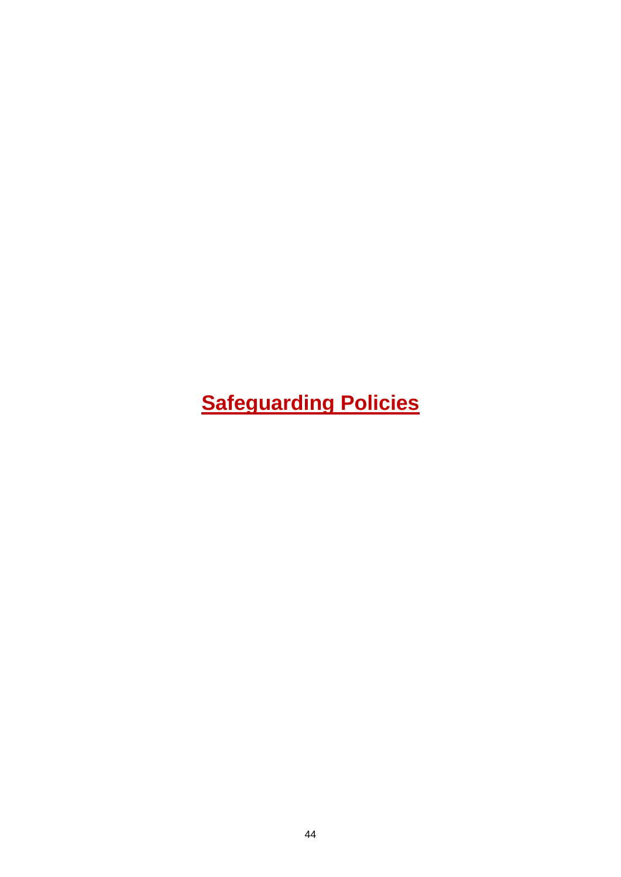# Safeguarding Policies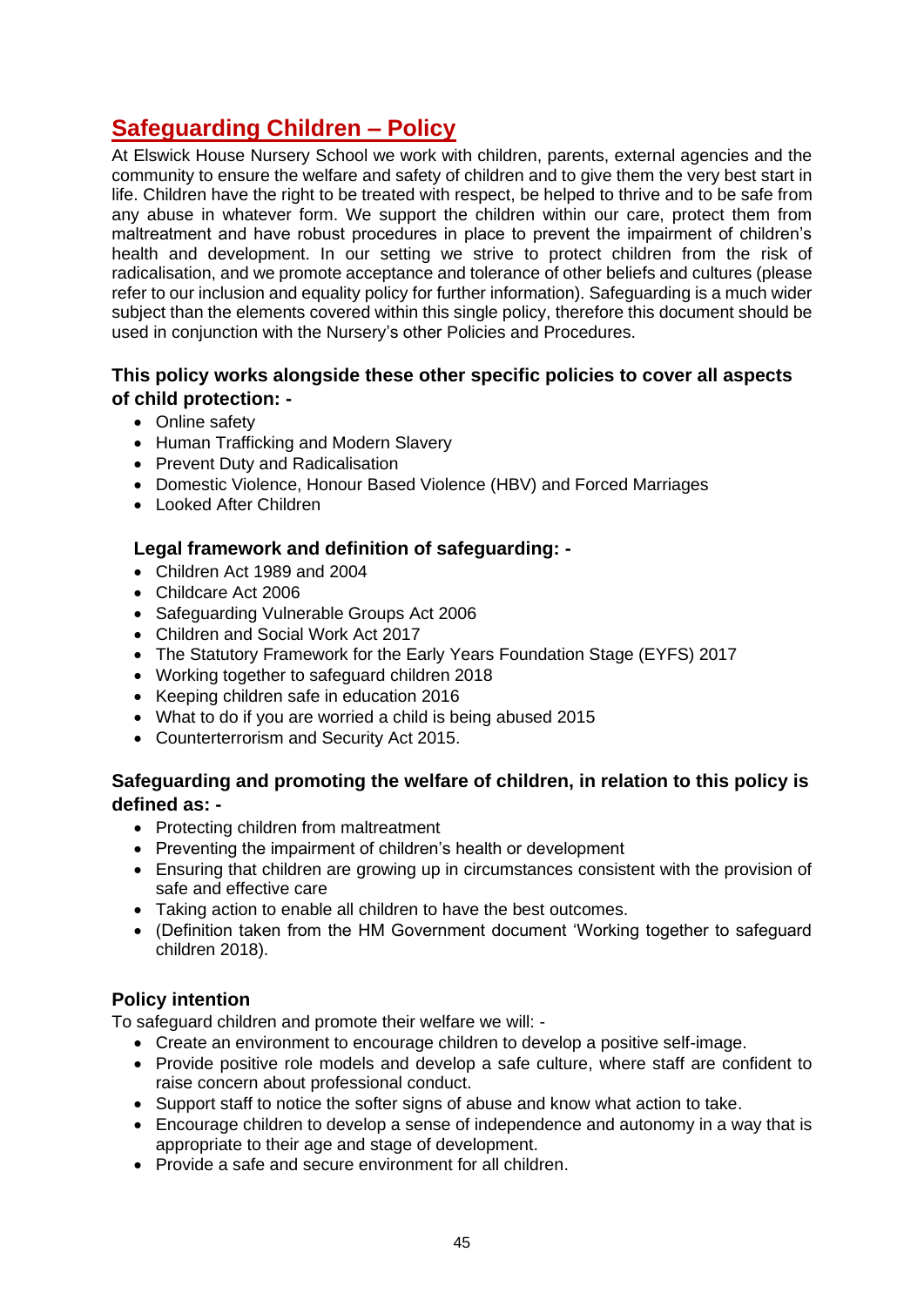## Safeguarding Children – Policy

At Elswick House Nursery School we work with children, parents, external agencies and the community to ensure the welfare and safety of children and to give them the very best start in life. Children have the right to be treated with respect, be helped to thrive and to be safe from any abuse in whatever form. We support the children within our care, protect them from maltreatment and have robust procedures in place to prevent the impairment of children's health and development. In our setting we strive to protect children from the risk of radicalisation, and we promote acceptance and tolerance of other beliefs and cultures (please refer to our inclusion and equality policy for further information). Safeguarding is a much wider subject than the elements covered within this single policy, therefore this document should be used in conjunction with the Nursery's other Policies and Procedures.

### This policy works alongside these other specific policies to cover all aspects of child protection: -

- Online safety
- Human Trafficking and Modern Slavery
- Prevent Duty and Radicalisation
- Domestic Violence, Honour Based Violence (HBV) and Forced Marriages
- Looked After Children

### Legal framework and definition of safeguarding: -

- Children Act 1989 and 2004
- Childcare Act 2006
- Safeguarding Vulnerable Groups Act 2006
- Children and Social Work Act 2017
- The Statutory Framework for the Early Years Foundation Stage (EYFS) 2017
- Working together to safeguard children 2018
- Keeping children safe in education 2016
- What to do if you are worried a child is being abused 2015
- Counterterrorism and Security Act 2015.

### Safeguarding and promoting the welfare of children, in relation to this policy is defined as: -

- Protecting children from maltreatment
- Preventing the impairment of children's health or development
- Ensuring that children are growing up in circumstances consistent with the provision of safe and effective care
- Taking action to enable all children to have the best outcomes.
- (Definition taken from the HM Government document 'Working together to safeguard children 2018).

### Policy intention

To safeguard children and promote their welfare we will: -

- Create an environment to encourage children to develop a positive self-image.
- Provide positive role models and develop a safe culture, where staff are confident to raise concern about professional conduct.
- Support staff to notice the softer signs of abuse and know what action to take.
- Encourage children to develop a sense of independence and autonomy in a way that is appropriate to their age and stage of development.
- Provide a safe and secure environment for all children.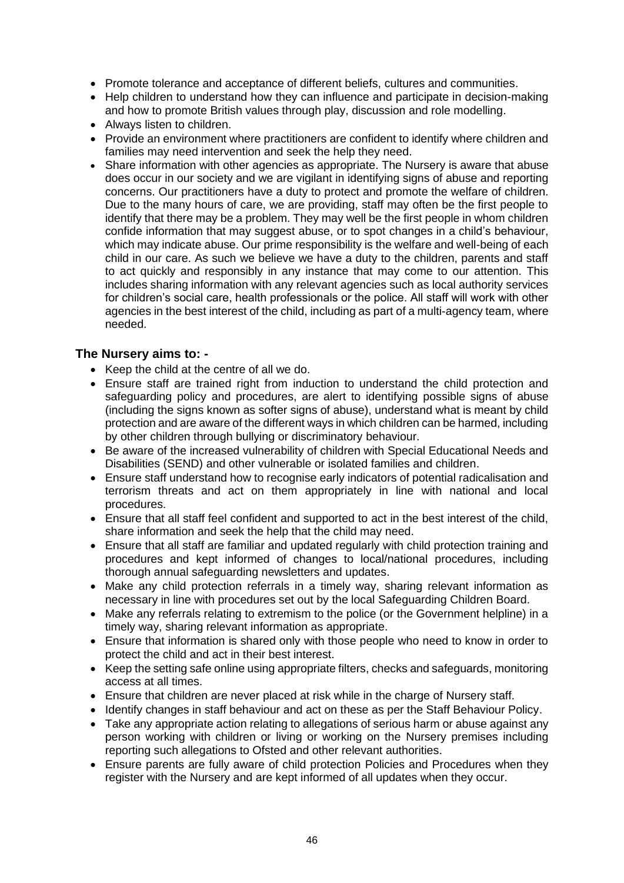- Promote tolerance and acceptance of different beliefs, cultures and communities.
- Help children to understand how they can influence and participate in decision-making and how to promote British values through play, discussion and role modelling.
- Always listen to children.
- Provide an environment where practitioners are confident to identify where children and families may need intervention and seek the help they need.
- Share information with other agencies as appropriate. The Nursery is aware that abuse does occur in our society and we are vigilant in identifying signs of abuse and reporting concerns. Our practitioners have a duty to protect and promote the welfare of children. Due to the many hours of care, we are providing, staff may often be the first people to identify that there may be a problem. They may well be the first people in whom children confide information that may suggest abuse, or to spot changes in a child's behaviour, which may indicate abuse. Our prime responsibility is the welfare and well-being of each child in our care. As such we believe we have a duty to the children, parents and staff to act quickly and responsibly in any instance that may come to our attention. This includes sharing information with any relevant agencies such as local authority services for children's social care, health professionals or the police. All staff will work with other agencies in the best interest of the child, including as part of a multi-agency team, where needed.

### The Nursery aims to: -

- Keep the child at the centre of all we do.
- Ensure staff are trained right from induction to understand the child protection and safeguarding policy and procedures, are alert to identifying possible signs of abuse (including the signs known as softer signs of abuse), understand what is meant by child protection and are aware of the different ways in which children can be harmed, including by other children through bullying or discriminatory behaviour.
- Be aware of the increased vulnerability of children with Special Educational Needs and Disabilities (SEND) and other vulnerable or isolated families and children.
- Ensure staff understand how to recognise early indicators of potential radicalisation and terrorism threats and act on them appropriately in line with national and local procedures.
- Ensure that all staff feel confident and supported to act in the best interest of the child, share information and seek the help that the child may need.
- Ensure that all staff are familiar and updated regularly with child protection training and procedures and kept informed of changes to local/national procedures, including thorough annual safeguarding newsletters and updates.
- Make any child protection referrals in a timely way, sharing relevant information as necessary in line with procedures set out by the local Safeguarding Children Board.
- Make any referrals relating to extremism to the police (or the Government helpline) in a timely way, sharing relevant information as appropriate.
- Ensure that information is shared only with those people who need to know in order to protect the child and act in their best interest.
- Keep the setting safe online using appropriate filters, checks and safeguards, monitoring access at all times.
- Ensure that children are never placed at risk while in the charge of Nursery staff.
- Identify changes in staff behaviour and act on these as per the Staff Behaviour Policy.
- Take any appropriate action relating to allegations of serious harm or abuse against any person working with children or living or working on the Nursery premises including reporting such allegations to Ofsted and other relevant authorities.
- Ensure parents are fully aware of child protection Policies and Procedures when they register with the Nursery and are kept informed of all updates when they occur.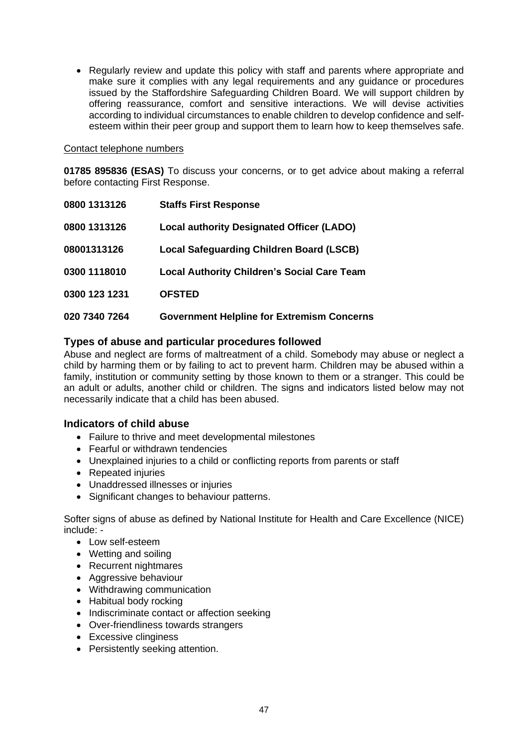- Regularly review and update this policy with staff and parents where appropriate and make sure it complies with any legal requirements and any guidance or procedures issued by the Staffordshire Safeguarding Children Board. We will support children by offering reassurance, comfort and sensitive interactions. We will devise activities according to individual circumstances to enable children to develop confidence and self-esteem within their peer group and support them to learn how to keep themselves safe.

Contact telephone numbers

**01785 895836 (ESAS)** To discuss your concerns, or to get advice about making a referral before contacting First Response.

| | |
|---|---|
| **0800 1313126** | **Staffs First Response** |
| **0800 1313126** | **Local authority Designated Officer (LADO)** |
| **08001313126** | **Local Safeguarding Children Board (LSCB)** |
| **0300 1118010** | **Local Authority Children's Social Care Team** |
| **0300 123 1231** | **OFSTED** |
| **020 7340 7264** | **Government Helpline for Extremism Concerns** |

## Types of abuse and particular procedures followed

Abuse and neglect are forms of maltreatment of a child. Somebody may abuse or neglect a child by harming them or by failing to act to prevent harm. Children may be abused within a family, institution or community setting by those known to them or a stranger. This could be an adult or adults, another child or children. The signs and indicators listed below may not necessarily indicate that a child has been abused.

## Indicators of child abuse

- Failure to thrive and meet developmental milestones
- Fearful or withdrawn tendencies
- Unexplained injuries to a child or conflicting reports from parents or staff
- Repeated injuries
- Unaddressed illnesses or injuries
- Significant changes to behaviour patterns.

Softer signs of abuse as defined by National Institute for Health and Care Excellence (NICE) include: -

- Low self-esteem
- Wetting and soiling
- Recurrent nightmares
- Aggressive behaviour
- Withdrawing communication
- Habitual body rocking
- Indiscriminate contact or affection seeking
- Over-friendliness towards strangers
- Excessive clinginess
- Persistently seeking attention.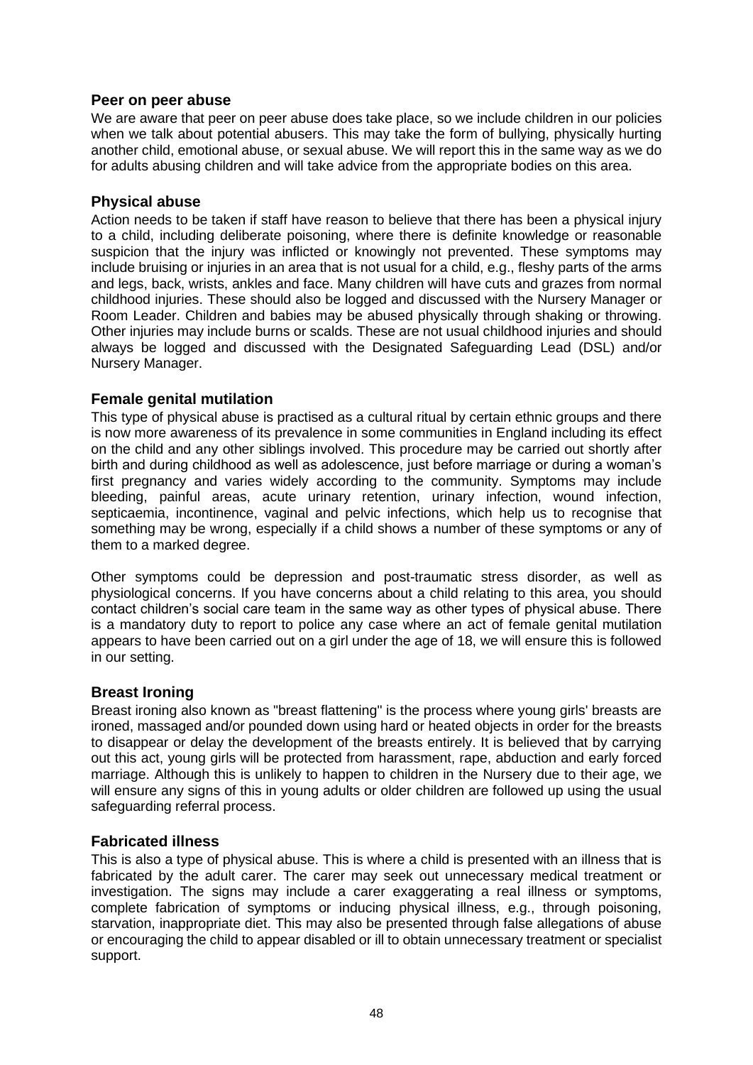### Peer on peer abuse

We are aware that peer on peer abuse does take place, so we include children in our policies when we talk about potential abusers. This may take the form of bullying, physically hurting another child, emotional abuse, or sexual abuse. We will report this in the same way as we do for adults abusing children and will take advice from the appropriate bodies on this area.

### Physical abuse

Action needs to be taken if staff have reason to believe that there has been a physical injury to a child, including deliberate poisoning, where there is definite knowledge or reasonable suspicion that the injury was inflicted or knowingly not prevented. These symptoms may include bruising or injuries in an area that is not usual for a child, e.g., fleshy parts of the arms and legs, back, wrists, ankles and face. Many children will have cuts and grazes from normal childhood injuries. These should also be logged and discussed with the Nursery Manager or Room Leader. Children and babies may be abused physically through shaking or throwing. Other injuries may include burns or scalds. These are not usual childhood injuries and should always be logged and discussed with the Designated Safeguarding Lead (DSL) and/or Nursery Manager.

### Female genital mutilation

This type of physical abuse is practised as a cultural ritual by certain ethnic groups and there is now more awareness of its prevalence in some communities in England including its effect on the child and any other siblings involved. This procedure may be carried out shortly after birth and during childhood as well as adolescence, just before marriage or during a woman's first pregnancy and varies widely according to the community. Symptoms may include bleeding, painful areas, acute urinary retention, urinary infection, wound infection, septicaemia, incontinence, vaginal and pelvic infections, which help us to recognise that something may be wrong, especially if a child shows a number of these symptoms or any of them to a marked degree.

Other symptoms could be depression and post-traumatic stress disorder, as well as physiological concerns. If you have concerns about a child relating to this area, you should contact children's social care team in the same way as other types of physical abuse. There is a mandatory duty to report to police any case where an act of female genital mutilation appears to have been carried out on a girl under the age of 18, we will ensure this is followed in our setting.

### Breast Ironing

Breast ironing also known as "breast flattening" is the process where young girls' breasts are ironed, massaged and/or pounded down using hard or heated objects in order for the breasts to disappear or delay the development of the breasts entirely. It is believed that by carrying out this act, young girls will be protected from harassment, rape, abduction and early forced marriage. Although this is unlikely to happen to children in the Nursery due to their age, we will ensure any signs of this in young adults or older children are followed up using the usual safeguarding referral process.

### Fabricated illness

This is also a type of physical abuse. This is where a child is presented with an illness that is fabricated by the adult carer. The carer may seek out unnecessary medical treatment or investigation. The signs may include a carer exaggerating a real illness or symptoms, complete fabrication of symptoms or inducing physical illness, e.g., through poisoning, starvation, inappropriate diet. This may also be presented through false allegations of abuse or encouraging the child to appear disabled or ill to obtain unnecessary treatment or specialist support.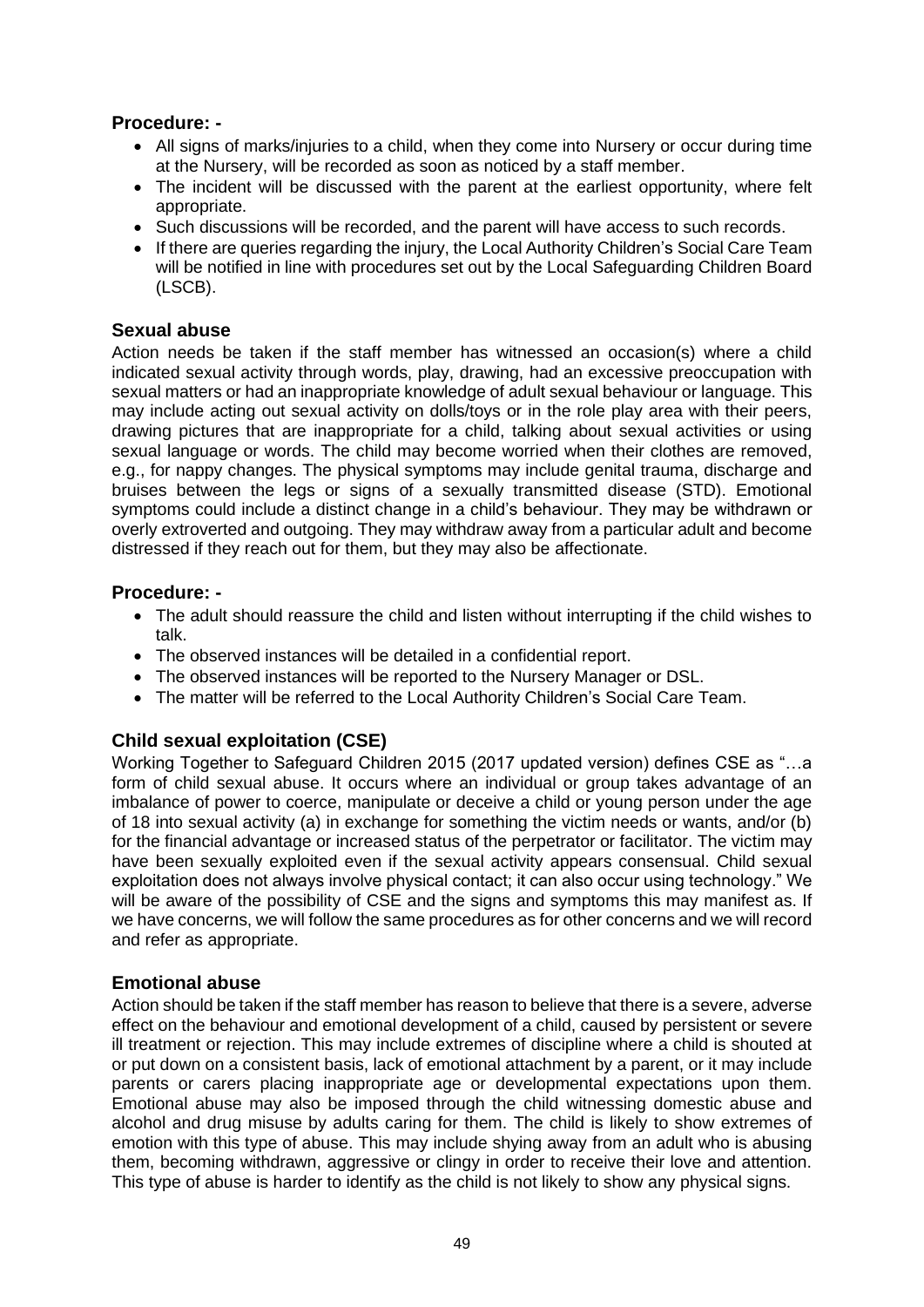### Procedure: -

- All signs of marks/injuries to a child, when they come into Nursery or occur during time at the Nursery, will be recorded as soon as noticed by a staff member.
- The incident will be discussed with the parent at the earliest opportunity, where felt appropriate.
- Such discussions will be recorded, and the parent will have access to such records.
- If there are queries regarding the injury, the Local Authority Children's Social Care Team will be notified in line with procedures set out by the Local Safeguarding Children Board (LSCB).

### Sexual abuse

Action needs be taken if the staff member has witnessed an occasion(s) where a child indicated sexual activity through words, play, drawing, had an excessive preoccupation with sexual matters or had an inappropriate knowledge of adult sexual behaviour or language. This may include acting out sexual activity on dolls/toys or in the role play area with their peers, drawing pictures that are inappropriate for a child, talking about sexual activities or using sexual language or words. The child may become worried when their clothes are removed, e.g., for nappy changes. The physical symptoms may include genital trauma, discharge and bruises between the legs or signs of a sexually transmitted disease (STD). Emotional symptoms could include a distinct change in a child's behaviour. They may be withdrawn or overly extroverted and outgoing. They may withdraw away from a particular adult and become distressed if they reach out for them, but they may also be affectionate.

### Procedure: -

- The adult should reassure the child and listen without interrupting if the child wishes to talk.
- The observed instances will be detailed in a confidential report.
- The observed instances will be reported to the Nursery Manager or DSL.
- The matter will be referred to the Local Authority Children's Social Care Team.

### Child sexual exploitation (CSE)

Working Together to Safeguard Children 2015 (2017 updated version) defines CSE as "…a form of child sexual abuse. It occurs where an individual or group takes advantage of an imbalance of power to coerce, manipulate or deceive a child or young person under the age of 18 into sexual activity (a) in exchange for something the victim needs or wants, and/or (b) for the financial advantage or increased status of the perpetrator or facilitator. The victim may have been sexually exploited even if the sexual activity appears consensual. Child sexual exploitation does not always involve physical contact; it can also occur using technology." We will be aware of the possibility of CSE and the signs and symptoms this may manifest as. If we have concerns, we will follow the same procedures as for other concerns and we will record and refer as appropriate.

### Emotional abuse

Action should be taken if the staff member has reason to believe that there is a severe, adverse effect on the behaviour and emotional development of a child, caused by persistent or severe ill treatment or rejection. This may include extremes of discipline where a child is shouted at or put down on a consistent basis, lack of emotional attachment by a parent, or it may include parents or carers placing inappropriate age or developmental expectations upon them. Emotional abuse may also be imposed through the child witnessing domestic abuse and alcohol and drug misuse by adults caring for them. The child is likely to show extremes of emotion with this type of abuse. This may include shying away from an adult who is abusing them, becoming withdrawn, aggressive or clingy in order to receive their love and attention. This type of abuse is harder to identify as the child is not likely to show any physical signs.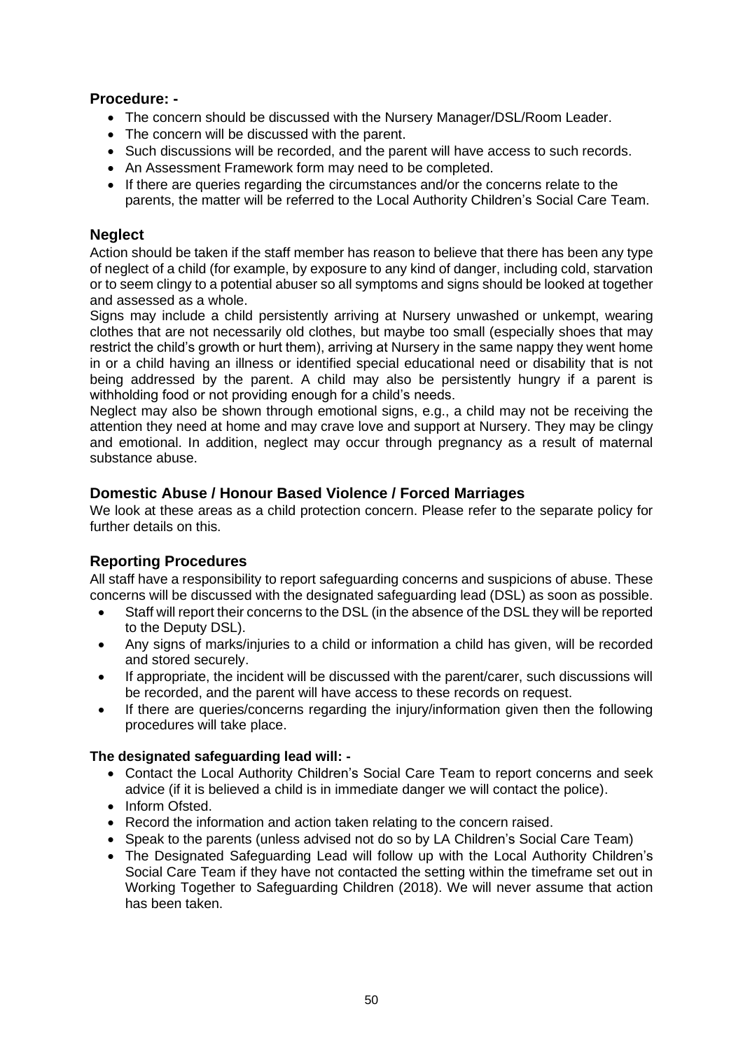### Procedure: -

- The concern should be discussed with the Nursery Manager/DSL/Room Leader.
- The concern will be discussed with the parent.
- Such discussions will be recorded, and the parent will have access to such records.
- An Assessment Framework form may need to be completed.
- If there are queries regarding the circumstances and/or the concerns relate to the parents, the matter will be referred to the Local Authority Children's Social Care Team.

## Neglect

Action should be taken if the staff member has reason to believe that there has been any type of neglect of a child (for example, by exposure to any kind of danger, including cold, starvation or to seem clingy to a potential abuser so all symptoms and signs should be looked at together and assessed as a whole.

Signs may include a child persistently arriving at Nursery unwashed or unkempt, wearing clothes that are not necessarily old clothes, but maybe too small (especially shoes that may restrict the child's growth or hurt them), arriving at Nursery in the same nappy they went home in or a child having an illness or identified special educational need or disability that is not being addressed by the parent. A child may also be persistently hungry if a parent is withholding food or not providing enough for a child's needs.

Neglect may also be shown through emotional signs, e.g., a child may not be receiving the attention they need at home and may crave love and support at Nursery. They may be clingy and emotional. In addition, neglect may occur through pregnancy as a result of maternal substance abuse.

## Domestic Abuse / Honour Based Violence / Forced Marriages

We look at these areas as a child protection concern. Please refer to the separate policy for further details on this.

## Reporting Procedures

All staff have a responsibility to report safeguarding concerns and suspicions of abuse. These concerns will be discussed with the designated safeguarding lead (DSL) as soon as possible.

- Staff will report their concerns to the DSL (in the absence of the DSL they will be reported to the Deputy DSL).
- Any signs of marks/injuries to a child or information a child has given, will be recorded and stored securely.
- If appropriate, the incident will be discussed with the parent/carer, such discussions will be recorded, and the parent will have access to these records on request.
- If there are queries/concerns regarding the injury/information given then the following procedures will take place.

### The designated safeguarding lead will: -

- Contact the Local Authority Children's Social Care Team to report concerns and seek advice (if it is believed a child is in immediate danger we will contact the police).
- Inform Ofsted.
- Record the information and action taken relating to the concern raised.
- Speak to the parents (unless advised not do so by LA Children's Social Care Team)
- The Designated Safeguarding Lead will follow up with the Local Authority Children's Social Care Team if they have not contacted the setting within the timeframe set out in Working Together to Safeguarding Children (2018). We will never assume that action has been taken.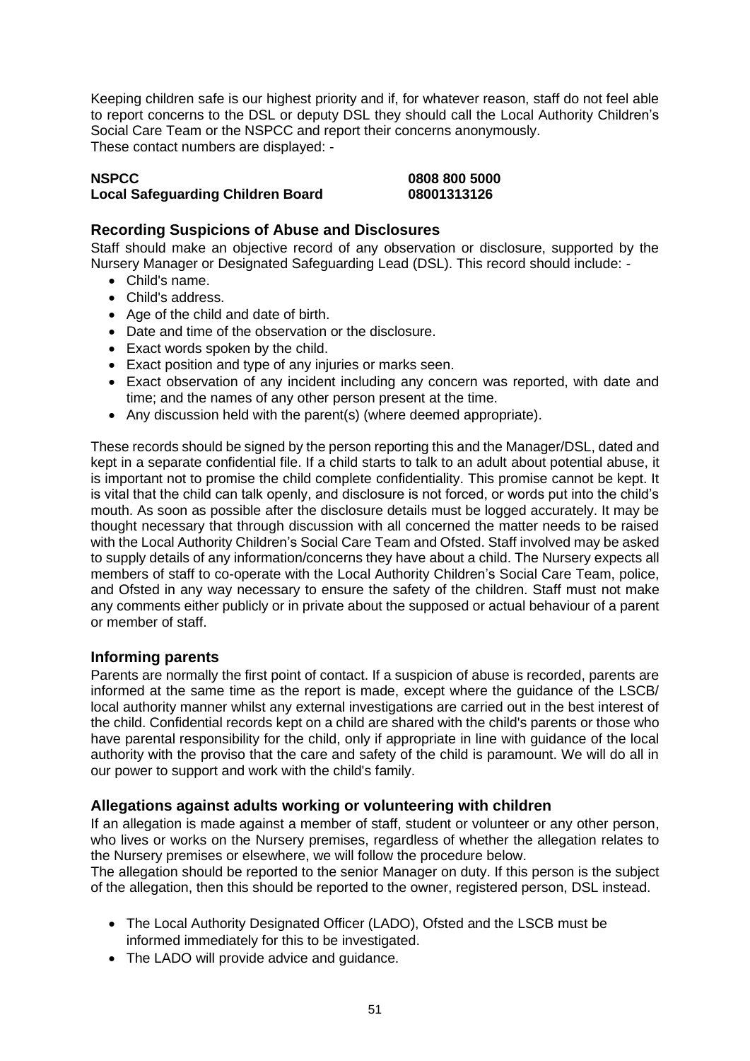Keeping children safe is our highest priority and if, for whatever reason, staff do not feel able to report concerns to the DSL or deputy DSL they should call the Local Authority Children's Social Care Team or the NSPCC and report their concerns anonymously.
These contact numbers are displayed: -

| | |
|---|---|
| **NSPCC** | **0808 800 5000** |
| **Local Safeguarding Children Board** | **08001313126** |

## Recording Suspicions of Abuse and Disclosures

Staff should make an objective record of any observation or disclosure, supported by the Nursery Manager or Designated Safeguarding Lead (DSL). This record should include: -

- Child's name.
- Child's address.
- Age of the child and date of birth.
- Date and time of the observation or the disclosure.
- Exact words spoken by the child.
- Exact position and type of any injuries or marks seen.
- Exact observation of any incident including any concern was reported, with date and time; and the names of any other person present at the time.
- Any discussion held with the parent(s) (where deemed appropriate).

These records should be signed by the person reporting this and the Manager/DSL, dated and kept in a separate confidential file. If a child starts to talk to an adult about potential abuse, it is important not to promise the child complete confidentiality. This promise cannot be kept. It is vital that the child can talk openly, and disclosure is not forced, or words put into the child's mouth. As soon as possible after the disclosure details must be logged accurately. It may be thought necessary that through discussion with all concerned the matter needs to be raised with the Local Authority Children's Social Care Team and Ofsted. Staff involved may be asked to supply details of any information/concerns they have about a child. The Nursery expects all members of staff to co-operate with the Local Authority Children's Social Care Team, police, and Ofsted in any way necessary to ensure the safety of the children. Staff must not make any comments either publicly or in private about the supposed or actual behaviour of a parent or member of staff.

## Informing parents

Parents are normally the first point of contact. If a suspicion of abuse is recorded, parents are informed at the same time as the report is made, except where the guidance of the LSCB/ local authority manner whilst any external investigations are carried out in the best interest of the child. Confidential records kept on a child are shared with the child's parents or those who have parental responsibility for the child, only if appropriate in line with guidance of the local authority with the proviso that the care and safety of the child is paramount. We will do all in our power to support and work with the child's family.

## Allegations against adults working or volunteering with children

If an allegation is made against a member of staff, student or volunteer or any other person, who lives or works on the Nursery premises, regardless of whether the allegation relates to the Nursery premises or elsewhere, we will follow the procedure below.
The allegation should be reported to the senior Manager on duty. If this person is the subject of the allegation, then this should be reported to the owner, registered person, DSL instead.

- The Local Authority Designated Officer (LADO), Ofsted and the LSCB must be informed immediately for this to be investigated.
- The LADO will provide advice and guidance.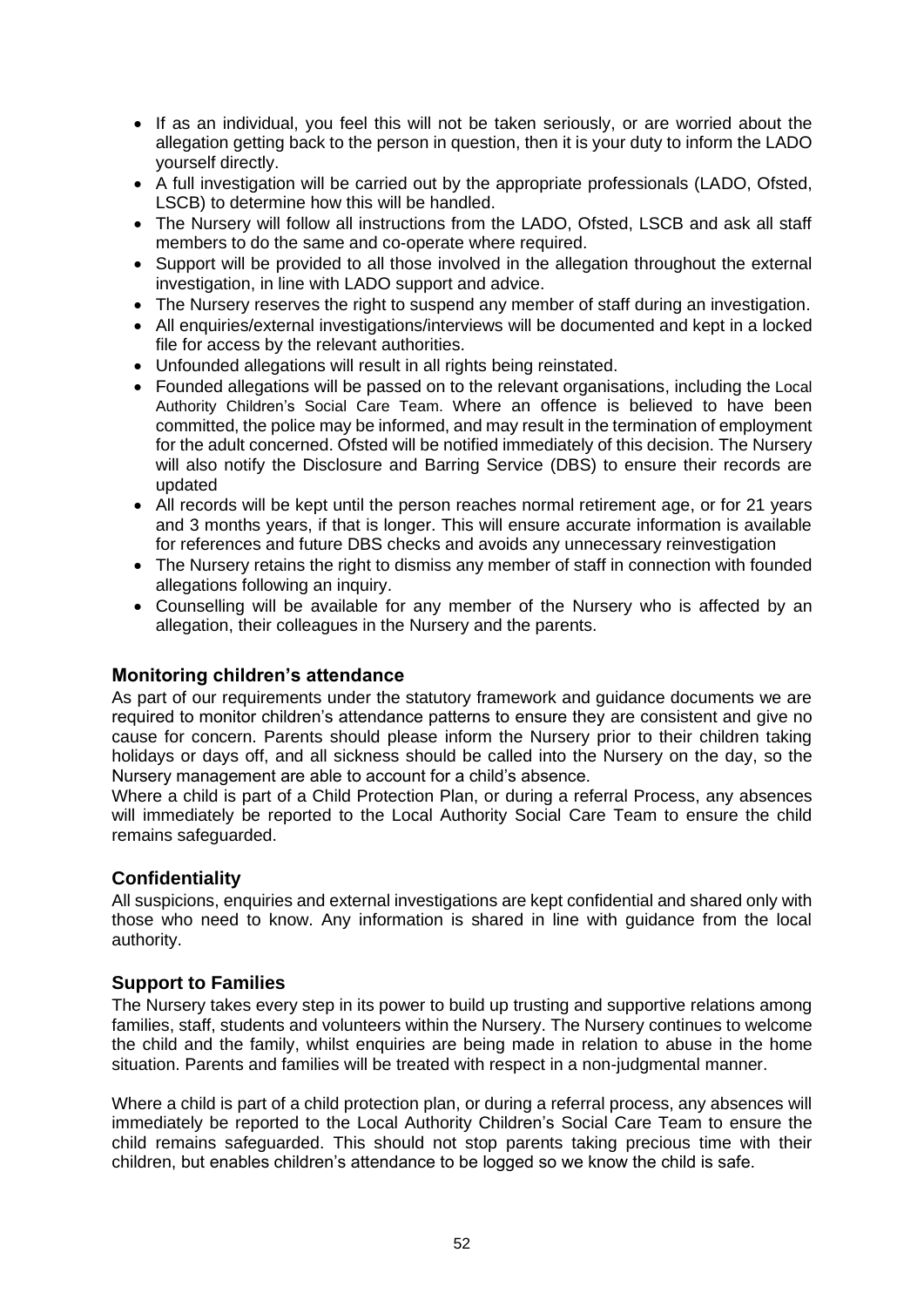- If as an individual, you feel this will not be taken seriously, or are worried about the allegation getting back to the person in question, then it is your duty to inform the LADO yourself directly.
- A full investigation will be carried out by the appropriate professionals (LADO, Ofsted, LSCB) to determine how this will be handled.
- The Nursery will follow all instructions from the LADO, Ofsted, LSCB and ask all staff members to do the same and co-operate where required.
- Support will be provided to all those involved in the allegation throughout the external investigation, in line with LADO support and advice.
- The Nursery reserves the right to suspend any member of staff during an investigation.
- All enquiries/external investigations/interviews will be documented and kept in a locked file for access by the relevant authorities.
- Unfounded allegations will result in all rights being reinstated.
- Founded allegations will be passed on to the relevant organisations, including the Local Authority Children's Social Care Team. Where an offence is believed to have been committed, the police may be informed, and may result in the termination of employment for the adult concerned. Ofsted will be notified immediately of this decision. The Nursery will also notify the Disclosure and Barring Service (DBS) to ensure their records are updated
- All records will be kept until the person reaches normal retirement age, or for 21 years and 3 months years, if that is longer. This will ensure accurate information is available for references and future DBS checks and avoids any unnecessary reinvestigation
- The Nursery retains the right to dismiss any member of staff in connection with founded allegations following an inquiry.
- Counselling will be available for any member of the Nursery who is affected by an allegation, their colleagues in the Nursery and the parents.

### Monitoring children's attendance

As part of our requirements under the statutory framework and guidance documents we are required to monitor children's attendance patterns to ensure they are consistent and give no cause for concern. Parents should please inform the Nursery prior to their children taking holidays or days off, and all sickness should be called into the Nursery on the day, so the Nursery management are able to account for a child's absence.
Where a child is part of a Child Protection Plan, or during a referral Process, any absences will immediately be reported to the Local Authority Social Care Team to ensure the child remains safeguarded.

### Confidentiality

All suspicions, enquiries and external investigations are kept confidential and shared only with those who need to know. Any information is shared in line with guidance from the local authority.

### Support to Families

The Nursery takes every step in its power to build up trusting and supportive relations among families, staff, students and volunteers within the Nursery. The Nursery continues to welcome the child and the family, whilst enquiries are being made in relation to abuse in the home situation. Parents and families will be treated with respect in a non-judgmental manner.

Where a child is part of a child protection plan, or during a referral process, any absences will immediately be reported to the Local Authority Children's Social Care Team to ensure the child remains safeguarded. This should not stop parents taking precious time with their children, but enables children's attendance to be logged so we know the child is safe.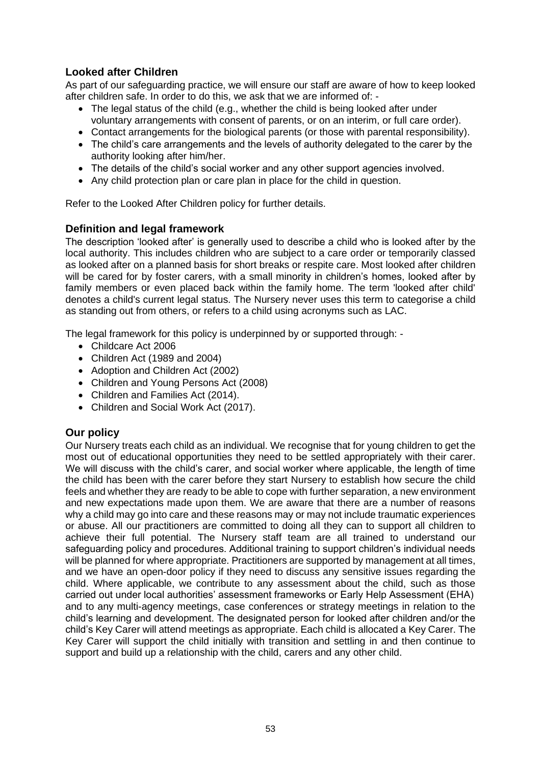## Looked after Children

As part of our safeguarding practice, we will ensure our staff are aware of how to keep looked after children safe. In order to do this, we ask that we are informed of: -

- The legal status of the child (e.g., whether the child is being looked after under voluntary arrangements with consent of parents, or on an interim, or full care order).
- Contact arrangements for the biological parents (or those with parental responsibility).
- The child's care arrangements and the levels of authority delegated to the carer by the authority looking after him/her.
- The details of the child's social worker and any other support agencies involved.
- Any child protection plan or care plan in place for the child in question.

Refer to the Looked After Children policy for further details.

## Definition and legal framework

The description 'looked after' is generally used to describe a child who is looked after by the local authority. This includes children who are subject to a care order or temporarily classed as looked after on a planned basis for short breaks or respite care. Most looked after children will be cared for by foster carers, with a small minority in children's homes, looked after by family members or even placed back within the family home. The term 'looked after child' denotes a child's current legal status. The Nursery never uses this term to categorise a child as standing out from others, or refers to a child using acronyms such as LAC.

The legal framework for this policy is underpinned by or supported through: -

- Childcare Act 2006
- Children Act (1989 and 2004)
- Adoption and Children Act (2002)
- Children and Young Persons Act (2008)
- Children and Families Act (2014).
- Children and Social Work Act (2017).

## Our policy

Our Nursery treats each child as an individual. We recognise that for young children to get the most out of educational opportunities they need to be settled appropriately with their carer. We will discuss with the child's carer, and social worker where applicable, the length of time the child has been with the carer before they start Nursery to establish how secure the child feels and whether they are ready to be able to cope with further separation, a new environment and new expectations made upon them. We are aware that there are a number of reasons why a child may go into care and these reasons may or may not include traumatic experiences or abuse. All our practitioners are committed to doing all they can to support all children to achieve their full potential. The Nursery staff team are all trained to understand our safeguarding policy and procedures. Additional training to support children's individual needs will be planned for where appropriate. Practitioners are supported by management at all times, and we have an open-door policy if they need to discuss any sensitive issues regarding the child. Where applicable, we contribute to any assessment about the child, such as those carried out under local authorities' assessment frameworks or Early Help Assessment (EHA) and to any multi-agency meetings, case conferences or strategy meetings in relation to the child's learning and development. The designated person for looked after children and/or the child's Key Carer will attend meetings as appropriate. Each child is allocated a Key Carer. The Key Carer will support the child initially with transition and settling in and then continue to support and build up a relationship with the child, carers and any other child.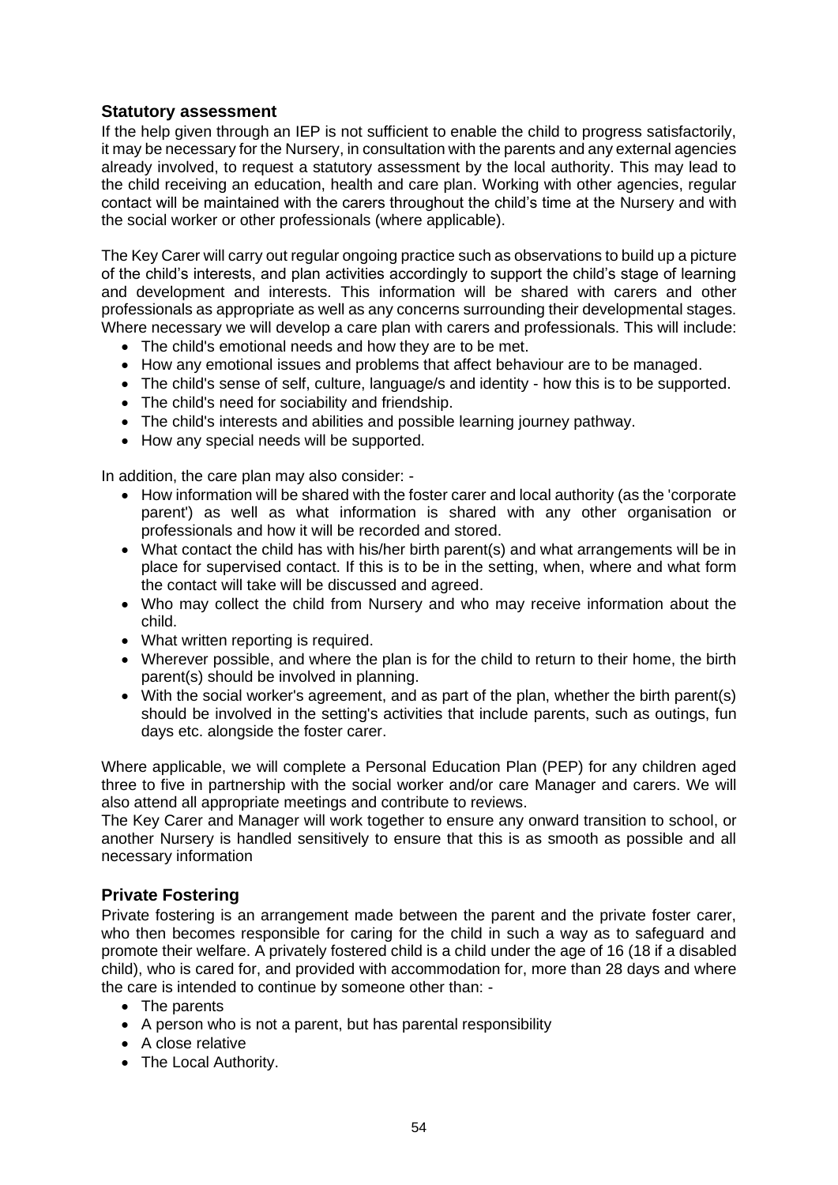## Statutory assessment

If the help given through an IEP is not sufficient to enable the child to progress satisfactorily, it may be necessary for the Nursery, in consultation with the parents and any external agencies already involved, to request a statutory assessment by the local authority. This may lead to the child receiving an education, health and care plan. Working with other agencies, regular contact will be maintained with the carers throughout the child's time at the Nursery and with the social worker or other professionals (where applicable).

The Key Carer will carry out regular ongoing practice such as observations to build up a picture of the child's interests, and plan activities accordingly to support the child's stage of learning and development and interests. This information will be shared with carers and other professionals as appropriate as well as any concerns surrounding their developmental stages. Where necessary we will develop a care plan with carers and professionals. This will include:

- The child's emotional needs and how they are to be met.
- How any emotional issues and problems that affect behaviour are to be managed.
- The child's sense of self, culture, language/s and identity - how this is to be supported.
- The child's need for sociability and friendship.
- The child's interests and abilities and possible learning journey pathway.
- How any special needs will be supported.

In addition, the care plan may also consider: -

- How information will be shared with the foster carer and local authority (as the 'corporate parent') as well as what information is shared with any other organisation or professionals and how it will be recorded and stored.
- What contact the child has with his/her birth parent(s) and what arrangements will be in place for supervised contact. If this is to be in the setting, when, where and what form the contact will take will be discussed and agreed.
- Who may collect the child from Nursery and who may receive information about the child.
- What written reporting is required.
- Wherever possible, and where the plan is for the child to return to their home, the birth parent(s) should be involved in planning.
- With the social worker's agreement, and as part of the plan, whether the birth parent(s) should be involved in the setting's activities that include parents, such as outings, fun days etc. alongside the foster carer.

Where applicable, we will complete a Personal Education Plan (PEP) for any children aged three to five in partnership with the social worker and/or care Manager and carers. We will also attend all appropriate meetings and contribute to reviews.
The Key Carer and Manager will work together to ensure any onward transition to school, or another Nursery is handled sensitively to ensure that this is as smooth as possible and all necessary information

## Private Fostering

Private fostering is an arrangement made between the parent and the private foster carer, who then becomes responsible for caring for the child in such a way as to safeguard and promote their welfare. A privately fostered child is a child under the age of 16 (18 if a disabled child), who is cared for, and provided with accommodation for, more than 28 days and where the care is intended to continue by someone other than: -

- The parents
- A person who is not a parent, but has parental responsibility
- A close relative
- The Local Authority.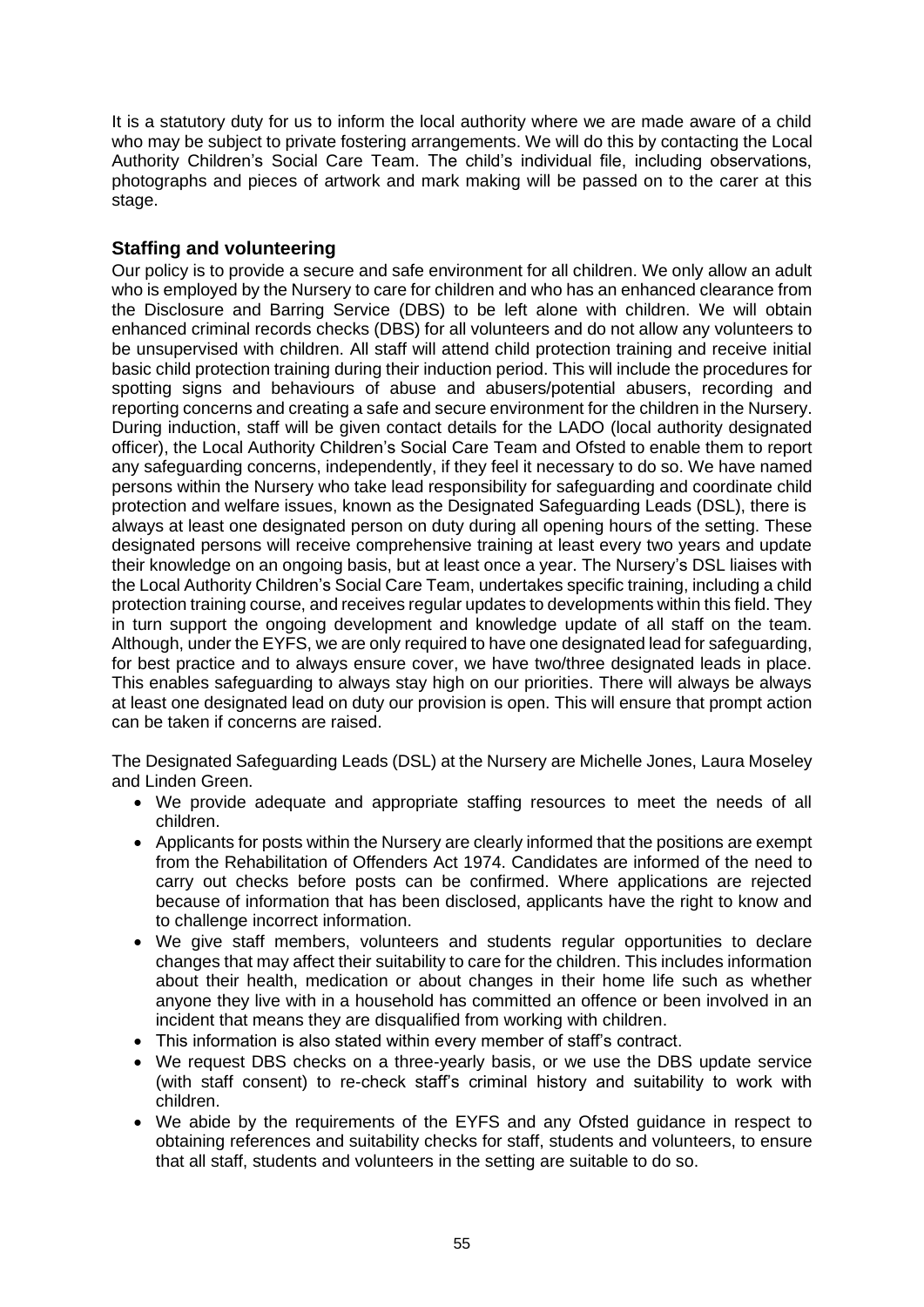It is a statutory duty for us to inform the local authority where we are made aware of a child who may be subject to private fostering arrangements. We will do this by contacting the Local Authority Children's Social Care Team. The child's individual file, including observations, photographs and pieces of artwork and mark making will be passed on to the carer at this stage.

### Staffing and volunteering

Our policy is to provide a secure and safe environment for all children. We only allow an adult who is employed by the Nursery to care for children and who has an enhanced clearance from the Disclosure and Barring Service (DBS) to be left alone with children. We will obtain enhanced criminal records checks (DBS) for all volunteers and do not allow any volunteers to be unsupervised with children. All staff will attend child protection training and receive initial basic child protection training during their induction period. This will include the procedures for spotting signs and behaviours of abuse and abusers/potential abusers, recording and reporting concerns and creating a safe and secure environment for the children in the Nursery. During induction, staff will be given contact details for the LADO (local authority designated officer), the Local Authority Children's Social Care Team and Ofsted to enable them to report any safeguarding concerns, independently, if they feel it necessary to do so. We have named persons within the Nursery who take lead responsibility for safeguarding and coordinate child protection and welfare issues, known as the Designated Safeguarding Leads (DSL), there is always at least one designated person on duty during all opening hours of the setting. These designated persons will receive comprehensive training at least every two years and update their knowledge on an ongoing basis, but at least once a year. The Nursery's DSL liaises with the Local Authority Children's Social Care Team, undertakes specific training, including a child protection training course, and receives regular updates to developments within this field. They in turn support the ongoing development and knowledge update of all staff on the team. Although, under the EYFS, we are only required to have one designated lead for safeguarding, for best practice and to always ensure cover, we have two/three designated leads in place. This enables safeguarding to always stay high on our priorities. There will always be always at least one designated lead on duty our provision is open. This will ensure that prompt action can be taken if concerns are raised.

The Designated Safeguarding Leads (DSL) at the Nursery are Michelle Jones, Laura Moseley and Linden Green.

- We provide adequate and appropriate staffing resources to meet the needs of all children.
- Applicants for posts within the Nursery are clearly informed that the positions are exempt from the Rehabilitation of Offenders Act 1974. Candidates are informed of the need to carry out checks before posts can be confirmed. Where applications are rejected because of information that has been disclosed, applicants have the right to know and to challenge incorrect information.
- We give staff members, volunteers and students regular opportunities to declare changes that may affect their suitability to care for the children. This includes information about their health, medication or about changes in their home life such as whether anyone they live with in a household has committed an offence or been involved in an incident that means they are disqualified from working with children.
- This information is also stated within every member of staff's contract.
- We request DBS checks on a three-yearly basis, or we use the DBS update service (with staff consent) to re-check staff's criminal history and suitability to work with children.
- We abide by the requirements of the EYFS and any Ofsted guidance in respect to obtaining references and suitability checks for staff, students and volunteers, to ensure that all staff, students and volunteers in the setting are suitable to do so.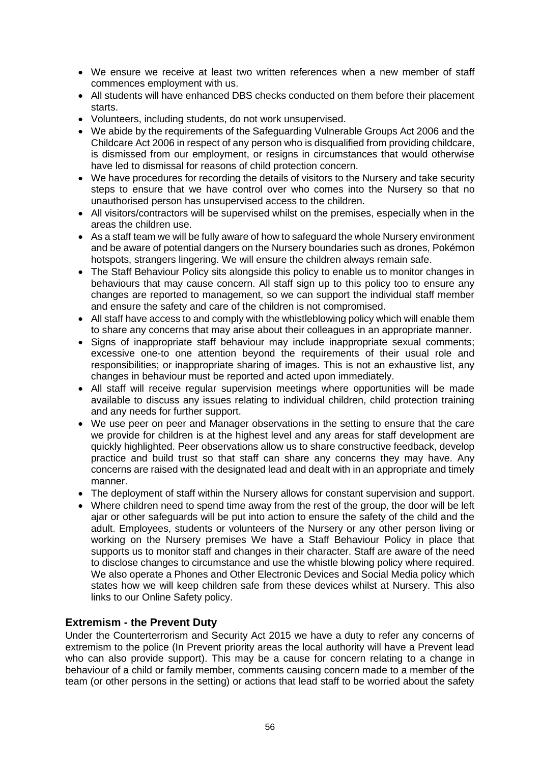- We ensure we receive at least two written references when a new member of staff commences employment with us.
- All students will have enhanced DBS checks conducted on them before their placement starts.
- Volunteers, including students, do not work unsupervised.
- We abide by the requirements of the Safeguarding Vulnerable Groups Act 2006 and the Childcare Act 2006 in respect of any person who is disqualified from providing childcare, is dismissed from our employment, or resigns in circumstances that would otherwise have led to dismissal for reasons of child protection concern.
- We have procedures for recording the details of visitors to the Nursery and take security steps to ensure that we have control over who comes into the Nursery so that no unauthorised person has unsupervised access to the children.
- All visitors/contractors will be supervised whilst on the premises, especially when in the areas the children use.
- As a staff team we will be fully aware of how to safeguard the whole Nursery environment and be aware of potential dangers on the Nursery boundaries such as drones, Pokémon hotspots, strangers lingering. We will ensure the children always remain safe.
- The Staff Behaviour Policy sits alongside this policy to enable us to monitor changes in behaviours that may cause concern. All staff sign up to this policy too to ensure any changes are reported to management, so we can support the individual staff member and ensure the safety and care of the children is not compromised.
- All staff have access to and comply with the whistleblowing policy which will enable them to share any concerns that may arise about their colleagues in an appropriate manner.
- Signs of inappropriate staff behaviour may include inappropriate sexual comments; excessive one-to one attention beyond the requirements of their usual role and responsibilities; or inappropriate sharing of images. This is not an exhaustive list, any changes in behaviour must be reported and acted upon immediately.
- All staff will receive regular supervision meetings where opportunities will be made available to discuss any issues relating to individual children, child protection training and any needs for further support.
- We use peer on peer and Manager observations in the setting to ensure that the care we provide for children is at the highest level and any areas for staff development are quickly highlighted. Peer observations allow us to share constructive feedback, develop practice and build trust so that staff can share any concerns they may have. Any concerns are raised with the designated lead and dealt with in an appropriate and timely manner.
- The deployment of staff within the Nursery allows for constant supervision and support.
- Where children need to spend time away from the rest of the group, the door will be left ajar or other safeguards will be put into action to ensure the safety of the child and the adult. Employees, students or volunteers of the Nursery or any other person living or working on the Nursery premises We have a Staff Behaviour Policy in place that supports us to monitor staff and changes in their character. Staff are aware of the need to disclose changes to circumstance and use the whistle blowing policy where required. We also operate a Phones and Other Electronic Devices and Social Media policy which states how we will keep children safe from these devices whilst at Nursery. This also links to our Online Safety policy.

### Extremism - the Prevent Duty

Under the Counterterrorism and Security Act 2015 we have a duty to refer any concerns of extremism to the police (In Prevent priority areas the local authority will have a Prevent lead who can also provide support). This may be a cause for concern relating to a change in behaviour of a child or family member, comments causing concern made to a member of the team (or other persons in the setting) or actions that lead staff to be worried about the safety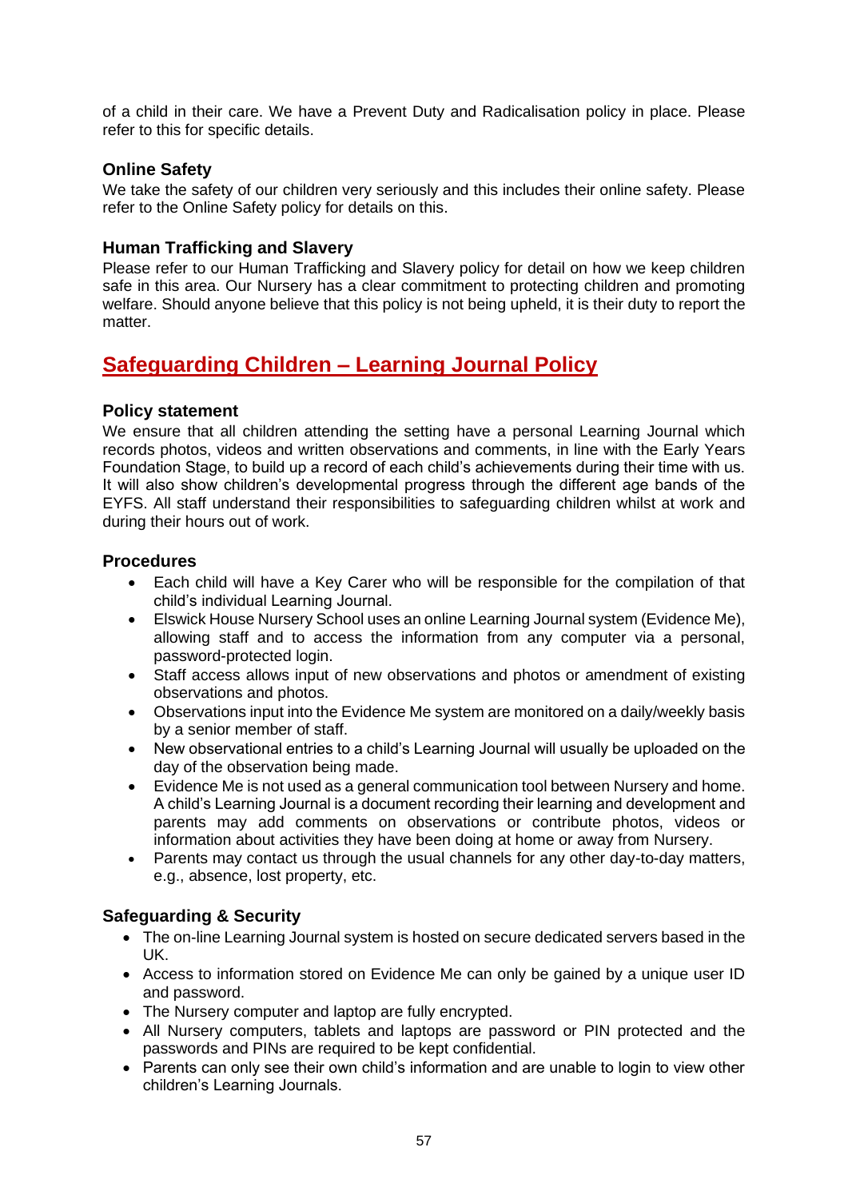of a child in their care. We have a Prevent Duty and Radicalisation policy in place. Please refer to this for specific details.

### Online Safety

We take the safety of our children very seriously and this includes their online safety. Please refer to the Online Safety policy for details on this.

### Human Trafficking and Slavery

Please refer to our Human Trafficking and Slavery policy for detail on how we keep children safe in this area. Our Nursery has a clear commitment to protecting children and promoting welfare. Should anyone believe that this policy is not being upheld, it is their duty to report the matter.

## Safeguarding Children – Learning Journal Policy

### Policy statement

We ensure that all children attending the setting have a personal Learning Journal which records photos, videos and written observations and comments, in line with the Early Years Foundation Stage, to build up a record of each child's achievements during their time with us. It will also show children's developmental progress through the different age bands of the EYFS. All staff understand their responsibilities to safeguarding children whilst at work and during their hours out of work.

### Procedures

- Each child will have a Key Carer who will be responsible for the compilation of that child's individual Learning Journal.
- Elswick House Nursery School uses an online Learning Journal system (Evidence Me), allowing staff and to access the information from any computer via a personal, password-protected login.
- Staff access allows input of new observations and photos or amendment of existing observations and photos.
- Observations input into the Evidence Me system are monitored on a daily/weekly basis by a senior member of staff.
- New observational entries to a child's Learning Journal will usually be uploaded on the day of the observation being made.
- Evidence Me is not used as a general communication tool between Nursery and home. A child's Learning Journal is a document recording their learning and development and parents may add comments on observations or contribute photos, videos or information about activities they have been doing at home or away from Nursery.
- Parents may contact us through the usual channels for any other day-to-day matters, e.g., absence, lost property, etc.

### Safeguarding & Security

- The on-line Learning Journal system is hosted on secure dedicated servers based in the UK.
- Access to information stored on Evidence Me can only be gained by a unique user ID and password.
- The Nursery computer and laptop are fully encrypted.
- All Nursery computers, tablets and laptops are password or PIN protected and the passwords and PINs are required to be kept confidential.
- Parents can only see their own child's information and are unable to login to view other children's Learning Journals.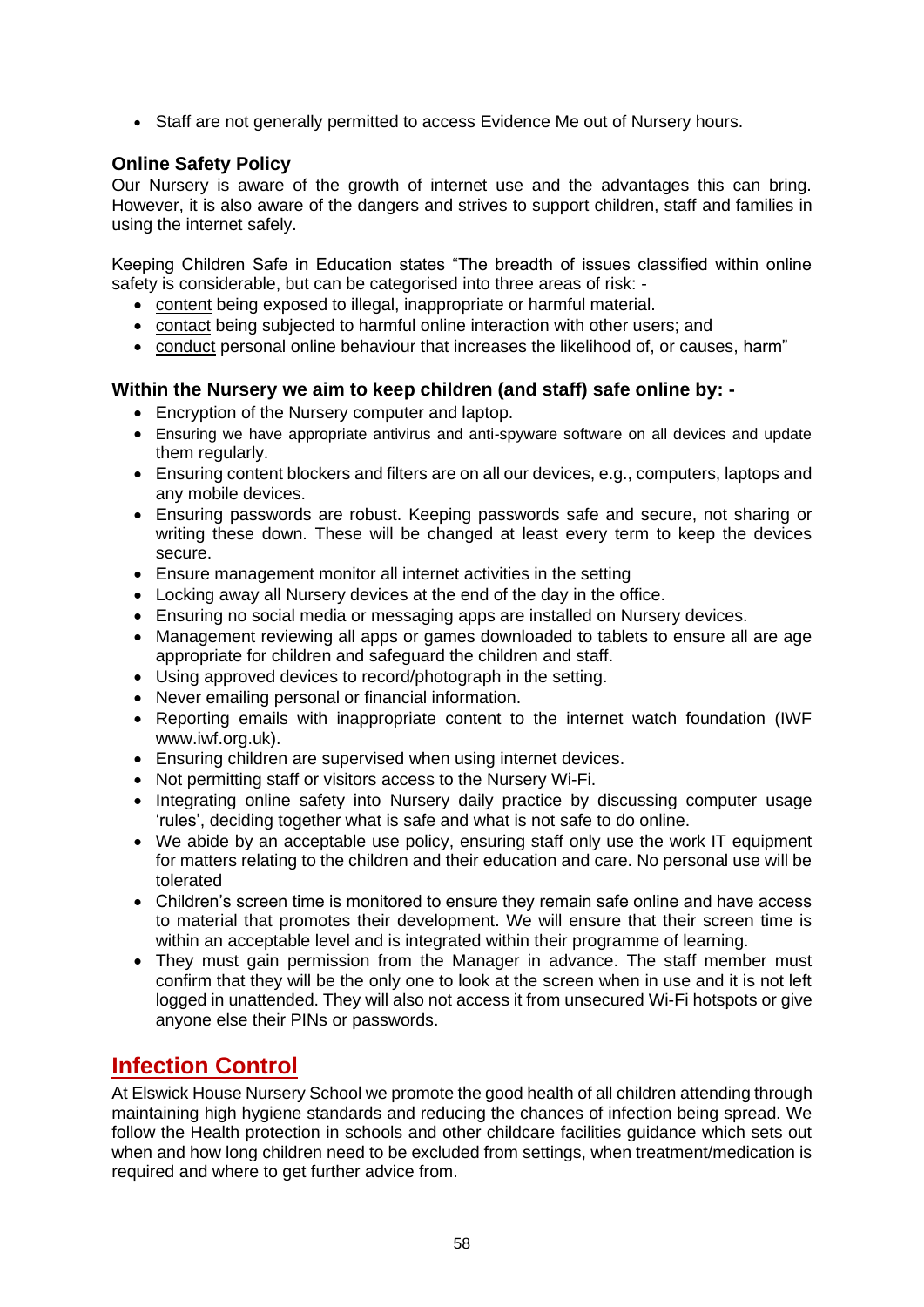- Staff are not generally permitted to access Evidence Me out of Nursery hours.

### Online Safety Policy

Our Nursery is aware of the growth of internet use and the advantages this can bring. However, it is also aware of the dangers and strives to support children, staff and families in using the internet safely.

Keeping Children Safe in Education states "The breadth of issues classified within online safety is considerable, but can be categorised into three areas of risk: -

- content being exposed to illegal, inappropriate or harmful material.
- contact being subjected to harmful online interaction with other users; and
- conduct personal online behaviour that increases the likelihood of, or causes, harm"

### Within the Nursery we aim to keep children (and staff) safe online by: -

- Encryption of the Nursery computer and laptop.
- Ensuring we have appropriate antivirus and anti-spyware software on all devices and update them regularly.
- Ensuring content blockers and filters are on all our devices, e.g., computers, laptops and any mobile devices.
- Ensuring passwords are robust. Keeping passwords safe and secure, not sharing or writing these down. These will be changed at least every term to keep the devices secure.
- Ensure management monitor all internet activities in the setting
- Locking away all Nursery devices at the end of the day in the office.
- Ensuring no social media or messaging apps are installed on Nursery devices.
- Management reviewing all apps or games downloaded to tablets to ensure all are age appropriate for children and safeguard the children and staff.
- Using approved devices to record/photograph in the setting.
- Never emailing personal or financial information.
- Reporting emails with inappropriate content to the internet watch foundation (IWF www.iwf.org.uk).
- Ensuring children are supervised when using internet devices.
- Not permitting staff or visitors access to the Nursery Wi-Fi.
- Integrating online safety into Nursery daily practice by discussing computer usage 'rules', deciding together what is safe and what is not safe to do online.
- We abide by an acceptable use policy, ensuring staff only use the work IT equipment for matters relating to the children and their education and care. No personal use will be tolerated
- Children's screen time is monitored to ensure they remain safe online and have access to material that promotes their development. We will ensure that their screen time is within an acceptable level and is integrated within their programme of learning.
- They must gain permission from the Manager in advance. The staff member must confirm that they will be the only one to look at the screen when in use and it is not left logged in unattended. They will also not access it from unsecured Wi-Fi hotspots or give anyone else their PINs or passwords.

## Infection Control

At Elswick House Nursery School we promote the good health of all children attending through maintaining high hygiene standards and reducing the chances of infection being spread. We follow the Health protection in schools and other childcare facilities guidance which sets out when and how long children need to be excluded from settings, when treatment/medication is required and where to get further advice from.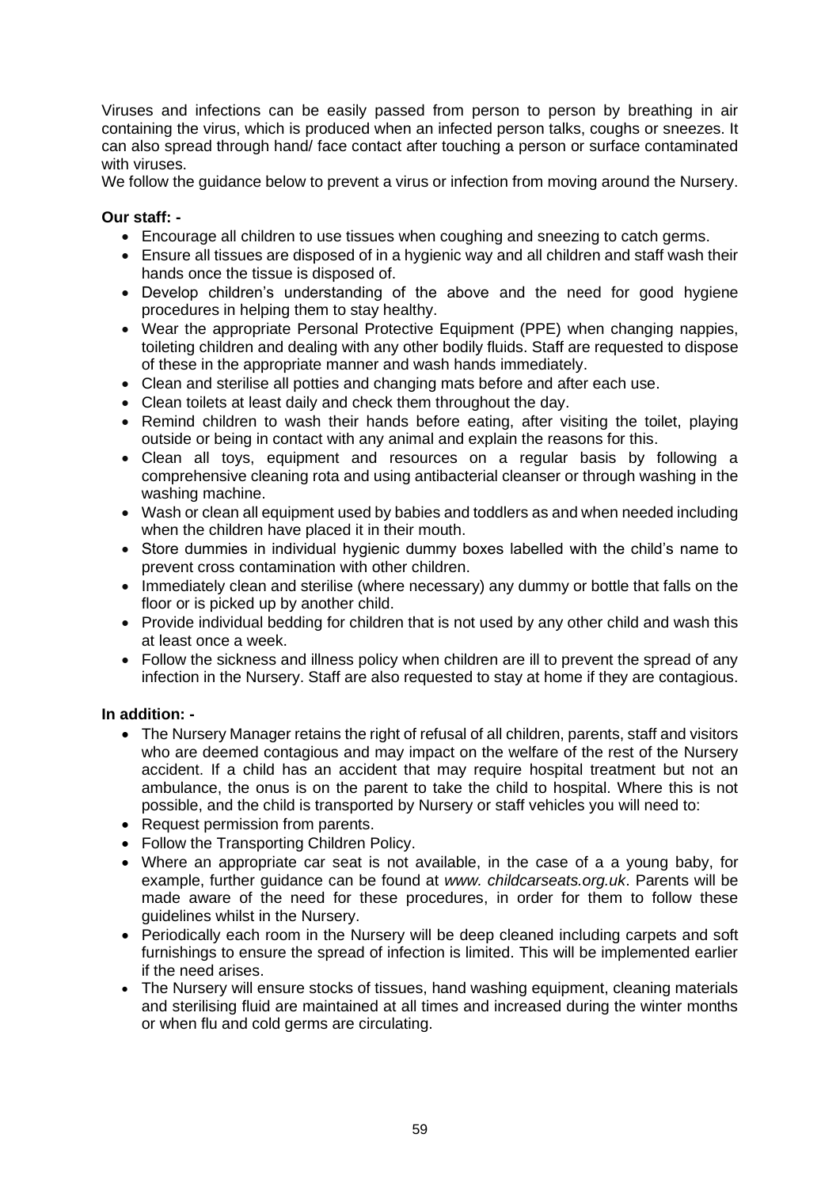Viruses and infections can be easily passed from person to person by breathing in air containing the virus, which is produced when an infected person talks, coughs or sneezes. It can also spread through hand/ face contact after touching a person or surface contaminated with viruses.

We follow the guidance below to prevent a virus or infection from moving around the Nursery.

**Our staff: -**

- Encourage all children to use tissues when coughing and sneezing to catch germs.
- Ensure all tissues are disposed of in a hygienic way and all children and staff wash their hands once the tissue is disposed of.
- Develop children's understanding of the above and the need for good hygiene procedures in helping them to stay healthy.
- Wear the appropriate Personal Protective Equipment (PPE) when changing nappies, toileting children and dealing with any other bodily fluids. Staff are requested to dispose of these in the appropriate manner and wash hands immediately.
- Clean and sterilise all potties and changing mats before and after each use.
- Clean toilets at least daily and check them throughout the day.
- Remind children to wash their hands before eating, after visiting the toilet, playing outside or being in contact with any animal and explain the reasons for this.
- Clean all toys, equipment and resources on a regular basis by following a comprehensive cleaning rota and using antibacterial cleanser or through washing in the washing machine.
- Wash or clean all equipment used by babies and toddlers as and when needed including when the children have placed it in their mouth.
- Store dummies in individual hygienic dummy boxes labelled with the child's name to prevent cross contamination with other children.
- Immediately clean and sterilise (where necessary) any dummy or bottle that falls on the floor or is picked up by another child.
- Provide individual bedding for children that is not used by any other child and wash this at least once a week.
- Follow the sickness and illness policy when children are ill to prevent the spread of any infection in the Nursery. Staff are also requested to stay at home if they are contagious.

**In addition: -**

- The Nursery Manager retains the right of refusal of all children, parents, staff and visitors who are deemed contagious and may impact on the welfare of the rest of the Nursery accident. If a child has an accident that may require hospital treatment but not an ambulance, the onus is on the parent to take the child to hospital. Where this is not possible, and the child is transported by Nursery or staff vehicles you will need to:
- Request permission from parents.
- Follow the Transporting Children Policy.
- Where an appropriate car seat is not available, in the case of a a young baby, for example, further guidance can be found at *www. childcarseats.org.uk*. Parents will be made aware of the need for these procedures, in order for them to follow these guidelines whilst in the Nursery.
- Periodically each room in the Nursery will be deep cleaned including carpets and soft furnishings to ensure the spread of infection is limited. This will be implemented earlier if the need arises.
- The Nursery will ensure stocks of tissues, hand washing equipment, cleaning materials and sterilising fluid are maintained at all times and increased during the winter months or when flu and cold germs are circulating.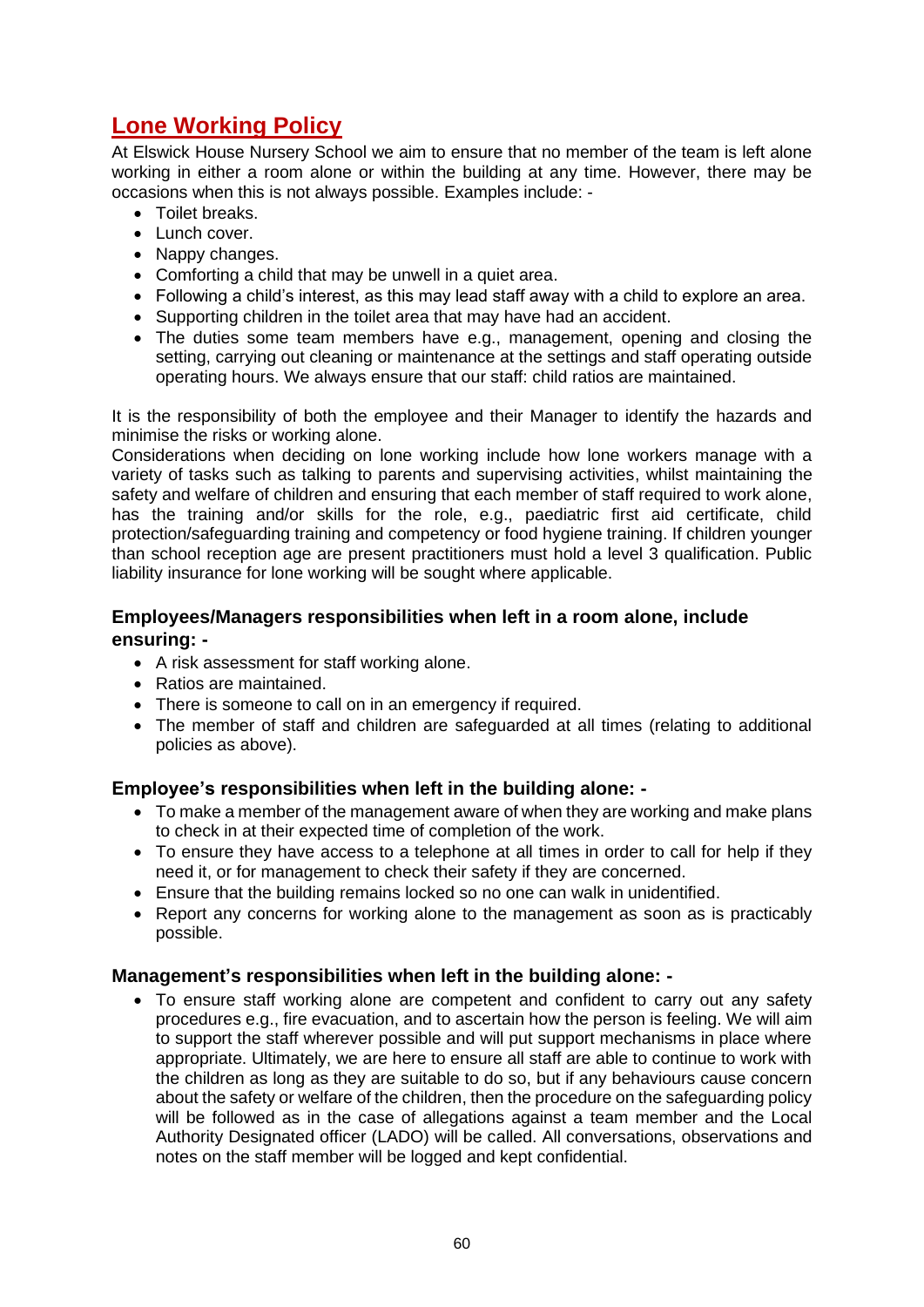## Lone Working Policy

At Elswick House Nursery School we aim to ensure that no member of the team is left alone working in either a room alone or within the building at any time. However, there may be occasions when this is not always possible. Examples include: -

- Toilet breaks.
- Lunch cover.
- Nappy changes.
- Comforting a child that may be unwell in a quiet area.
- Following a child's interest, as this may lead staff away with a child to explore an area.
- Supporting children in the toilet area that may have had an accident.
- The duties some team members have e.g., management, opening and closing the setting, carrying out cleaning or maintenance at the settings and staff operating outside operating hours. We always ensure that our staff: child ratios are maintained.

It is the responsibility of both the employee and their Manager to identify the hazards and minimise the risks or working alone.

Considerations when deciding on lone working include how lone workers manage with a variety of tasks such as talking to parents and supervising activities, whilst maintaining the safety and welfare of children and ensuring that each member of staff required to work alone, has the training and/or skills for the role, e.g., paediatric first aid certificate, child protection/safeguarding training and competency or food hygiene training. If children younger than school reception age are present practitioners must hold a level 3 qualification. Public liability insurance for lone working will be sought where applicable.

### Employees/Managers responsibilities when left in a room alone, include ensuring: -

- A risk assessment for staff working alone.
- Ratios are maintained.
- There is someone to call on in an emergency if required.
- The member of staff and children are safeguarded at all times (relating to additional policies as above).

### Employee's responsibilities when left in the building alone: -

- To make a member of the management aware of when they are working and make plans to check in at their expected time of completion of the work.
- To ensure they have access to a telephone at all times in order to call for help if they need it, or for management to check their safety if they are concerned.
- Ensure that the building remains locked so no one can walk in unidentified.
- Report any concerns for working alone to the management as soon as is practicably possible.

### Management's responsibilities when left in the building alone: -

- To ensure staff working alone are competent and confident to carry out any safety procedures e.g., fire evacuation, and to ascertain how the person is feeling. We will aim to support the staff wherever possible and will put support mechanisms in place where appropriate. Ultimately, we are here to ensure all staff are able to continue to work with the children as long as they are suitable to do so, but if any behaviours cause concern about the safety or welfare of the children, then the procedure on the safeguarding policy will be followed as in the case of allegations against a team member and the Local Authority Designated officer (LADO) will be called. All conversations, observations and notes on the staff member will be logged and kept confidential.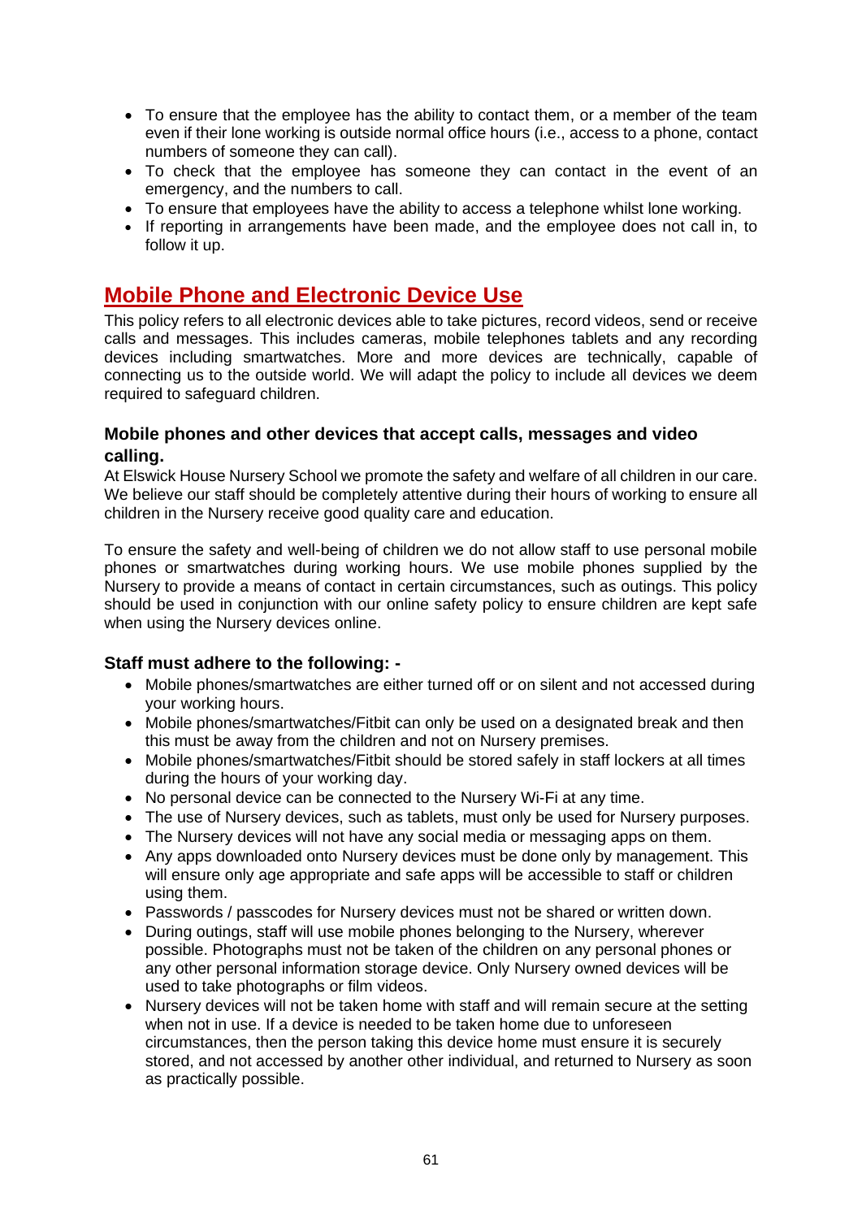- To ensure that the employee has the ability to contact them, or a member of the team even if their lone working is outside normal office hours (i.e., access to a phone, contact numbers of someone they can call).
- To check that the employee has someone they can contact in the event of an emergency, and the numbers to call.
- To ensure that employees have the ability to access a telephone whilst lone working.
- If reporting in arrangements have been made, and the employee does not call in, to follow it up.

## Mobile Phone and Electronic Device Use

This policy refers to all electronic devices able to take pictures, record videos, send or receive calls and messages. This includes cameras, mobile telephones tablets and any recording devices including smartwatches. More and more devices are technically, capable of connecting us to the outside world. We will adapt the policy to include all devices we deem required to safeguard children.

### Mobile phones and other devices that accept calls, messages and video calling.

At Elswick House Nursery School we promote the safety and welfare of all children in our care. We believe our staff should be completely attentive during their hours of working to ensure all children in the Nursery receive good quality care and education.

To ensure the safety and well-being of children we do not allow staff to use personal mobile phones or smartwatches during working hours. We use mobile phones supplied by the Nursery to provide a means of contact in certain circumstances, such as outings. This policy should be used in conjunction with our online safety policy to ensure children are kept safe when using the Nursery devices online.

### Staff must adhere to the following: -

- Mobile phones/smartwatches are either turned off or on silent and not accessed during your working hours.
- Mobile phones/smartwatches/Fitbit can only be used on a designated break and then this must be away from the children and not on Nursery premises.
- Mobile phones/smartwatches/Fitbit should be stored safely in staff lockers at all times during the hours of your working day.
- No personal device can be connected to the Nursery Wi-Fi at any time.
- The use of Nursery devices, such as tablets, must only be used for Nursery purposes.
- The Nursery devices will not have any social media or messaging apps on them.
- Any apps downloaded onto Nursery devices must be done only by management. This will ensure only age appropriate and safe apps will be accessible to staff or children using them.
- Passwords / passcodes for Nursery devices must not be shared or written down.
- During outings, staff will use mobile phones belonging to the Nursery, wherever possible. Photographs must not be taken of the children on any personal phones or any other personal information storage device. Only Nursery owned devices will be used to take photographs or film videos.
- Nursery devices will not be taken home with staff and will remain secure at the setting when not in use. If a device is needed to be taken home due to unforeseen circumstances, then the person taking this device home must ensure it is securely stored, and not accessed by another other individual, and returned to Nursery as soon as practically possible.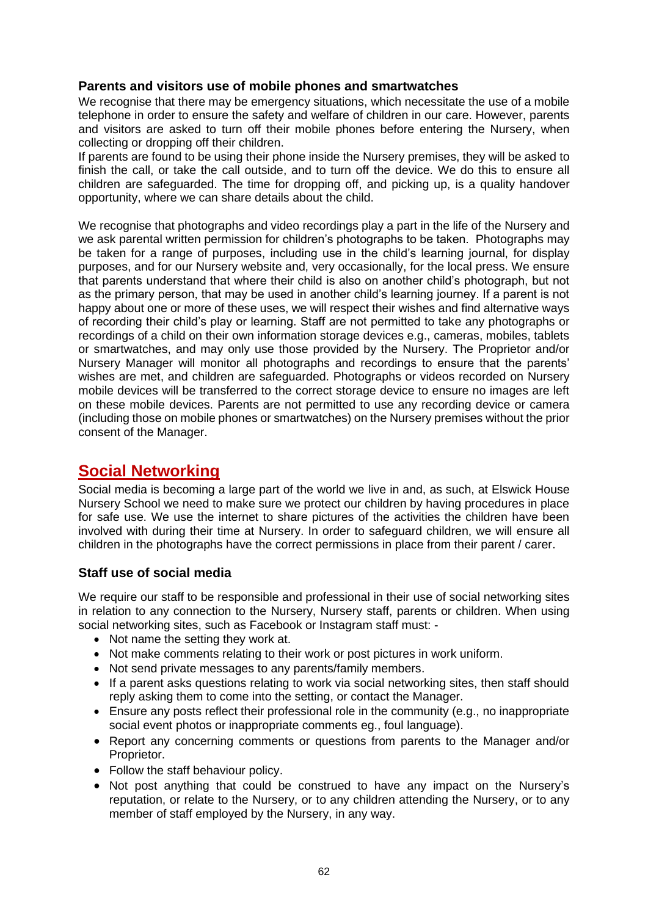### Parents and visitors use of mobile phones and smartwatches

We recognise that there may be emergency situations, which necessitate the use of a mobile telephone in order to ensure the safety and welfare of children in our care. However, parents and visitors are asked to turn off their mobile phones before entering the Nursery, when collecting or dropping off their children.

If parents are found to be using their phone inside the Nursery premises, they will be asked to finish the call, or take the call outside, and to turn off the device. We do this to ensure all children are safeguarded. The time for dropping off, and picking up, is a quality handover opportunity, where we can share details about the child.

We recognise that photographs and video recordings play a part in the life of the Nursery and we ask parental written permission for children's photographs to be taken. Photographs may be taken for a range of purposes, including use in the child's learning journal, for display purposes, and for our Nursery website and, very occasionally, for the local press. We ensure that parents understand that where their child is also on another child's photograph, but not as the primary person, that may be used in another child's learning journey. If a parent is not happy about one or more of these uses, we will respect their wishes and find alternative ways of recording their child's play or learning. Staff are not permitted to take any photographs or recordings of a child on their own information storage devices e.g., cameras, mobiles, tablets or smartwatches, and may only use those provided by the Nursery. The Proprietor and/or Nursery Manager will monitor all photographs and recordings to ensure that the parents' wishes are met, and children are safeguarded. Photographs or videos recorded on Nursery mobile devices will be transferred to the correct storage device to ensure no images are left on these mobile devices. Parents are not permitted to use any recording device or camera (including those on mobile phones or smartwatches) on the Nursery premises without the prior consent of the Manager.

## Social Networking

Social media is becoming a large part of the world we live in and, as such, at Elswick House Nursery School we need to make sure we protect our children by having procedures in place for safe use. We use the internet to share pictures of the activities the children have been involved with during their time at Nursery. In order to safeguard children, we will ensure all children in the photographs have the correct permissions in place from their parent / carer.

### Staff use of social media

We require our staff to be responsible and professional in their use of social networking sites in relation to any connection to the Nursery, Nursery staff, parents or children. When using social networking sites, such as Facebook or Instagram staff must: -

- Not name the setting they work at.
- Not make comments relating to their work or post pictures in work uniform.
- Not send private messages to any parents/family members.
- If a parent asks questions relating to work via social networking sites, then staff should reply asking them to come into the setting, or contact the Manager.
- Ensure any posts reflect their professional role in the community (e.g., no inappropriate social event photos or inappropriate comments eg., foul language).
- Report any concerning comments or questions from parents to the Manager and/or Proprietor.
- Follow the staff behaviour policy.
- Not post anything that could be construed to have any impact on the Nursery's reputation, or relate to the Nursery, or to any children attending the Nursery, or to any member of staff employed by the Nursery, in any way.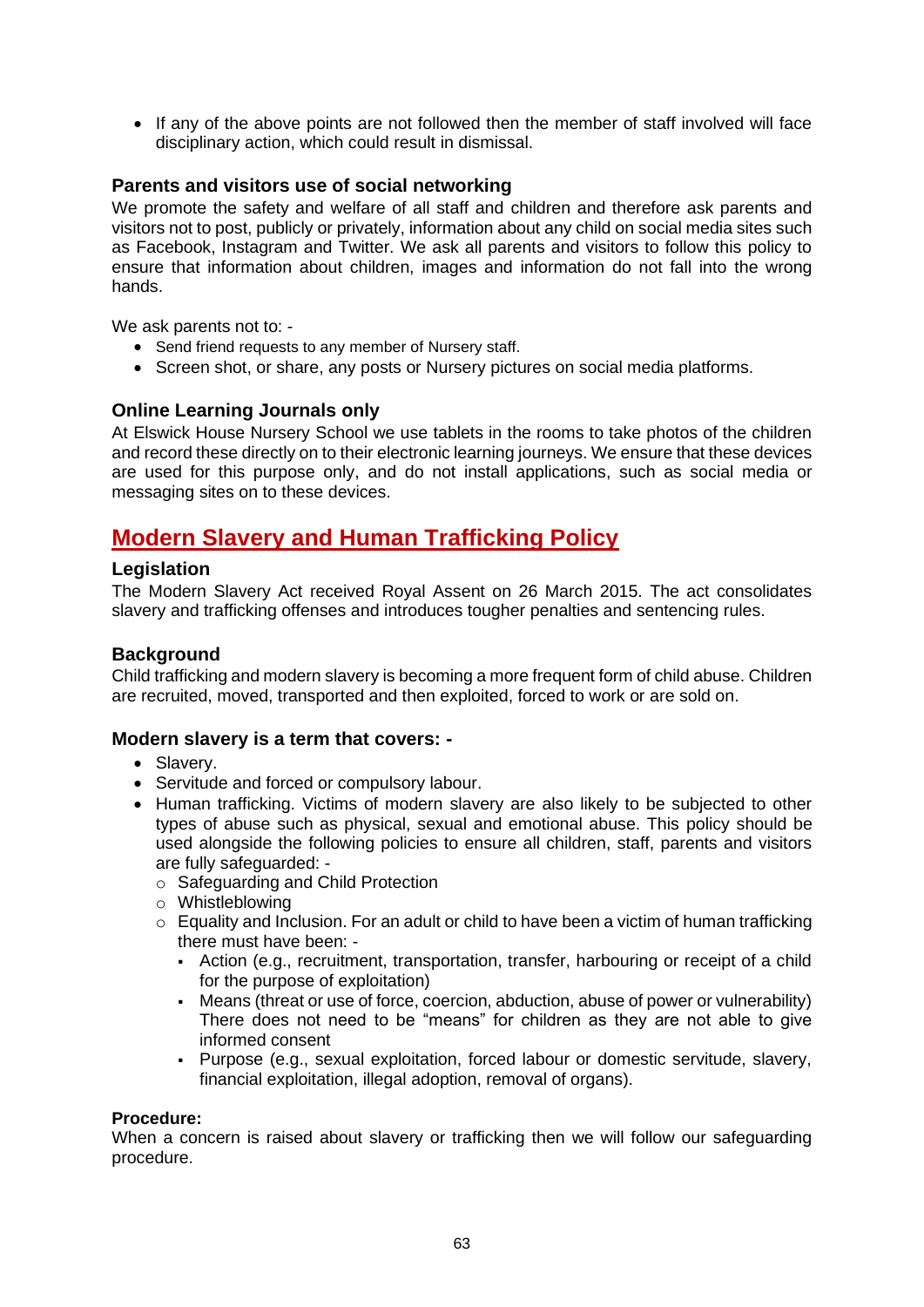- If any of the above points are not followed then the member of staff involved will face disciplinary action, which could result in dismissal.

### Parents and visitors use of social networking

We promote the safety and welfare of all staff and children and therefore ask parents and visitors not to post, publicly or privately, information about any child on social media sites such as Facebook, Instagram and Twitter. We ask all parents and visitors to follow this policy to ensure that information about children, images and information do not fall into the wrong hands.

We ask parents not to: -

- Send friend requests to any member of Nursery staff.
- Screen shot, or share, any posts or Nursery pictures on social media platforms.

### Online Learning Journals only

At Elswick House Nursery School we use tablets in the rooms to take photos of the children and record these directly on to their electronic learning journeys. We ensure that these devices are used for this purpose only, and do not install applications, such as social media or messaging sites on to these devices.

## Modern Slavery and Human Trafficking Policy

### Legislation

The Modern Slavery Act received Royal Assent on 26 March 2015. The act consolidates slavery and trafficking offenses and introduces tougher penalties and sentencing rules.

### Background

Child trafficking and modern slavery is becoming a more frequent form of child abuse. Children are recruited, moved, transported and then exploited, forced to work or are sold on.

### Modern slavery is a term that covers: -

- Slavery.
- Servitude and forced or compulsory labour.
- Human trafficking. Victims of modern slavery are also likely to be subjected to other types of abuse such as physical, sexual and emotional abuse. This policy should be used alongside the following policies to ensure all children, staff, parents and visitors are fully safeguarded: -
  - Safeguarding and Child Protection
  - Whistleblowing
  - Equality and Inclusion. For an adult or child to have been a victim of human trafficking there must have been: -
    - Action (e.g., recruitment, transportation, transfer, harbouring or receipt of a child for the purpose of exploitation)
    - Means (threat or use of force, coercion, abduction, abuse of power or vulnerability) There does not need to be "means" for children as they are not able to give informed consent
    - Purpose (e.g., sexual exploitation, forced labour or domestic servitude, slavery, financial exploitation, illegal adoption, removal of organs).

**Procedure:**

When a concern is raised about slavery or trafficking then we will follow our safeguarding procedure.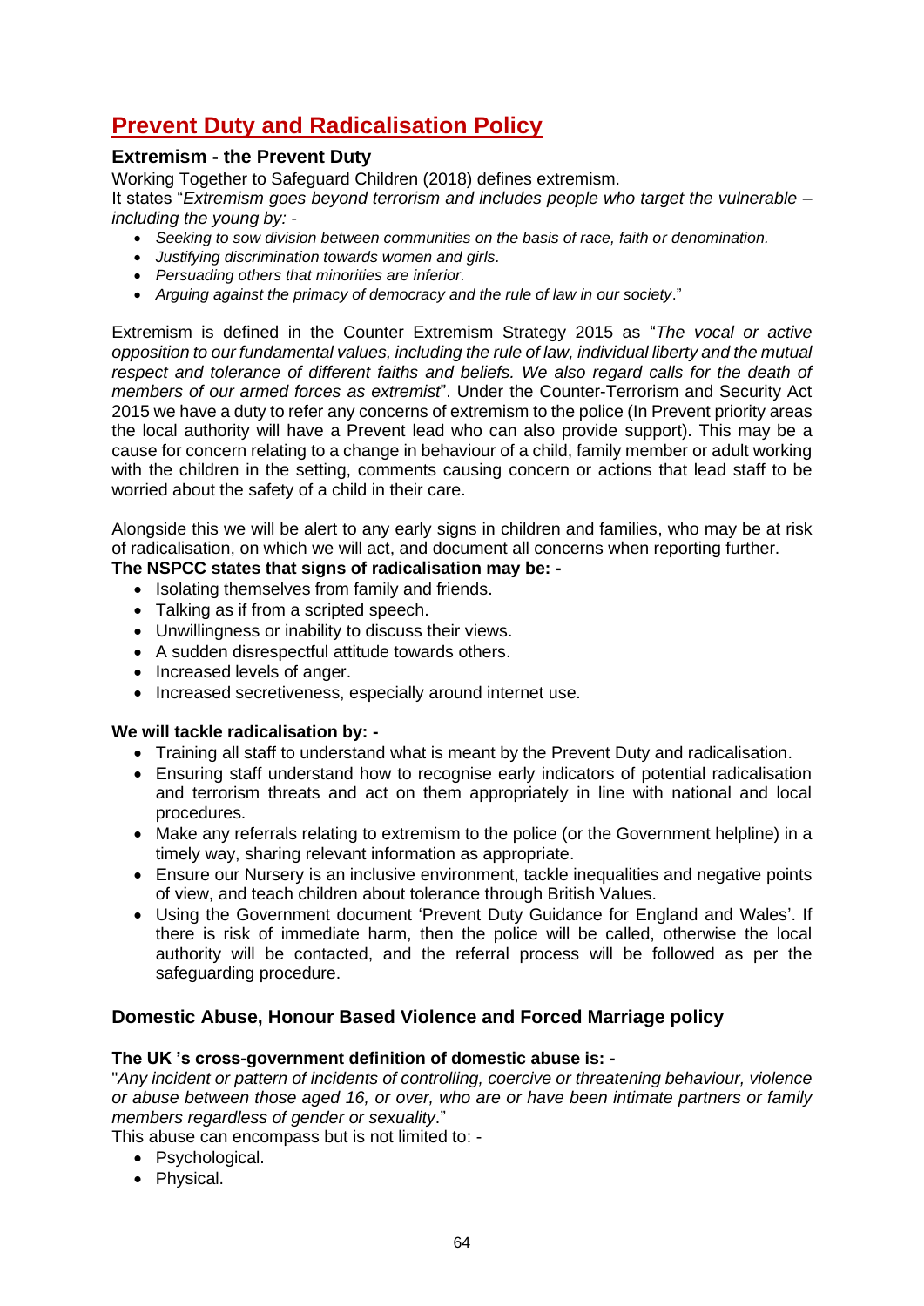# Prevent Duty and Radicalisation Policy

### Extremism - the Prevent Duty

Working Together to Safeguard Children (2018) defines extremism.

It states "*Extremism goes beyond terrorism and includes people who target the vulnerable – including the young by: -*

- *Seeking to sow division between communities on the basis of race, faith or denomination.*
- *Justifying discrimination towards women and girls.*
- *Persuading others that minorities are inferior.*
- *Arguing against the primacy of democracy and the rule of law in our society*."

Extremism is defined in the Counter Extremism Strategy 2015 as "*The vocal or active opposition to our fundamental values, including the rule of law, individual liberty and the mutual respect and tolerance of different faiths and beliefs. We also regard calls for the death of members of our armed forces as extremist*". Under the Counter-Terrorism and Security Act 2015 we have a duty to refer any concerns of extremism to the police (In Prevent priority areas the local authority will have a Prevent lead who can also provide support). This may be a cause for concern relating to a change in behaviour of a child, family member or adult working with the children in the setting, comments causing concern or actions that lead staff to be worried about the safety of a child in their care.

Alongside this we will be alert to any early signs in children and families, who may be at risk of radicalisation, on which we will act, and document all concerns when reporting further.

**The NSPCC states that signs of radicalisation may be: -**

- Isolating themselves from family and friends.
- Talking as if from a scripted speech.
- Unwillingness or inability to discuss their views.
- A sudden disrespectful attitude towards others.
- Increased levels of anger.
- Increased secretiveness, especially around internet use.

**We will tackle radicalisation by: -**

- Training all staff to understand what is meant by the Prevent Duty and radicalisation.
- Ensuring staff understand how to recognise early indicators of potential radicalisation and terrorism threats and act on them appropriately in line with national and local procedures.
- Make any referrals relating to extremism to the police (or the Government helpline) in a timely way, sharing relevant information as appropriate.
- Ensure our Nursery is an inclusive environment, tackle inequalities and negative points of view, and teach children about tolerance through British Values.
- Using the Government document 'Prevent Duty Guidance for England and Wales'. If there is risk of immediate harm, then the police will be called, otherwise the local authority will be contacted, and the referral process will be followed as per the safeguarding procedure.

## Domestic Abuse, Honour Based Violence and Forced Marriage policy

**The UK 's cross-government definition of domestic abuse is: -**

"*Any incident or pattern of incidents of controlling, coercive or threatening behaviour, violence or abuse between those aged 16, or over, who are or have been intimate partners or family members regardless of gender or sexuality*."

This abuse can encompass but is not limited to: -

- Psychological.
- Physical.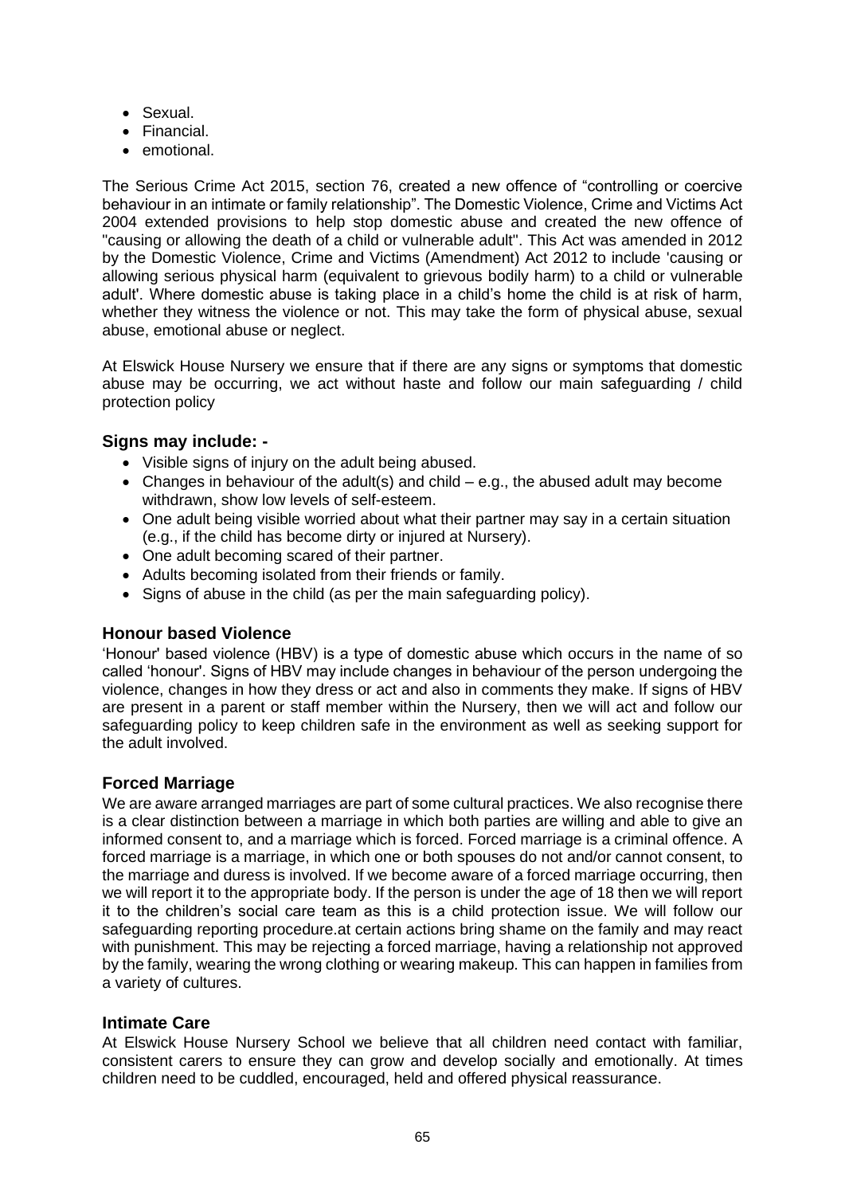- Sexual.
- Financial.
- emotional.

The Serious Crime Act 2015, section 76, created a new offence of "controlling or coercive behaviour in an intimate or family relationship". The Domestic Violence, Crime and Victims Act 2004 extended provisions to help stop domestic abuse and created the new offence of "causing or allowing the death of a child or vulnerable adult". This Act was amended in 2012 by the Domestic Violence, Crime and Victims (Amendment) Act 2012 to include 'causing or allowing serious physical harm (equivalent to grievous bodily harm) to a child or vulnerable adult'. Where domestic abuse is taking place in a child's home the child is at risk of harm, whether they witness the violence or not. This may take the form of physical abuse, sexual abuse, emotional abuse or neglect.

At Elswick House Nursery we ensure that if there are any signs or symptoms that domestic abuse may be occurring, we act without haste and follow our main safeguarding / child protection policy

### Signs may include: -

- Visible signs of injury on the adult being abused.
- Changes in behaviour of the adult(s) and child – e.g., the abused adult may become withdrawn, show low levels of self-esteem.
- One adult being visible worried about what their partner may say in a certain situation (e.g., if the child has become dirty or injured at Nursery).
- One adult becoming scared of their partner.
- Adults becoming isolated from their friends or family.
- Signs of abuse in the child (as per the main safeguarding policy).

### Honour based Violence

'Honour' based violence (HBV) is a type of domestic abuse which occurs in the name of so called 'honour'. Signs of HBV may include changes in behaviour of the person undergoing the violence, changes in how they dress or act and also in comments they make. If signs of HBV are present in a parent or staff member within the Nursery, then we will act and follow our safeguarding policy to keep children safe in the environment as well as seeking support for the adult involved.

### Forced Marriage

We are aware arranged marriages are part of some cultural practices. We also recognise there is a clear distinction between a marriage in which both parties are willing and able to give an informed consent to, and a marriage which is forced. Forced marriage is a criminal offence. A forced marriage is a marriage, in which one or both spouses do not and/or cannot consent, to the marriage and duress is involved. If we become aware of a forced marriage occurring, then we will report it to the appropriate body. If the person is under the age of 18 then we will report it to the children's social care team as this is a child protection issue. We will follow our safeguarding reporting procedure.at certain actions bring shame on the family and may react with punishment. This may be rejecting a forced marriage, having a relationship not approved by the family, wearing the wrong clothing or wearing makeup. This can happen in families from a variety of cultures.

### Intimate Care

At Elswick House Nursery School we believe that all children need contact with familiar, consistent carers to ensure they can grow and develop socially and emotionally. At times children need to be cuddled, encouraged, held and offered physical reassurance.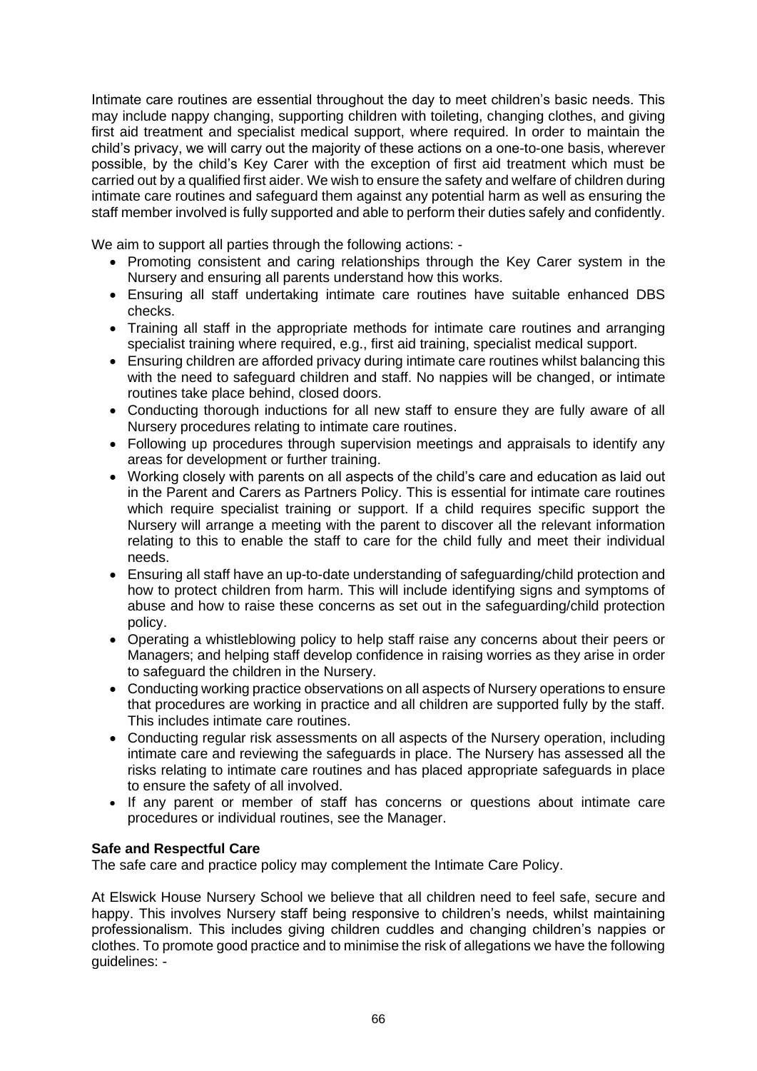Intimate care routines are essential throughout the day to meet children's basic needs. This may include nappy changing, supporting children with toileting, changing clothes, and giving first aid treatment and specialist medical support, where required. In order to maintain the child's privacy, we will carry out the majority of these actions on a one-to-one basis, wherever possible, by the child's Key Carer with the exception of first aid treatment which must be carried out by a qualified first aider. We wish to ensure the safety and welfare of children during intimate care routines and safeguard them against any potential harm as well as ensuring the staff member involved is fully supported and able to perform their duties safely and confidently.

We aim to support all parties through the following actions: -

- Promoting consistent and caring relationships through the Key Carer system in the Nursery and ensuring all parents understand how this works.
- Ensuring all staff undertaking intimate care routines have suitable enhanced DBS checks.
- Training all staff in the appropriate methods for intimate care routines and arranging specialist training where required, e.g., first aid training, specialist medical support.
- Ensuring children are afforded privacy during intimate care routines whilst balancing this with the need to safeguard children and staff. No nappies will be changed, or intimate routines take place behind, closed doors.
- Conducting thorough inductions for all new staff to ensure they are fully aware of all Nursery procedures relating to intimate care routines.
- Following up procedures through supervision meetings and appraisals to identify any areas for development or further training.
- Working closely with parents on all aspects of the child's care and education as laid out in the Parent and Carers as Partners Policy. This is essential for intimate care routines which require specialist training or support. If a child requires specific support the Nursery will arrange a meeting with the parent to discover all the relevant information relating to this to enable the staff to care for the child fully and meet their individual needs.
- Ensuring all staff have an up-to-date understanding of safeguarding/child protection and how to protect children from harm. This will include identifying signs and symptoms of abuse and how to raise these concerns as set out in the safeguarding/child protection policy.
- Operating a whistleblowing policy to help staff raise any concerns about their peers or Managers; and helping staff develop confidence in raising worries as they arise in order to safeguard the children in the Nursery.
- Conducting working practice observations on all aspects of Nursery operations to ensure that procedures are working in practice and all children are supported fully by the staff. This includes intimate care routines.
- Conducting regular risk assessments on all aspects of the Nursery operation, including intimate care and reviewing the safeguards in place. The Nursery has assessed all the risks relating to intimate care routines and has placed appropriate safeguards in place to ensure the safety of all involved.
- If any parent or member of staff has concerns or questions about intimate care procedures or individual routines, see the Manager.

**Safe and Respectful Care**

The safe care and practice policy may complement the Intimate Care Policy.

At Elswick House Nursery School we believe that all children need to feel safe, secure and happy. This involves Nursery staff being responsive to children's needs, whilst maintaining professionalism. This includes giving children cuddles and changing children's nappies or clothes. To promote good practice and to minimise the risk of allegations we have the following guidelines: -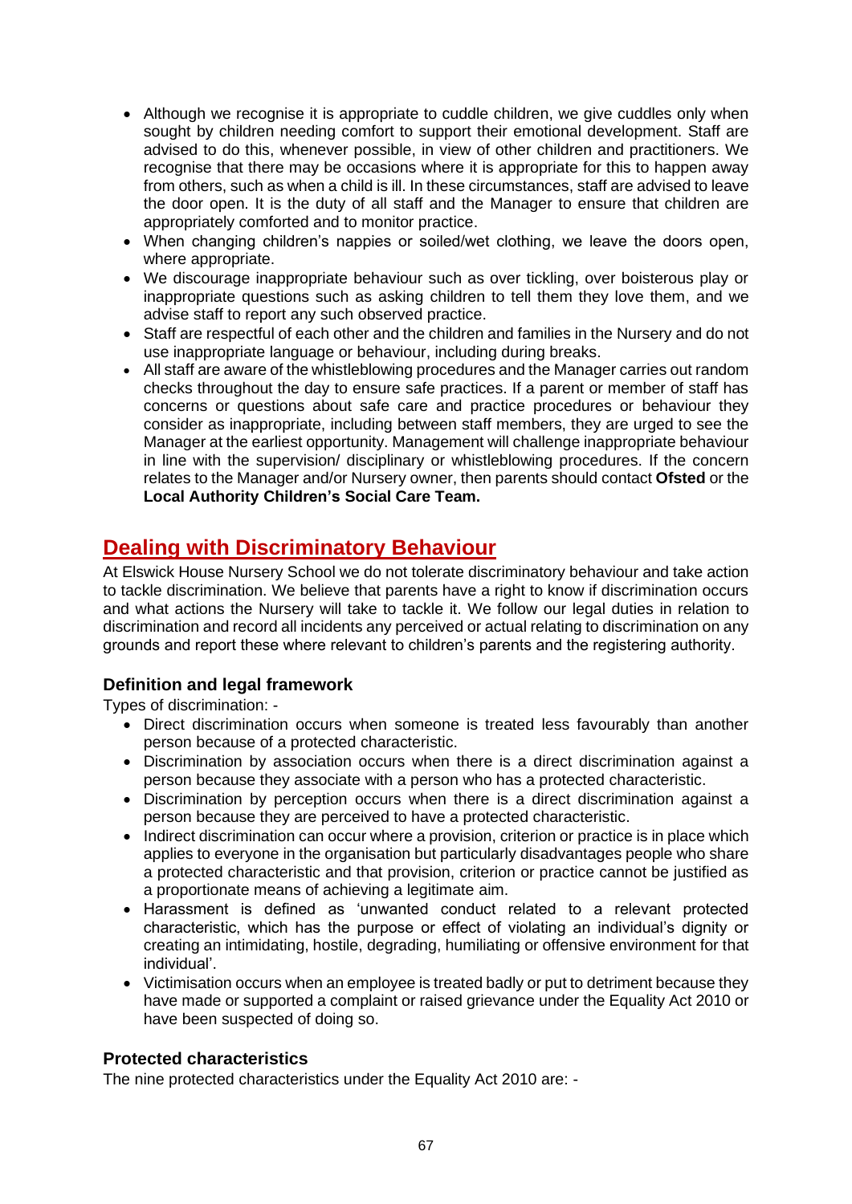- Although we recognise it is appropriate to cuddle children, we give cuddles only when sought by children needing comfort to support their emotional development. Staff are advised to do this, whenever possible, in view of other children and practitioners. We recognise that there may be occasions where it is appropriate for this to happen away from others, such as when a child is ill. In these circumstances, staff are advised to leave the door open. It is the duty of all staff and the Manager to ensure that children are appropriately comforted and to monitor practice.
- When changing children's nappies or soiled/wet clothing, we leave the doors open, where appropriate.
- We discourage inappropriate behaviour such as over tickling, over boisterous play or inappropriate questions such as asking children to tell them they love them, and we advise staff to report any such observed practice.
- Staff are respectful of each other and the children and families in the Nursery and do not use inappropriate language or behaviour, including during breaks.
- All staff are aware of the whistleblowing procedures and the Manager carries out random checks throughout the day to ensure safe practices. If a parent or member of staff has concerns or questions about safe care and practice procedures or behaviour they consider as inappropriate, including between staff members, they are urged to see the Manager at the earliest opportunity. Management will challenge inappropriate behaviour in line with the supervision/ disciplinary or whistleblowing procedures. If the concern relates to the Manager and/or Nursery owner, then parents should contact **Ofsted** or the **Local Authority Children's Social Care Team.**

## Dealing with Discriminatory Behaviour

At Elswick House Nursery School we do not tolerate discriminatory behaviour and take action to tackle discrimination. We believe that parents have a right to know if discrimination occurs and what actions the Nursery will take to tackle it. We follow our legal duties in relation to discrimination and record all incidents any perceived or actual relating to discrimination on any grounds and report these where relevant to children's parents and the registering authority.

### Definition and legal framework

Types of discrimination: -

- Direct discrimination occurs when someone is treated less favourably than another person because of a protected characteristic.
- Discrimination by association occurs when there is a direct discrimination against a person because they associate with a person who has a protected characteristic.
- Discrimination by perception occurs when there is a direct discrimination against a person because they are perceived to have a protected characteristic.
- Indirect discrimination can occur where a provision, criterion or practice is in place which applies to everyone in the organisation but particularly disadvantages people who share a protected characteristic and that provision, criterion or practice cannot be justified as a proportionate means of achieving a legitimate aim.
- Harassment is defined as 'unwanted conduct related to a relevant protected characteristic, which has the purpose or effect of violating an individual's dignity or creating an intimidating, hostile, degrading, humiliating or offensive environment for that individual'.
- Victimisation occurs when an employee is treated badly or put to detriment because they have made or supported a complaint or raised grievance under the Equality Act 2010 or have been suspected of doing so.

### Protected characteristics

The nine protected characteristics under the Equality Act 2010 are: -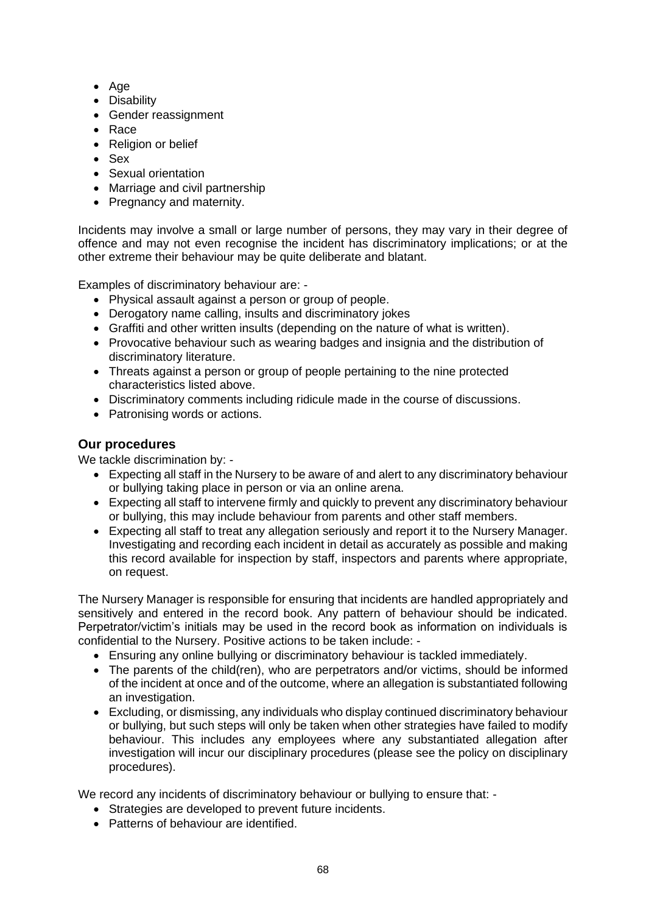- Age
- Disability
- Gender reassignment
- Race
- Religion or belief
- Sex
- Sexual orientation
- Marriage and civil partnership
- Pregnancy and maternity.

Incidents may involve a small or large number of persons, they may vary in their degree of offence and may not even recognise the incident has discriminatory implications; or at the other extreme their behaviour may be quite deliberate and blatant.

Examples of discriminatory behaviour are: -

- Physical assault against a person or group of people.
- Derogatory name calling, insults and discriminatory jokes
- Graffiti and other written insults (depending on the nature of what is written).
- Provocative behaviour such as wearing badges and insignia and the distribution of discriminatory literature.
- Threats against a person or group of people pertaining to the nine protected characteristics listed above.
- Discriminatory comments including ridicule made in the course of discussions.
- Patronising words or actions.

## Our procedures

We tackle discrimination by: -

- Expecting all staff in the Nursery to be aware of and alert to any discriminatory behaviour or bullying taking place in person or via an online arena.
- Expecting all staff to intervene firmly and quickly to prevent any discriminatory behaviour or bullying, this may include behaviour from parents and other staff members.
- Expecting all staff to treat any allegation seriously and report it to the Nursery Manager. Investigating and recording each incident in detail as accurately as possible and making this record available for inspection by staff, inspectors and parents where appropriate, on request.

The Nursery Manager is responsible for ensuring that incidents are handled appropriately and sensitively and entered in the record book. Any pattern of behaviour should be indicated. Perpetrator/victim's initials may be used in the record book as information on individuals is confidential to the Nursery. Positive actions to be taken include: -

- Ensuring any online bullying or discriminatory behaviour is tackled immediately.
- The parents of the child(ren), who are perpetrators and/or victims, should be informed of the incident at once and of the outcome, where an allegation is substantiated following an investigation.
- Excluding, or dismissing, any individuals who display continued discriminatory behaviour or bullying, but such steps will only be taken when other strategies have failed to modify behaviour. This includes any employees where any substantiated allegation after investigation will incur our disciplinary procedures (please see the policy on disciplinary procedures).

We record any incidents of discriminatory behaviour or bullying to ensure that: -

- Strategies are developed to prevent future incidents.
- Patterns of behaviour are identified.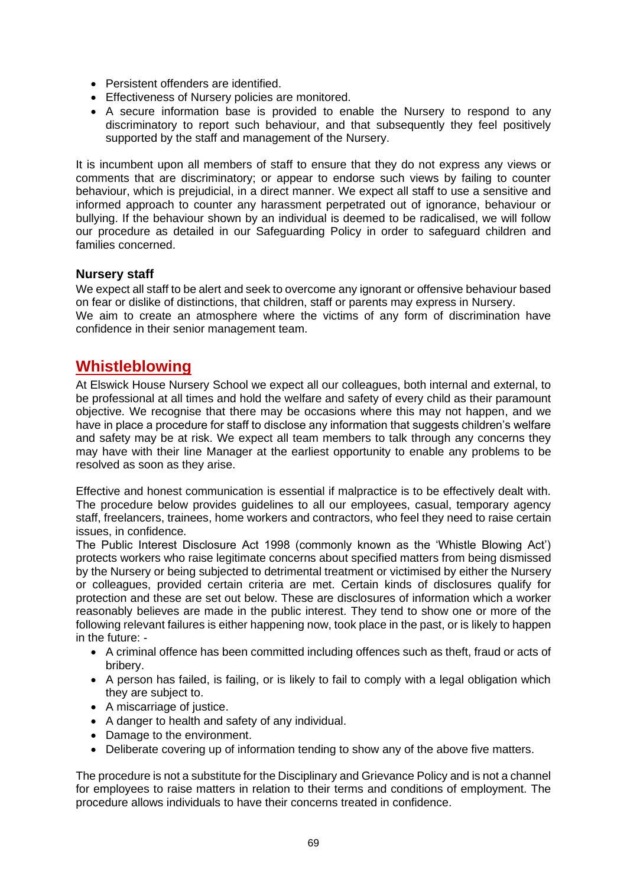- Persistent offenders are identified.
- Effectiveness of Nursery policies are monitored.
- A secure information base is provided to enable the Nursery to respond to any discriminatory to report such behaviour, and that subsequently they feel positively supported by the staff and management of the Nursery.

It is incumbent upon all members of staff to ensure that they do not express any views or comments that are discriminatory; or appear to endorse such views by failing to counter behaviour, which is prejudicial, in a direct manner. We expect all staff to use a sensitive and informed approach to counter any harassment perpetrated out of ignorance, behaviour or bullying. If the behaviour shown by an individual is deemed to be radicalised, we will follow our procedure as detailed in our Safeguarding Policy in order to safeguard children and families concerned.

### Nursery staff

We expect all staff to be alert and seek to overcome any ignorant or offensive behaviour based on fear or dislike of distinctions, that children, staff or parents may express in Nursery.
We aim to create an atmosphere where the victims of any form of discrimination have confidence in their senior management team.

## Whistleblowing

At Elswick House Nursery School we expect all our colleagues, both internal and external, to be professional at all times and hold the welfare and safety of every child as their paramount objective. We recognise that there may be occasions where this may not happen, and we have in place a procedure for staff to disclose any information that suggests children's welfare and safety may be at risk. We expect all team members to talk through any concerns they may have with their line Manager at the earliest opportunity to enable any problems to be resolved as soon as they arise.

Effective and honest communication is essential if malpractice is to be effectively dealt with. The procedure below provides guidelines to all our employees, casual, temporary agency staff, freelancers, trainees, home workers and contractors, who feel they need to raise certain issues, in confidence.
The Public Interest Disclosure Act 1998 (commonly known as the 'Whistle Blowing Act') protects workers who raise legitimate concerns about specified matters from being dismissed by the Nursery or being subjected to detrimental treatment or victimised by either the Nursery or colleagues, provided certain criteria are met. Certain kinds of disclosures qualify for protection and these are set out below. These are disclosures of information which a worker reasonably believes are made in the public interest. They tend to show one or more of the following relevant failures is either happening now, took place in the past, or is likely to happen in the future: -

- A criminal offence has been committed including offences such as theft, fraud or acts of bribery.
- A person has failed, is failing, or is likely to fail to comply with a legal obligation which they are subject to.
- A miscarriage of justice.
- A danger to health and safety of any individual.
- Damage to the environment.
- Deliberate covering up of information tending to show any of the above five matters.

The procedure is not a substitute for the Disciplinary and Grievance Policy and is not a channel for employees to raise matters in relation to their terms and conditions of employment. The procedure allows individuals to have their concerns treated in confidence.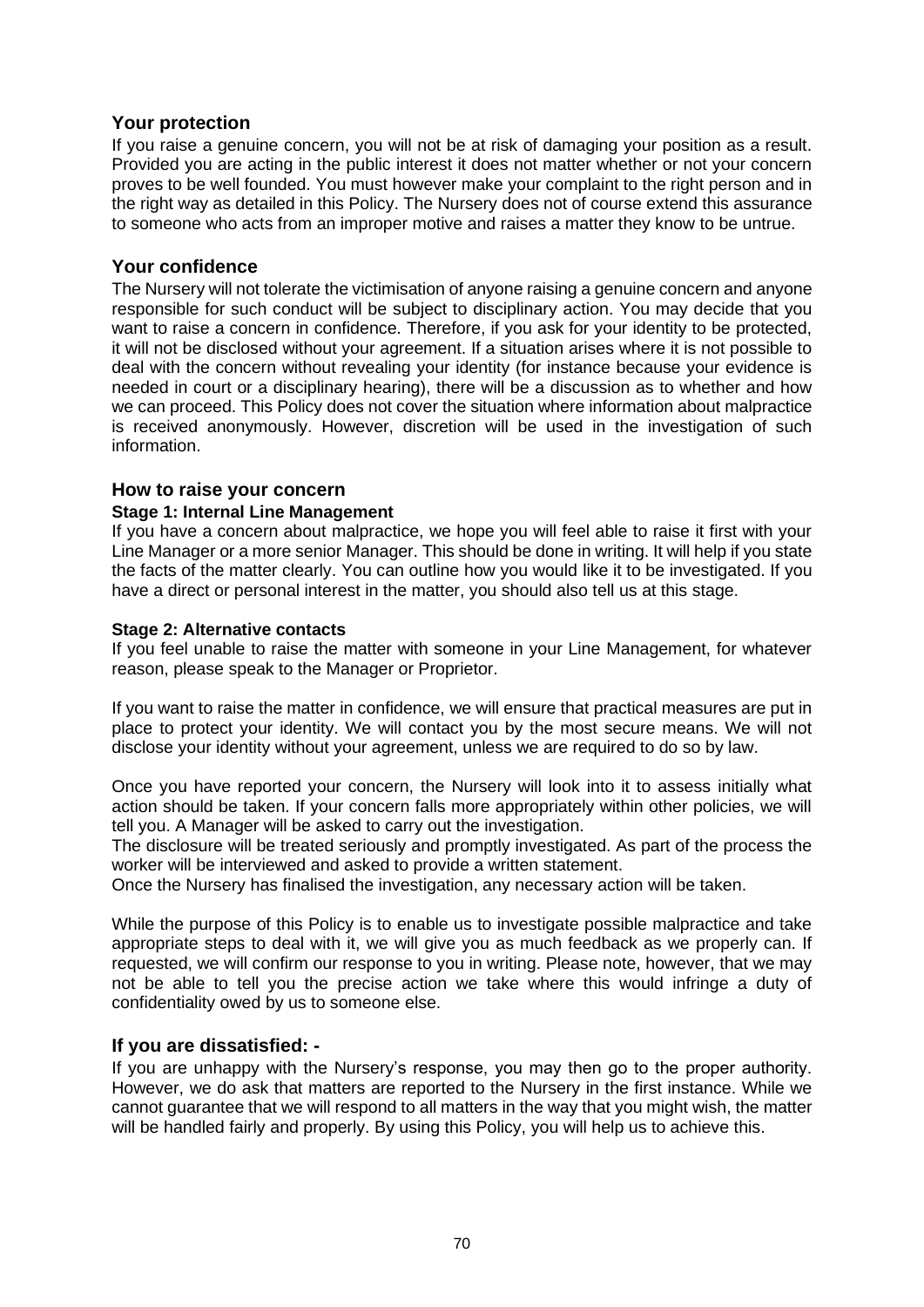## Your protection

If you raise a genuine concern, you will not be at risk of damaging your position as a result. Provided you are acting in the public interest it does not matter whether or not your concern proves to be well founded. You must however make your complaint to the right person and in the right way as detailed in this Policy. The Nursery does not of course extend this assurance to someone who acts from an improper motive and raises a matter they know to be untrue.

## Your confidence

The Nursery will not tolerate the victimisation of anyone raising a genuine concern and anyone responsible for such conduct will be subject to disciplinary action. You may decide that you want to raise a concern in confidence. Therefore, if you ask for your identity to be protected, it will not be disclosed without your agreement. If a situation arises where it is not possible to deal with the concern without revealing your identity (for instance because your evidence is needed in court or a disciplinary hearing), there will be a discussion as to whether and how we can proceed. This Policy does not cover the situation where information about malpractice is received anonymously. However, discretion will be used in the investigation of such information.

## How to raise your concern

**Stage 1: Internal Line Management**

If you have a concern about malpractice, we hope you will feel able to raise it first with your Line Manager or a more senior Manager. This should be done in writing. It will help if you state the facts of the matter clearly. You can outline how you would like it to be investigated. If you have a direct or personal interest in the matter, you should also tell us at this stage.

**Stage 2: Alternative contacts**

If you feel unable to raise the matter with someone in your Line Management, for whatever reason, please speak to the Manager or Proprietor.

If you want to raise the matter in confidence, we will ensure that practical measures are put in place to protect your identity. We will contact you by the most secure means. We will not disclose your identity without your agreement, unless we are required to do so by law.

Once you have reported your concern, the Nursery will look into it to assess initially what action should be taken. If your concern falls more appropriately within other policies, we will tell you. A Manager will be asked to carry out the investigation.
The disclosure will be treated seriously and promptly investigated. As part of the process the worker will be interviewed and asked to provide a written statement.
Once the Nursery has finalised the investigation, any necessary action will be taken.

While the purpose of this Policy is to enable us to investigate possible malpractice and take appropriate steps to deal with it, we will give you as much feedback as we properly can. If requested, we will confirm our response to you in writing. Please note, however, that we may not be able to tell you the precise action we take where this would infringe a duty of confidentiality owed by us to someone else.

## If you are dissatisfied: -

If you are unhappy with the Nursery's response, you may then go to the proper authority. However, we do ask that matters are reported to the Nursery in the first instance. While we cannot guarantee that we will respond to all matters in the way that you might wish, the matter will be handled fairly and properly. By using this Policy, you will help us to achieve this.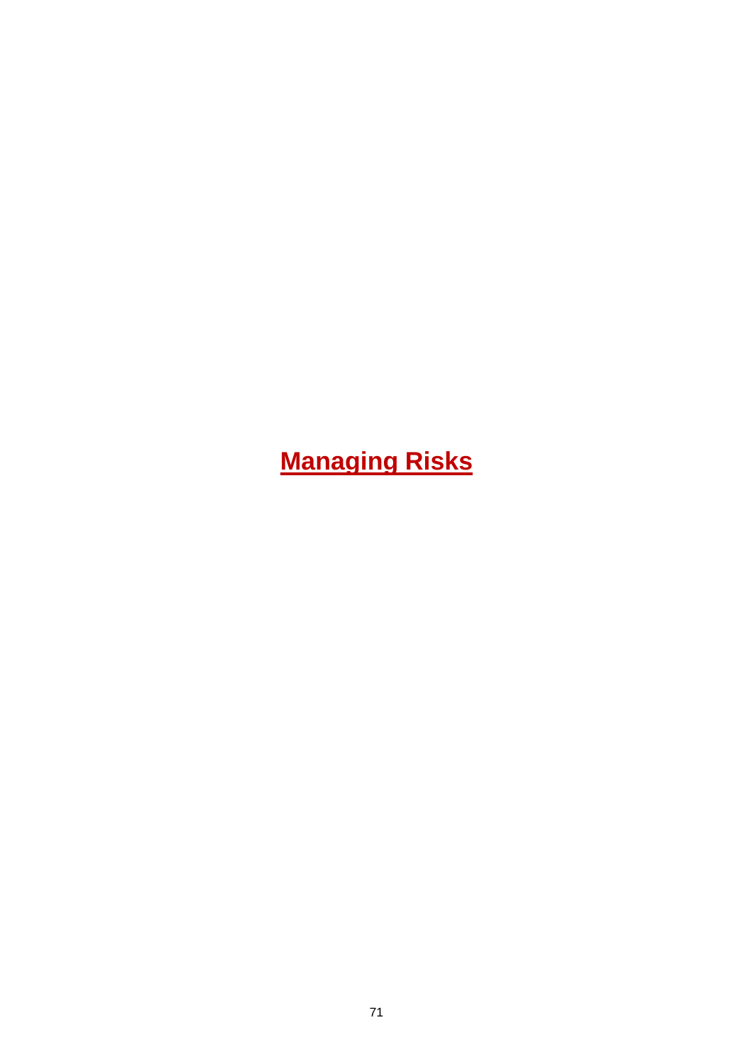# **Managing Risks**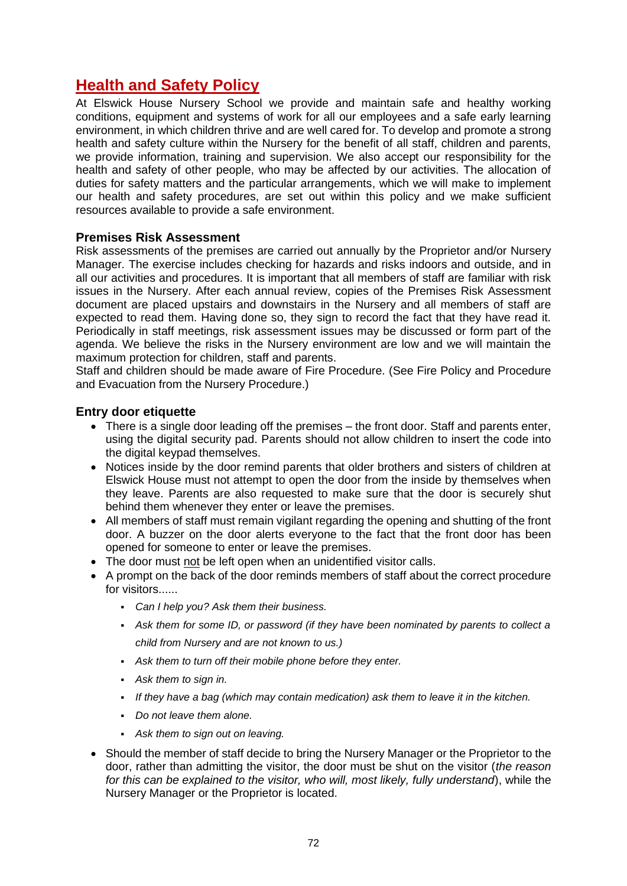# Health and Safety Policy

At Elswick House Nursery School we provide and maintain safe and healthy working conditions, equipment and systems of work for all our employees and a safe early learning environment, in which children thrive and are well cared for. To develop and promote a strong health and safety culture within the Nursery for the benefit of all staff, children and parents, we provide information, training and supervision. We also accept our responsibility for the health and safety of other people, who may be affected by our activities. The allocation of duties for safety matters and the particular arrangements, which we will make to implement our health and safety procedures, are set out within this policy and we make sufficient resources available to provide a safe environment.

### Premises Risk Assessment

Risk assessments of the premises are carried out annually by the Proprietor and/or Nursery Manager. The exercise includes checking for hazards and risks indoors and outside, and in all our activities and procedures. It is important that all members of staff are familiar with risk issues in the Nursery. After each annual review, copies of the Premises Risk Assessment document are placed upstairs and downstairs in the Nursery and all members of staff are expected to read them. Having done so, they sign to record the fact that they have read it. Periodically in staff meetings, risk assessment issues may be discussed or form part of the agenda. We believe the risks in the Nursery environment are low and we will maintain the maximum protection for children, staff and parents.

Staff and children should be made aware of Fire Procedure. (See Fire Policy and Procedure and Evacuation from the Nursery Procedure.)

### Entry door etiquette

- There is a single door leading off the premises – the front door. Staff and parents enter, using the digital security pad. Parents should not allow children to insert the code into the digital keypad themselves.
- Notices inside by the door remind parents that older brothers and sisters of children at Elswick House must not attempt to open the door from the inside by themselves when they leave. Parents are also requested to make sure that the door is securely shut behind them whenever they enter or leave the premises.
- All members of staff must remain vigilant regarding the opening and shutting of the front door. A buzzer on the door alerts everyone to the fact that the front door has been opened for someone to enter or leave the premises.
- The door must <u>not</u> be left open when an unidentified visitor calls.
- A prompt on the back of the door reminds members of staff about the correct procedure for visitors......
  - *Can I help you? Ask them their business.*
  - *Ask them for some ID, or password (if they have been nominated by parents to collect a child from Nursery and are not known to us.)*
  - *Ask them to turn off their mobile phone before they enter.*
  - *Ask them to sign in.*
  - *If they have a bag (which may contain medication) ask them to leave it in the kitchen.*
  - *Do not leave them alone.*
  - *Ask them to sign out on leaving.*
- Should the member of staff decide to bring the Nursery Manager or the Proprietor to the door, rather than admitting the visitor, the door must be shut on the visitor (*the reason for this can be explained to the visitor, who will, most likely, fully understand*), while the Nursery Manager or the Proprietor is located.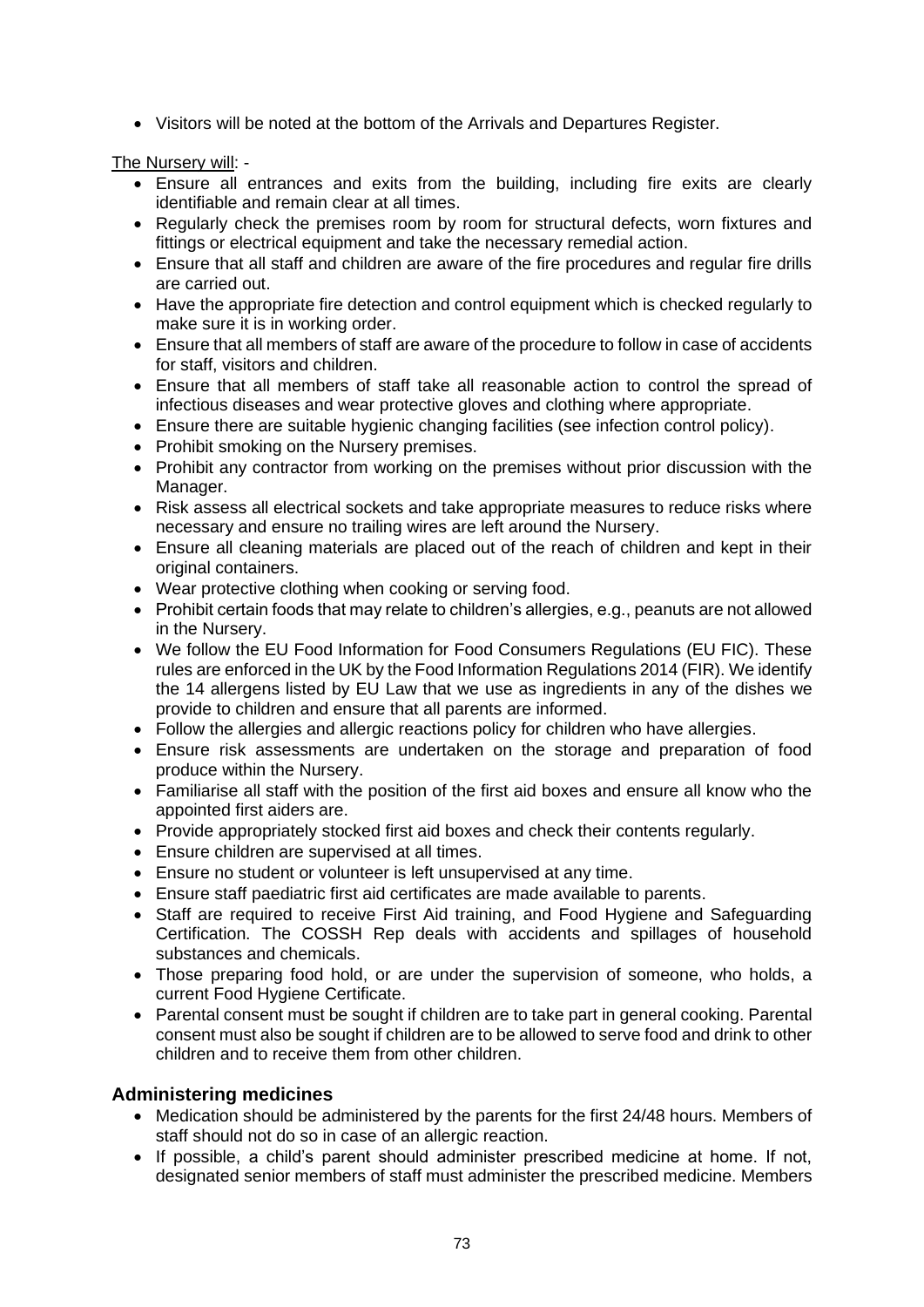- Visitors will be noted at the bottom of the Arrivals and Departures Register.

The Nursery will: -

- Ensure all entrances and exits from the building, including fire exits are clearly identifiable and remain clear at all times.
- Regularly check the premises room by room for structural defects, worn fixtures and fittings or electrical equipment and take the necessary remedial action.
- Ensure that all staff and children are aware of the fire procedures and regular fire drills are carried out.
- Have the appropriate fire detection and control equipment which is checked regularly to make sure it is in working order.
- Ensure that all members of staff are aware of the procedure to follow in case of accidents for staff, visitors and children.
- Ensure that all members of staff take all reasonable action to control the spread of infectious diseases and wear protective gloves and clothing where appropriate.
- Ensure there are suitable hygienic changing facilities (see infection control policy).
- Prohibit smoking on the Nursery premises.
- Prohibit any contractor from working on the premises without prior discussion with the Manager.
- Risk assess all electrical sockets and take appropriate measures to reduce risks where necessary and ensure no trailing wires are left around the Nursery.
- Ensure all cleaning materials are placed out of the reach of children and kept in their original containers.
- Wear protective clothing when cooking or serving food.
- Prohibit certain foods that may relate to children's allergies, e.g., peanuts are not allowed in the Nursery.
- We follow the EU Food Information for Food Consumers Regulations (EU FIC). These rules are enforced in the UK by the Food Information Regulations 2014 (FIR). We identify the 14 allergens listed by EU Law that we use as ingredients in any of the dishes we provide to children and ensure that all parents are informed.
- Follow the allergies and allergic reactions policy for children who have allergies.
- Ensure risk assessments are undertaken on the storage and preparation of food produce within the Nursery.
- Familiarise all staff with the position of the first aid boxes and ensure all know who the appointed first aiders are.
- Provide appropriately stocked first aid boxes and check their contents regularly.
- Ensure children are supervised at all times.
- Ensure no student or volunteer is left unsupervised at any time.
- Ensure staff paediatric first aid certificates are made available to parents.
- Staff are required to receive First Aid training, and Food Hygiene and Safeguarding Certification. The COSSH Rep deals with accidents and spillages of household substances and chemicals.
- Those preparing food hold, or are under the supervision of someone, who holds, a current Food Hygiene Certificate.
- Parental consent must be sought if children are to take part in general cooking. Parental consent must also be sought if children are to be allowed to serve food and drink to other children and to receive them from other children.

## Administering medicines

- Medication should be administered by the parents for the first 24/48 hours. Members of staff should not do so in case of an allergic reaction.
- If possible, a child's parent should administer prescribed medicine at home. If not, designated senior members of staff must administer the prescribed medicine. Members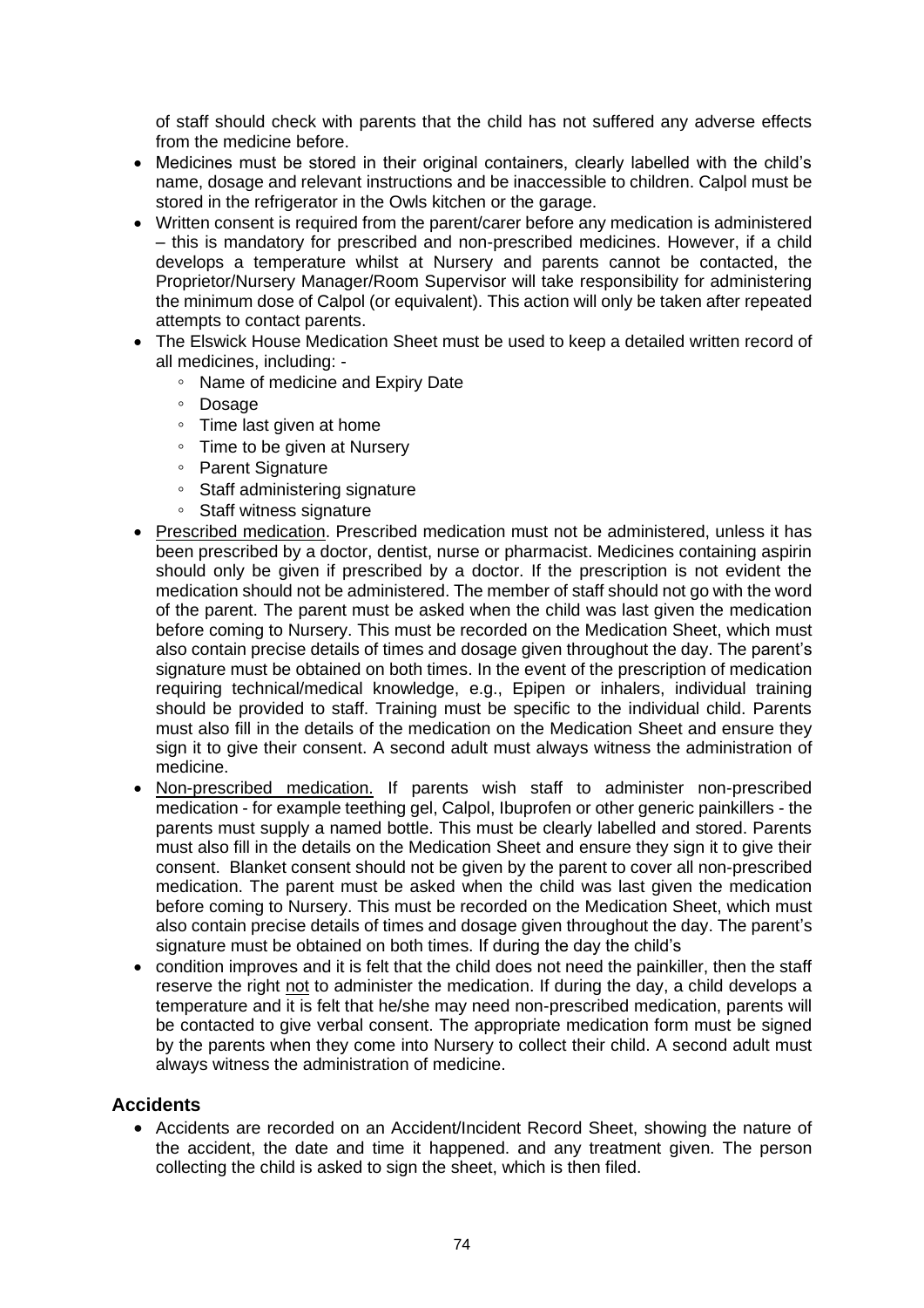of staff should check with parents that the child has not suffered any adverse effects from the medicine before.

- Medicines must be stored in their original containers, clearly labelled with the child's name, dosage and relevant instructions and be inaccessible to children. Calpol must be stored in the refrigerator in the Owls kitchen or the garage.
- Written consent is required from the parent/carer before any medication is administered – this is mandatory for prescribed and non-prescribed medicines. However, if a child develops a temperature whilst at Nursery and parents cannot be contacted, the Proprietor/Nursery Manager/Room Supervisor will take responsibility for administering the minimum dose of Calpol (or equivalent). This action will only be taken after repeated attempts to contact parents.
- The Elswick House Medication Sheet must be used to keep a detailed written record of all medicines, including: -
    - Name of medicine and Expiry Date
    - Dosage
    - Time last given at home
    - Time to be given at Nursery
    - Parent Signature
    - Staff administering signature
    - Staff witness signature
- Prescribed medication. Prescribed medication must not be administered, unless it has been prescribed by a doctor, dentist, nurse or pharmacist. Medicines containing aspirin should only be given if prescribed by a doctor. If the prescription is not evident the medication should not be administered. The member of staff should not go with the word of the parent. The parent must be asked when the child was last given the medication before coming to Nursery. This must be recorded on the Medication Sheet, which must also contain precise details of times and dosage given throughout the day. The parent's signature must be obtained on both times. In the event of the prescription of medication requiring technical/medical knowledge, e.g., Epipen or inhalers, individual training should be provided to staff. Training must be specific to the individual child. Parents must also fill in the details of the medication on the Medication Sheet and ensure they sign it to give their consent. A second adult must always witness the administration of medicine.
- Non-prescribed medication. If parents wish staff to administer non-prescribed medication - for example teething gel, Calpol, Ibuprofen or other generic painkillers - the parents must supply a named bottle. This must be clearly labelled and stored. Parents must also fill in the details on the Medication Sheet and ensure they sign it to give their consent. Blanket consent should not be given by the parent to cover all non-prescribed medication. The parent must be asked when the child was last given the medication before coming to Nursery. This must be recorded on the Medication Sheet, which must also contain precise details of times and dosage given throughout the day. The parent's signature must be obtained on both times. If during the day the child's
- condition improves and it is felt that the child does not need the painkiller, then the staff reserve the right not to administer the medication. If during the day, a child develops a temperature and it is felt that he/she may need non-prescribed medication, parents will be contacted to give verbal consent. The appropriate medication form must be signed by the parents when they come into Nursery to collect their child. A second adult must always witness the administration of medicine.

## Accidents

- Accidents are recorded on an Accident/Incident Record Sheet, showing the nature of the accident, the date and time it happened. and any treatment given. The person collecting the child is asked to sign the sheet, which is then filed.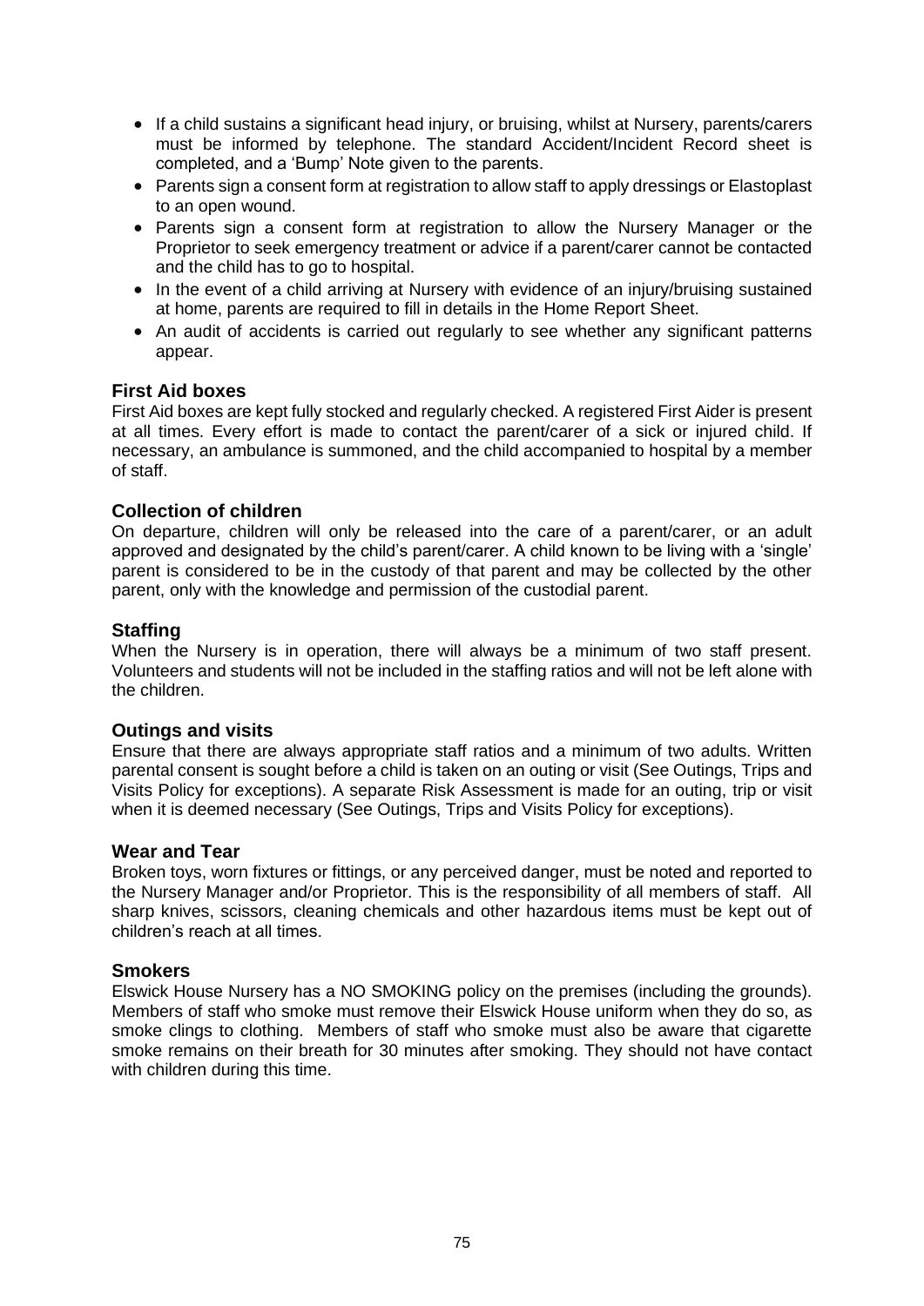- If a child sustains a significant head injury, or bruising, whilst at Nursery, parents/carers must be informed by telephone. The standard Accident/Incident Record sheet is completed, and a 'Bump' Note given to the parents.
- Parents sign a consent form at registration to allow staff to apply dressings or Elastoplast to an open wound.
- Parents sign a consent form at registration to allow the Nursery Manager or the Proprietor to seek emergency treatment or advice if a parent/carer cannot be contacted and the child has to go to hospital.
- In the event of a child arriving at Nursery with evidence of an injury/bruising sustained at home, parents are required to fill in details in the Home Report Sheet.
- An audit of accidents is carried out regularly to see whether any significant patterns appear.

### First Aid boxes

First Aid boxes are kept fully stocked and regularly checked. A registered First Aider is present at all times. Every effort is made to contact the parent/carer of a sick or injured child. If necessary, an ambulance is summoned, and the child accompanied to hospital by a member of staff.

### Collection of children

On departure, children will only be released into the care of a parent/carer, or an adult approved and designated by the child's parent/carer. A child known to be living with a 'single' parent is considered to be in the custody of that parent and may be collected by the other parent, only with the knowledge and permission of the custodial parent.

### Staffing

When the Nursery is in operation, there will always be a minimum of two staff present. Volunteers and students will not be included in the staffing ratios and will not be left alone with the children.

### Outings and visits

Ensure that there are always appropriate staff ratios and a minimum of two adults. Written parental consent is sought before a child is taken on an outing or visit (See Outings, Trips and Visits Policy for exceptions). A separate Risk Assessment is made for an outing, trip or visit when it is deemed necessary (See Outings, Trips and Visits Policy for exceptions).

### Wear and Tear

Broken toys, worn fixtures or fittings, or any perceived danger, must be noted and reported to the Nursery Manager and/or Proprietor. This is the responsibility of all members of staff. All sharp knives, scissors, cleaning chemicals and other hazardous items must be kept out of children's reach at all times.

### Smokers

Elswick House Nursery has a NO SMOKING policy on the premises (including the grounds). Members of staff who smoke must remove their Elswick House uniform when they do so, as smoke clings to clothing. Members of staff who smoke must also be aware that cigarette smoke remains on their breath for 30 minutes after smoking. They should not have contact with children during this time.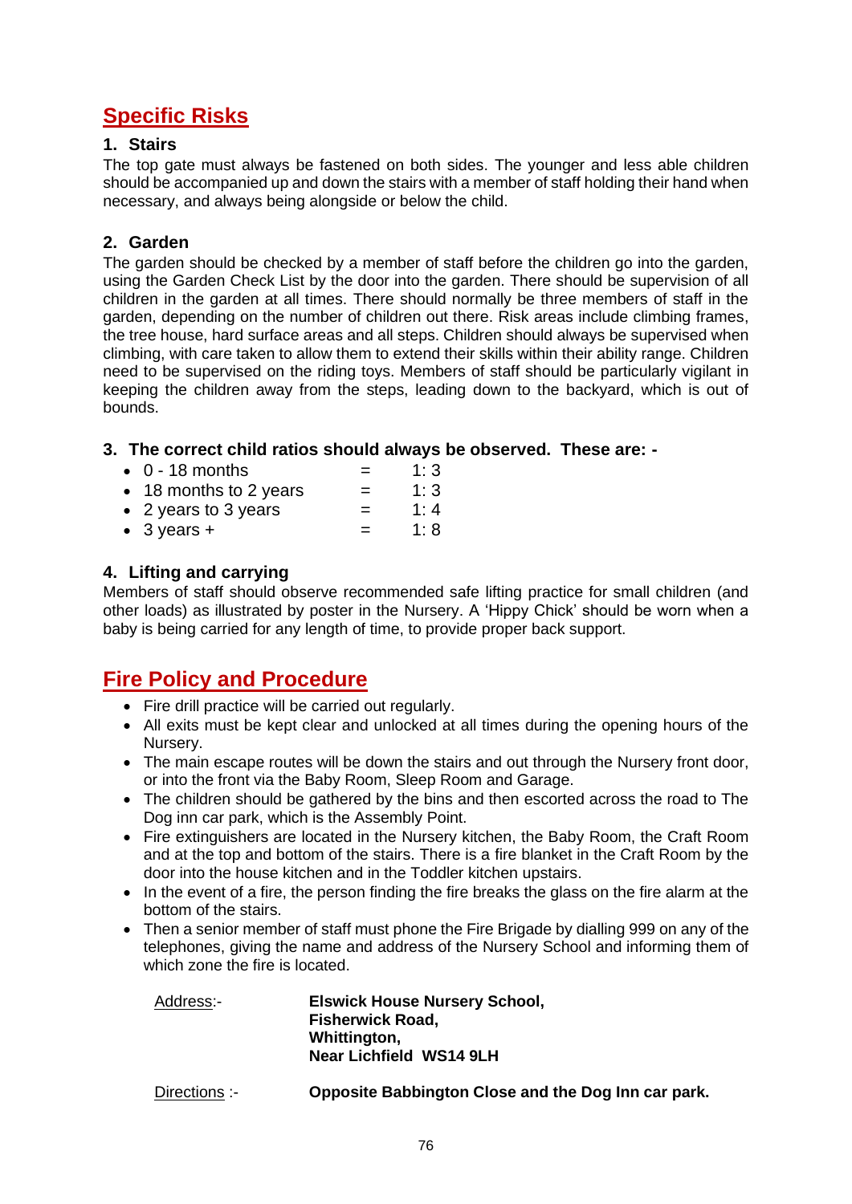## Specific Risks

### 1. Stairs

The top gate must always be fastened on both sides. The younger and less able children should be accompanied up and down the stairs with a member of staff holding their hand when necessary, and always being alongside or below the child.

### 2. Garden

The garden should be checked by a member of staff before the children go into the garden, using the Garden Check List by the door into the garden. There should be supervision of all children in the garden at all times. There should normally be three members of staff in the garden, depending on the number of children out there. Risk areas include climbing frames, the tree house, hard surface areas and all steps. Children should always be supervised when climbing, with care taken to allow them to extend their skills within their ability range. Children need to be supervised on the riding toys. Members of staff should be particularly vigilant in keeping the children away from the steps, leading down to the backyard, which is out of bounds.

### 3. The correct child ratios should always be observed. These are: -

- 0 - 18 months = 1: 3
- 18 months to 2 years = 1: 3
- 2 years to 3 years = 1: 4
- 3 years + = 1: 8

### 4. Lifting and carrying

Members of staff should observe recommended safe lifting practice for small children (and other loads) as illustrated by poster in the Nursery. A 'Hippy Chick' should be worn when a baby is being carried for any length of time, to provide proper back support.

## Fire Policy and Procedure

- Fire drill practice will be carried out regularly.
- All exits must be kept clear and unlocked at all times during the opening hours of the Nursery.
- The main escape routes will be down the stairs and out through the Nursery front door, or into the front via the Baby Room, Sleep Room and Garage.
- The children should be gathered by the bins and then escorted across the road to The Dog inn car park, which is the Assembly Point.
- Fire extinguishers are located in the Nursery kitchen, the Baby Room, the Craft Room and at the top and bottom of the stairs. There is a fire blanket in the Craft Room by the door into the house kitchen and in the Toddler kitchen upstairs.
- In the event of a fire, the person finding the fire breaks the glass on the fire alarm at the bottom of the stairs.
- Then a senior member of staff must phone the Fire Brigade by dialling 999 on any of the telephones, giving the name and address of the Nursery School and informing them of which zone the fire is located.

Address:- **Elswick House Nursery School,**
**Fisherwick Road,**
**Whittington,**
**Near Lichfield WS14 9LH**

Directions :- **Opposite Babbington Close and the Dog Inn car park.**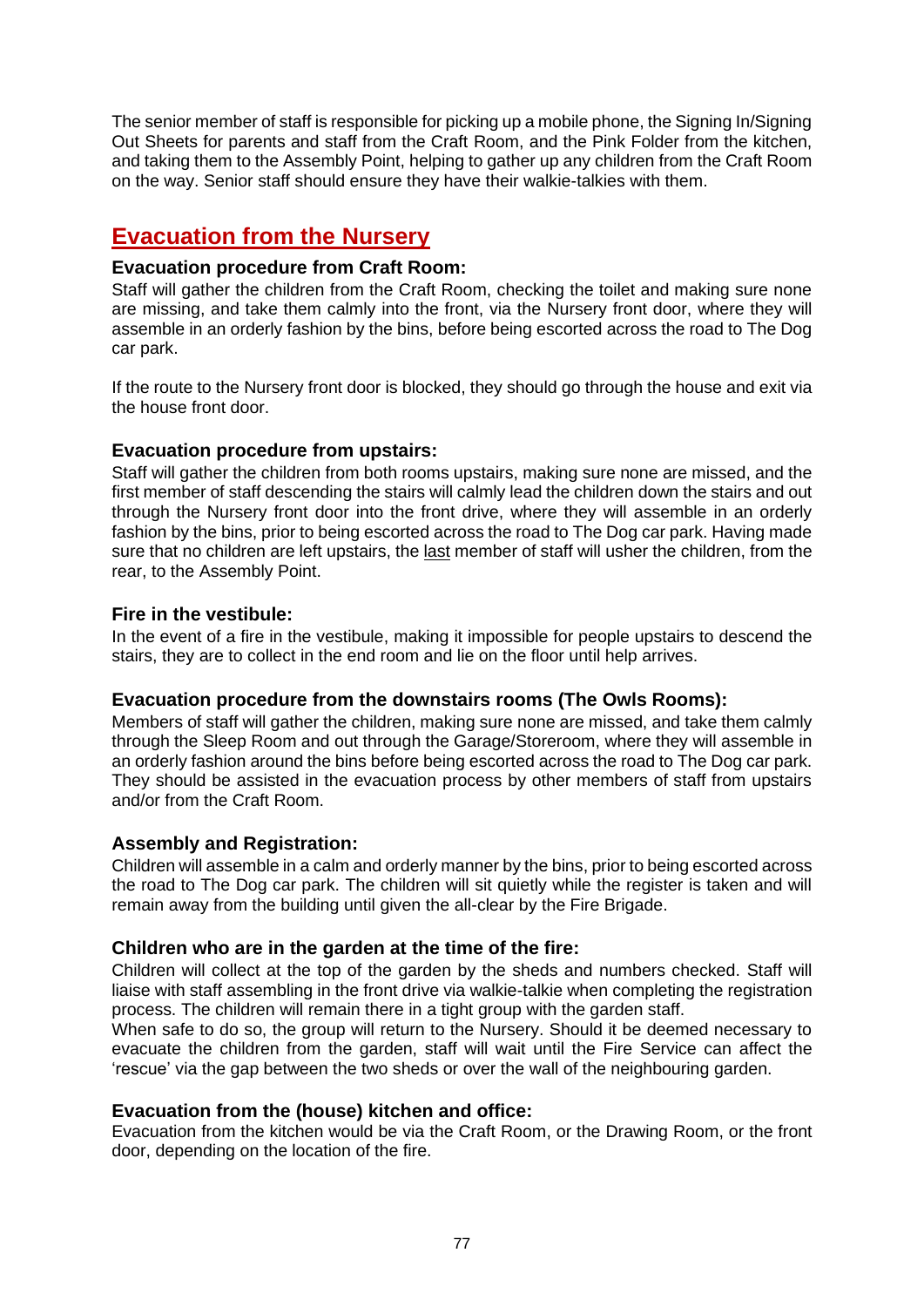The senior member of staff is responsible for picking up a mobile phone, the Signing In/Signing Out Sheets for parents and staff from the Craft Room, and the Pink Folder from the kitchen, and taking them to the Assembly Point, helping to gather up any children from the Craft Room on the way. Senior staff should ensure they have their walkie-talkies with them.

## Evacuation from the Nursery

### Evacuation procedure from Craft Room:

Staff will gather the children from the Craft Room, checking the toilet and making sure none are missing, and take them calmly into the front, via the Nursery front door, where they will assemble in an orderly fashion by the bins, before being escorted across the road to The Dog car park.

If the route to the Nursery front door is blocked, they should go through the house and exit via the house front door.

### Evacuation procedure from upstairs:

Staff will gather the children from both rooms upstairs, making sure none are missed, and the first member of staff descending the stairs will calmly lead the children down the stairs and out through the Nursery front door into the front drive, where they will assemble in an orderly fashion by the bins, prior to being escorted across the road to The Dog car park. Having made sure that no children are left upstairs, the <u>last</u> member of staff will usher the children, from the rear, to the Assembly Point.

### Fire in the vestibule:

In the event of a fire in the vestibule, making it impossible for people upstairs to descend the stairs, they are to collect in the end room and lie on the floor until help arrives.

### Evacuation procedure from the downstairs rooms (The Owls Rooms):

Members of staff will gather the children, making sure none are missed, and take them calmly through the Sleep Room and out through the Garage/Storeroom, where they will assemble in an orderly fashion around the bins before being escorted across the road to The Dog car park. They should be assisted in the evacuation process by other members of staff from upstairs and/or from the Craft Room.

### Assembly and Registration:

Children will assemble in a calm and orderly manner by the bins, prior to being escorted across the road to The Dog car park. The children will sit quietly while the register is taken and will remain away from the building until given the all-clear by the Fire Brigade.

### Children who are in the garden at the time of the fire:

Children will collect at the top of the garden by the sheds and numbers checked. Staff will liaise with staff assembling in the front drive via walkie-talkie when completing the registration process. The children will remain there in a tight group with the garden staff.

When safe to do so, the group will return to the Nursery. Should it be deemed necessary to evacuate the children from the garden, staff will wait until the Fire Service can affect the 'rescue' via the gap between the two sheds or over the wall of the neighbouring garden.

### Evacuation from the (house) kitchen and office:

Evacuation from the kitchen would be via the Craft Room, or the Drawing Room, or the front door, depending on the location of the fire.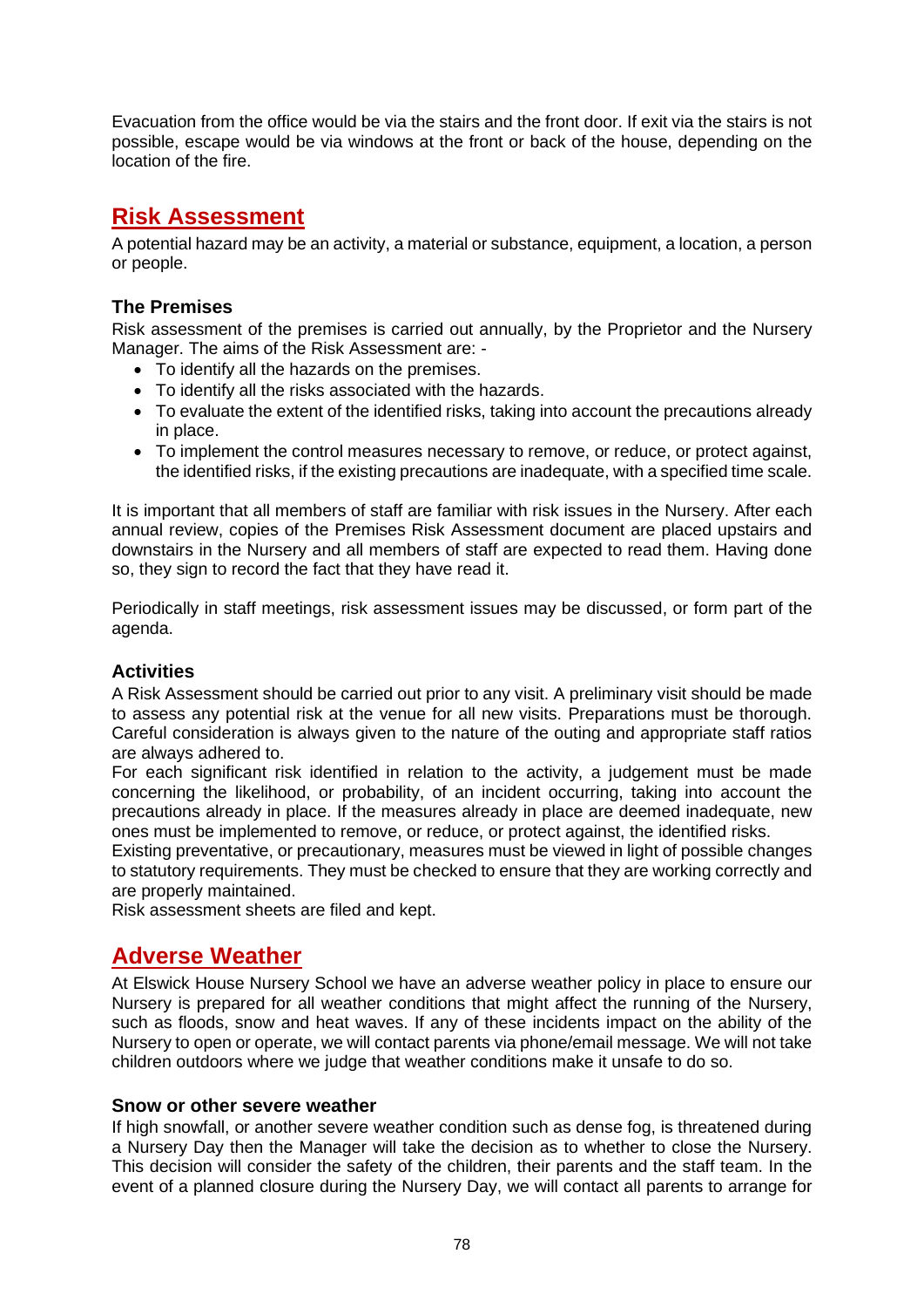Evacuation from the office would be via the stairs and the front door. If exit via the stairs is not possible, escape would be via windows at the front or back of the house, depending on the location of the fire.

## Risk Assessment

A potential hazard may be an activity, a material or substance, equipment, a location, a person or people.

### The Premises

Risk assessment of the premises is carried out annually, by the Proprietor and the Nursery Manager. The aims of the Risk Assessment are: -

- To identify all the hazards on the premises.
- To identify all the risks associated with the hazards.
- To evaluate the extent of the identified risks, taking into account the precautions already in place.
- To implement the control measures necessary to remove, or reduce, or protect against, the identified risks, if the existing precautions are inadequate, with a specified time scale.

It is important that all members of staff are familiar with risk issues in the Nursery. After each annual review, copies of the Premises Risk Assessment document are placed upstairs and downstairs in the Nursery and all members of staff are expected to read them. Having done so, they sign to record the fact that they have read it.

Periodically in staff meetings, risk assessment issues may be discussed, or form part of the agenda.

### Activities

A Risk Assessment should be carried out prior to any visit. A preliminary visit should be made to assess any potential risk at the venue for all new visits. Preparations must be thorough. Careful consideration is always given to the nature of the outing and appropriate staff ratios are always adhered to.
For each significant risk identified in relation to the activity, a judgement must be made concerning the likelihood, or probability, of an incident occurring, taking into account the precautions already in place. If the measures already in place are deemed inadequate, new ones must be implemented to remove, or reduce, or protect against, the identified risks.
Existing preventative, or precautionary, measures must be viewed in light of possible changes to statutory requirements. They must be checked to ensure that they are working correctly and are properly maintained.
Risk assessment sheets are filed and kept.

## Adverse Weather

At Elswick House Nursery School we have an adverse weather policy in place to ensure our Nursery is prepared for all weather conditions that might affect the running of the Nursery, such as floods, snow and heat waves. If any of these incidents impact on the ability of the Nursery to open or operate, we will contact parents via phone/email message. We will not take children outdoors where we judge that weather conditions make it unsafe to do so.

### Snow or other severe weather

If high snowfall, or another severe weather condition such as dense fog, is threatened during a Nursery Day then the Manager will take the decision as to whether to close the Nursery. This decision will consider the safety of the children, their parents and the staff team. In the event of a planned closure during the Nursery Day, we will contact all parents to arrange for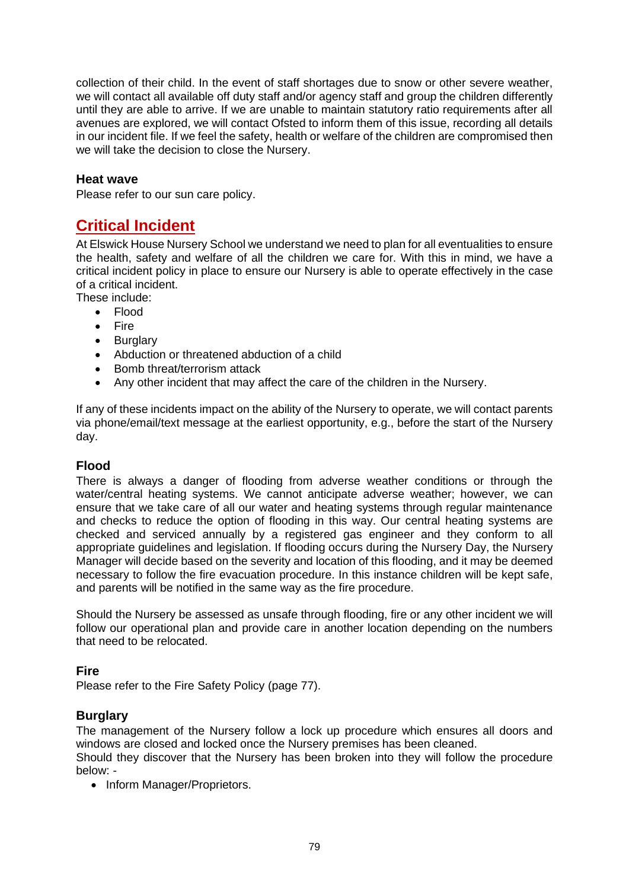collection of their child. In the event of staff shortages due to snow or other severe weather, we will contact all available off duty staff and/or agency staff and group the children differently until they are able to arrive. If we are unable to maintain statutory ratio requirements after all avenues are explored, we will contact Ofsted to inform them of this issue, recording all details in our incident file. If we feel the safety, health or welfare of the children are compromised then we will take the decision to close the Nursery.

### Heat wave

Please refer to our sun care policy.

## Critical Incident

At Elswick House Nursery School we understand we need to plan for all eventualities to ensure the health, safety and welfare of all the children we care for. With this in mind, we have a critical incident policy in place to ensure our Nursery is able to operate effectively in the case of a critical incident.

These include:

- Flood
- Fire
- Burglary
- Abduction or threatened abduction of a child
- Bomb threat/terrorism attack
- Any other incident that may affect the care of the children in the Nursery.

If any of these incidents impact on the ability of the Nursery to operate, we will contact parents via phone/email/text message at the earliest opportunity, e.g., before the start of the Nursery day.

### Flood

There is always a danger of flooding from adverse weather conditions or through the water/central heating systems. We cannot anticipate adverse weather; however, we can ensure that we take care of all our water and heating systems through regular maintenance and checks to reduce the option of flooding in this way. Our central heating systems are checked and serviced annually by a registered gas engineer and they conform to all appropriate guidelines and legislation. If flooding occurs during the Nursery Day, the Nursery Manager will decide based on the severity and location of this flooding, and it may be deemed necessary to follow the fire evacuation procedure. In this instance children will be kept safe, and parents will be notified in the same way as the fire procedure.

Should the Nursery be assessed as unsafe through flooding, fire or any other incident we will follow our operational plan and provide care in another location depending on the numbers that need to be relocated.

### Fire

Please refer to the Fire Safety Policy (page 77).

### Burglary

The management of the Nursery follow a lock up procedure which ensures all doors and windows are closed and locked once the Nursery premises has been cleaned.

Should they discover that the Nursery has been broken into they will follow the procedure below: -

- Inform Manager/Proprietors.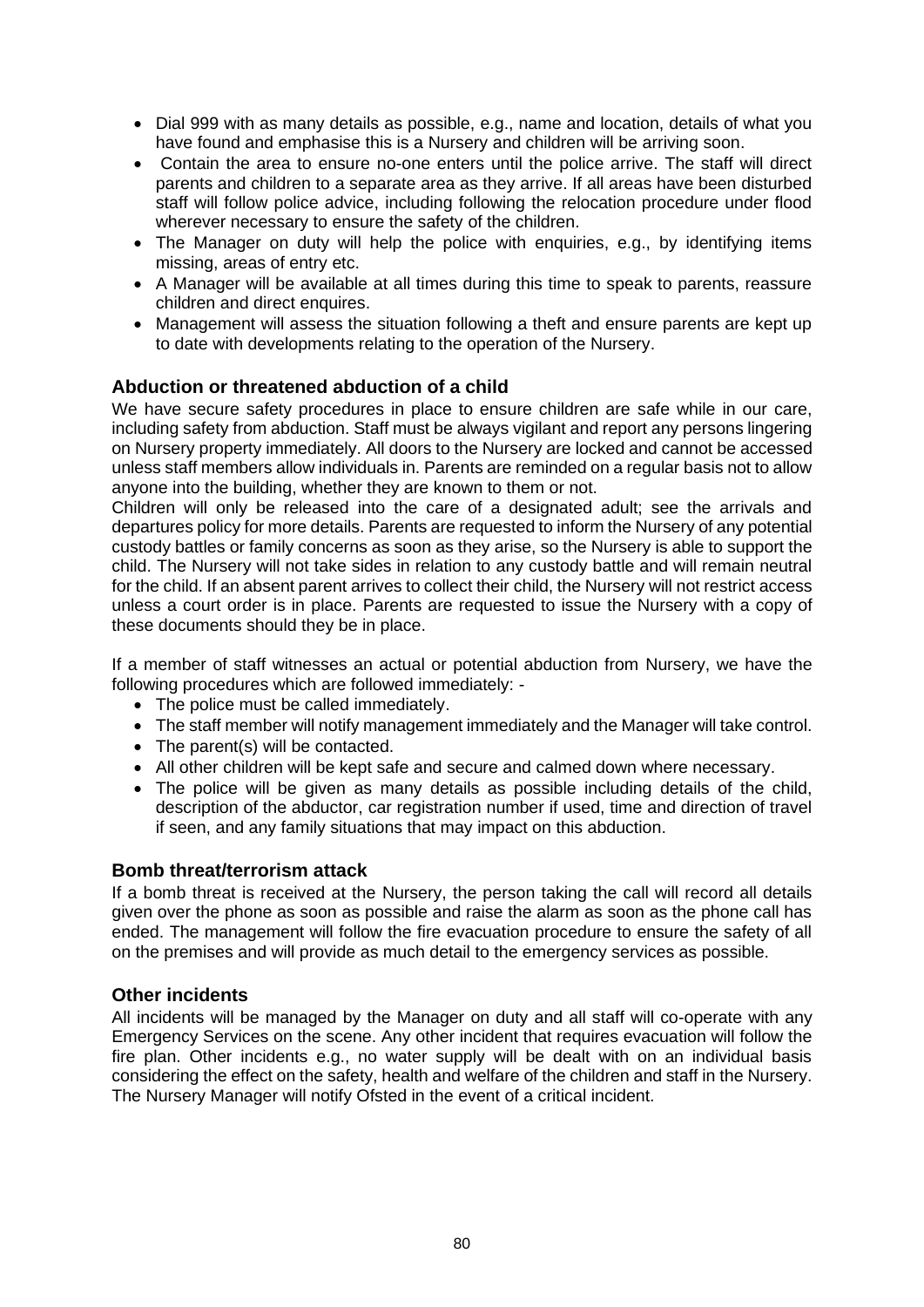- Dial 999 with as many details as possible, e.g., name and location, details of what you have found and emphasise this is a Nursery and children will be arriving soon.
- Contain the area to ensure no-one enters until the police arrive. The staff will direct parents and children to a separate area as they arrive. If all areas have been disturbed staff will follow police advice, including following the relocation procedure under flood wherever necessary to ensure the safety of the children.
- The Manager on duty will help the police with enquiries, e.g., by identifying items missing, areas of entry etc.
- A Manager will be available at all times during this time to speak to parents, reassure children and direct enquires.
- Management will assess the situation following a theft and ensure parents are kept up to date with developments relating to the operation of the Nursery.

### Abduction or threatened abduction of a child

We have secure safety procedures in place to ensure children are safe while in our care, including safety from abduction. Staff must be always vigilant and report any persons lingering on Nursery property immediately. All doors to the Nursery are locked and cannot be accessed unless staff members allow individuals in. Parents are reminded on a regular basis not to allow anyone into the building, whether they are known to them or not.

Children will only be released into the care of a designated adult; see the arrivals and departures policy for more details. Parents are requested to inform the Nursery of any potential custody battles or family concerns as soon as they arise, so the Nursery is able to support the child. The Nursery will not take sides in relation to any custody battle and will remain neutral for the child. If an absent parent arrives to collect their child, the Nursery will not restrict access unless a court order is in place. Parents are requested to issue the Nursery with a copy of these documents should they be in place.

If a member of staff witnesses an actual or potential abduction from Nursery, we have the following procedures which are followed immediately: -

- The police must be called immediately.
- The staff member will notify management immediately and the Manager will take control.
- The parent(s) will be contacted.
- All other children will be kept safe and secure and calmed down where necessary.
- The police will be given as many details as possible including details of the child, description of the abductor, car registration number if used, time and direction of travel if seen, and any family situations that may impact on this abduction.

### Bomb threat/terrorism attack

If a bomb threat is received at the Nursery, the person taking the call will record all details given over the phone as soon as possible and raise the alarm as soon as the phone call has ended. The management will follow the fire evacuation procedure to ensure the safety of all on the premises and will provide as much detail to the emergency services as possible.

### Other incidents

All incidents will be managed by the Manager on duty and all staff will co-operate with any Emergency Services on the scene. Any other incident that requires evacuation will follow the fire plan. Other incidents e.g., no water supply will be dealt with on an individual basis considering the effect on the safety, health and welfare of the children and staff in the Nursery. The Nursery Manager will notify Ofsted in the event of a critical incident.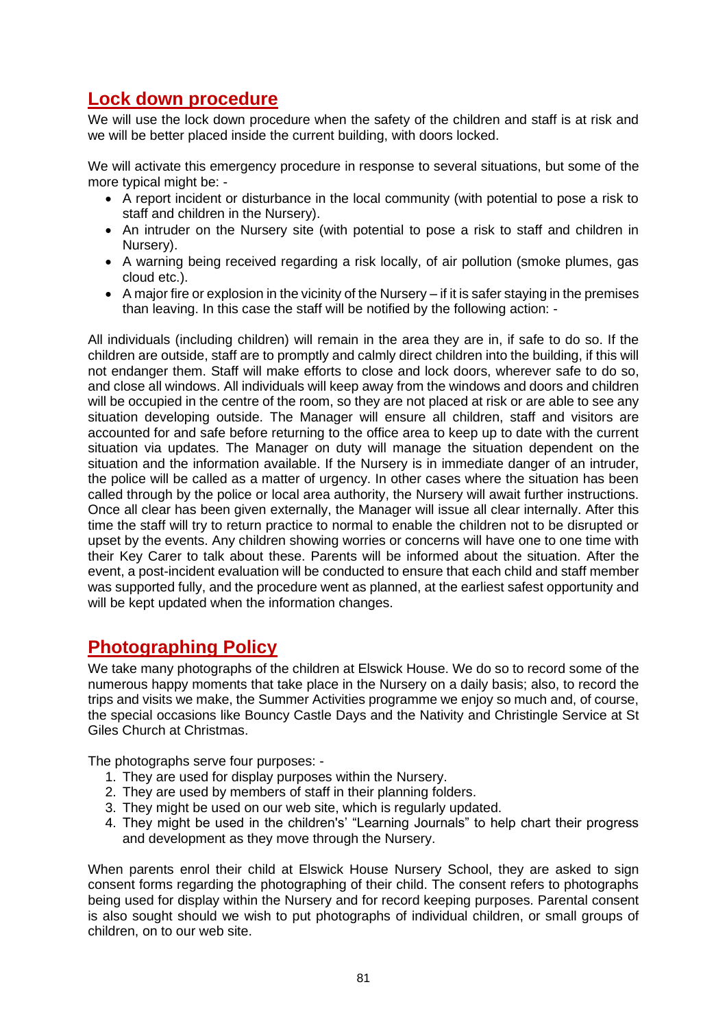## Lock down procedure

We will use the lock down procedure when the safety of the children and staff is at risk and we will be better placed inside the current building, with doors locked.

We will activate this emergency procedure in response to several situations, but some of the more typical might be: -

- A report incident or disturbance in the local community (with potential to pose a risk to staff and children in the Nursery).
- An intruder on the Nursery site (with potential to pose a risk to staff and children in Nursery).
- A warning being received regarding a risk locally, of air pollution (smoke plumes, gas cloud etc.).
- A major fire or explosion in the vicinity of the Nursery – if it is safer staying in the premises than leaving. In this case the staff will be notified by the following action: -

All individuals (including children) will remain in the area they are in, if safe to do so. If the children are outside, staff are to promptly and calmly direct children into the building, if this will not endanger them. Staff will make efforts to close and lock doors, wherever safe to do so, and close all windows. All individuals will keep away from the windows and doors and children will be occupied in the centre of the room, so they are not placed at risk or are able to see any situation developing outside. The Manager will ensure all children, staff and visitors are accounted for and safe before returning to the office area to keep up to date with the current situation via updates. The Manager on duty will manage the situation dependent on the situation and the information available. If the Nursery is in immediate danger of an intruder, the police will be called as a matter of urgency. In other cases where the situation has been called through by the police or local area authority, the Nursery will await further instructions. Once all clear has been given externally, the Manager will issue all clear internally. After this time the staff will try to return practice to normal to enable the children not to be disrupted or upset by the events. Any children showing worries or concerns will have one to one time with their Key Carer to talk about these. Parents will be informed about the situation. After the event, a post-incident evaluation will be conducted to ensure that each child and staff member was supported fully, and the procedure went as planned, at the earliest safest opportunity and will be kept updated when the information changes.

## Photographing Policy

We take many photographs of the children at Elswick House. We do so to record some of the numerous happy moments that take place in the Nursery on a daily basis; also, to record the trips and visits we make, the Summer Activities programme we enjoy so much and, of course, the special occasions like Bouncy Castle Days and the Nativity and Christingle Service at St Giles Church at Christmas.

The photographs serve four purposes: -

1. They are used for display purposes within the Nursery.
2. They are used by members of staff in their planning folders.
3. They might be used on our web site, which is regularly updated.
4. They might be used in the children's' "Learning Journals" to help chart their progress and development as they move through the Nursery.

When parents enrol their child at Elswick House Nursery School, they are asked to sign consent forms regarding the photographing of their child. The consent refers to photographs being used for display within the Nursery and for record keeping purposes. Parental consent is also sought should we wish to put photographs of individual children, or small groups of children, on to our web site.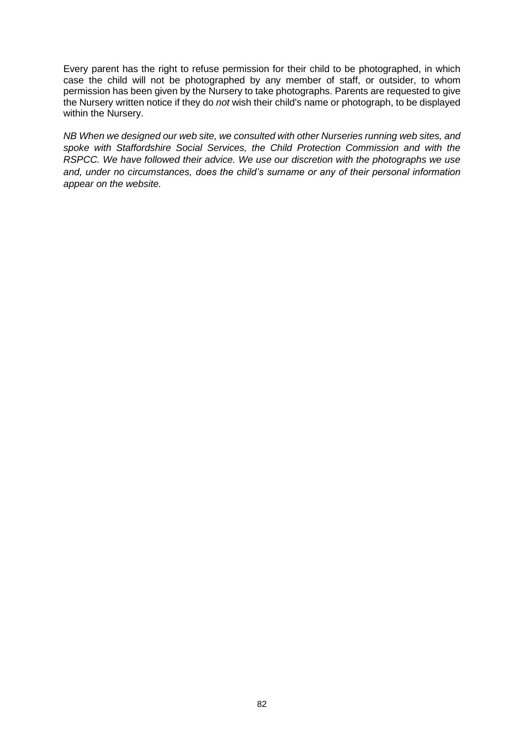Every parent has the right to refuse permission for their child to be photographed, in which case the child will not be photographed by any member of staff, or outsider, to whom permission has been given by the Nursery to take photographs. Parents are requested to give the Nursery written notice if they do *not* wish their child's name or photograph, to be displayed within the Nursery.

*NB When we designed our web site, we consulted with other Nurseries running web sites, and spoke with Staffordshire Social Services, the Child Protection Commission and with the RSPCC. We have followed their advice. We use our discretion with the photographs we use and, under no circumstances, does the child's surname or any of their personal information appear on the website.*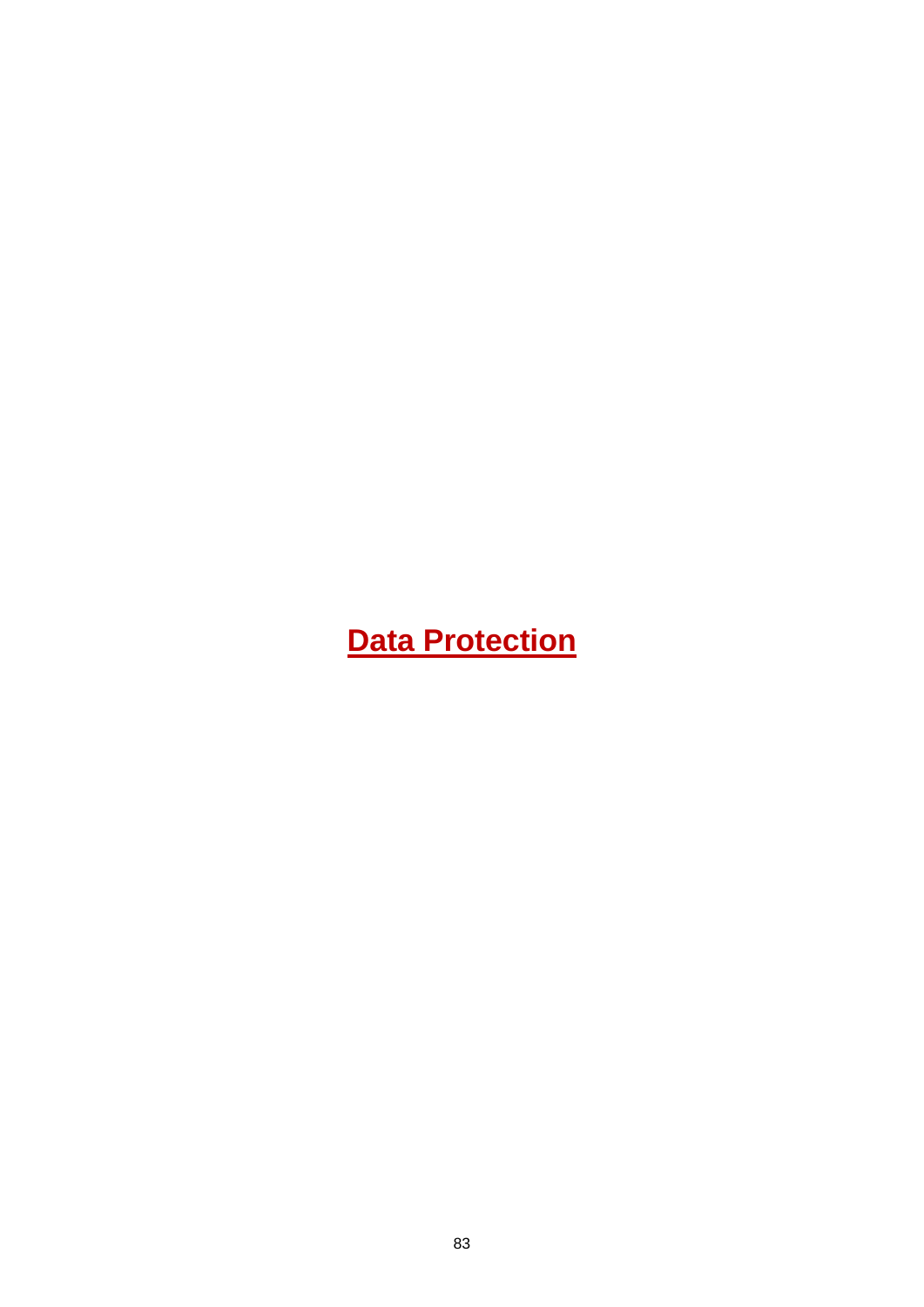# Data Protection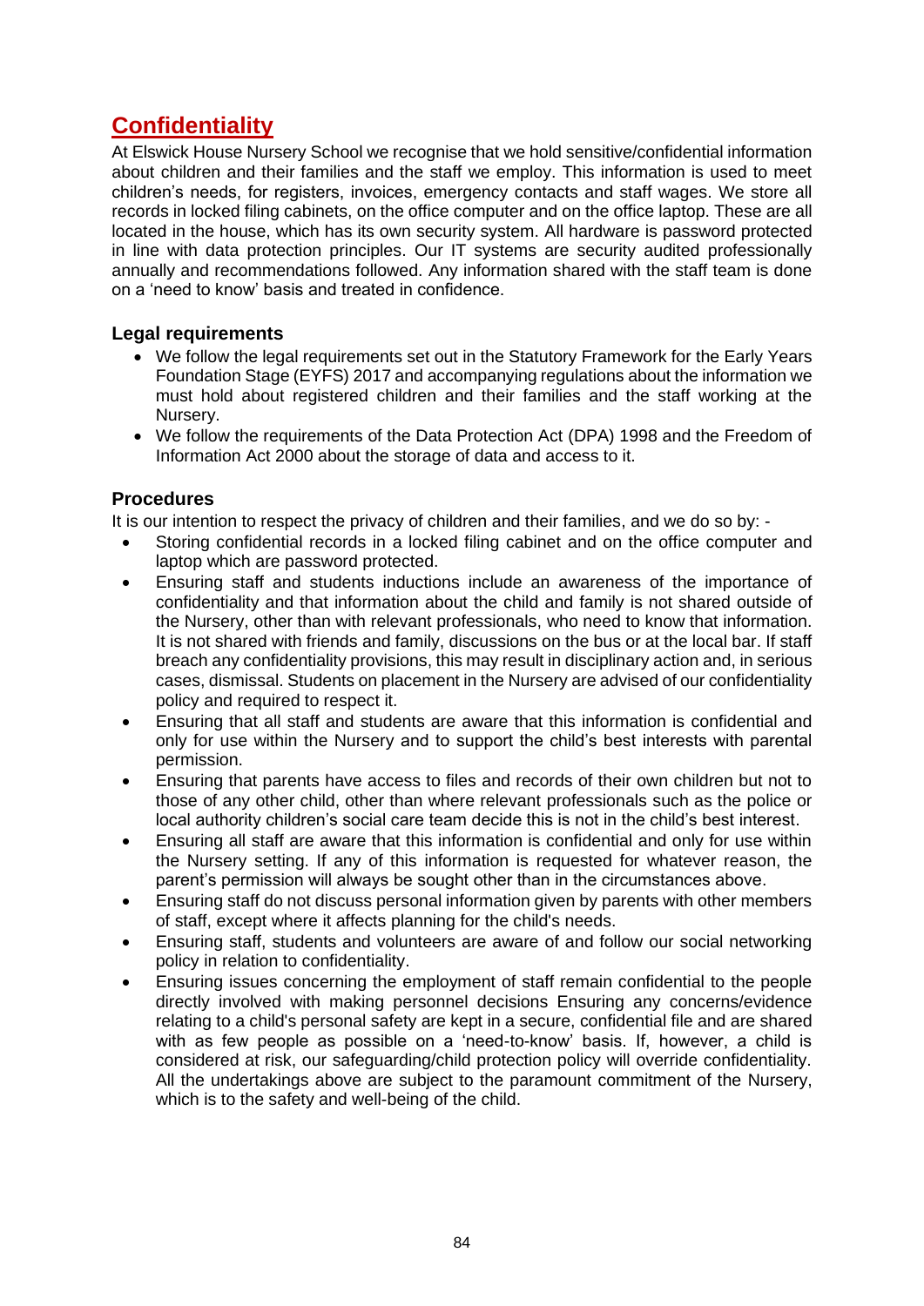## Confidentiality

At Elswick House Nursery School we recognise that we hold sensitive/confidential information about children and their families and the staff we employ. This information is used to meet children's needs, for registers, invoices, emergency contacts and staff wages. We store all records in locked filing cabinets, on the office computer and on the office laptop. These are all located in the house, which has its own security system. All hardware is password protected in line with data protection principles. Our IT systems are security audited professionally annually and recommendations followed. Any information shared with the staff team is done on a 'need to know' basis and treated in confidence.

### Legal requirements

- We follow the legal requirements set out in the Statutory Framework for the Early Years Foundation Stage (EYFS) 2017 and accompanying regulations about the information we must hold about registered children and their families and the staff working at the Nursery.
- We follow the requirements of the Data Protection Act (DPA) 1998 and the Freedom of Information Act 2000 about the storage of data and access to it.

### Procedures

It is our intention to respect the privacy of children and their families, and we do so by: -

- Storing confidential records in a locked filing cabinet and on the office computer and laptop which are password protected.
- Ensuring staff and students inductions include an awareness of the importance of confidentiality and that information about the child and family is not shared outside of the Nursery, other than with relevant professionals, who need to know that information. It is not shared with friends and family, discussions on the bus or at the local bar. If staff breach any confidentiality provisions, this may result in disciplinary action and, in serious cases, dismissal. Students on placement in the Nursery are advised of our confidentiality policy and required to respect it.
- Ensuring that all staff and students are aware that this information is confidential and only for use within the Nursery and to support the child's best interests with parental permission.
- Ensuring that parents have access to files and records of their own children but not to those of any other child, other than where relevant professionals such as the police or local authority children's social care team decide this is not in the child's best interest.
- Ensuring all staff are aware that this information is confidential and only for use within the Nursery setting. If any of this information is requested for whatever reason, the parent's permission will always be sought other than in the circumstances above.
- Ensuring staff do not discuss personal information given by parents with other members of staff, except where it affects planning for the child's needs.
- Ensuring staff, students and volunteers are aware of and follow our social networking policy in relation to confidentiality.
- Ensuring issues concerning the employment of staff remain confidential to the people directly involved with making personnel decisions Ensuring any concerns/evidence relating to a child's personal safety are kept in a secure, confidential file and are shared with as few people as possible on a 'need-to-know' basis. If, however, a child is considered at risk, our safeguarding/child protection policy will override confidentiality. All the undertakings above are subject to the paramount commitment of the Nursery, which is to the safety and well-being of the child.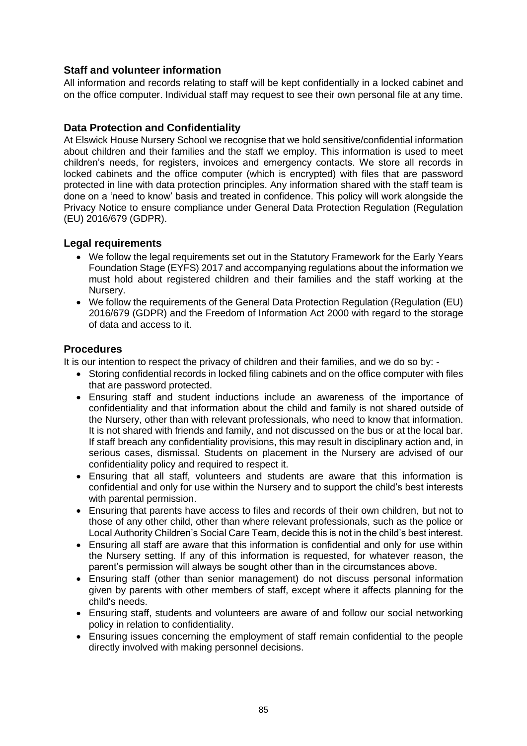### Staff and volunteer information

All information and records relating to staff will be kept confidentially in a locked cabinet and on the office computer. Individual staff may request to see their own personal file at any time.

### Data Protection and Confidentiality

At Elswick House Nursery School we recognise that we hold sensitive/confidential information about children and their families and the staff we employ. This information is used to meet children's needs, for registers, invoices and emergency contacts. We store all records in locked cabinets and the office computer (which is encrypted) with files that are password protected in line with data protection principles. Any information shared with the staff team is done on a 'need to know' basis and treated in confidence. This policy will work alongside the Privacy Notice to ensure compliance under General Data Protection Regulation (Regulation (EU) 2016/679 (GDPR).

### Legal requirements

- We follow the legal requirements set out in the Statutory Framework for the Early Years Foundation Stage (EYFS) 2017 and accompanying regulations about the information we must hold about registered children and their families and the staff working at the Nursery.
- We follow the requirements of the General Data Protection Regulation (Regulation (EU) 2016/679 (GDPR) and the Freedom of Information Act 2000 with regard to the storage of data and access to it.

### Procedures

It is our intention to respect the privacy of children and their families, and we do so by: -

- Storing confidential records in locked filing cabinets and on the office computer with files that are password protected.
- Ensuring staff and student inductions include an awareness of the importance of confidentiality and that information about the child and family is not shared outside of the Nursery, other than with relevant professionals, who need to know that information. It is not shared with friends and family, and not discussed on the bus or at the local bar. If staff breach any confidentiality provisions, this may result in disciplinary action and, in serious cases, dismissal. Students on placement in the Nursery are advised of our confidentiality policy and required to respect it.
- Ensuring that all staff, volunteers and students are aware that this information is confidential and only for use within the Nursery and to support the child's best interests with parental permission.
- Ensuring that parents have access to files and records of their own children, but not to those of any other child, other than where relevant professionals, such as the police or Local Authority Children's Social Care Team, decide this is not in the child's best interest.
- Ensuring all staff are aware that this information is confidential and only for use within the Nursery setting. If any of this information is requested, for whatever reason, the parent's permission will always be sought other than in the circumstances above.
- Ensuring staff (other than senior management) do not discuss personal information given by parents with other members of staff, except where it affects planning for the child's needs.
- Ensuring staff, students and volunteers are aware of and follow our social networking policy in relation to confidentiality.
- Ensuring issues concerning the employment of staff remain confidential to the people directly involved with making personnel decisions.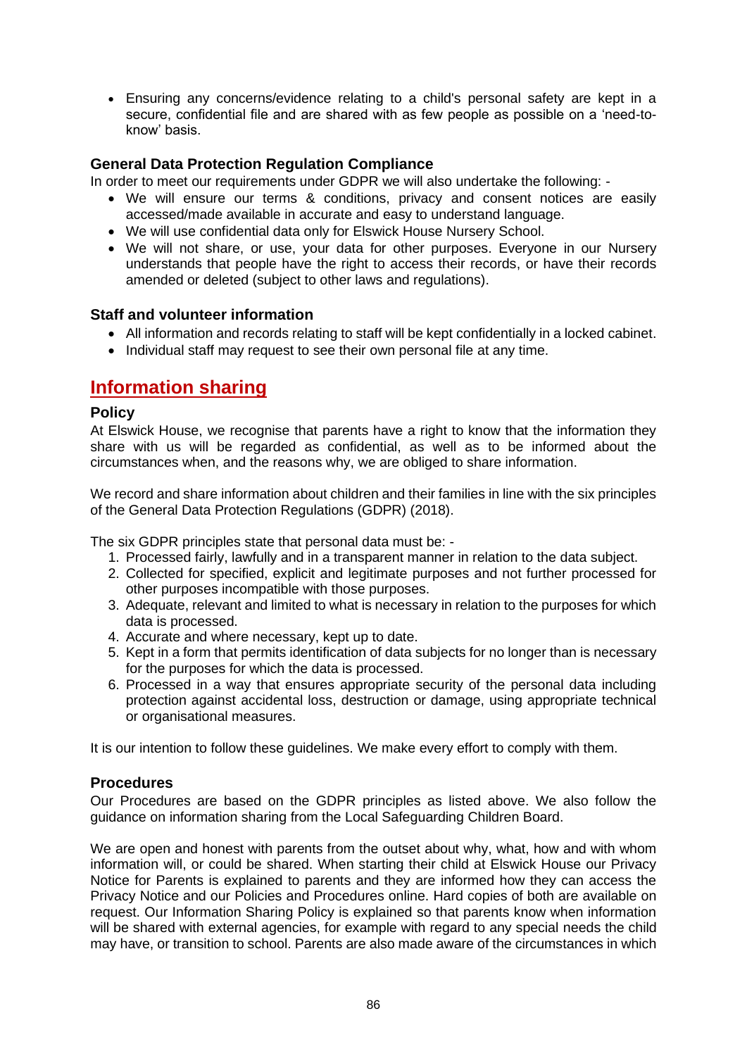- Ensuring any concerns/evidence relating to a child's personal safety are kept in a secure, confidential file and are shared with as few people as possible on a 'need-to-know' basis.

### General Data Protection Regulation Compliance

In order to meet our requirements under GDPR we will also undertake the following: -

- We will ensure our terms & conditions, privacy and consent notices are easily accessed/made available in accurate and easy to understand language.
- We will use confidential data only for Elswick House Nursery School.
- We will not share, or use, your data for other purposes. Everyone in our Nursery understands that people have the right to access their records, or have their records amended or deleted (subject to other laws and regulations).

### Staff and volunteer information

- All information and records relating to staff will be kept confidentially in a locked cabinet.
- Individual staff may request to see their own personal file at any time.

## Information sharing

### Policy

At Elswick House, we recognise that parents have a right to know that the information they share with us will be regarded as confidential, as well as to be informed about the circumstances when, and the reasons why, we are obliged to share information.

We record and share information about children and their families in line with the six principles of the General Data Protection Regulations (GDPR) (2018).

The six GDPR principles state that personal data must be: -

1. Processed fairly, lawfully and in a transparent manner in relation to the data subject.
2. Collected for specified, explicit and legitimate purposes and not further processed for other purposes incompatible with those purposes.
3. Adequate, relevant and limited to what is necessary in relation to the purposes for which data is processed.
4. Accurate and where necessary, kept up to date.
5. Kept in a form that permits identification of data subjects for no longer than is necessary for the purposes for which the data is processed.
6. Processed in a way that ensures appropriate security of the personal data including protection against accidental loss, destruction or damage, using appropriate technical or organisational measures.

It is our intention to follow these guidelines. We make every effort to comply with them.

### Procedures

Our Procedures are based on the GDPR principles as listed above. We also follow the guidance on information sharing from the Local Safeguarding Children Board.

We are open and honest with parents from the outset about why, what, how and with whom information will, or could be shared. When starting their child at Elswick House our Privacy Notice for Parents is explained to parents and they are informed how they can access the Privacy Notice and our Policies and Procedures online. Hard copies of both are available on request. Our Information Sharing Policy is explained so that parents know when information will be shared with external agencies, for example with regard to any special needs the child may have, or transition to school. Parents are also made aware of the circumstances in which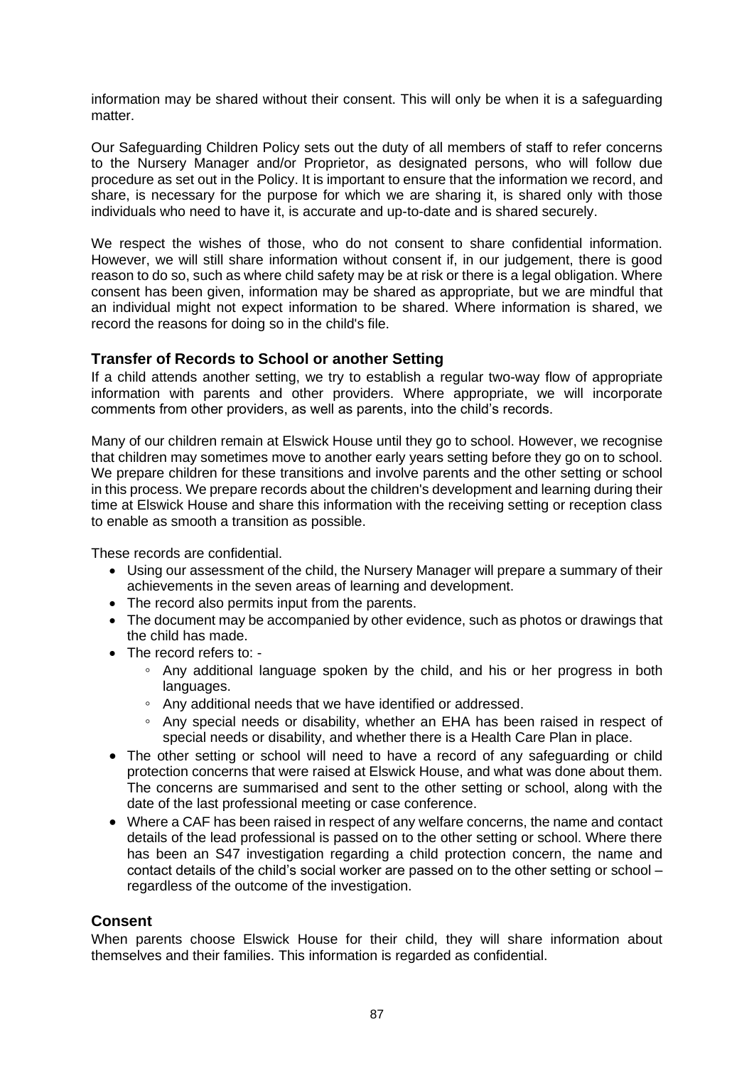information may be shared without their consent. This will only be when it is a safeguarding matter.

Our Safeguarding Children Policy sets out the duty of all members of staff to refer concerns to the Nursery Manager and/or Proprietor, as designated persons, who will follow due procedure as set out in the Policy. It is important to ensure that the information we record, and share, is necessary for the purpose for which we are sharing it, is shared only with those individuals who need to have it, is accurate and up-to-date and is shared securely.

We respect the wishes of those, who do not consent to share confidential information. However, we will still share information without consent if, in our judgement, there is good reason to do so, such as where child safety may be at risk or there is a legal obligation. Where consent has been given, information may be shared as appropriate, but we are mindful that an individual might not expect information to be shared. Where information is shared, we record the reasons for doing so in the child's file.

### Transfer of Records to School or another Setting

If a child attends another setting, we try to establish a regular two-way flow of appropriate information with parents and other providers. Where appropriate, we will incorporate comments from other providers, as well as parents, into the child's records.

Many of our children remain at Elswick House until they go to school. However, we recognise that children may sometimes move to another early years setting before they go on to school. We prepare children for these transitions and involve parents and the other setting or school in this process. We prepare records about the children's development and learning during their time at Elswick House and share this information with the receiving setting or reception class to enable as smooth a transition as possible.

These records are confidential.

- Using our assessment of the child, the Nursery Manager will prepare a summary of their achievements in the seven areas of learning and development.
- The record also permits input from the parents.
- The document may be accompanied by other evidence, such as photos or drawings that the child has made.
- The record refers to: -
  - Any additional language spoken by the child, and his or her progress in both languages.
  - Any additional needs that we have identified or addressed.
  - Any special needs or disability, whether an EHA has been raised in respect of special needs or disability, and whether there is a Health Care Plan in place.
- The other setting or school will need to have a record of any safeguarding or child protection concerns that were raised at Elswick House, and what was done about them. The concerns are summarised and sent to the other setting or school, along with the date of the last professional meeting or case conference.
- Where a CAF has been raised in respect of any welfare concerns, the name and contact details of the lead professional is passed on to the other setting or school. Where there has been an S47 investigation regarding a child protection concern, the name and contact details of the child's social worker are passed on to the other setting or school – regardless of the outcome of the investigation.

### Consent

When parents choose Elswick House for their child, they will share information about themselves and their families. This information is regarded as confidential.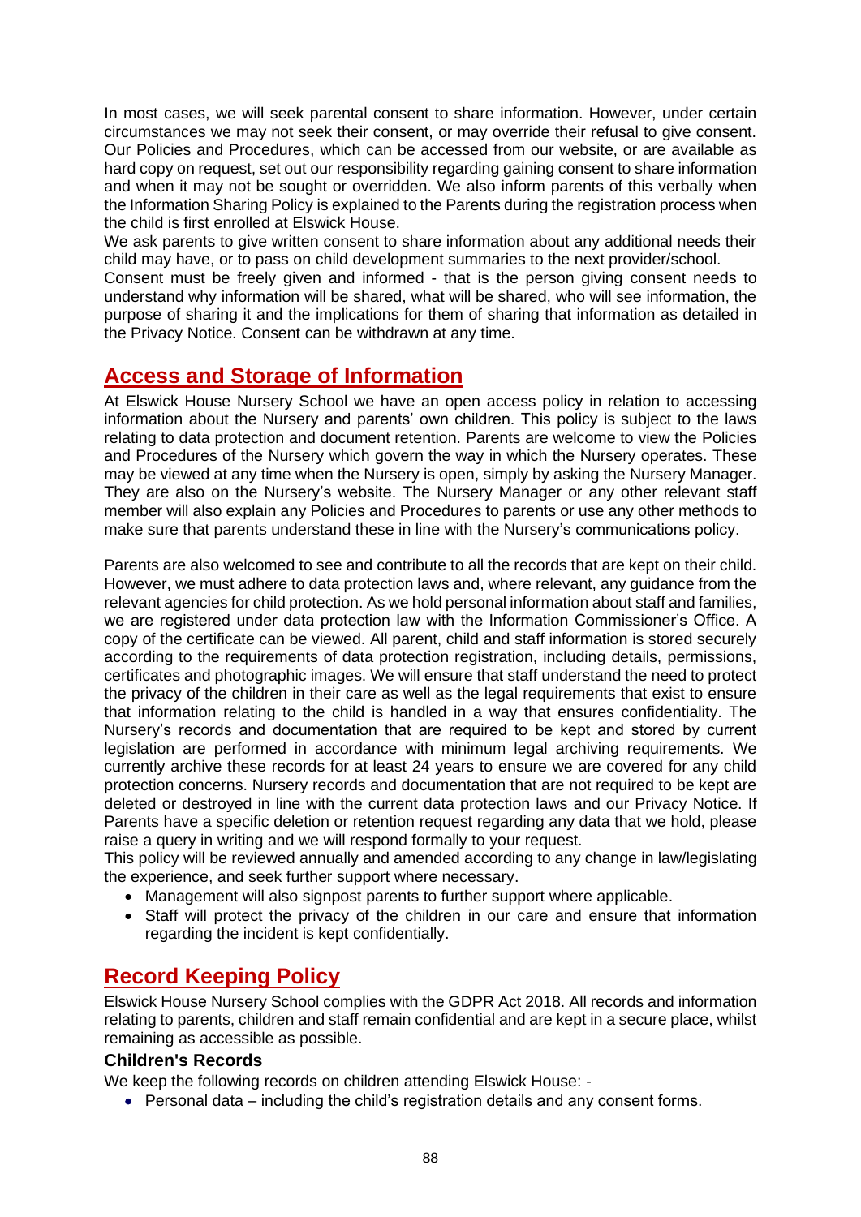In most cases, we will seek parental consent to share information. However, under certain circumstances we may not seek their consent, or may override their refusal to give consent. Our Policies and Procedures, which can be accessed from our website, or are available as hard copy on request, set out our responsibility regarding gaining consent to share information and when it may not be sought or overridden. We also inform parents of this verbally when the Information Sharing Policy is explained to the Parents during the registration process when the child is first enrolled at Elswick House.

We ask parents to give written consent to share information about any additional needs their child may have, or to pass on child development summaries to the next provider/school.

Consent must be freely given and informed - that is the person giving consent needs to understand why information will be shared, what will be shared, who will see information, the purpose of sharing it and the implications for them of sharing that information as detailed in the Privacy Notice. Consent can be withdrawn at any time.

## Access and Storage of Information

At Elswick House Nursery School we have an open access policy in relation to accessing information about the Nursery and parents' own children. This policy is subject to the laws relating to data protection and document retention. Parents are welcome to view the Policies and Procedures of the Nursery which govern the way in which the Nursery operates. These may be viewed at any time when the Nursery is open, simply by asking the Nursery Manager. They are also on the Nursery's website. The Nursery Manager or any other relevant staff member will also explain any Policies and Procedures to parents or use any other methods to make sure that parents understand these in line with the Nursery's communications policy.

Parents are also welcomed to see and contribute to all the records that are kept on their child. However, we must adhere to data protection laws and, where relevant, any guidance from the relevant agencies for child protection. As we hold personal information about staff and families, we are registered under data protection law with the Information Commissioner's Office. A copy of the certificate can be viewed. All parent, child and staff information is stored securely according to the requirements of data protection registration, including details, permissions, certificates and photographic images. We will ensure that staff understand the need to protect the privacy of the children in their care as well as the legal requirements that exist to ensure that information relating to the child is handled in a way that ensures confidentiality. The Nursery's records and documentation that are required to be kept and stored by current legislation are performed in accordance with minimum legal archiving requirements. We currently archive these records for at least 24 years to ensure we are covered for any child protection concerns. Nursery records and documentation that are not required to be kept are deleted or destroyed in line with the current data protection laws and our Privacy Notice. If Parents have a specific deletion or retention request regarding any data that we hold, please raise a query in writing and we will respond formally to your request.

This policy will be reviewed annually and amended according to any change in law/legislating the experience, and seek further support where necessary.

- Management will also signpost parents to further support where applicable.
- Staff will protect the privacy of the children in our care and ensure that information regarding the incident is kept confidentially.

## Record Keeping Policy

Elswick House Nursery School complies with the GDPR Act 2018. All records and information relating to parents, children and staff remain confidential and are kept in a secure place, whilst remaining as accessible as possible.

### Children's Records

We keep the following records on children attending Elswick House: -

- Personal data – including the child's registration details and any consent forms.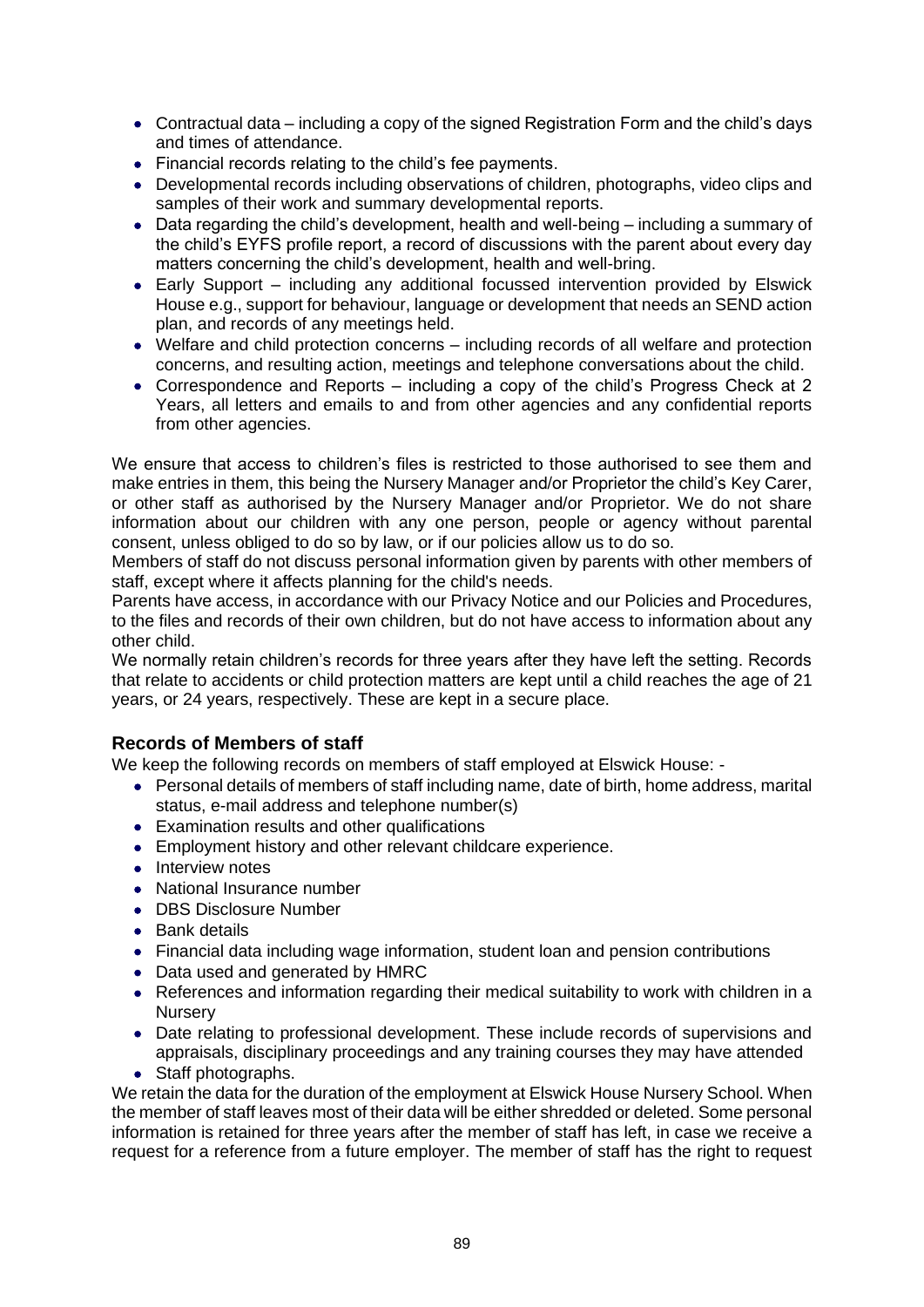- Contractual data – including a copy of the signed Registration Form and the child's days and times of attendance.
- Financial records relating to the child's fee payments.
- Developmental records including observations of children, photographs, video clips and samples of their work and summary developmental reports.
- Data regarding the child's development, health and well-being – including a summary of the child's EYFS profile report, a record of discussions with the parent about every day matters concerning the child's development, health and well-bring.
- Early Support – including any additional focussed intervention provided by Elswick House e.g., support for behaviour, language or development that needs an SEND action plan, and records of any meetings held.
- Welfare and child protection concerns – including records of all welfare and protection concerns, and resulting action, meetings and telephone conversations about the child.
- Correspondence and Reports – including a copy of the child's Progress Check at 2 Years, all letters and emails to and from other agencies and any confidential reports from other agencies.

We ensure that access to children's files is restricted to those authorised to see them and make entries in them, this being the Nursery Manager and/or Proprietor the child's Key Carer, or other staff as authorised by the Nursery Manager and/or Proprietor. We do not share information about our children with any one person, people or agency without parental consent, unless obliged to do so by law, or if our policies allow us to do so.
Members of staff do not discuss personal information given by parents with other members of staff, except where it affects planning for the child's needs.
Parents have access, in accordance with our Privacy Notice and our Policies and Procedures, to the files and records of their own children, but do not have access to information about any other child.
We normally retain children's records for three years after they have left the setting. Records that relate to accidents or child protection matters are kept until a child reaches the age of 21 years, or 24 years, respectively. These are kept in a secure place.

### Records of Members of staff

We keep the following records on members of staff employed at Elswick House: -

- Personal details of members of staff including name, date of birth, home address, marital status, e-mail address and telephone number(s)
- Examination results and other qualifications
- Employment history and other relevant childcare experience.
- Interview notes
- National Insurance number
- DBS Disclosure Number
- Bank details
- Financial data including wage information, student loan and pension contributions
- Data used and generated by HMRC
- References and information regarding their medical suitability to work with children in a Nursery
- Date relating to professional development. These include records of supervisions and appraisals, disciplinary proceedings and any training courses they may have attended
- Staff photographs.

We retain the data for the duration of the employment at Elswick House Nursery School. When the member of staff leaves most of their data will be either shredded or deleted. Some personal information is retained for three years after the member of staff has left, in case we receive a request for a reference from a future employer. The member of staff has the right to request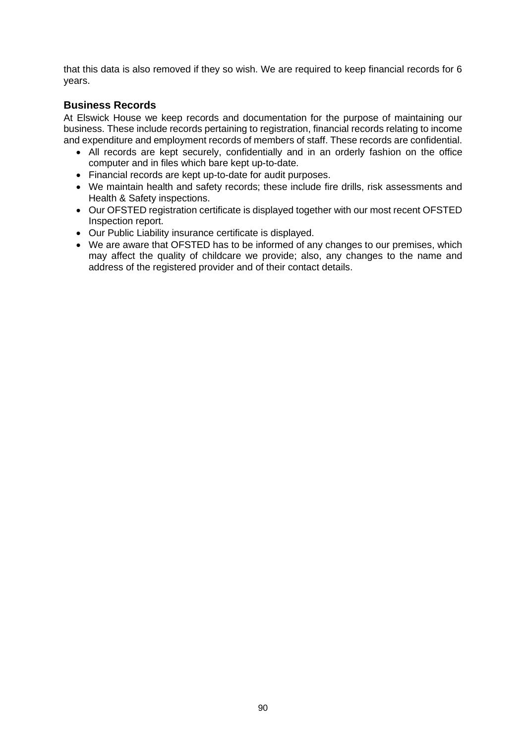that this data is also removed if they so wish. We are required to keep financial records for 6 years.

## Business Records

At Elswick House we keep records and documentation for the purpose of maintaining our business. These include records pertaining to registration, financial records relating to income and expenditure and employment records of members of staff. These records are confidential.

- All records are kept securely, confidentially and in an orderly fashion on the office computer and in files which bare kept up-to-date.
- Financial records are kept up-to-date for audit purposes.
- We maintain health and safety records; these include fire drills, risk assessments and Health & Safety inspections.
- Our OFSTED registration certificate is displayed together with our most recent OFSTED Inspection report.
- Our Public Liability insurance certificate is displayed.
- We are aware that OFSTED has to be informed of any changes to our premises, which may affect the quality of childcare we provide; also, any changes to the name and address of the registered provider and of their contact details.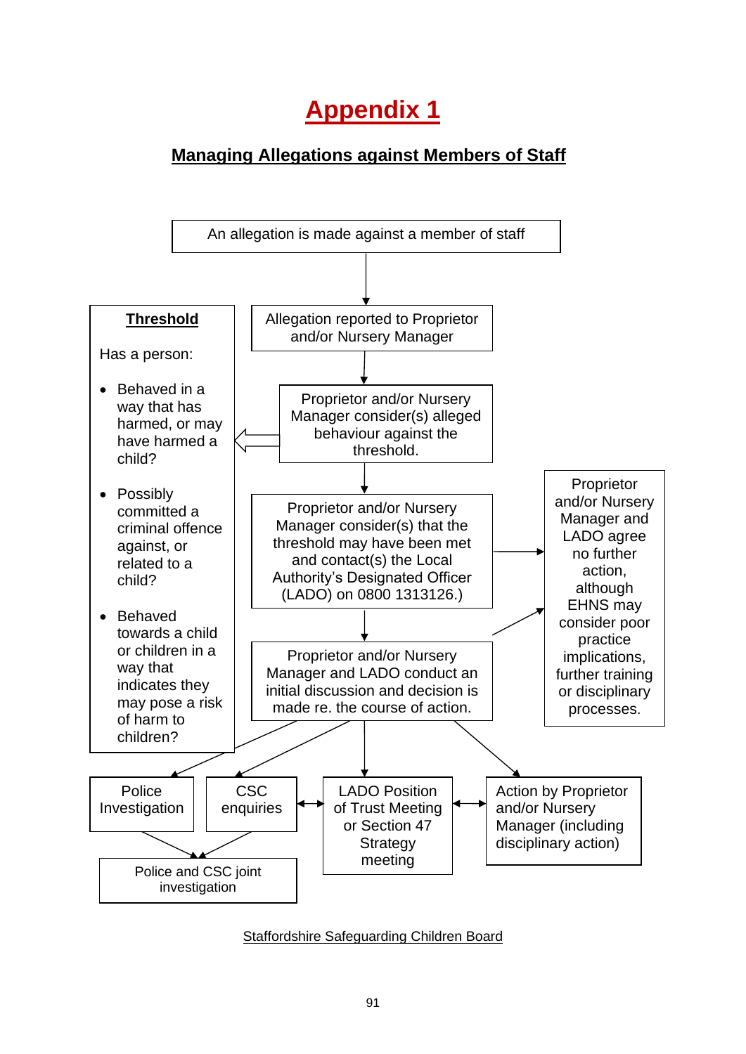# Appendix 1

## Managing Allegations against Members of Staff

An allegation is made against a member of staff

Allegation reported to Proprietor and/or Nursery Manager

Proprietor and/or Nursery Manager consider(s) alleged behaviour against the threshold.

**Threshold**

Has a person:

- Behaved in a way that has harmed, or may have harmed a child?
- Possibly committed a criminal offence against, or related to a child?
- Behaved towards a child or children in a way that indicates they may pose a risk of harm to children?

Proprietor and/or Nursery Manager consider(s) that the threshold may have been met and contact(s) the Local Authority's Designated Officer (LADO) on 0800 1313126.)

Proprietor and/or Nursery Manager and LADO agree no further action, although EHNS may consider poor practice implications, further training or disciplinary processes.

Proprietor and/or Nursery Manager and LADO conduct an initial discussion and decision is made re. the course of action.

Police Investigation

CSC enquiries

LADO Position of Trust Meeting or Section 47 Strategy meeting

Action by Proprietor and/or Nursery Manager (including disciplinary action)

Police and CSC joint investigation

Staffordshire Safeguarding Children Board